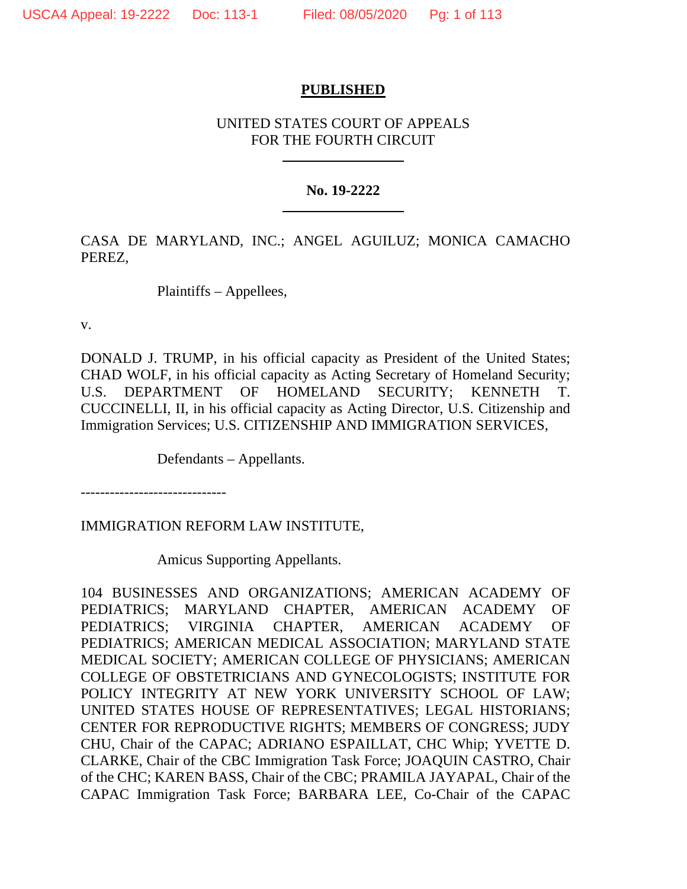**PUBLISHED**

UNITED STATES COURT OF APPEALS
FOR THE FOURTH CIRCUIT

---

**No. 19-2222**

---

CASA DE MARYLAND, INC.; ANGEL AGUILUZ; MONICA CAMACHO PEREZ,

Plaintiffs – Appellees,

v.

DONALD J. TRUMP, in his official capacity as President of the United States; CHAD WOLF, in his official capacity as Acting Secretary of Homeland Security; U.S. DEPARTMENT OF HOMELAND SECURITY; KENNETH T. CUCCINELLI, II, in his official capacity as Acting Director, U.S. Citizenship and Immigration Services; U.S. CITIZENSHIP AND IMMIGRATION SERVICES,

Defendants – Appellants.

------------------------------

IMMIGRATION REFORM LAW INSTITUTE,

Amicus Supporting Appellants.

104 BUSINESSES AND ORGANIZATIONS; AMERICAN ACADEMY OF PEDIATRICS; MARYLAND CHAPTER, AMERICAN ACADEMY OF PEDIATRICS; VIRGINIA CHAPTER, AMERICAN ACADEMY OF PEDIATRICS; AMERICAN MEDICAL ASSOCIATION; MARYLAND STATE MEDICAL SOCIETY; AMERICAN COLLEGE OF PHYSICIANS; AMERICAN COLLEGE OF OBSTETRICIANS AND GYNECOLOGISTS; INSTITUTE FOR POLICY INTEGRITY AT NEW YORK UNIVERSITY SCHOOL OF LAW; UNITED STATES HOUSE OF REPRESENTATIVES; LEGAL HISTORIANS; CENTER FOR REPRODUCTIVE RIGHTS; MEMBERS OF CONGRESS; JUDY CHU, Chair of the CAPAC; ADRIANO ESPAILLAT, CHC Whip; YVETTE D. CLARKE, Chair of the CBC Immigration Task Force; JOAQUIN CASTRO, Chair of the CHC; KAREN BASS, Chair of the CBC; PRAMILA JAYAPAL, Chair of the CAPAC Immigration Task Force; BARBARA LEE, Co-Chair of the CAPAC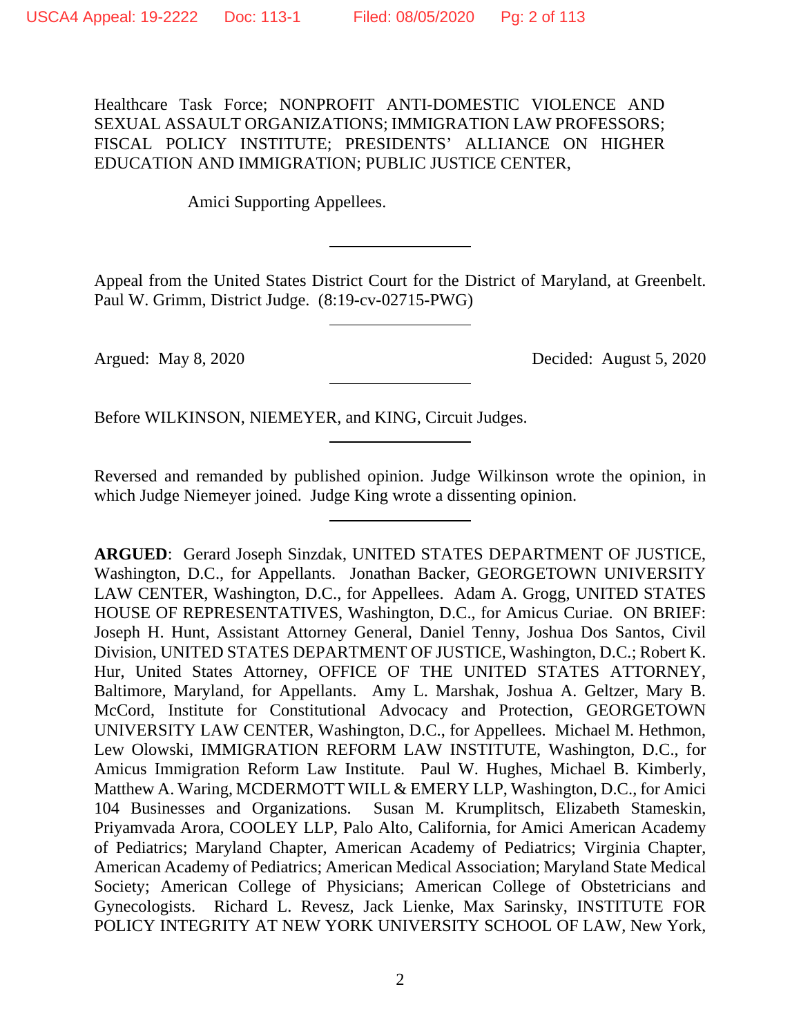Healthcare Task Force; NONPROFIT ANTI-DOMESTIC VIOLENCE AND SEXUAL ASSAULT ORGANIZATIONS; IMMIGRATION LAW PROFESSORS; FISCAL POLICY INSTITUTE; PRESIDENTS' ALLIANCE ON HIGHER EDUCATION AND IMMIGRATION; PUBLIC JUSTICE CENTER,

Amici Supporting Appellees.

---

Appeal from the United States District Court for the District of Maryland, at Greenbelt. Paul W. Grimm, District Judge. (8:19-cv-02715-PWG)

---

Argued: May 8, 2020 Decided: August 5, 2020

---

Before WILKINSON, NIEMEYER, and KING, Circuit Judges.

---

Reversed and remanded by published opinion. Judge Wilkinson wrote the opinion, in which Judge Niemeyer joined. Judge King wrote a dissenting opinion.

---

**ARGUED**: Gerard Joseph Sinzdak, UNITED STATES DEPARTMENT OF JUSTICE, Washington, D.C., for Appellants. Jonathan Backer, GEORGETOWN UNIVERSITY LAW CENTER, Washington, D.C., for Appellees. Adam A. Grogg, UNITED STATES HOUSE OF REPRESENTATIVES, Washington, D.C., for Amicus Curiae. ON BRIEF: Joseph H. Hunt, Assistant Attorney General, Daniel Tenny, Joshua Dos Santos, Civil Division, UNITED STATES DEPARTMENT OF JUSTICE, Washington, D.C.; Robert K. Hur, United States Attorney, OFFICE OF THE UNITED STATES ATTORNEY, Baltimore, Maryland, for Appellants. Amy L. Marshak, Joshua A. Geltzer, Mary B. McCord, Institute for Constitutional Advocacy and Protection, GEORGETOWN UNIVERSITY LAW CENTER, Washington, D.C., for Appellees. Michael M. Hethmon, Lew Olowski, IMMIGRATION REFORM LAW INSTITUTE, Washington, D.C., for Amicus Immigration Reform Law Institute. Paul W. Hughes, Michael B. Kimberly, Matthew A. Waring, MCDERMOTT WILL & EMERY LLP, Washington, D.C., for Amici 104 Businesses and Organizations. Susan M. Krumplitsch, Elizabeth Stameskin, Priyamvada Arora, COOLEY LLP, Palo Alto, California, for Amici American Academy of Pediatrics; Maryland Chapter, American Academy of Pediatrics; Virginia Chapter, American Academy of Pediatrics; American Medical Association; Maryland State Medical Society; American College of Physicians; American College of Obstetricians and Gynecologists. Richard L. Revesz, Jack Lienke, Max Sarinsky, INSTITUTE FOR POLICY INTEGRITY AT NEW YORK UNIVERSITY SCHOOL OF LAW, New York,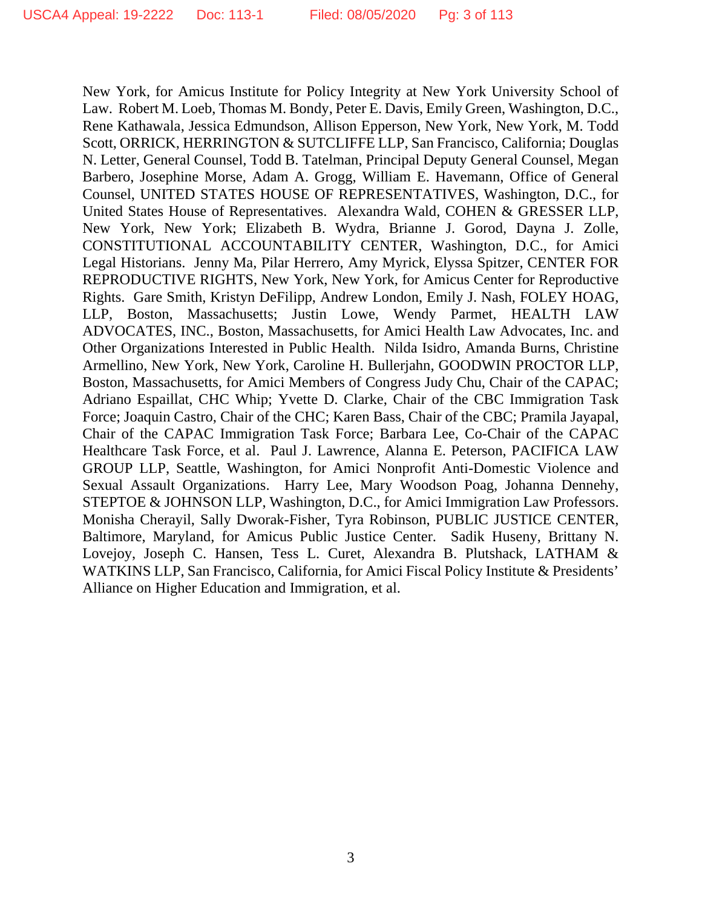New York, for Amicus Institute for Policy Integrity at New York University School of Law. Robert M. Loeb, Thomas M. Bondy, Peter E. Davis, Emily Green, Washington, D.C., Rene Kathawala, Jessica Edmundson, Allison Epperson, New York, New York, M. Todd Scott, ORRICK, HERRINGTON & SUTCLIFFE LLP, San Francisco, California; Douglas N. Letter, General Counsel, Todd B. Tatelman, Principal Deputy General Counsel, Megan Barbero, Josephine Morse, Adam A. Grogg, William E. Havemann, Office of General Counsel, UNITED STATES HOUSE OF REPRESENTATIVES, Washington, D.C., for United States House of Representatives. Alexandra Wald, COHEN & GRESSER LLP, New York, New York; Elizabeth B. Wydra, Brianne J. Gorod, Dayna J. Zolle, CONSTITUTIONAL ACCOUNTABILITY CENTER, Washington, D.C., for Amici Legal Historians. Jenny Ma, Pilar Herrero, Amy Myrick, Elyssa Spitzer, CENTER FOR REPRODUCTIVE RIGHTS, New York, New York, for Amicus Center for Reproductive Rights. Gare Smith, Kristyn DeFilipp, Andrew London, Emily J. Nash, FOLEY HOAG, LLP, Boston, Massachusetts; Justin Lowe, Wendy Parmet, HEALTH LAW ADVOCATES, INC., Boston, Massachusetts, for Amici Health Law Advocates, Inc. and Other Organizations Interested in Public Health. Nilda Isidro, Amanda Burns, Christine Armellino, New York, New York, Caroline H. Bullerjahn, GOODWIN PROCTOR LLP, Boston, Massachusetts, for Amici Members of Congress Judy Chu, Chair of the CAPAC; Adriano Espaillat, CHC Whip; Yvette D. Clarke, Chair of the CBC Immigration Task Force; Joaquin Castro, Chair of the CHC; Karen Bass, Chair of the CBC; Pramila Jayapal, Chair of the CAPAC Immigration Task Force; Barbara Lee, Co-Chair of the CAPAC Healthcare Task Force, et al. Paul J. Lawrence, Alanna E. Peterson, PACIFICA LAW GROUP LLP, Seattle, Washington, for Amici Nonprofit Anti-Domestic Violence and Sexual Assault Organizations. Harry Lee, Mary Woodson Poag, Johanna Dennehy, STEPTOE & JOHNSON LLP, Washington, D.C., for Amici Immigration Law Professors. Monisha Cherayil, Sally Dworak-Fisher, Tyra Robinson, PUBLIC JUSTICE CENTER, Baltimore, Maryland, for Amicus Public Justice Center. Sadik Huseny, Brittany N. Lovejoy, Joseph C. Hansen, Tess L. Curet, Alexandra B. Plutshack, LATHAM & WATKINS LLP, San Francisco, California, for Amici Fiscal Policy Institute & Presidents' Alliance on Higher Education and Immigration, et al.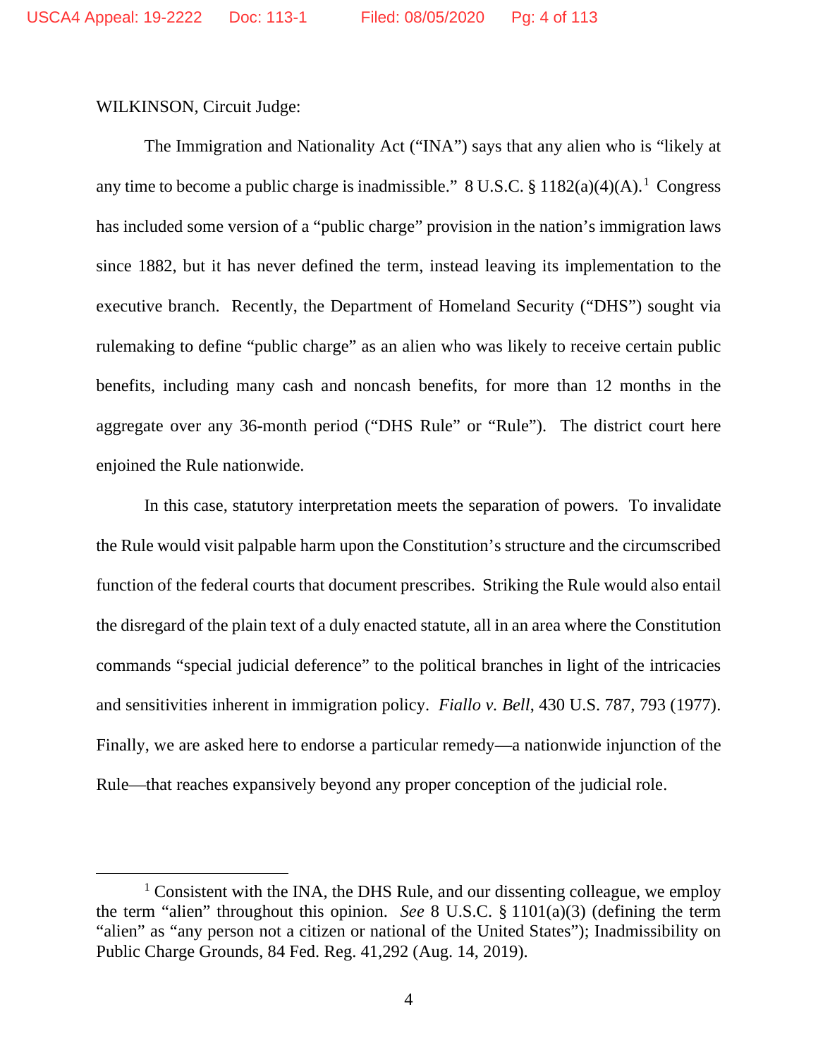WILKINSON, Circuit Judge:

The Immigration and Nationality Act ("INA") says that any alien who is "likely at any time to become a public charge is inadmissible." 8 U.S.C. § 1182(a)(4)(A).[1] Congress has included some version of a "public charge" provision in the nation's immigration laws since 1882, but it has never defined the term, instead leaving its implementation to the executive branch. Recently, the Department of Homeland Security ("DHS") sought via rulemaking to define "public charge" as an alien who was likely to receive certain public benefits, including many cash and noncash benefits, for more than 12 months in the aggregate over any 36-month period ("DHS Rule" or "Rule"). The district court here enjoined the Rule nationwide.

In this case, statutory interpretation meets the separation of powers. To invalidate the Rule would visit palpable harm upon the Constitution's structure and the circumscribed function of the federal courts that document prescribes. Striking the Rule would also entail the disregard of the plain text of a duly enacted statute, all in an area where the Constitution commands "special judicial deference" to the political branches in light of the intricacies and sensitivities inherent in immigration policy. *Fiallo v. Bell*, 430 U.S. 787, 793 (1977). Finally, we are asked here to endorse a particular remedy—a nationwide injunction of the Rule—that reaches expansively beyond any proper conception of the judicial role.

[1] Consistent with the INA, the DHS Rule, and our dissenting colleague, we employ the term "alien" throughout this opinion. *See* 8 U.S.C. § 1101(a)(3) (defining the term "alien" as "any person not a citizen or national of the United States"); Inadmissibility on Public Charge Grounds, 84 Fed. Reg. 41,292 (Aug. 14, 2019).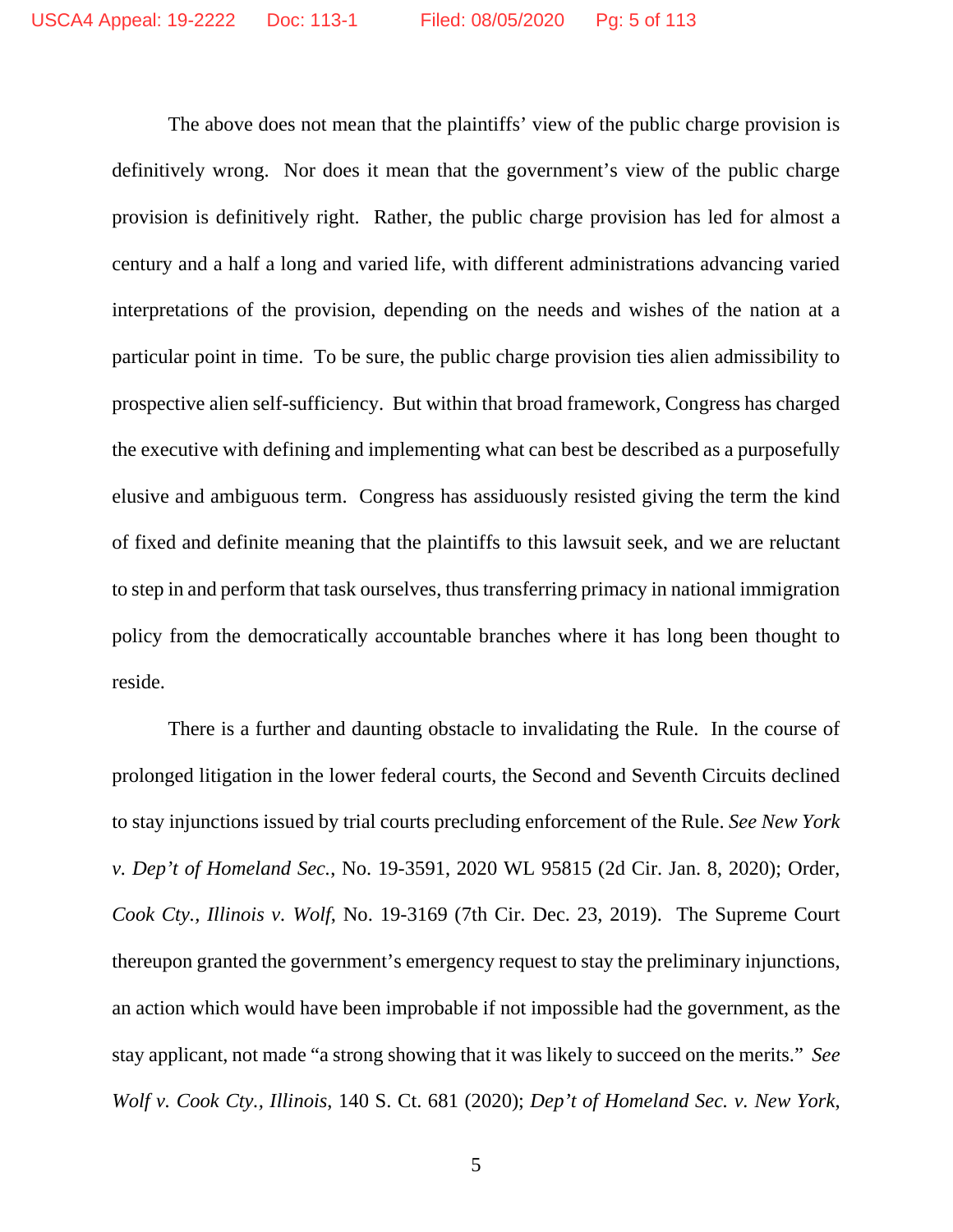The above does not mean that the plaintiffs' view of the public charge provision is definitively wrong. Nor does it mean that the government's view of the public charge provision is definitively right. Rather, the public charge provision has led for almost a century and a half a long and varied life, with different administrations advancing varied interpretations of the provision, depending on the needs and wishes of the nation at a particular point in time. To be sure, the public charge provision ties alien admissibility to prospective alien self-sufficiency. But within that broad framework, Congress has charged the executive with defining and implementing what can best be described as a purposefully elusive and ambiguous term. Congress has assiduously resisted giving the term the kind of fixed and definite meaning that the plaintiffs to this lawsuit seek, and we are reluctant to step in and perform that task ourselves, thus transferring primacy in national immigration policy from the democratically accountable branches where it has long been thought to reside.

There is a further and daunting obstacle to invalidating the Rule. In the course of prolonged litigation in the lower federal courts, the Second and Seventh Circuits declined to stay injunctions issued by trial courts precluding enforcement of the Rule. *See New York v. Dep't of Homeland Sec.*, No. 19-3591, 2020 WL 95815 (2d Cir. Jan. 8, 2020); Order, *Cook Cty., Illinois v. Wolf*, No. 19-3169 (7th Cir. Dec. 23, 2019). The Supreme Court thereupon granted the government's emergency request to stay the preliminary injunctions, an action which would have been improbable if not impossible had the government, as the stay applicant, not made "a strong showing that it was likely to succeed on the merits." *See Wolf v. Cook Cty., Illinois*, 140 S. Ct. 681 (2020); *Dep't of Homeland Sec. v. New York*,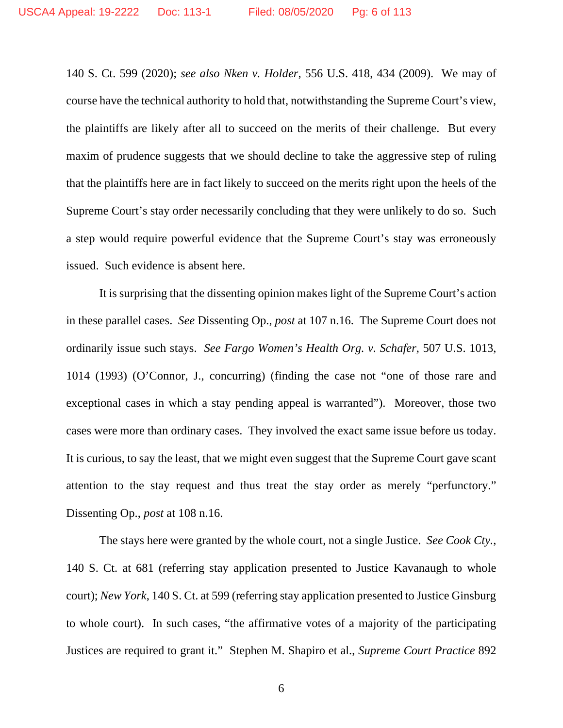140 S. Ct. 599 (2020); *see also Nken v. Holder*, 556 U.S. 418, 434 (2009). We may of course have the technical authority to hold that, notwithstanding the Supreme Court's view, the plaintiffs are likely after all to succeed on the merits of their challenge. But every maxim of prudence suggests that we should decline to take the aggressive step of ruling that the plaintiffs here are in fact likely to succeed on the merits right upon the heels of the Supreme Court's stay order necessarily concluding that they were unlikely to do so. Such a step would require powerful evidence that the Supreme Court's stay was erroneously issued. Such evidence is absent here.

It is surprising that the dissenting opinion makes light of the Supreme Court's action in these parallel cases. *See* Dissenting Op., *post* at 107 n.16. The Supreme Court does not ordinarily issue such stays. *See Fargo Women's Health Org. v. Schafer*, 507 U.S. 1013, 1014 (1993) (O'Connor, J., concurring) (finding the case not "one of those rare and exceptional cases in which a stay pending appeal is warranted"). Moreover, those two cases were more than ordinary cases. They involved the exact same issue before us today. It is curious, to say the least, that we might even suggest that the Supreme Court gave scant attention to the stay request and thus treat the stay order as merely "perfunctory." Dissenting Op., *post* at 108 n.16.

The stays here were granted by the whole court, not a single Justice. *See Cook Cty.*, 140 S. Ct. at 681 (referring stay application presented to Justice Kavanaugh to whole court); *New York*, 140 S. Ct. at 599 (referring stay application presented to Justice Ginsburg to whole court). In such cases, "the affirmative votes of a majority of the participating Justices are required to grant it." Stephen M. Shapiro et al., *Supreme Court Practice* 892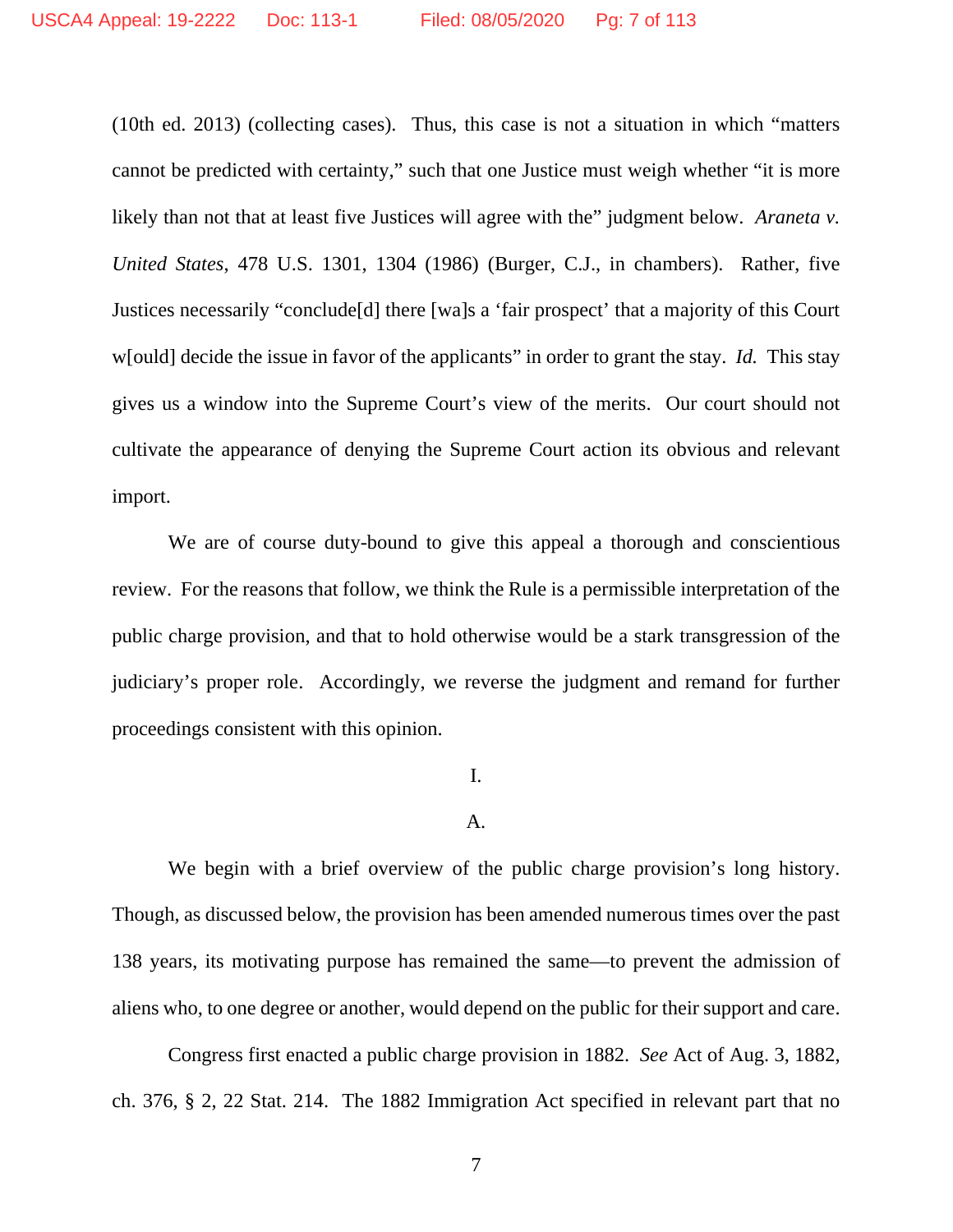(10th ed. 2013) (collecting cases). Thus, this case is not a situation in which "matters cannot be predicted with certainty," such that one Justice must weigh whether "it is more likely than not that at least five Justices will agree with the" judgment below. *Araneta v. United States*, 478 U.S. 1301, 1304 (1986) (Burger, C.J., in chambers). Rather, five Justices necessarily "conclude[d] there [wa]s a 'fair prospect' that a majority of this Court w[ould] decide the issue in favor of the applicants" in order to grant the stay. *Id.* This stay gives us a window into the Supreme Court's view of the merits. Our court should not cultivate the appearance of denying the Supreme Court action its obvious and relevant import.

We are of course duty-bound to give this appeal a thorough and conscientious review. For the reasons that follow, we think the Rule is a permissible interpretation of the public charge provision, and that to hold otherwise would be a stark transgression of the judiciary's proper role. Accordingly, we reverse the judgment and remand for further proceedings consistent with this opinion.

## I.

### A.

We begin with a brief overview of the public charge provision's long history. Though, as discussed below, the provision has been amended numerous times over the past 138 years, its motivating purpose has remained the same—to prevent the admission of aliens who, to one degree or another, would depend on the public for their support and care.

Congress first enacted a public charge provision in 1882. *See* Act of Aug. 3, 1882, ch. 376, § 2, 22 Stat. 214. The 1882 Immigration Act specified in relevant part that no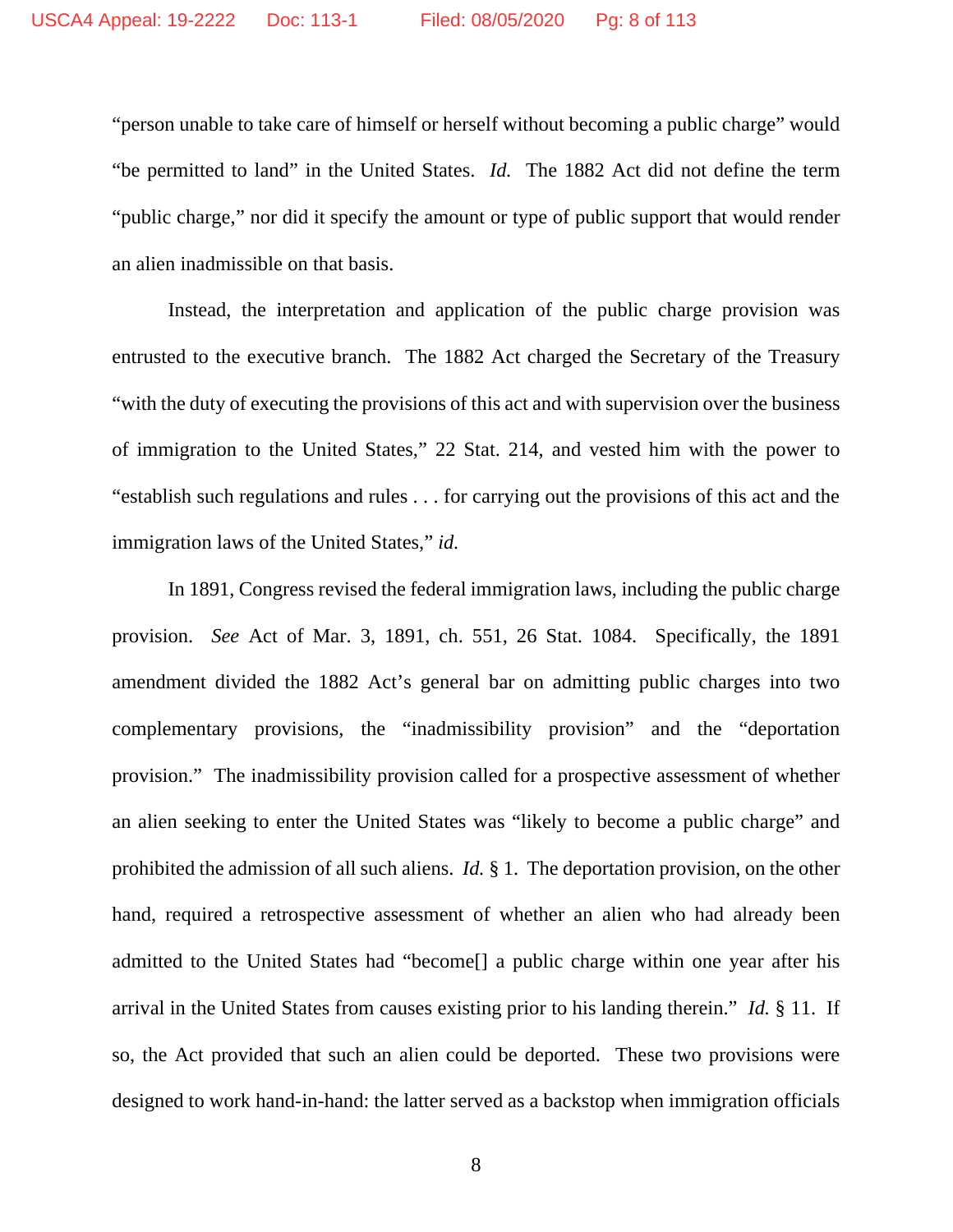"person unable to take care of himself or herself without becoming a public charge" would "be permitted to land" in the United States. *Id.* The 1882 Act did not define the term "public charge," nor did it specify the amount or type of public support that would render an alien inadmissible on that basis.

Instead, the interpretation and application of the public charge provision was entrusted to the executive branch. The 1882 Act charged the Secretary of the Treasury "with the duty of executing the provisions of this act and with supervision over the business of immigration to the United States," 22 Stat. 214, and vested him with the power to "establish such regulations and rules . . . for carrying out the provisions of this act and the immigration laws of the United States," *id.*

In 1891, Congress revised the federal immigration laws, including the public charge provision. *See* Act of Mar. 3, 1891, ch. 551, 26 Stat. 1084. Specifically, the 1891 amendment divided the 1882 Act's general bar on admitting public charges into two complementary provisions, the "inadmissibility provision" and the "deportation provision." The inadmissibility provision called for a prospective assessment of whether an alien seeking to enter the United States was "likely to become a public charge" and prohibited the admission of all such aliens. *Id.* § 1. The deportation provision, on the other hand, required a retrospective assessment of whether an alien who had already been admitted to the United States had "become[] a public charge within one year after his arrival in the United States from causes existing prior to his landing therein." *Id.* § 11. If so, the Act provided that such an alien could be deported. These two provisions were designed to work hand-in-hand: the latter served as a backstop when immigration officials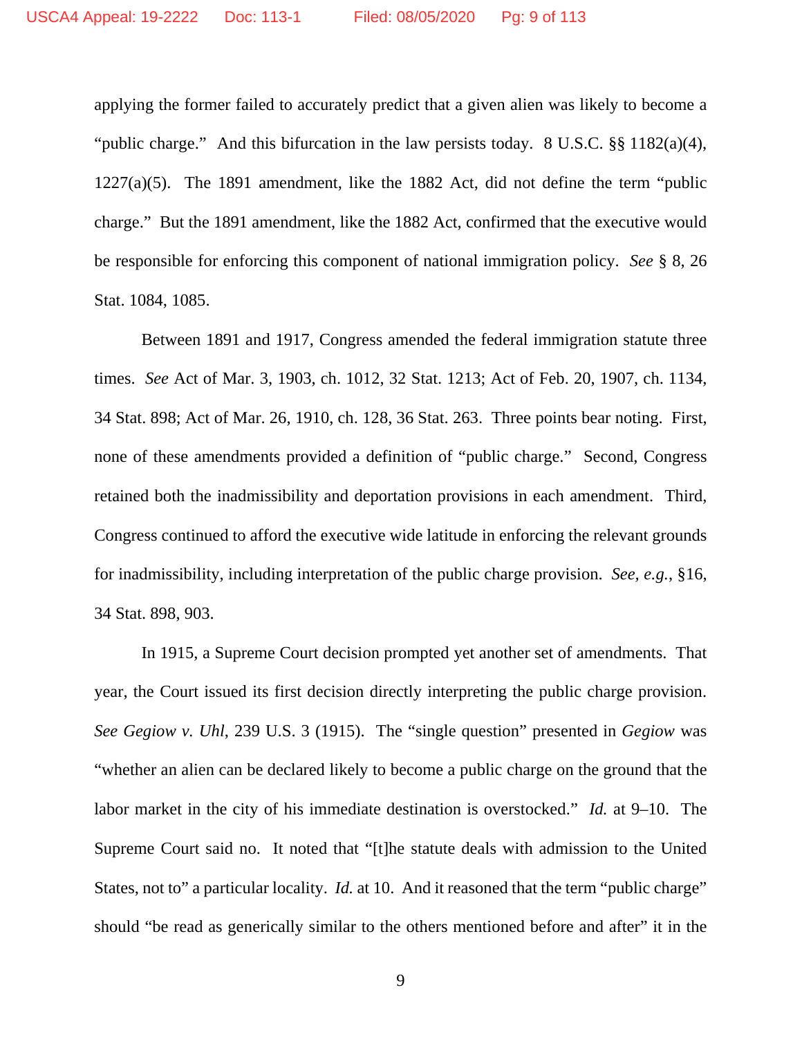applying the former failed to accurately predict that a given alien was likely to become a "public charge." And this bifurcation in the law persists today. 8 U.S.C. §§ 1182(a)(4), 1227(a)(5). The 1891 amendment, like the 1882 Act, did not define the term "public charge." But the 1891 amendment, like the 1882 Act, confirmed that the executive would be responsible for enforcing this component of national immigration policy. *See* § 8, 26 Stat. 1084, 1085.

Between 1891 and 1917, Congress amended the federal immigration statute three times. *See* Act of Mar. 3, 1903, ch. 1012, 32 Stat. 1213; Act of Feb. 20, 1907, ch. 1134, 34 Stat. 898; Act of Mar. 26, 1910, ch. 128, 36 Stat. 263. Three points bear noting. First, none of these amendments provided a definition of "public charge." Second, Congress retained both the inadmissibility and deportation provisions in each amendment. Third, Congress continued to afford the executive wide latitude in enforcing the relevant grounds for inadmissibility, including interpretation of the public charge provision. *See, e.g.*, §16, 34 Stat. 898, 903.

In 1915, a Supreme Court decision prompted yet another set of amendments. That year, the Court issued its first decision directly interpreting the public charge provision. *See Gegiow v. Uhl*, 239 U.S. 3 (1915). The "single question" presented in *Gegiow* was "whether an alien can be declared likely to become a public charge on the ground that the labor market in the city of his immediate destination is overstocked." *Id.* at 9–10. The Supreme Court said no. It noted that "[t]he statute deals with admission to the United States, not to" a particular locality. *Id.* at 10. And it reasoned that the term "public charge" should "be read as generically similar to the others mentioned before and after" it in the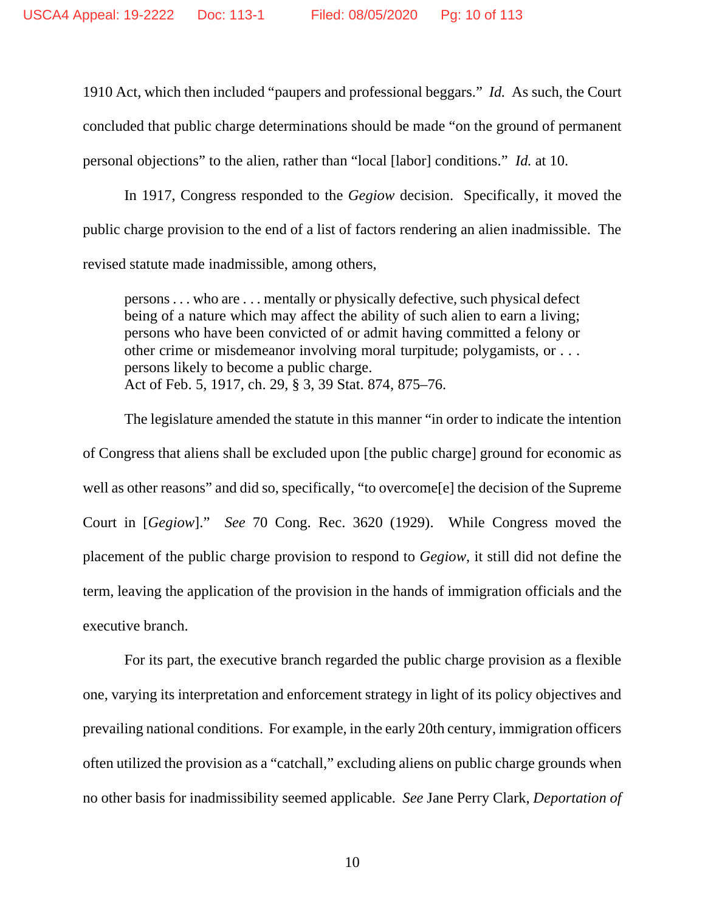1910 Act, which then included "paupers and professional beggars." *Id.* As such, the Court concluded that public charge determinations should be made "on the ground of permanent personal objections" to the alien, rather than "local [labor] conditions." *Id.* at 10.

In 1917, Congress responded to the *Gegiow* decision. Specifically, it moved the public charge provision to the end of a list of factors rendering an alien inadmissible. The revised statute made inadmissible, among others,

> persons . . . who are . . . mentally or physically defective, such physical defect being of a nature which may affect the ability of such alien to earn a living; persons who have been convicted of or admit having committed a felony or other crime or misdemeanor involving moral turpitude; polygamists, or . . . persons likely to become a public charge.
> Act of Feb. 5, 1917, ch. 29, § 3, 39 Stat. 874, 875–76.

The legislature amended the statute in this manner "in order to indicate the intention of Congress that aliens shall be excluded upon [the public charge] ground for economic as well as other reasons" and did so, specifically, "to overcome[e] the decision of the Supreme Court in [*Gegiow*]." *See* 70 Cong. Rec. 3620 (1929). While Congress moved the placement of the public charge provision to respond to *Gegiow*, it still did not define the term, leaving the application of the provision in the hands of immigration officials and the executive branch.

For its part, the executive branch regarded the public charge provision as a flexible one, varying its interpretation and enforcement strategy in light of its policy objectives and prevailing national conditions. For example, in the early 20th century, immigration officers often utilized the provision as a "catchall," excluding aliens on public charge grounds when no other basis for inadmissibility seemed applicable. *See* Jane Perry Clark, *Deportation of*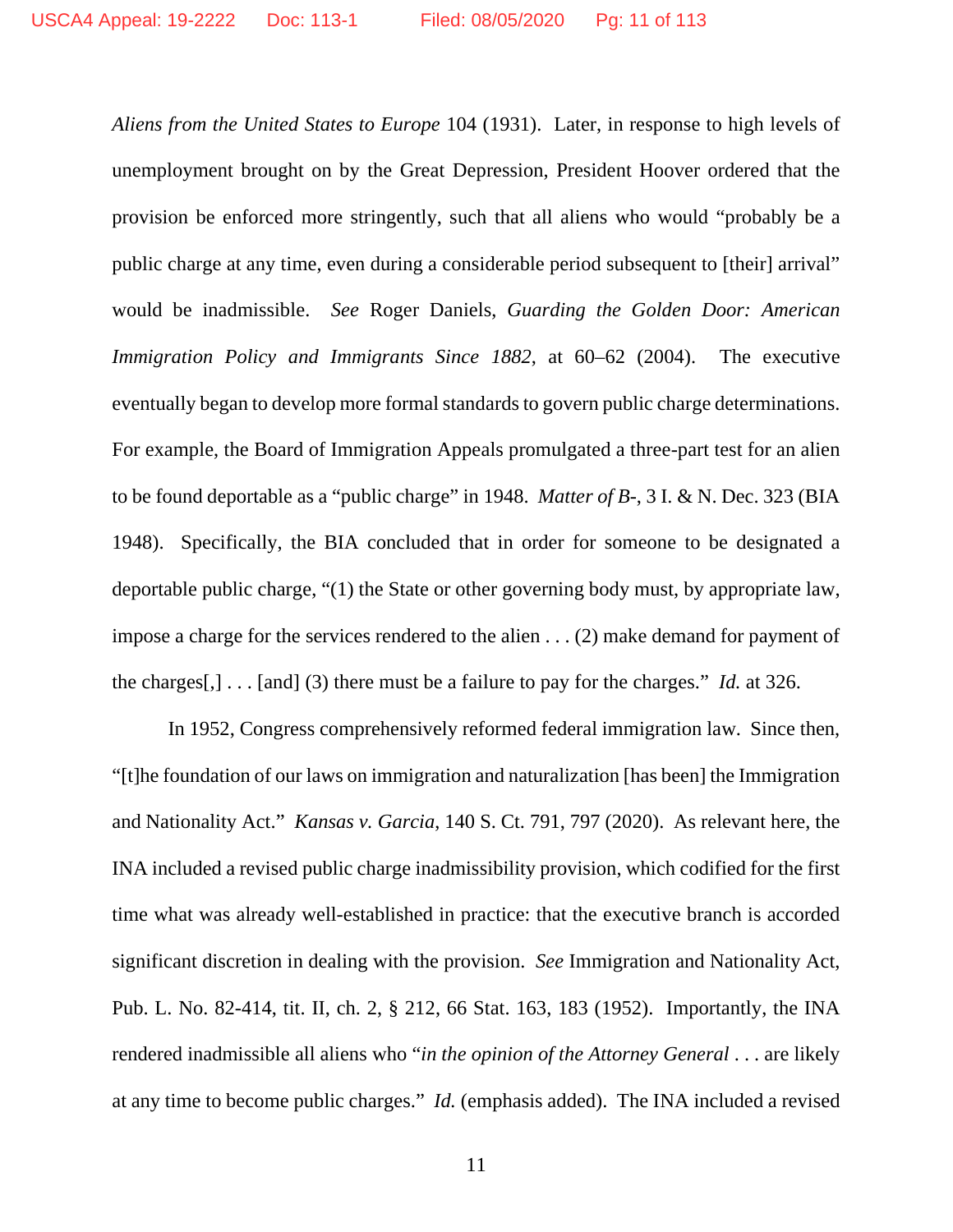*Aliens from the United States to Europe* 104 (1931). Later, in response to high levels of unemployment brought on by the Great Depression, President Hoover ordered that the provision be enforced more stringently, such that all aliens who would "probably be a public charge at any time, even during a considerable period subsequent to [their] arrival" would be inadmissible. *See* Roger Daniels, *Guarding the Golden Door: American Immigration Policy and Immigrants Since 1882*, at 60–62 (2004). The executive eventually began to develop more formal standards to govern public charge determinations. For example, the Board of Immigration Appeals promulgated a three-part test for an alien to be found deportable as a "public charge" in 1948. *Matter of B-*, 3 I. & N. Dec. 323 (BIA 1948). Specifically, the BIA concluded that in order for someone to be designated a deportable public charge, "(1) the State or other governing body must, by appropriate law, impose a charge for the services rendered to the alien . . . (2) make demand for payment of the charges[,] . . . [and] (3) there must be a failure to pay for the charges." *Id.* at 326.

In 1952, Congress comprehensively reformed federal immigration law. Since then, "[t]he foundation of our laws on immigration and naturalization [has been] the Immigration and Nationality Act." *Kansas v. Garcia*, 140 S. Ct. 791, 797 (2020). As relevant here, the INA included a revised public charge inadmissibility provision, which codified for the first time what was already well-established in practice: that the executive branch is accorded significant discretion in dealing with the provision. *See* Immigration and Nationality Act, Pub. L. No. 82-414, tit. II, ch. 2, § 212, 66 Stat. 163, 183 (1952). Importantly, the INA rendered inadmissible all aliens who "*in the opinion of the Attorney General* . . . are likely at any time to become public charges." *Id.* (emphasis added). The INA included a revised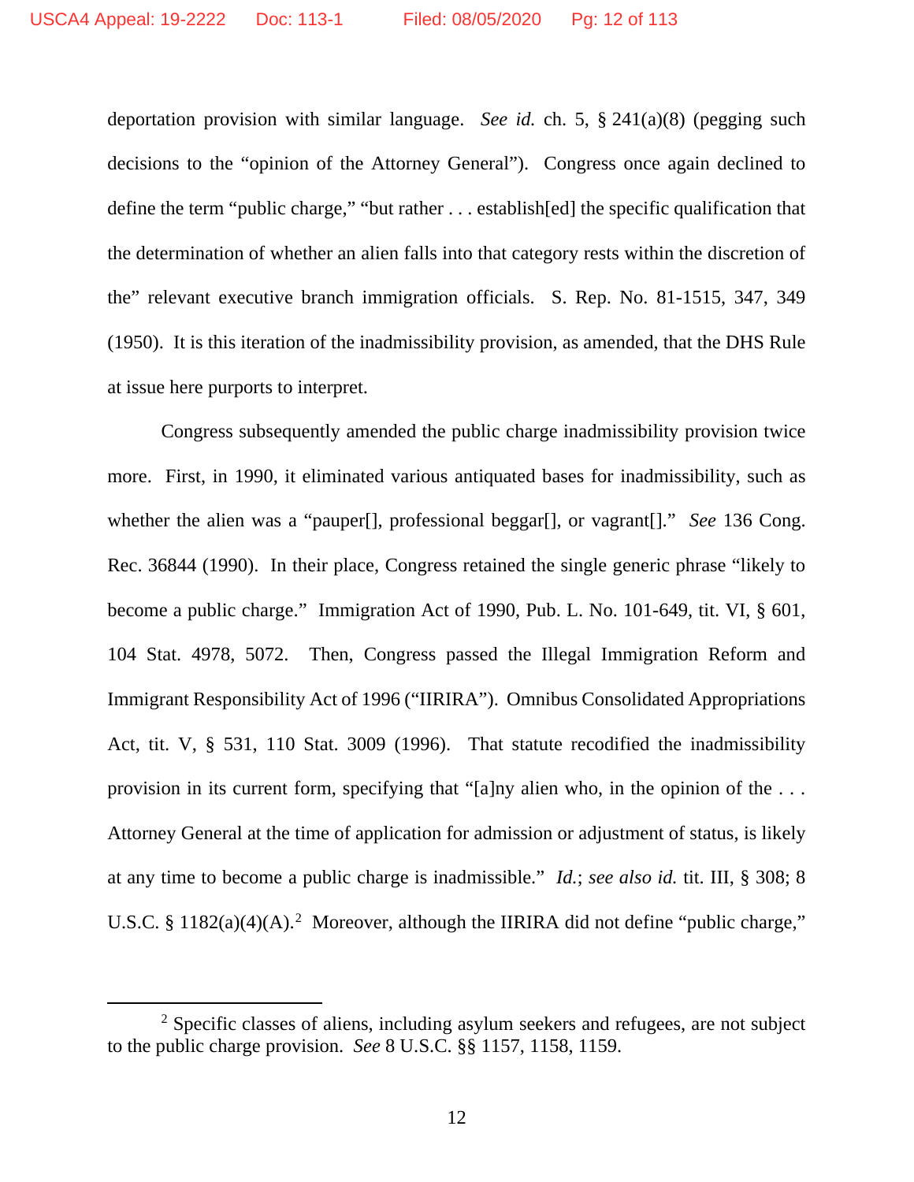deportation provision with similar language. *See id.* ch. 5, § 241(a)(8) (pegging such decisions to the "opinion of the Attorney General"). Congress once again declined to define the term "public charge," "but rather . . . establish[ed] the specific qualification that the determination of whether an alien falls into that category rests within the discretion of the" relevant executive branch immigration officials. S. Rep. No. 81-1515, 347, 349 (1950). It is this iteration of the inadmissibility provision, as amended, that the DHS Rule at issue here purports to interpret.

Congress subsequently amended the public charge inadmissibility provision twice more. First, in 1990, it eliminated various antiquated bases for inadmissibility, such as whether the alien was a "pauper[], professional beggar[], or vagrant[]." *See* 136 Cong. Rec. 36844 (1990). In their place, Congress retained the single generic phrase "likely to become a public charge." Immigration Act of 1990, Pub. L. No. 101-649, tit. VI, § 601, 104 Stat. 4978, 5072. Then, Congress passed the Illegal Immigration Reform and Immigrant Responsibility Act of 1996 ("IIRIRA"). Omnibus Consolidated Appropriations Act, tit. V, § 531, 110 Stat. 3009 (1996). That statute recodified the inadmissibility provision in its current form, specifying that "[a]ny alien who, in the opinion of the . . . Attorney General at the time of application for admission or adjustment of status, is likely at any time to become a public charge is inadmissible." *Id.*; *see also id.* tit. III, § 308; 8 U.S.C. § 1182(a)(4)(A).[2] Moreover, although the IIRIRA did not define "public charge,"

[2] Specific classes of aliens, including asylum seekers and refugees, are not subject to the public charge provision. *See* 8 U.S.C. §§ 1157, 1158, 1159.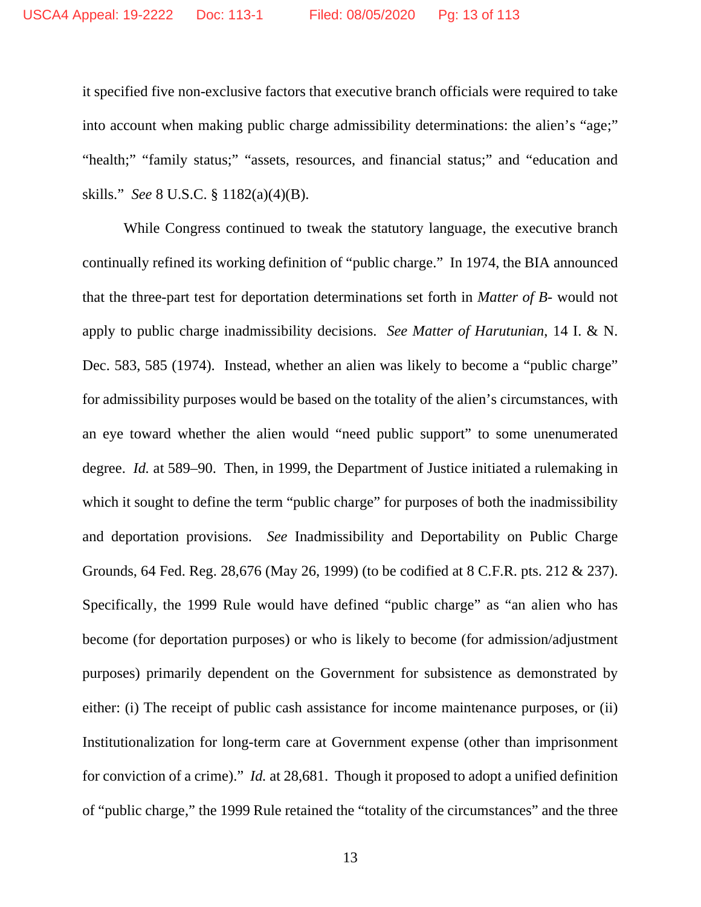it specified five non-exclusive factors that executive branch officials were required to take into account when making public charge admissibility determinations: the alien's "age;" "health;" "family status;" "assets, resources, and financial status;" and "education and skills." *See* 8 U.S.C. § 1182(a)(4)(B).

While Congress continued to tweak the statutory language, the executive branch continually refined its working definition of "public charge." In 1974, the BIA announced that the three-part test for deportation determinations set forth in *Matter of B-* would not apply to public charge inadmissibility decisions. *See Matter of Harutunian*, 14 I. & N. Dec. 583, 585 (1974). Instead, whether an alien was likely to become a "public charge" for admissibility purposes would be based on the totality of the alien's circumstances, with an eye toward whether the alien would "need public support" to some unenumerated degree. *Id.* at 589–90. Then, in 1999, the Department of Justice initiated a rulemaking in which it sought to define the term "public charge" for purposes of both the inadmissibility and deportation provisions. *See* Inadmissibility and Deportability on Public Charge Grounds, 64 Fed. Reg. 28,676 (May 26, 1999) (to be codified at 8 C.F.R. pts. 212 & 237). Specifically, the 1999 Rule would have defined "public charge" as "an alien who has become (for deportation purposes) or who is likely to become (for admission/adjustment purposes) primarily dependent on the Government for subsistence as demonstrated by either: (i) The receipt of public cash assistance for income maintenance purposes, or (ii) Institutionalization for long-term care at Government expense (other than imprisonment for conviction of a crime)." *Id.* at 28,681. Though it proposed to adopt a unified definition of "public charge," the 1999 Rule retained the "totality of the circumstances" and the three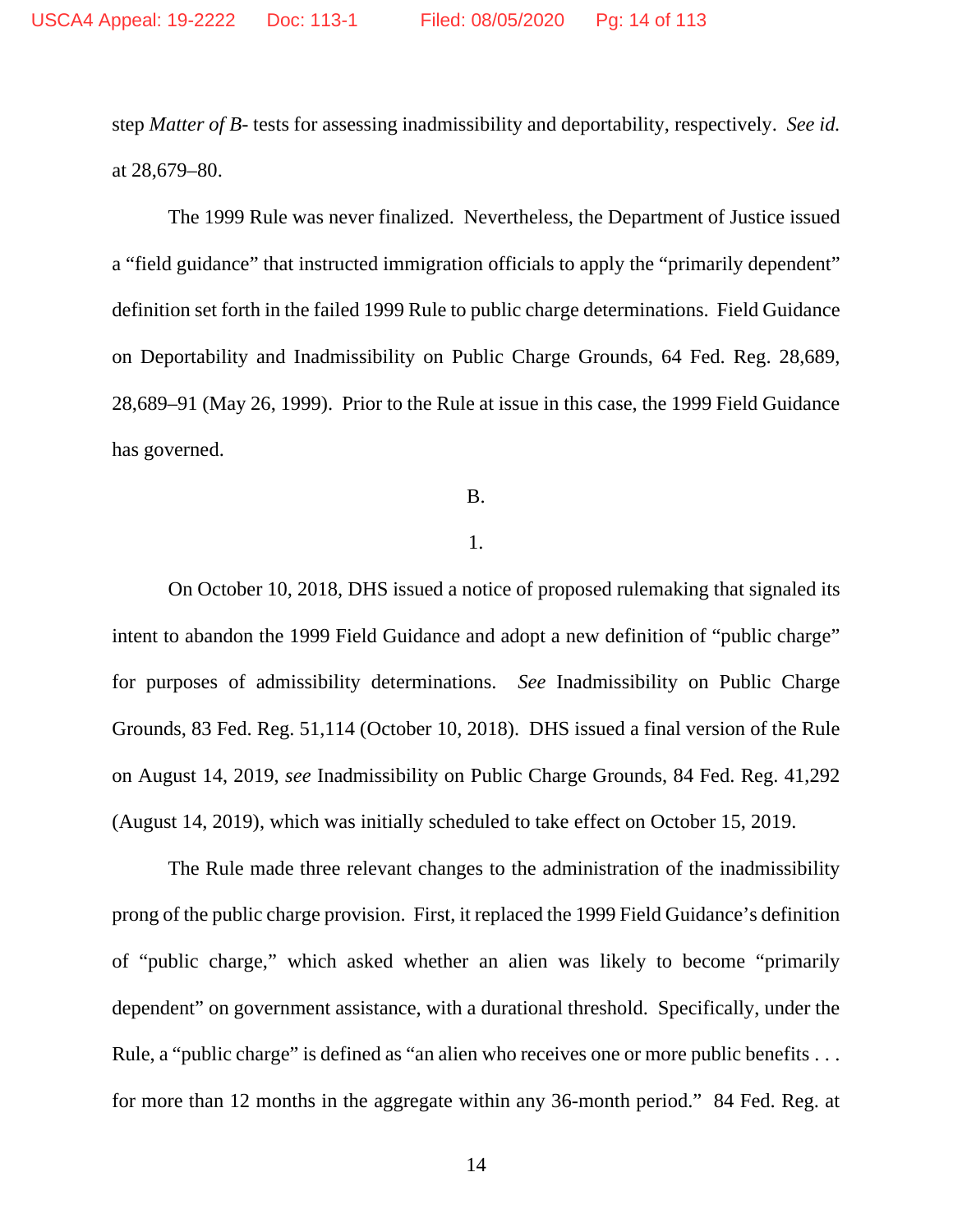step *Matter of B-* tests for assessing inadmissibility and deportability, respectively. *See id.* at 28,679–80.

The 1999 Rule was never finalized. Nevertheless, the Department of Justice issued a "field guidance" that instructed immigration officials to apply the "primarily dependent" definition set forth in the failed 1999 Rule to public charge determinations. Field Guidance on Deportability and Inadmissibility on Public Charge Grounds, 64 Fed. Reg. 28,689, 28,689–91 (May 26, 1999). Prior to the Rule at issue in this case, the 1999 Field Guidance has governed.

B.

1.

On October 10, 2018, DHS issued a notice of proposed rulemaking that signaled its intent to abandon the 1999 Field Guidance and adopt a new definition of "public charge" for purposes of admissibility determinations. *See* Inadmissibility on Public Charge Grounds, 83 Fed. Reg. 51,114 (October 10, 2018). DHS issued a final version of the Rule on August 14, 2019, *see* Inadmissibility on Public Charge Grounds, 84 Fed. Reg. 41,292 (August 14, 2019), which was initially scheduled to take effect on October 15, 2019.

The Rule made three relevant changes to the administration of the inadmissibility prong of the public charge provision. First, it replaced the 1999 Field Guidance's definition of "public charge," which asked whether an alien was likely to become "primarily dependent" on government assistance, with a durational threshold. Specifically, under the Rule, a "public charge" is defined as "an alien who receives one or more public benefits . . . for more than 12 months in the aggregate within any 36-month period." 84 Fed. Reg. at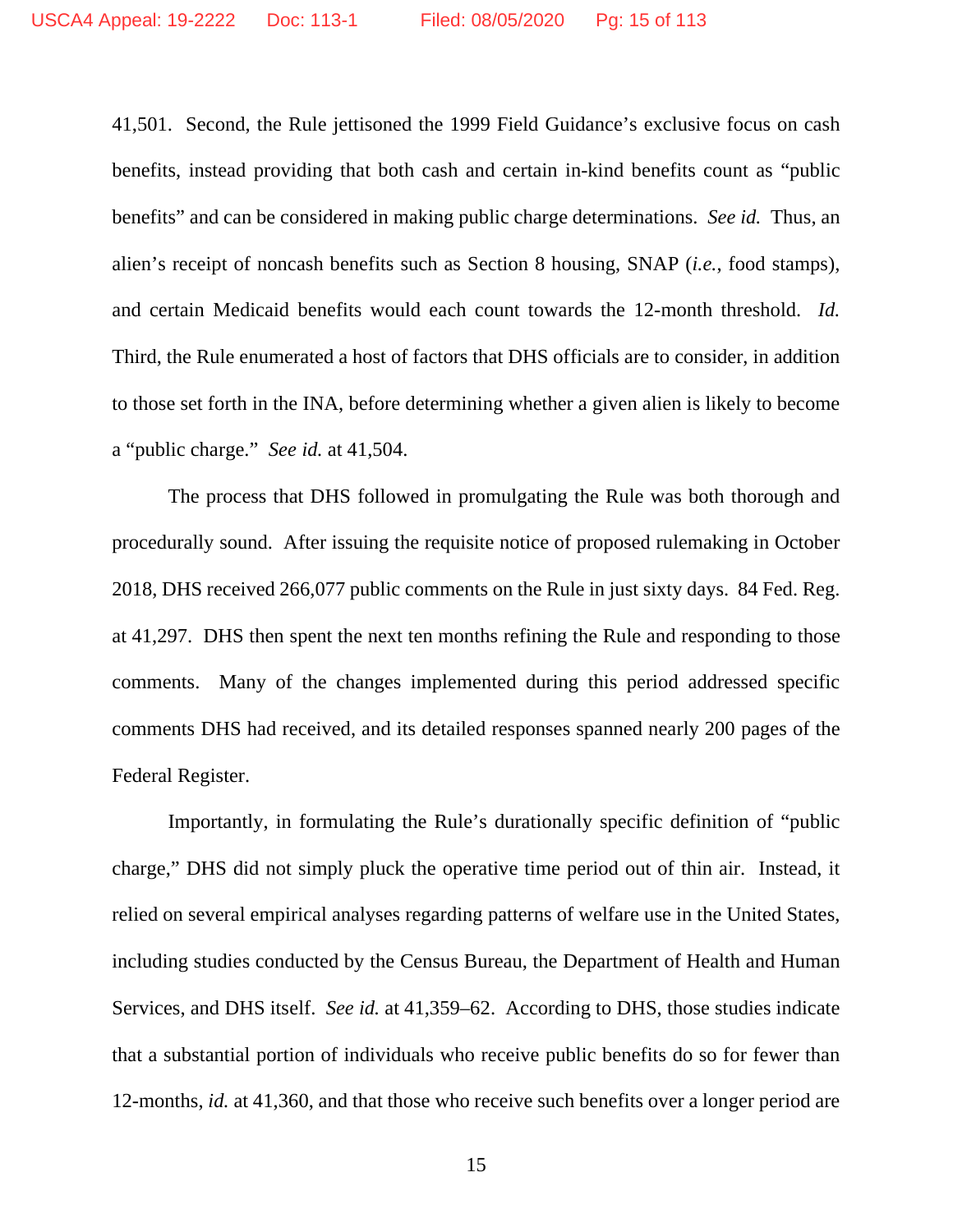41,501. Second, the Rule jettisoned the 1999 Field Guidance's exclusive focus on cash benefits, instead providing that both cash and certain in-kind benefits count as "public benefits" and can be considered in making public charge determinations. *See id.* Thus, an alien's receipt of noncash benefits such as Section 8 housing, SNAP (*i.e.*, food stamps), and certain Medicaid benefits would each count towards the 12-month threshold. *Id.* Third, the Rule enumerated a host of factors that DHS officials are to consider, in addition to those set forth in the INA, before determining whether a given alien is likely to become a "public charge." *See id.* at 41,504.

The process that DHS followed in promulgating the Rule was both thorough and procedurally sound. After issuing the requisite notice of proposed rulemaking in October 2018, DHS received 266,077 public comments on the Rule in just sixty days. 84 Fed. Reg. at 41,297. DHS then spent the next ten months refining the Rule and responding to those comments. Many of the changes implemented during this period addressed specific comments DHS had received, and its detailed responses spanned nearly 200 pages of the Federal Register.

Importantly, in formulating the Rule's durationally specific definition of "public charge," DHS did not simply pluck the operative time period out of thin air. Instead, it relied on several empirical analyses regarding patterns of welfare use in the United States, including studies conducted by the Census Bureau, the Department of Health and Human Services, and DHS itself. *See id.* at 41,359–62. According to DHS, those studies indicate that a substantial portion of individuals who receive public benefits do so for fewer than 12-months, *id.* at 41,360, and that those who receive such benefits over a longer period are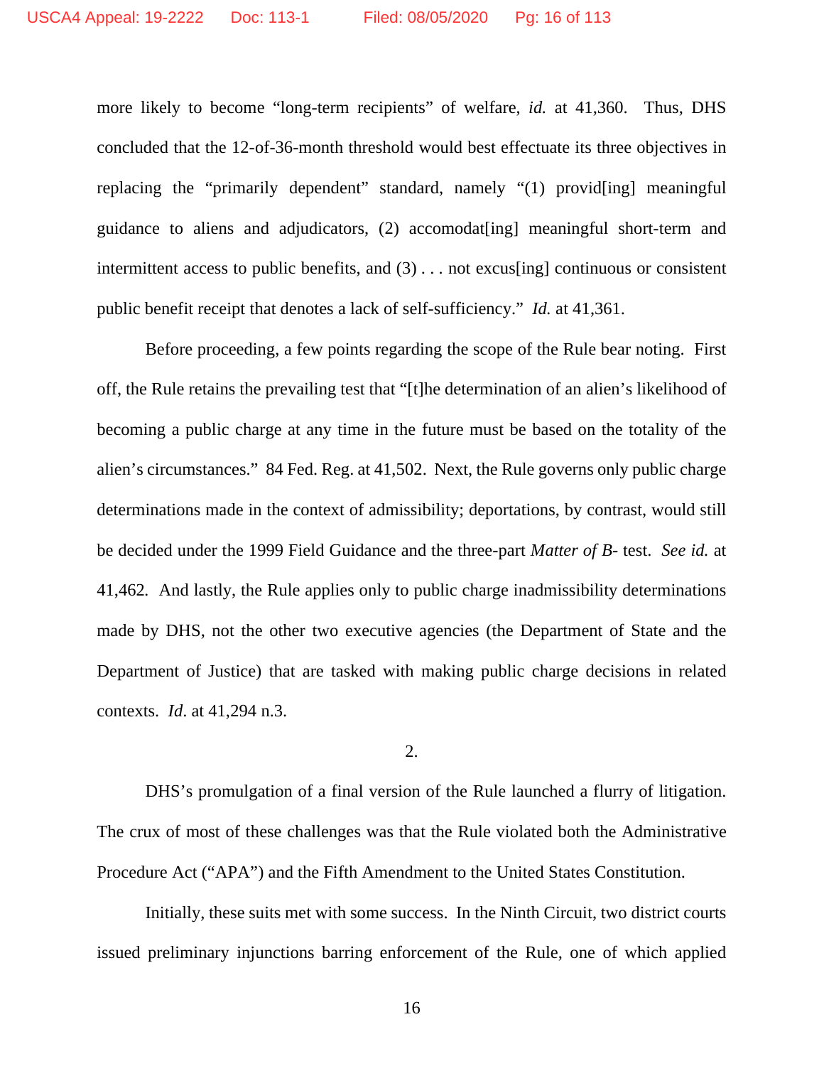more likely to become "long-term recipients" of welfare, *id.* at 41,360. Thus, DHS concluded that the 12-of-36-month threshold would best effectuate its three objectives in replacing the "primarily dependent" standard, namely "(1) provid[ing] meaningful guidance to aliens and adjudicators, (2) accomodat[ing] meaningful short-term and intermittent access to public benefits, and (3) . . . not excus[ing] continuous or consistent public benefit receipt that denotes a lack of self-sufficiency." *Id.* at 41,361.

Before proceeding, a few points regarding the scope of the Rule bear noting. First off, the Rule retains the prevailing test that "[t]he determination of an alien's likelihood of becoming a public charge at any time in the future must be based on the totality of the alien's circumstances." 84 Fed. Reg. at 41,502. Next, the Rule governs only public charge determinations made in the context of admissibility; deportations, by contrast, would still be decided under the 1999 Field Guidance and the three-part *Matter of B-* test. *See id.* at 41,462. And lastly, the Rule applies only to public charge inadmissibility determinations made by DHS, not the other two executive agencies (the Department of State and the Department of Justice) that are tasked with making public charge decisions in related contexts. *Id*. at 41,294 n.3.

2.

DHS's promulgation of a final version of the Rule launched a flurry of litigation. The crux of most of these challenges was that the Rule violated both the Administrative Procedure Act ("APA") and the Fifth Amendment to the United States Constitution.

Initially, these suits met with some success. In the Ninth Circuit, two district courts issued preliminary injunctions barring enforcement of the Rule, one of which applied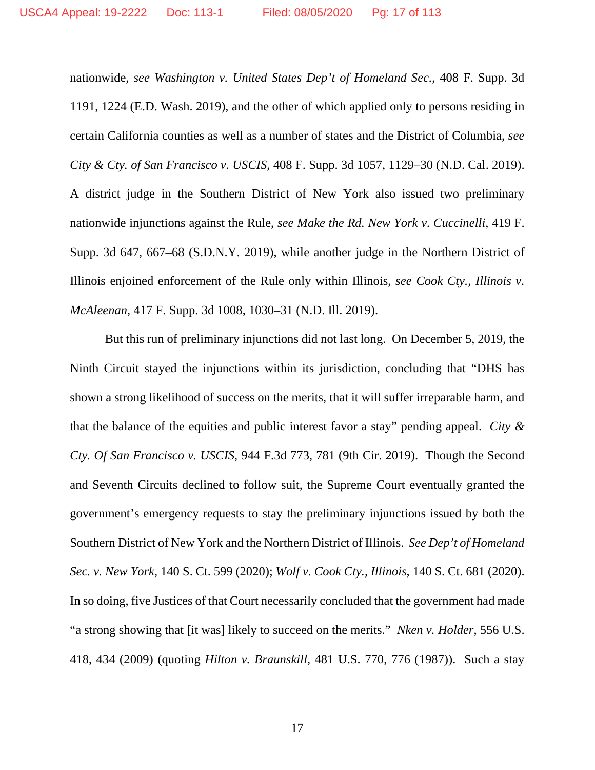nationwide, *see Washington v. United States Dep't of Homeland Sec.*, 408 F. Supp. 3d 1191, 1224 (E.D. Wash. 2019), and the other of which applied only to persons residing in certain California counties as well as a number of states and the District of Columbia, *see City & Cty. of San Francisco v. USCIS*, 408 F. Supp. 3d 1057, 1129–30 (N.D. Cal. 2019). A district judge in the Southern District of New York also issued two preliminary nationwide injunctions against the Rule, *see Make the Rd. New York v. Cuccinelli*, 419 F. Supp. 3d 647, 667–68 (S.D.N.Y. 2019), while another judge in the Northern District of Illinois enjoined enforcement of the Rule only within Illinois, *see Cook Cty., Illinois v. McAleenan*, 417 F. Supp. 3d 1008, 1030–31 (N.D. Ill. 2019).

But this run of preliminary injunctions did not last long. On December 5, 2019, the Ninth Circuit stayed the injunctions within its jurisdiction, concluding that "DHS has shown a strong likelihood of success on the merits, that it will suffer irreparable harm, and that the balance of the equities and public interest favor a stay" pending appeal. *City & Cty. Of San Francisco v. USCIS*, 944 F.3d 773, 781 (9th Cir. 2019). Though the Second and Seventh Circuits declined to follow suit, the Supreme Court eventually granted the government's emergency requests to stay the preliminary injunctions issued by both the Southern District of New York and the Northern District of Illinois. *See Dep't of Homeland Sec. v. New York*, 140 S. Ct. 599 (2020); *Wolf v. Cook Cty., Illinois*, 140 S. Ct. 681 (2020). In so doing, five Justices of that Court necessarily concluded that the government had made "a strong showing that [it was] likely to succeed on the merits." *Nken v. Holder*, 556 U.S. 418, 434 (2009) (quoting *Hilton v. Braunskill*, 481 U.S. 770, 776 (1987)). Such a stay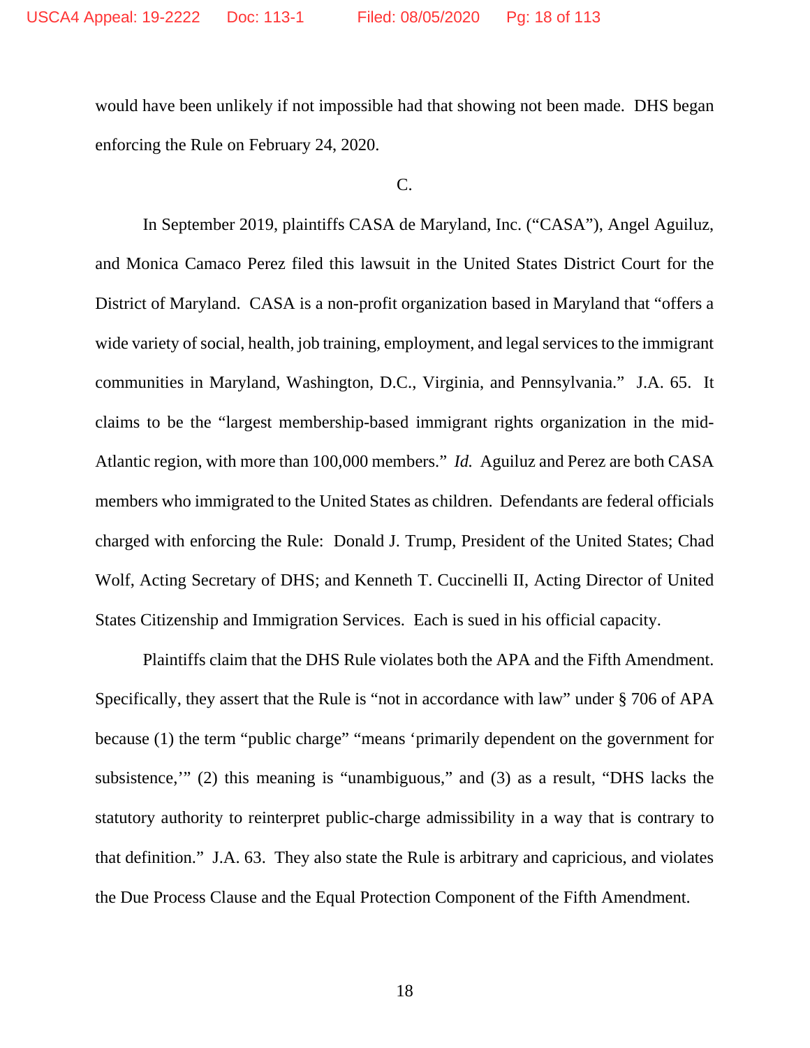would have been unlikely if not impossible had that showing not been made. DHS began enforcing the Rule on February 24, 2020.

C.

In September 2019, plaintiffs CASA de Maryland, Inc. ("CASA"), Angel Aguiluz, and Monica Camaco Perez filed this lawsuit in the United States District Court for the District of Maryland. CASA is a non-profit organization based in Maryland that "offers a wide variety of social, health, job training, employment, and legal services to the immigrant communities in Maryland, Washington, D.C., Virginia, and Pennsylvania." J.A. 65. It claims to be the "largest membership-based immigrant rights organization in the mid-Atlantic region, with more than 100,000 members." *Id.* Aguiluz and Perez are both CASA members who immigrated to the United States as children. Defendants are federal officials charged with enforcing the Rule: Donald J. Trump, President of the United States; Chad Wolf, Acting Secretary of DHS; and Kenneth T. Cuccinelli II, Acting Director of United States Citizenship and Immigration Services. Each is sued in his official capacity.

Plaintiffs claim that the DHS Rule violates both the APA and the Fifth Amendment. Specifically, they assert that the Rule is "not in accordance with law" under § 706 of APA because (1) the term "public charge" "means 'primarily dependent on the government for subsistence,'" (2) this meaning is "unambiguous," and (3) as a result, "DHS lacks the statutory authority to reinterpret public-charge admissibility in a way that is contrary to that definition." J.A. 63. They also state the Rule is arbitrary and capricious, and violates the Due Process Clause and the Equal Protection Component of the Fifth Amendment.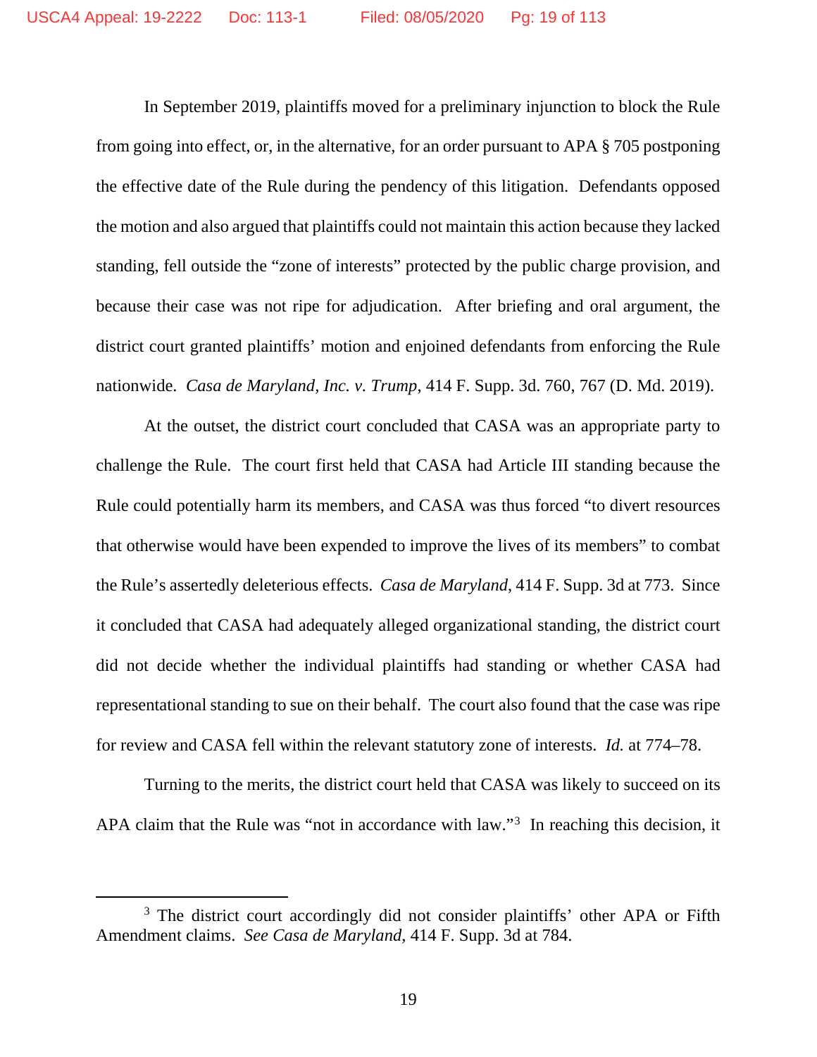In September 2019, plaintiffs moved for a preliminary injunction to block the Rule from going into effect, or, in the alternative, for an order pursuant to APA § 705 postponing the effective date of the Rule during the pendency of this litigation. Defendants opposed the motion and also argued that plaintiffs could not maintain this action because they lacked standing, fell outside the "zone of interests" protected by the public charge provision, and because their case was not ripe for adjudication. After briefing and oral argument, the district court granted plaintiffs' motion and enjoined defendants from enforcing the Rule nationwide. *Casa de Maryland, Inc. v. Trump*, 414 F. Supp. 3d. 760, 767 (D. Md. 2019).

At the outset, the district court concluded that CASA was an appropriate party to challenge the Rule. The court first held that CASA had Article III standing because the Rule could potentially harm its members, and CASA was thus forced "to divert resources that otherwise would have been expended to improve the lives of its members" to combat the Rule's assertedly deleterious effects. *Casa de Maryland*, 414 F. Supp. 3d at 773. Since it concluded that CASA had adequately alleged organizational standing, the district court did not decide whether the individual plaintiffs had standing or whether CASA had representational standing to sue on their behalf. The court also found that the case was ripe for review and CASA fell within the relevant statutory zone of interests. *Id.* at 774–78.

Turning to the merits, the district court held that CASA was likely to succeed on its APA claim that the Rule was "not in accordance with law."[3] In reaching this decision, it

[3] The district court accordingly did not consider plaintiffs' other APA or Fifth Amendment claims. *See Casa de Maryland*, 414 F. Supp. 3d at 784.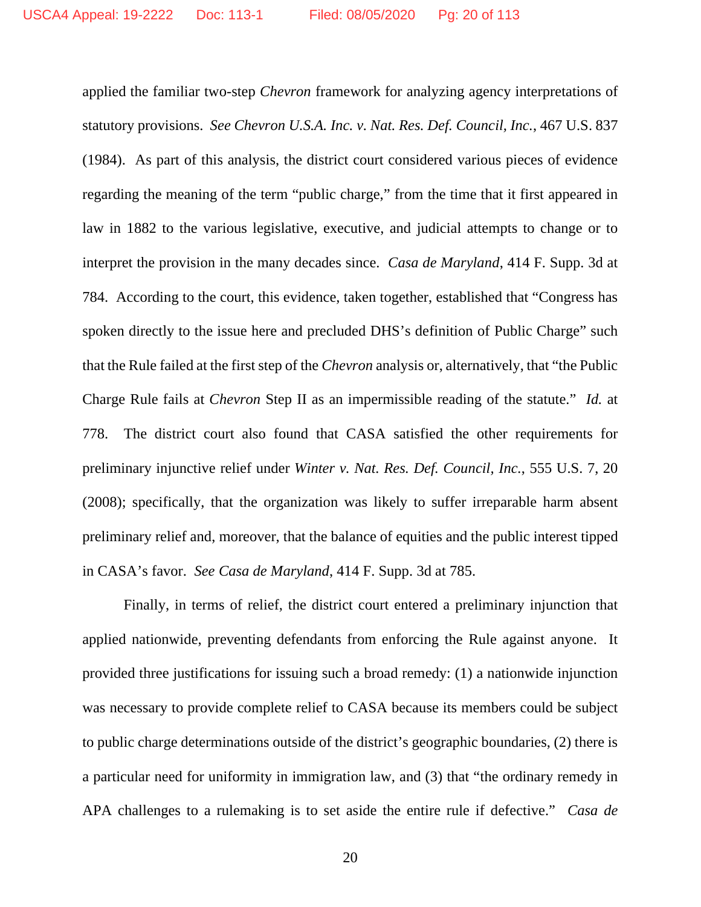applied the familiar two-step *Chevron* framework for analyzing agency interpretations of statutory provisions. *See Chevron U.S.A. Inc. v. Nat. Res. Def. Council, Inc.*, 467 U.S. 837 (1984). As part of this analysis, the district court considered various pieces of evidence regarding the meaning of the term "public charge," from the time that it first appeared in law in 1882 to the various legislative, executive, and judicial attempts to change or to interpret the provision in the many decades since. *Casa de Maryland*, 414 F. Supp. 3d at 784. According to the court, this evidence, taken together, established that "Congress has spoken directly to the issue here and precluded DHS's definition of Public Charge" such that the Rule failed at the first step of the *Chevron* analysis or, alternatively, that "the Public Charge Rule fails at *Chevron* Step II as an impermissible reading of the statute." *Id.* at 778. The district court also found that CASA satisfied the other requirements for preliminary injunctive relief under *Winter v. Nat. Res. Def. Council, Inc.*, 555 U.S. 7, 20 (2008); specifically, that the organization was likely to suffer irreparable harm absent preliminary relief and, moreover, that the balance of equities and the public interest tipped in CASA's favor. *See Casa de Maryland*, 414 F. Supp. 3d at 785.

Finally, in terms of relief, the district court entered a preliminary injunction that applied nationwide, preventing defendants from enforcing the Rule against anyone. It provided three justifications for issuing such a broad remedy: (1) a nationwide injunction was necessary to provide complete relief to CASA because its members could be subject to public charge determinations outside of the district's geographic boundaries, (2) there is a particular need for uniformity in immigration law, and (3) that "the ordinary remedy in APA challenges to a rulemaking is to set aside the entire rule if defective." *Casa de*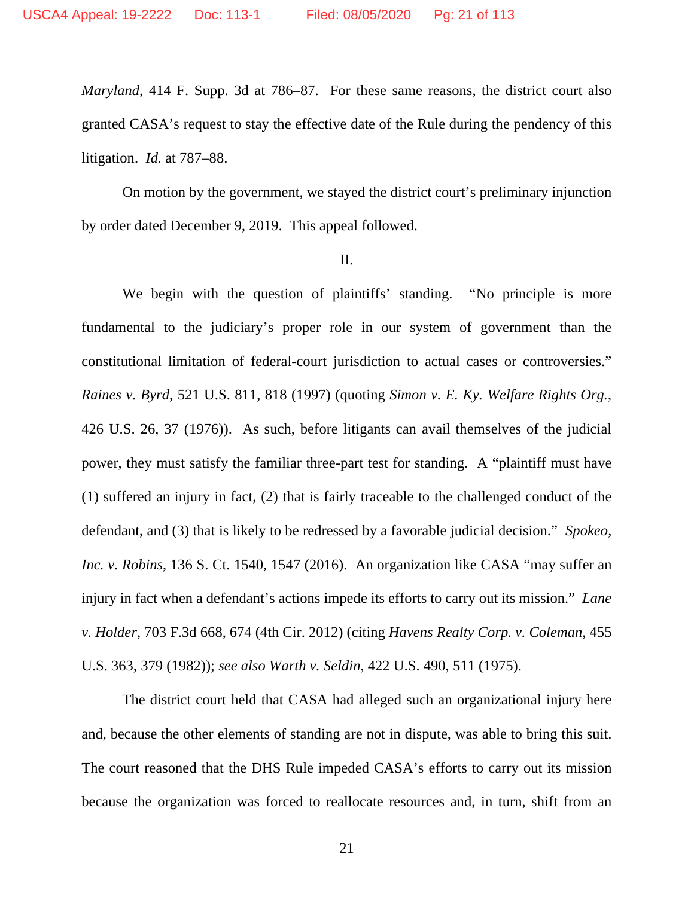*Maryland*, 414 F. Supp. 3d at 786–87. For these same reasons, the district court also granted CASA's request to stay the effective date of the Rule during the pendency of this litigation. *Id.* at 787–88.

On motion by the government, we stayed the district court's preliminary injunction by order dated December 9, 2019. This appeal followed.

II.

We begin with the question of plaintiffs' standing. "No principle is more fundamental to the judiciary's proper role in our system of government than the constitutional limitation of federal-court jurisdiction to actual cases or controversies." *Raines v. Byrd*, 521 U.S. 811, 818 (1997) (quoting *Simon v. E. Ky. Welfare Rights Org.*, 426 U.S. 26, 37 (1976)). As such, before litigants can avail themselves of the judicial power, they must satisfy the familiar three-part test for standing. A "plaintiff must have (1) suffered an injury in fact, (2) that is fairly traceable to the challenged conduct of the defendant, and (3) that is likely to be redressed by a favorable judicial decision." *Spokeo, Inc. v. Robins*, 136 S. Ct. 1540, 1547 (2016). An organization like CASA "may suffer an injury in fact when a defendant's actions impede its efforts to carry out its mission." *Lane v. Holder*, 703 F.3d 668, 674 (4th Cir. 2012) (citing *Havens Realty Corp. v. Coleman*, 455 U.S. 363, 379 (1982)); *see also Warth v. Seldin*, 422 U.S. 490, 511 (1975).

The district court held that CASA had alleged such an organizational injury here and, because the other elements of standing are not in dispute, was able to bring this suit. The court reasoned that the DHS Rule impeded CASA's efforts to carry out its mission because the organization was forced to reallocate resources and, in turn, shift from an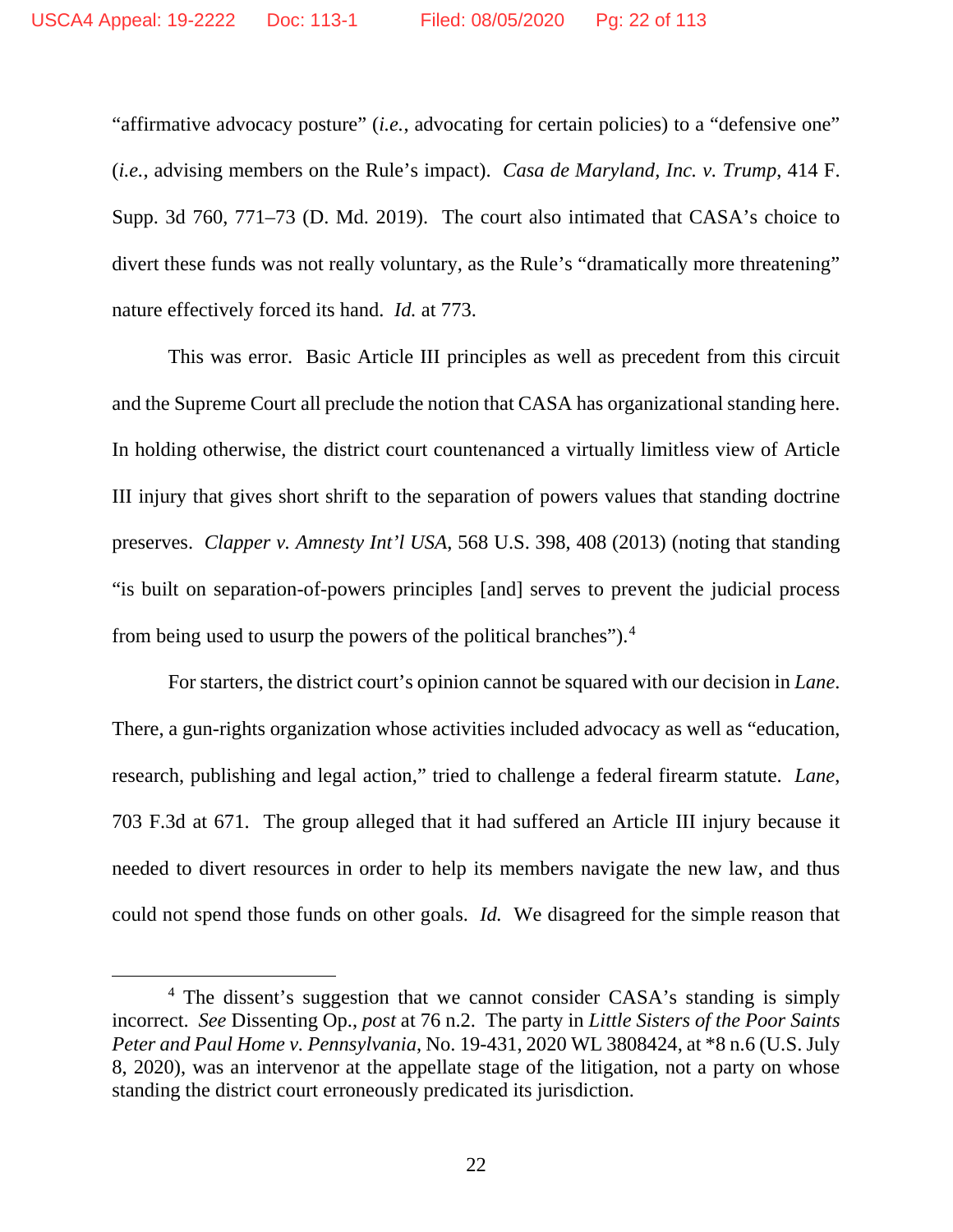"affirmative advocacy posture" (*i.e.*, advocating for certain policies) to a "defensive one" (*i.e.*, advising members on the Rule's impact). *Casa de Maryland, Inc. v. Trump*, 414 F. Supp. 3d 760, 771–73 (D. Md. 2019). The court also intimated that CASA's choice to divert these funds was not really voluntary, as the Rule's "dramatically more threatening" nature effectively forced its hand. *Id.* at 773.

This was error. Basic Article III principles as well as precedent from this circuit and the Supreme Court all preclude the notion that CASA has organizational standing here. In holding otherwise, the district court countenanced a virtually limitless view of Article III injury that gives short shrift to the separation of powers values that standing doctrine preserves. *Clapper v. Amnesty Int'l USA*, 568 U.S. 398, 408 (2013) (noting that standing "is built on separation-of-powers principles [and] serves to prevent the judicial process from being used to usurp the powers of the political branches").[4]

For starters, the district court's opinion cannot be squared with our decision in *Lane*. There, a gun-rights organization whose activities included advocacy as well as "education, research, publishing and legal action," tried to challenge a federal firearm statute. *Lane*, 703 F.3d at 671. The group alleged that it had suffered an Article III injury because it needed to divert resources in order to help its members navigate the new law, and thus could not spend those funds on other goals. *Id.* We disagreed for the simple reason that

---

[4] The dissent's suggestion that we cannot consider CASA's standing is simply incorrect. *See* Dissenting Op., *post* at 76 n.2. The party in *Little Sisters of the Poor Saints Peter and Paul Home v. Pennsylvania*, No. 19-431, 2020 WL 3808424, at *8 n.6 (U.S. July 8, 2020), was an intervenor at the appellate stage of the litigation, not a party on whose standing the district court erroneously predicated its jurisdiction.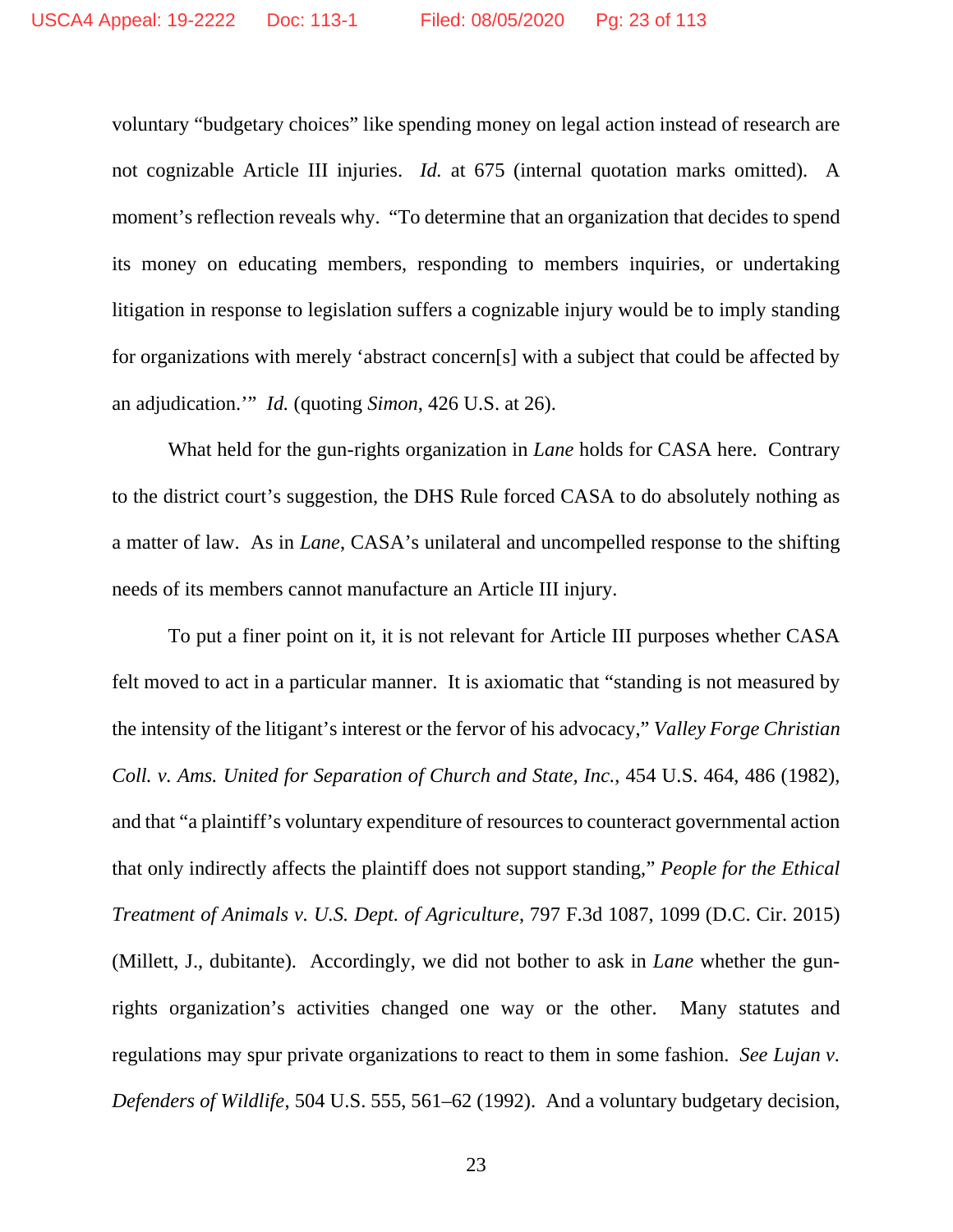voluntary "budgetary choices" like spending money on legal action instead of research are not cognizable Article III injuries. *Id.* at 675 (internal quotation marks omitted). A moment's reflection reveals why. "To determine that an organization that decides to spend its money on educating members, responding to members inquiries, or undertaking litigation in response to legislation suffers a cognizable injury would be to imply standing for organizations with merely 'abstract concern[s] with a subject that could be affected by an adjudication.'" *Id.* (quoting *Simon*, 426 U.S. at 26).

What held for the gun-rights organization in *Lane* holds for CASA here. Contrary to the district court's suggestion, the DHS Rule forced CASA to do absolutely nothing as a matter of law. As in *Lane*, CASA's unilateral and uncompelled response to the shifting needs of its members cannot manufacture an Article III injury.

To put a finer point on it, it is not relevant for Article III purposes whether CASA felt moved to act in a particular manner. It is axiomatic that "standing is not measured by the intensity of the litigant's interest or the fervor of his advocacy," *Valley Forge Christian Coll. v. Ams. United for Separation of Church and State, Inc.*, 454 U.S. 464, 486 (1982), and that "a plaintiff's voluntary expenditure of resources to counteract governmental action that only indirectly affects the plaintiff does not support standing," *People for the Ethical Treatment of Animals v. U.S. Dept. of Agriculture*, 797 F.3d 1087, 1099 (D.C. Cir. 2015) (Millett, J., dubitante). Accordingly, we did not bother to ask in *Lane* whether the gun-rights organization's activities changed one way or the other. Many statutes and regulations may spur private organizations to react to them in some fashion. *See Lujan v. Defenders of Wildlife*, 504 U.S. 555, 561–62 (1992). And a voluntary budgetary decision,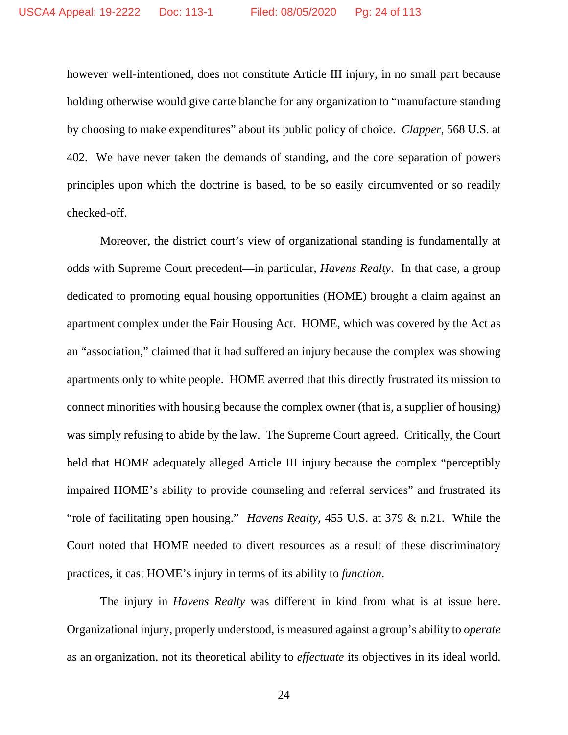however well-intentioned, does not constitute Article III injury, in no small part because holding otherwise would give carte blanche for any organization to "manufacture standing by choosing to make expenditures" about its public policy of choice. *Clapper*, 568 U.S. at 402. We have never taken the demands of standing, and the core separation of powers principles upon which the doctrine is based, to be so easily circumvented or so readily checked-off.

Moreover, the district court's view of organizational standing is fundamentally at odds with Supreme Court precedent—in particular, *Havens Realty*. In that case, a group dedicated to promoting equal housing opportunities (HOME) brought a claim against an apartment complex under the Fair Housing Act. HOME, which was covered by the Act as an "association," claimed that it had suffered an injury because the complex was showing apartments only to white people. HOME averred that this directly frustrated its mission to connect minorities with housing because the complex owner (that is, a supplier of housing) was simply refusing to abide by the law. The Supreme Court agreed. Critically, the Court held that HOME adequately alleged Article III injury because the complex "perceptibly impaired HOME's ability to provide counseling and referral services" and frustrated its "role of facilitating open housing." *Havens Realty*, 455 U.S. at 379 & n.21. While the Court noted that HOME needed to divert resources as a result of these discriminatory practices, it cast HOME's injury in terms of its ability to *function*.

The injury in *Havens Realty* was different in kind from what is at issue here. Organizational injury, properly understood, is measured against a group's ability to *operate* as an organization, not its theoretical ability to *effectuate* its objectives in its ideal world.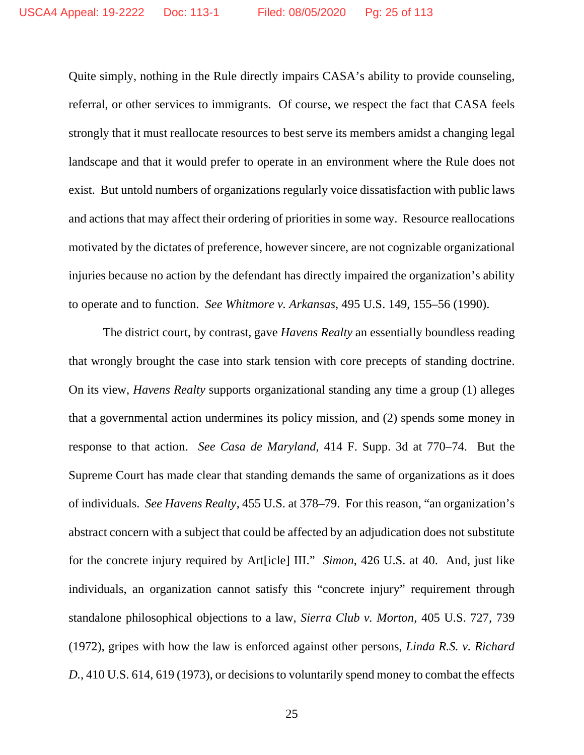Quite simply, nothing in the Rule directly impairs CASA's ability to provide counseling, referral, or other services to immigrants. Of course, we respect the fact that CASA feels strongly that it must reallocate resources to best serve its members amidst a changing legal landscape and that it would prefer to operate in an environment where the Rule does not exist. But untold numbers of organizations regularly voice dissatisfaction with public laws and actions that may affect their ordering of priorities in some way. Resource reallocations motivated by the dictates of preference, however sincere, are not cognizable organizational injuries because no action by the defendant has directly impaired the organization's ability to operate and to function. *See Whitmore v. Arkansas*, 495 U.S. 149, 155–56 (1990).

The district court, by contrast, gave *Havens Realty* an essentially boundless reading that wrongly brought the case into stark tension with core precepts of standing doctrine. On its view, *Havens Realty* supports organizational standing any time a group (1) alleges that a governmental action undermines its policy mission, and (2) spends some money in response to that action. *See Casa de Maryland*, 414 F. Supp. 3d at 770–74. But the Supreme Court has made clear that standing demands the same of organizations as it does of individuals. *See Havens Realty*, 455 U.S. at 378–79. For this reason, "an organization's abstract concern with a subject that could be affected by an adjudication does not substitute for the concrete injury required by Art[icle] III." *Simon*, 426 U.S. at 40. And, just like individuals, an organization cannot satisfy this "concrete injury" requirement through standalone philosophical objections to a law, *Sierra Club v. Morton*, 405 U.S. 727, 739 (1972), gripes with how the law is enforced against other persons, *Linda R.S. v. Richard D.*, 410 U.S. 614, 619 (1973), or decisions to voluntarily spend money to combat the effects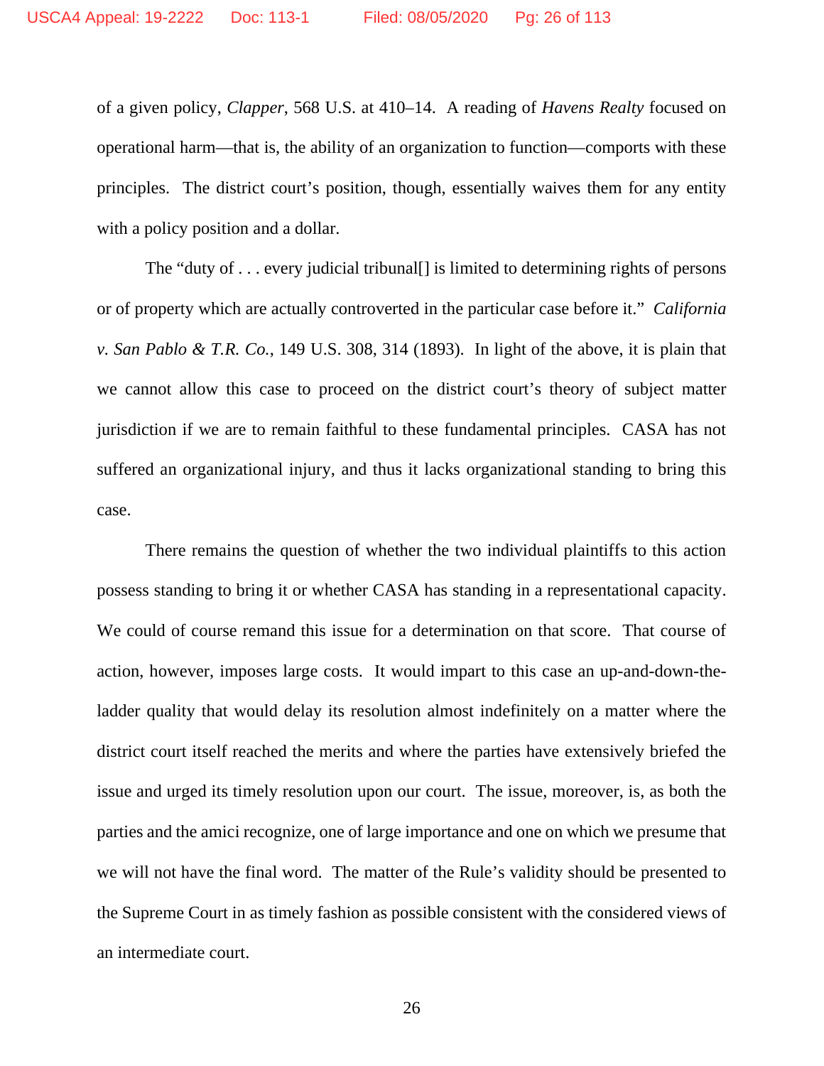of a given policy, *Clapper*, 568 U.S. at 410–14. A reading of *Havens Realty* focused on operational harm—that is, the ability of an organization to function—comports with these principles. The district court's position, though, essentially waives them for any entity with a policy position and a dollar.

The "duty of . . . every judicial tribunal[] is limited to determining rights of persons or of property which are actually controverted in the particular case before it." *California v. San Pablo & T.R. Co.*, 149 U.S. 308, 314 (1893). In light of the above, it is plain that we cannot allow this case to proceed on the district court's theory of subject matter jurisdiction if we are to remain faithful to these fundamental principles. CASA has not suffered an organizational injury, and thus it lacks organizational standing to bring this case.

There remains the question of whether the two individual plaintiffs to this action possess standing to bring it or whether CASA has standing in a representational capacity. We could of course remand this issue for a determination on that score. That course of action, however, imposes large costs. It would impart to this case an up-and-down-the-ladder quality that would delay its resolution almost indefinitely on a matter where the district court itself reached the merits and where the parties have extensively briefed the issue and urged its timely resolution upon our court. The issue, moreover, is, as both the parties and the amici recognize, one of large importance and one on which we presume that we will not have the final word. The matter of the Rule's validity should be presented to the Supreme Court in as timely fashion as possible consistent with the considered views of an intermediate court.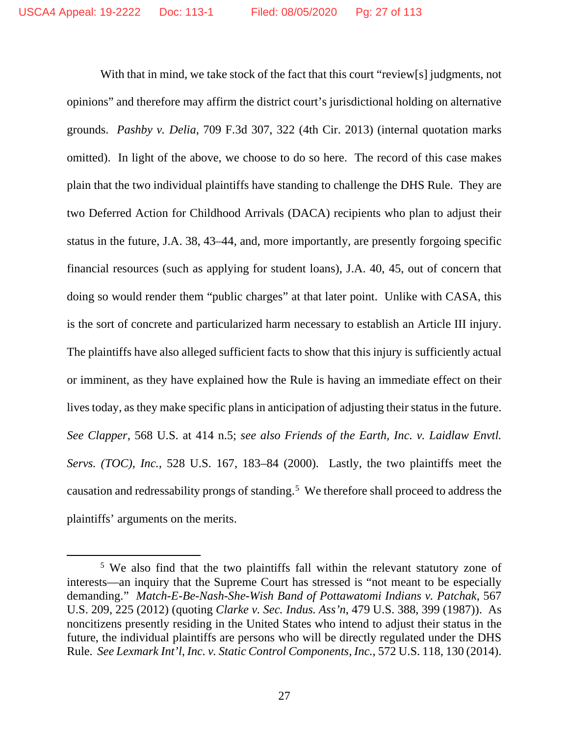With that in mind, we take stock of the fact that this court "review[s] judgments, not opinions" and therefore may affirm the district court's jurisdictional holding on alternative grounds. *Pashby v. Delia*, 709 F.3d 307, 322 (4th Cir. 2013) (internal quotation marks omitted). In light of the above, we choose to do so here. The record of this case makes plain that the two individual plaintiffs have standing to challenge the DHS Rule. They are two Deferred Action for Childhood Arrivals (DACA) recipients who plan to adjust their status in the future, J.A. 38, 43–44, and, more importantly, are presently forgoing specific financial resources (such as applying for student loans), J.A. 40, 45, out of concern that doing so would render them "public charges" at that later point. Unlike with CASA, this is the sort of concrete and particularized harm necessary to establish an Article III injury. The plaintiffs have also alleged sufficient facts to show that this injury is sufficiently actual or imminent, as they have explained how the Rule is having an immediate effect on their lives today, as they make specific plans in anticipation of adjusting their status in the future. *See Clapper*, 568 U.S. at 414 n.5; *see also Friends of the Earth, Inc. v. Laidlaw Envtl. Servs. (TOC), Inc.*, 528 U.S. 167, 183–84 (2000). Lastly, the two plaintiffs meet the causation and redressability prongs of standing.[5] We therefore shall proceed to address the plaintiffs' arguments on the merits.

[5] We also find that the two plaintiffs fall within the relevant statutory zone of interests—an inquiry that the Supreme Court has stressed is "not meant to be especially demanding." *Match-E-Be-Nash-She-Wish Band of Pottawatomi Indians v. Patchak*, 567 U.S. 209, 225 (2012) (quoting *Clarke v. Sec. Indus. Ass'n*, 479 U.S. 388, 399 (1987)). As noncitizens presently residing in the United States who intend to adjust their status in the future, the individual plaintiffs are persons who will be directly regulated under the DHS Rule. *See Lexmark Int'l, Inc. v. Static Control Components, Inc.*, 572 U.S. 118, 130 (2014).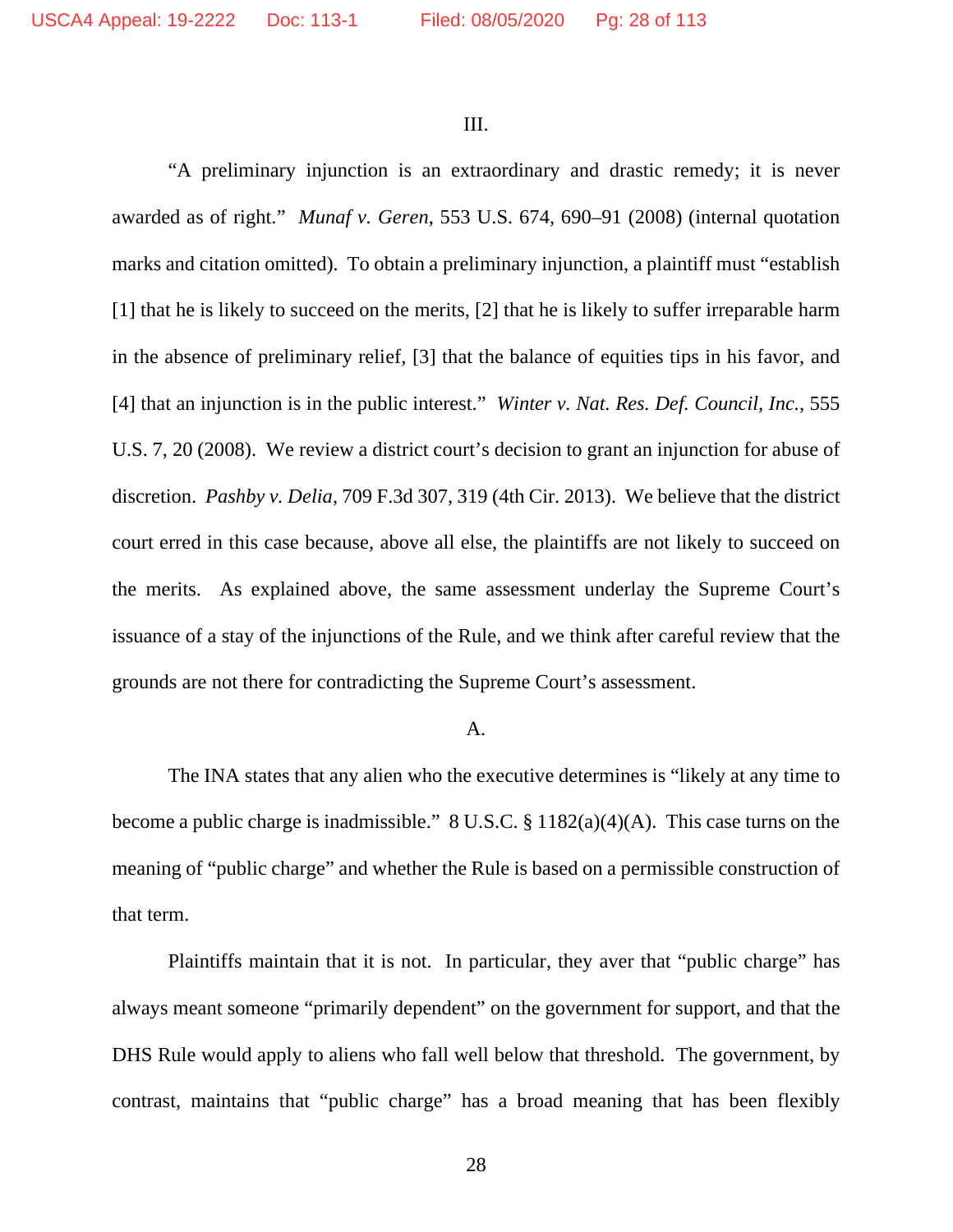III.

"A preliminary injunction is an extraordinary and drastic remedy; it is never awarded as of right." *Munaf v. Geren*, 553 U.S. 674, 690–91 (2008) (internal quotation marks and citation omitted). To obtain a preliminary injunction, a plaintiff must "establish [1] that he is likely to succeed on the merits, [2] that he is likely to suffer irreparable harm in the absence of preliminary relief, [3] that the balance of equities tips in his favor, and [4] that an injunction is in the public interest." *Winter v. Nat. Res. Def. Council, Inc.*, 555 U.S. 7, 20 (2008). We review a district court's decision to grant an injunction for abuse of discretion. *Pashby v. Delia*, 709 F.3d 307, 319 (4th Cir. 2013). We believe that the district court erred in this case because, above all else, the plaintiffs are not likely to succeed on the merits. As explained above, the same assessment underlay the Supreme Court's issuance of a stay of the injunctions of the Rule, and we think after careful review that the grounds are not there for contradicting the Supreme Court's assessment.

A.

The INA states that any alien who the executive determines is "likely at any time to become a public charge is inadmissible." 8 U.S.C. § 1182(a)(4)(A). This case turns on the meaning of "public charge" and whether the Rule is based on a permissible construction of that term.

Plaintiffs maintain that it is not. In particular, they aver that "public charge" has always meant someone "primarily dependent" on the government for support, and that the DHS Rule would apply to aliens who fall well below that threshold. The government, by contrast, maintains that "public charge" has a broad meaning that has been flexibly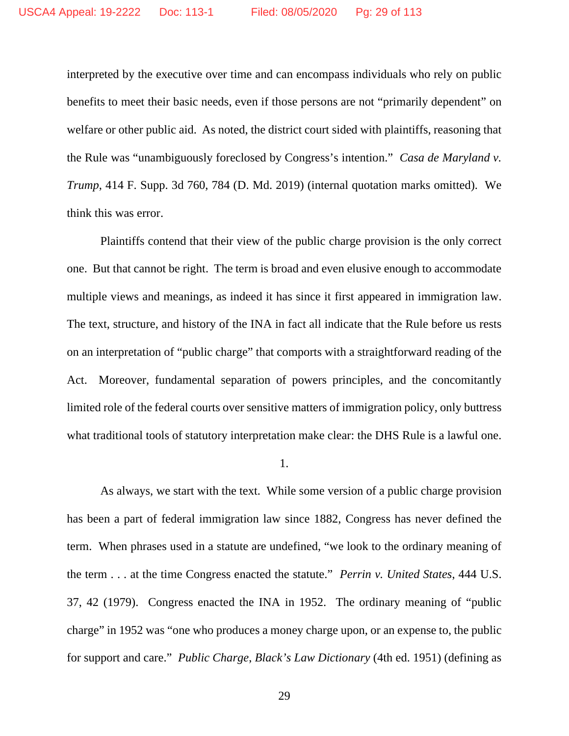interpreted by the executive over time and can encompass individuals who rely on public benefits to meet their basic needs, even if those persons are not "primarily dependent" on welfare or other public aid. As noted, the district court sided with plaintiffs, reasoning that the Rule was "unambiguously foreclosed by Congress's intention." *Casa de Maryland v. Trump*, 414 F. Supp. 3d 760, 784 (D. Md. 2019) (internal quotation marks omitted). We think this was error.

Plaintiffs contend that their view of the public charge provision is the only correct one. But that cannot be right. The term is broad and even elusive enough to accommodate multiple views and meanings, as indeed it has since it first appeared in immigration law. The text, structure, and history of the INA in fact all indicate that the Rule before us rests on an interpretation of "public charge" that comports with a straightforward reading of the Act. Moreover, fundamental separation of powers principles, and the concomitantly limited role of the federal courts over sensitive matters of immigration policy, only buttress what traditional tools of statutory interpretation make clear: the DHS Rule is a lawful one.

1.

As always, we start with the text. While some version of a public charge provision has been a part of federal immigration law since 1882, Congress has never defined the term. When phrases used in a statute are undefined, "we look to the ordinary meaning of the term . . . at the time Congress enacted the statute." *Perrin v. United States*, 444 U.S. 37, 42 (1979). Congress enacted the INA in 1952. The ordinary meaning of "public charge" in 1952 was "one who produces a money charge upon, or an expense to, the public for support and care." *Public Charge*, *Black's Law Dictionary* (4th ed. 1951) (defining as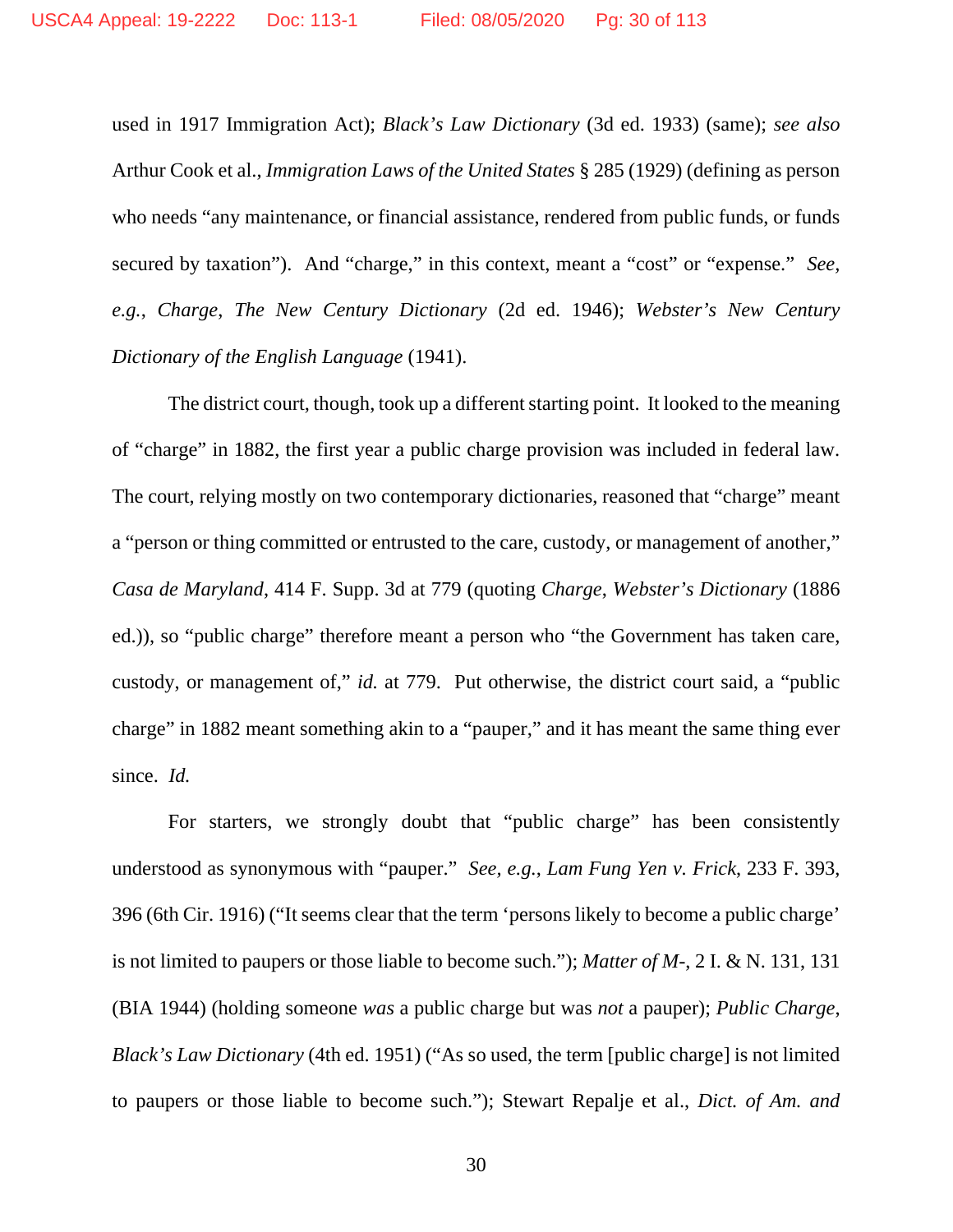used in 1917 Immigration Act); *Black's Law Dictionary* (3d ed. 1933) (same); *see also* Arthur Cook et al., *Immigration Laws of the United States* § 285 (1929) (defining as person who needs "any maintenance, or financial assistance, rendered from public funds, or funds secured by taxation"). And "charge," in this context, meant a "cost" or "expense." *See, e.g.*, *Charge*, *The New Century Dictionary* (2d ed. 1946); *Webster's New Century Dictionary of the English Language* (1941).

The district court, though, took up a different starting point. It looked to the meaning of "charge" in 1882, the first year a public charge provision was included in federal law. The court, relying mostly on two contemporary dictionaries, reasoned that "charge" meant a "person or thing committed or entrusted to the care, custody, or management of another," *Casa de Maryland*, 414 F. Supp. 3d at 779 (quoting *Charge*, *Webster's Dictionary* (1886 ed.)), so "public charge" therefore meant a person who "the Government has taken care, custody, or management of," *id.* at 779. Put otherwise, the district court said, a "public charge" in 1882 meant something akin to a "pauper," and it has meant the same thing ever since. *Id.*

For starters, we strongly doubt that "public charge" has been consistently understood as synonymous with "pauper." *See, e.g.*, *Lam Fung Yen v. Frick*, 233 F. 393, 396 (6th Cir. 1916) ("It seems clear that the term 'persons likely to become a public charge' is not limited to paupers or those liable to become such."); *Matter of M-*, 2 I. & N. 131, 131 (BIA 1944) (holding someone *was* a public charge but was *not* a pauper); *Public Charge*, *Black's Law Dictionary* (4th ed. 1951) ("As so used, the term [public charge] is not limited to paupers or those liable to become such."); Stewart Repalje et al., *Dict. of Am. and*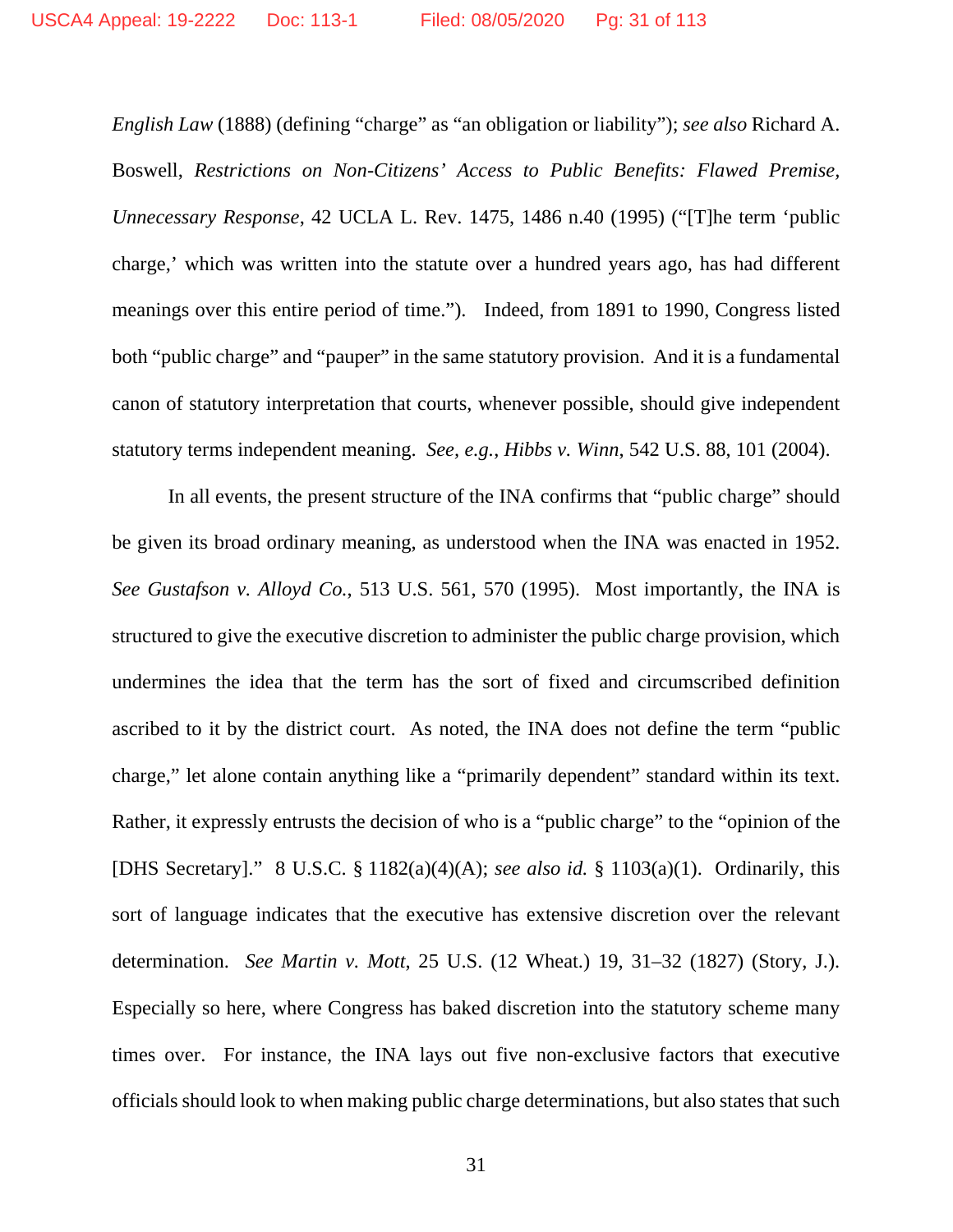*English Law* (1888) (defining "charge" as "an obligation or liability"); *see also* Richard A. Boswell, *Restrictions on Non-Citizens' Access to Public Benefits: Flawed Premise, Unnecessary Response*, 42 UCLA L. Rev. 1475, 1486 n.40 (1995) ("[T]he term 'public charge,' which was written into the statute over a hundred years ago, has had different meanings over this entire period of time."). Indeed, from 1891 to 1990, Congress listed both "public charge" and "pauper" in the same statutory provision. And it is a fundamental canon of statutory interpretation that courts, whenever possible, should give independent statutory terms independent meaning. *See, e.g.*, *Hibbs v. Winn*, 542 U.S. 88, 101 (2004).

In all events, the present structure of the INA confirms that "public charge" should be given its broad ordinary meaning, as understood when the INA was enacted in 1952. *See Gustafson v. Alloyd Co.*, 513 U.S. 561, 570 (1995). Most importantly, the INA is structured to give the executive discretion to administer the public charge provision, which undermines the idea that the term has the sort of fixed and circumscribed definition ascribed to it by the district court. As noted, the INA does not define the term "public charge," let alone contain anything like a "primarily dependent" standard within its text. Rather, it expressly entrusts the decision of who is a "public charge" to the "opinion of the [DHS Secretary]." 8 U.S.C. § 1182(a)(4)(A); *see also id.* § 1103(a)(1). Ordinarily, this sort of language indicates that the executive has extensive discretion over the relevant determination. *See Martin v. Mott*, 25 U.S. (12 Wheat.) 19, 31–32 (1827) (Story, J.). Especially so here, where Congress has baked discretion into the statutory scheme many times over. For instance, the INA lays out five non-exclusive factors that executive officials should look to when making public charge determinations, but also states that such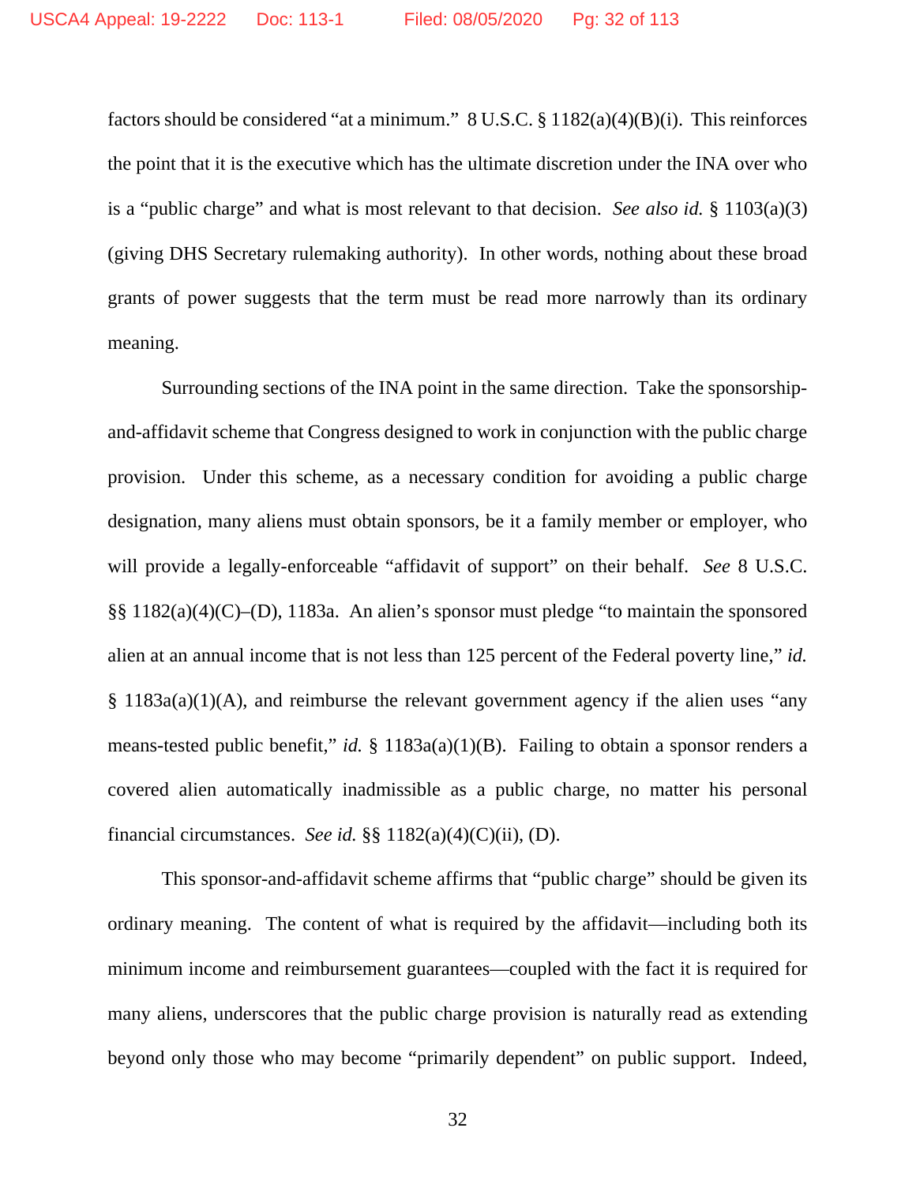factors should be considered "at a minimum." 8 U.S.C. § 1182(a)(4)(B)(i). This reinforces the point that it is the executive which has the ultimate discretion under the INA over who is a "public charge" and what is most relevant to that decision. *See also id.* § 1103(a)(3) (giving DHS Secretary rulemaking authority). In other words, nothing about these broad grants of power suggests that the term must be read more narrowly than its ordinary meaning.

Surrounding sections of the INA point in the same direction. Take the sponsorship-and-affidavit scheme that Congress designed to work in conjunction with the public charge provision. Under this scheme, as a necessary condition for avoiding a public charge designation, many aliens must obtain sponsors, be it a family member or employer, who will provide a legally-enforceable "affidavit of support" on their behalf. *See* 8 U.S.C. §§ 1182(a)(4)(C)–(D), 1183a. An alien's sponsor must pledge "to maintain the sponsored alien at an annual income that is not less than 125 percent of the Federal poverty line," *id.* § 1183a(a)(1)(A), and reimburse the relevant government agency if the alien uses "any means-tested public benefit," *id.* § 1183a(a)(1)(B). Failing to obtain a sponsor renders a covered alien automatically inadmissible as a public charge, no matter his personal financial circumstances. *See id.* §§ 1182(a)(4)(C)(ii), (D).

This sponsor-and-affidavit scheme affirms that "public charge" should be given its ordinary meaning. The content of what is required by the affidavit—including both its minimum income and reimbursement guarantees—coupled with the fact it is required for many aliens, underscores that the public charge provision is naturally read as extending beyond only those who may become "primarily dependent" on public support. Indeed,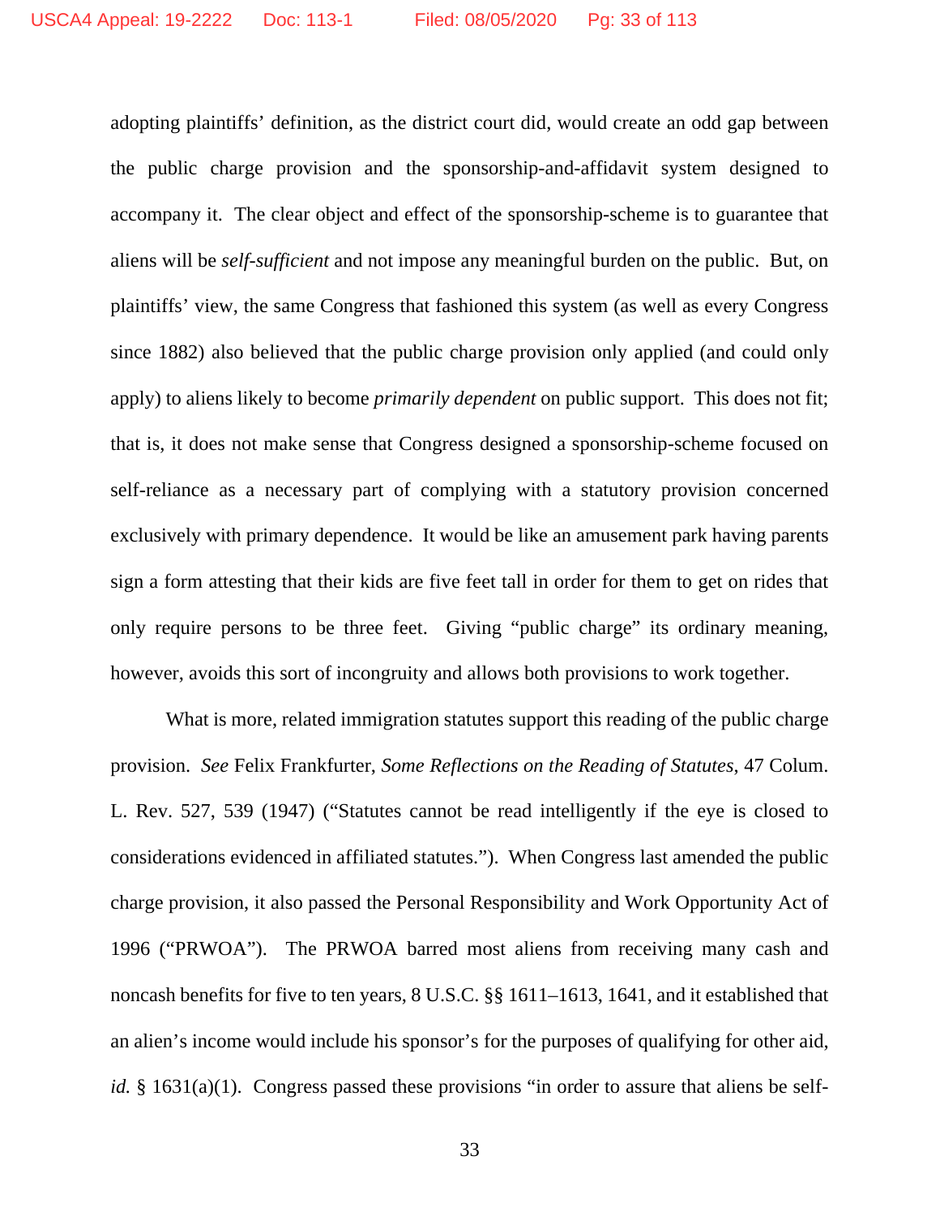adopting plaintiffs' definition, as the district court did, would create an odd gap between the public charge provision and the sponsorship-and-affidavit system designed to accompany it. The clear object and effect of the sponsorship-scheme is to guarantee that aliens will be *self-sufficient* and not impose any meaningful burden on the public. But, on plaintiffs' view, the same Congress that fashioned this system (as well as every Congress since 1882) also believed that the public charge provision only applied (and could only apply) to aliens likely to become *primarily dependent* on public support. This does not fit; that is, it does not make sense that Congress designed a sponsorship-scheme focused on self-reliance as a necessary part of complying with a statutory provision concerned exclusively with primary dependence. It would be like an amusement park having parents sign a form attesting that their kids are five feet tall in order for them to get on rides that only require persons to be three feet. Giving "public charge" its ordinary meaning, however, avoids this sort of incongruity and allows both provisions to work together.

What is more, related immigration statutes support this reading of the public charge provision. *See* Felix Frankfurter, *Some Reflections on the Reading of Statutes*, 47 Colum. L. Rev. 527, 539 (1947) ("Statutes cannot be read intelligently if the eye is closed to considerations evidenced in affiliated statutes."). When Congress last amended the public charge provision, it also passed the Personal Responsibility and Work Opportunity Act of 1996 ("PRWOA"). The PRWOA barred most aliens from receiving many cash and noncash benefits for five to ten years, 8 U.S.C. §§ 1611–1613, 1641, and it established that an alien's income would include his sponsor's for the purposes of qualifying for other aid, *id.* § 1631(a)(1). Congress passed these provisions "in order to assure that aliens be self-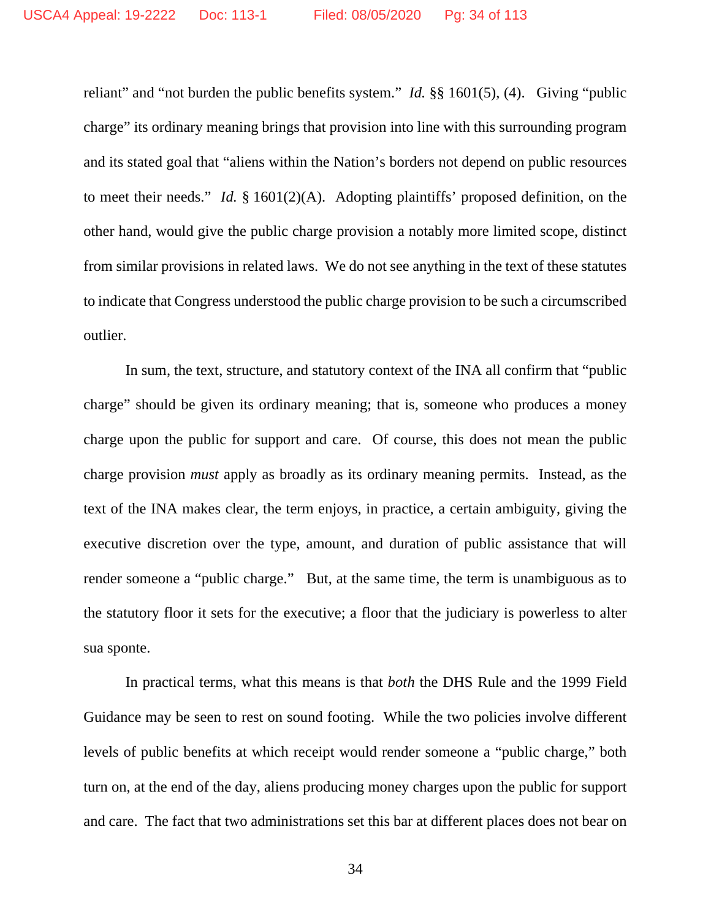reliant" and "not burden the public benefits system." *Id.* §§ 1601(5), (4). Giving "public charge" its ordinary meaning brings that provision into line with this surrounding program and its stated goal that "aliens within the Nation's borders not depend on public resources to meet their needs." *Id.* § 1601(2)(A). Adopting plaintiffs' proposed definition, on the other hand, would give the public charge provision a notably more limited scope, distinct from similar provisions in related laws. We do not see anything in the text of these statutes to indicate that Congress understood the public charge provision to be such a circumscribed outlier.

In sum, the text, structure, and statutory context of the INA all confirm that "public charge" should be given its ordinary meaning; that is, someone who produces a money charge upon the public for support and care. Of course, this does not mean the public charge provision *must* apply as broadly as its ordinary meaning permits. Instead, as the text of the INA makes clear, the term enjoys, in practice, a certain ambiguity, giving the executive discretion over the type, amount, and duration of public assistance that will render someone a "public charge." But, at the same time, the term is unambiguous as to the statutory floor it sets for the executive; a floor that the judiciary is powerless to alter sua sponte.

In practical terms, what this means is that *both* the DHS Rule and the 1999 Field Guidance may be seen to rest on sound footing. While the two policies involve different levels of public benefits at which receipt would render someone a "public charge," both turn on, at the end of the day, aliens producing money charges upon the public for support and care. The fact that two administrations set this bar at different places does not bear on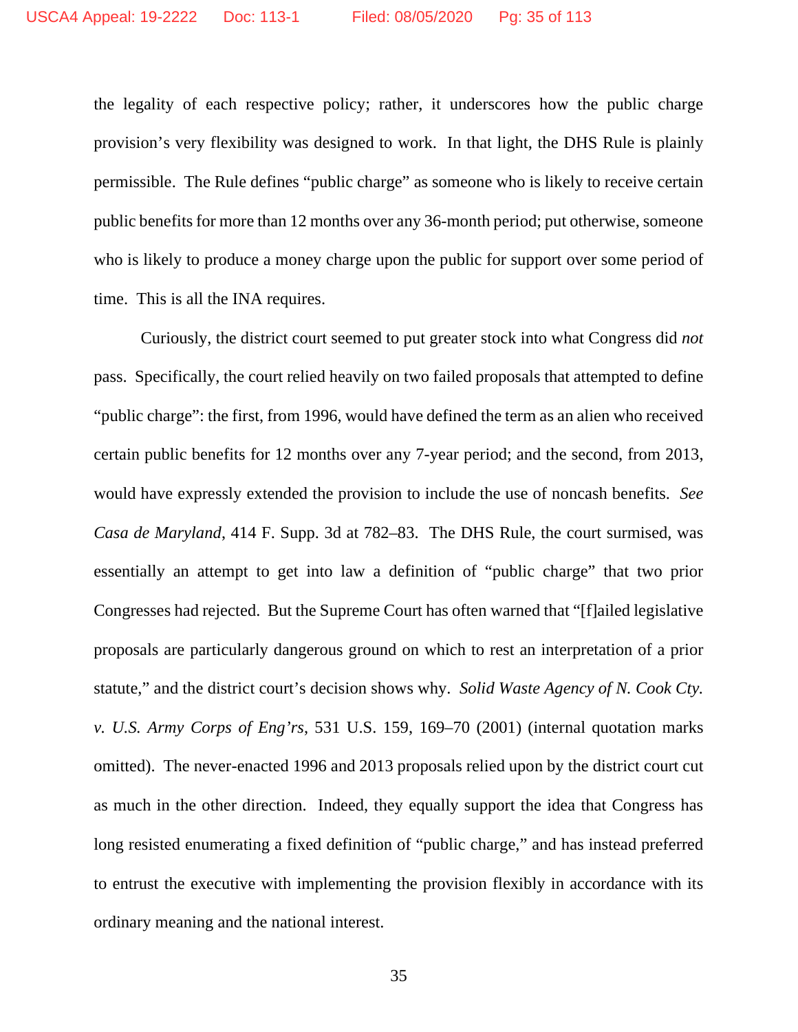the legality of each respective policy; rather, it underscores how the public charge provision's very flexibility was designed to work. In that light, the DHS Rule is plainly permissible. The Rule defines "public charge" as someone who is likely to receive certain public benefits for more than 12 months over any 36-month period; put otherwise, someone who is likely to produce a money charge upon the public for support over some period of time. This is all the INA requires.

Curiously, the district court seemed to put greater stock into what Congress did *not* pass. Specifically, the court relied heavily on two failed proposals that attempted to define "public charge": the first, from 1996, would have defined the term as an alien who received certain public benefits for 12 months over any 7-year period; and the second, from 2013, would have expressly extended the provision to include the use of noncash benefits. *See Casa de Maryland*, 414 F. Supp. 3d at 782–83. The DHS Rule, the court surmised, was essentially an attempt to get into law a definition of "public charge" that two prior Congresses had rejected. But the Supreme Court has often warned that "[f]ailed legislative proposals are particularly dangerous ground on which to rest an interpretation of a prior statute," and the district court's decision shows why. *Solid Waste Agency of N. Cook Cty. v. U.S. Army Corps of Eng'rs*, 531 U.S. 159, 169–70 (2001) (internal quotation marks omitted). The never-enacted 1996 and 2013 proposals relied upon by the district court cut as much in the other direction. Indeed, they equally support the idea that Congress has long resisted enumerating a fixed definition of "public charge," and has instead preferred to entrust the executive with implementing the provision flexibly in accordance with its ordinary meaning and the national interest.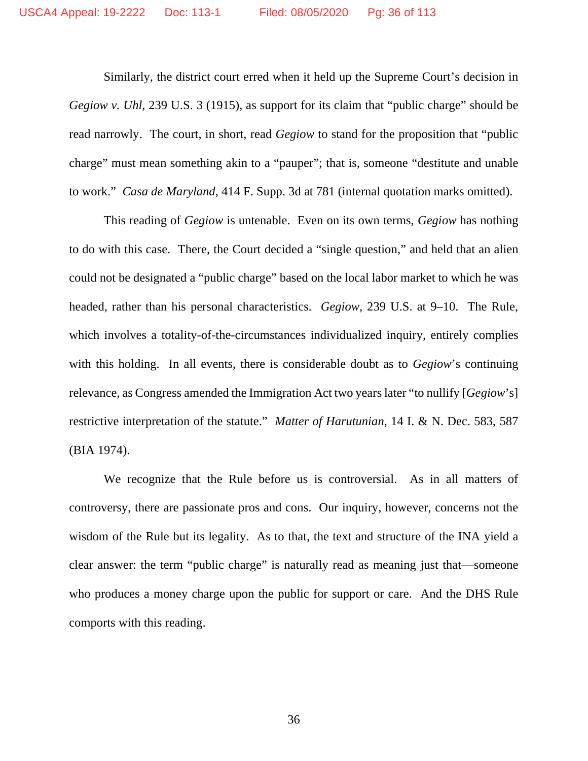Similarly, the district court erred when it held up the Supreme Court's decision in *Gegiow v. Uhl*, 239 U.S. 3 (1915), as support for its claim that "public charge" should be read narrowly. The court, in short, read *Gegiow* to stand for the proposition that "public charge" must mean something akin to a "pauper"; that is, someone "destitute and unable to work." *Casa de Maryland*, 414 F. Supp. 3d at 781 (internal quotation marks omitted).

This reading of *Gegiow* is untenable. Even on its own terms, *Gegiow* has nothing to do with this case. There, the Court decided a "single question," and held that an alien could not be designated a "public charge" based on the local labor market to which he was headed, rather than his personal characteristics. *Gegiow*, 239 U.S. at 9–10. The Rule, which involves a totality-of-the-circumstances individualized inquiry, entirely complies with this holding. In all events, there is considerable doubt as to *Gegiow*'s continuing relevance, as Congress amended the Immigration Act two years later "to nullify [*Gegiow*'s] restrictive interpretation of the statute." *Matter of Harutunian*, 14 I. & N. Dec. 583, 587 (BIA 1974).

We recognize that the Rule before us is controversial. As in all matters of controversy, there are passionate pros and cons. Our inquiry, however, concerns not the wisdom of the Rule but its legality. As to that, the text and structure of the INA yield a clear answer: the term "public charge" is naturally read as meaning just that—someone who produces a money charge upon the public for support or care. And the DHS Rule comports with this reading.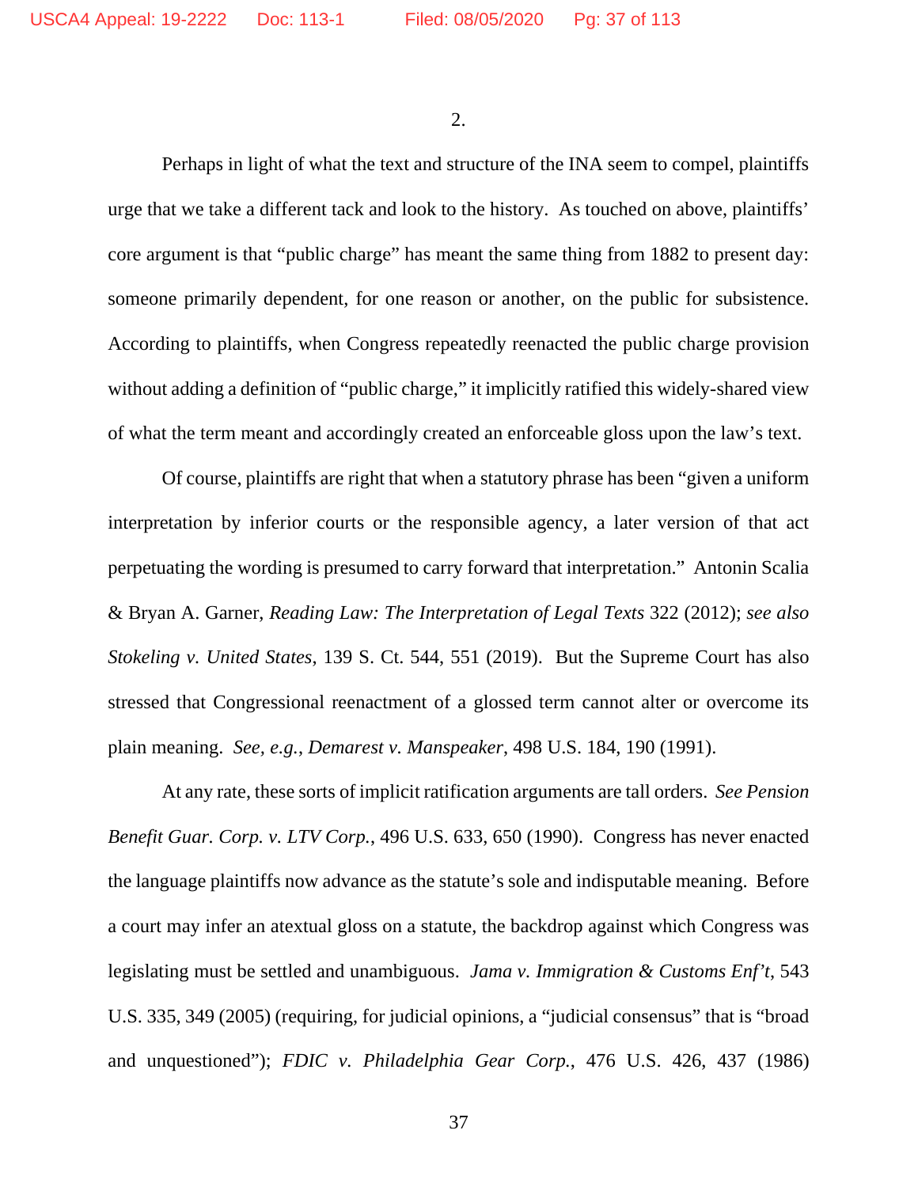2.

Perhaps in light of what the text and structure of the INA seem to compel, plaintiffs urge that we take a different tack and look to the history. As touched on above, plaintiffs' core argument is that "public charge" has meant the same thing from 1882 to present day: someone primarily dependent, for one reason or another, on the public for subsistence. According to plaintiffs, when Congress repeatedly reenacted the public charge provision without adding a definition of "public charge," it implicitly ratified this widely-shared view of what the term meant and accordingly created an enforceable gloss upon the law's text.

Of course, plaintiffs are right that when a statutory phrase has been "given a uniform interpretation by inferior courts or the responsible agency, a later version of that act perpetuating the wording is presumed to carry forward that interpretation." Antonin Scalia & Bryan A. Garner, *Reading Law: The Interpretation of Legal Texts* 322 (2012); *see also Stokeling v. United States*, 139 S. Ct. 544, 551 (2019). But the Supreme Court has also stressed that Congressional reenactment of a glossed term cannot alter or overcome its plain meaning. *See, e.g.*, *Demarest v. Manspeaker*, 498 U.S. 184, 190 (1991).

At any rate, these sorts of implicit ratification arguments are tall orders. *See Pension Benefit Guar. Corp. v. LTV Corp.*, 496 U.S. 633, 650 (1990). Congress has never enacted the language plaintiffs now advance as the statute's sole and indisputable meaning. Before a court may infer an atextual gloss on a statute, the backdrop against which Congress was legislating must be settled and unambiguous. *Jama v. Immigration & Customs Enf't*, 543 U.S. 335, 349 (2005) (requiring, for judicial opinions, a "judicial consensus" that is "broad and unquestioned"); *FDIC v. Philadelphia Gear Corp.*, 476 U.S. 426, 437 (1986)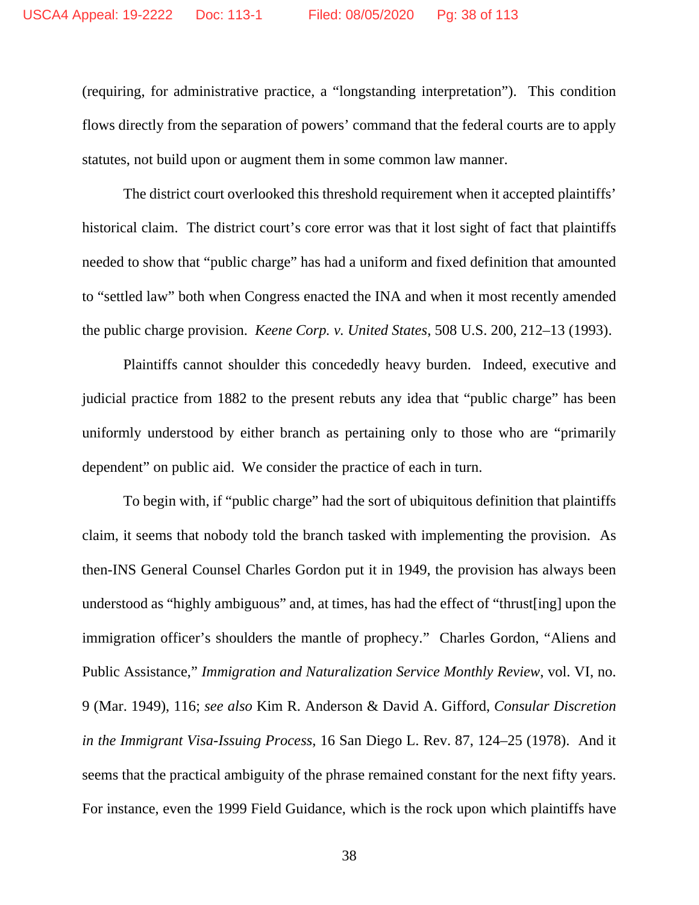(requiring, for administrative practice, a "longstanding interpretation"). This condition flows directly from the separation of powers' command that the federal courts are to apply statutes, not build upon or augment them in some common law manner.

The district court overlooked this threshold requirement when it accepted plaintiffs' historical claim. The district court's core error was that it lost sight of fact that plaintiffs needed to show that "public charge" has had a uniform and fixed definition that amounted to "settled law" both when Congress enacted the INA and when it most recently amended the public charge provision. *Keene Corp. v. United States*, 508 U.S. 200, 212–13 (1993).

Plaintiffs cannot shoulder this concededly heavy burden. Indeed, executive and judicial practice from 1882 to the present rebuts any idea that "public charge" has been uniformly understood by either branch as pertaining only to those who are "primarily dependent" on public aid. We consider the practice of each in turn.

To begin with, if "public charge" had the sort of ubiquitous definition that plaintiffs claim, it seems that nobody told the branch tasked with implementing the provision. As then-INS General Counsel Charles Gordon put it in 1949, the provision has always been understood as "highly ambiguous" and, at times, has had the effect of "thrust[ing] upon the immigration officer's shoulders the mantle of prophecy." Charles Gordon, "Aliens and Public Assistance," *Immigration and Naturalization Service Monthly Review*, vol. VI, no. 9 (Mar. 1949), 116; *see also* Kim R. Anderson & David A. Gifford, *Consular Discretion in the Immigrant Visa-Issuing Process*, 16 San Diego L. Rev. 87, 124–25 (1978). And it seems that the practical ambiguity of the phrase remained constant for the next fifty years. For instance, even the 1999 Field Guidance, which is the rock upon which plaintiffs have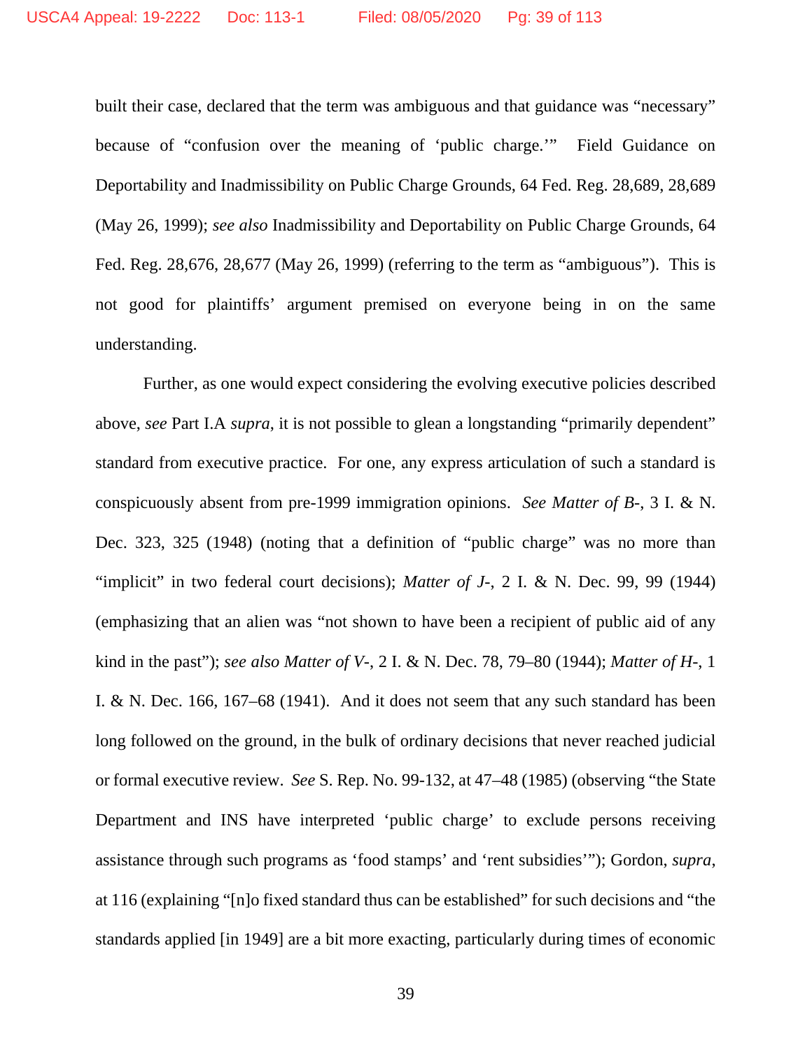built their case, declared that the term was ambiguous and that guidance was "necessary" because of "confusion over the meaning of 'public charge.'" Field Guidance on Deportability and Inadmissibility on Public Charge Grounds, 64 Fed. Reg. 28,689, 28,689 (May 26, 1999); *see also* Inadmissibility and Deportability on Public Charge Grounds, 64 Fed. Reg. 28,676, 28,677 (May 26, 1999) (referring to the term as "ambiguous"). This is not good for plaintiffs' argument premised on everyone being in on the same understanding.

Further, as one would expect considering the evolving executive policies described above, *see* Part I.A *supra*, it is not possible to glean a longstanding "primarily dependent" standard from executive practice. For one, any express articulation of such a standard is conspicuously absent from pre-1999 immigration opinions. *See Matter of B-*, 3 I. & N. Dec. 323, 325 (1948) (noting that a definition of "public charge" was no more than "implicit" in two federal court decisions); *Matter of J-*, 2 I. & N. Dec. 99, 99 (1944) (emphasizing that an alien was "not shown to have been a recipient of public aid of any kind in the past"); *see also Matter of V-*, 2 I. & N. Dec. 78, 79–80 (1944); *Matter of H-*, 1 I. & N. Dec. 166, 167–68 (1941). And it does not seem that any such standard has been long followed on the ground, in the bulk of ordinary decisions that never reached judicial or formal executive review. *See* S. Rep. No. 99-132, at 47–48 (1985) (observing "the State Department and INS have interpreted 'public charge' to exclude persons receiving assistance through such programs as 'food stamps' and 'rent subsidies'"); Gordon, *supra*, at 116 (explaining "[n]o fixed standard thus can be established" for such decisions and "the standards applied [in 1949] are a bit more exacting, particularly during times of economic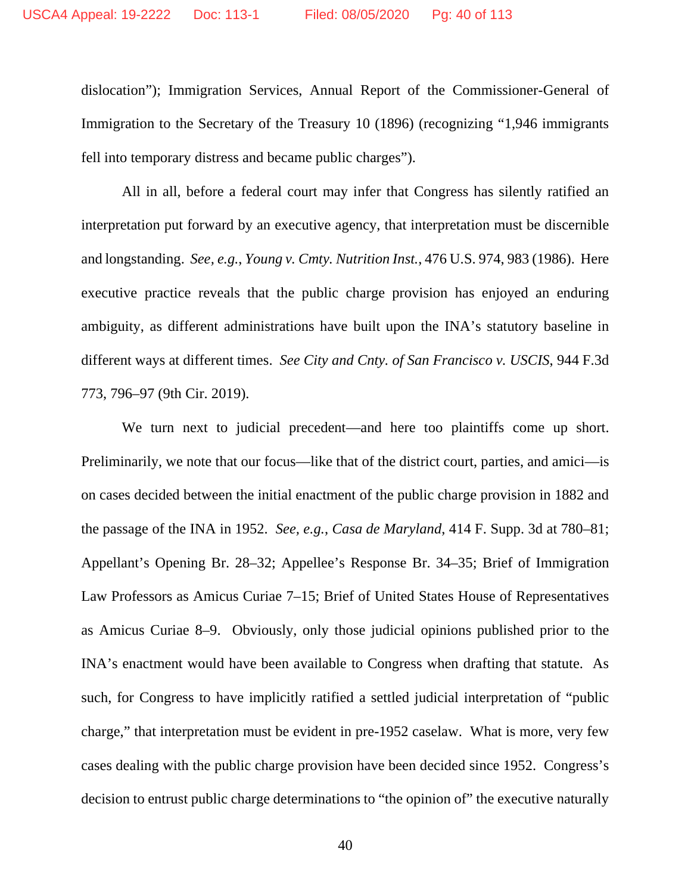dislocation"); Immigration Services, Annual Report of the Commissioner-General of Immigration to the Secretary of the Treasury 10 (1896) (recognizing "1,946 immigrants fell into temporary distress and became public charges").

All in all, before a federal court may infer that Congress has silently ratified an interpretation put forward by an executive agency, that interpretation must be discernible and longstanding. *See, e.g.*, *Young v. Cmty. Nutrition Inst.*, 476 U.S. 974, 983 (1986). Here executive practice reveals that the public charge provision has enjoyed an enduring ambiguity, as different administrations have built upon the INA's statutory baseline in different ways at different times. *See City and Cnty. of San Francisco v. USCIS*, 944 F.3d 773, 796–97 (9th Cir. 2019).

We turn next to judicial precedent—and here too plaintiffs come up short. Preliminarily, we note that our focus—like that of the district court, parties, and amici—is on cases decided between the initial enactment of the public charge provision in 1882 and the passage of the INA in 1952. *See, e.g.*, *Casa de Maryland*, 414 F. Supp. 3d at 780–81; Appellant's Opening Br. 28–32; Appellee's Response Br. 34–35; Brief of Immigration Law Professors as Amicus Curiae 7–15; Brief of United States House of Representatives as Amicus Curiae 8–9. Obviously, only those judicial opinions published prior to the INA's enactment would have been available to Congress when drafting that statute. As such, for Congress to have implicitly ratified a settled judicial interpretation of "public charge," that interpretation must be evident in pre-1952 caselaw. What is more, very few cases dealing with the public charge provision have been decided since 1952. Congress's decision to entrust public charge determinations to "the opinion of" the executive naturally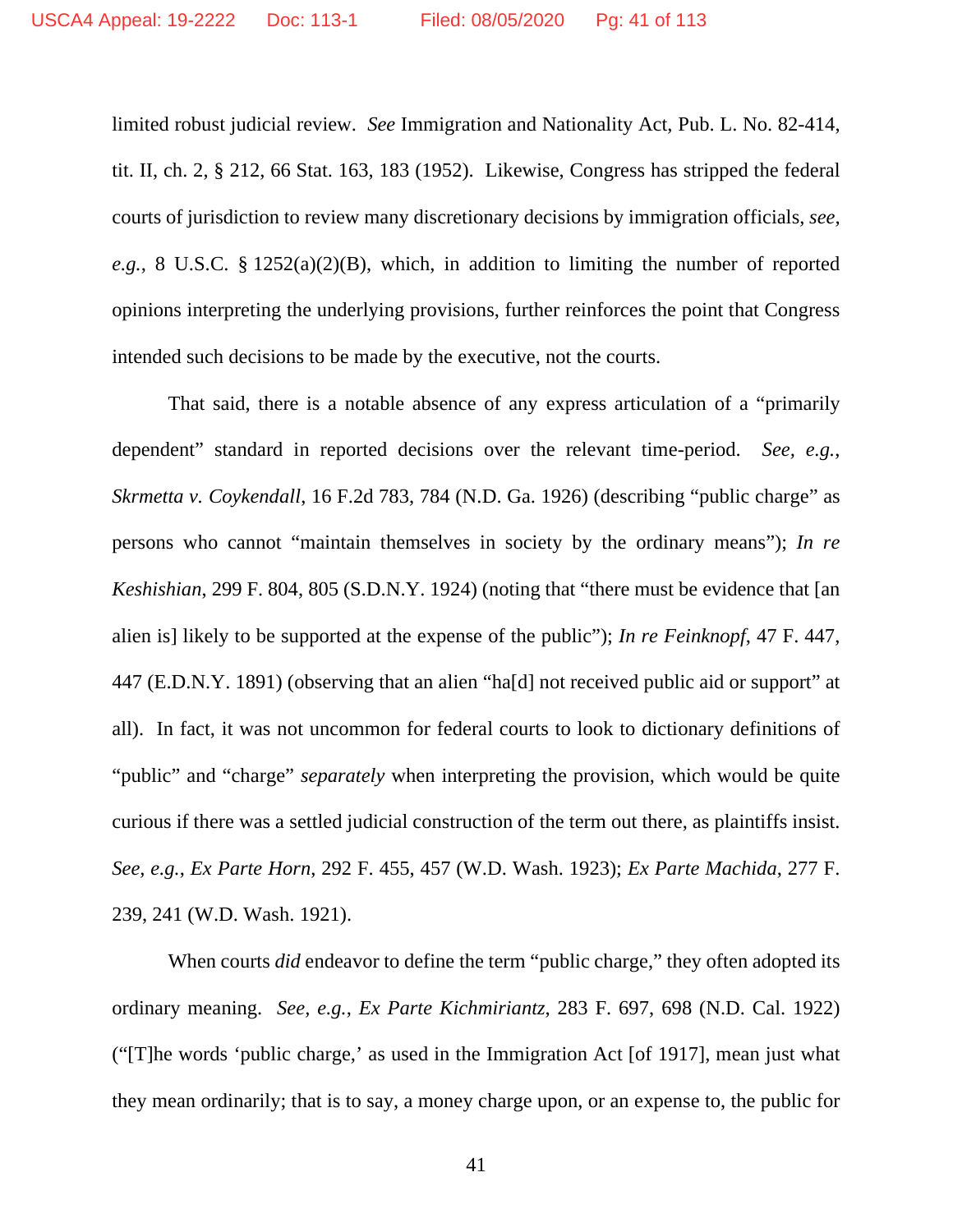limited robust judicial review. *See* Immigration and Nationality Act, Pub. L. No. 82-414, tit. II, ch. 2, § 212, 66 Stat. 163, 183 (1952). Likewise, Congress has stripped the federal courts of jurisdiction to review many discretionary decisions by immigration officials, *see, e.g.*, 8 U.S.C. § 1252(a)(2)(B), which, in addition to limiting the number of reported opinions interpreting the underlying provisions, further reinforces the point that Congress intended such decisions to be made by the executive, not the courts.

That said, there is a notable absence of any express articulation of a "primarily dependent" standard in reported decisions over the relevant time-period. *See, e.g.*, *Skrmetta v. Coykendall*, 16 F.2d 783, 784 (N.D. Ga. 1926) (describing "public charge" as persons who cannot "maintain themselves in society by the ordinary means"); *In re Keshishian*, 299 F. 804, 805 (S.D.N.Y. 1924) (noting that "there must be evidence that [an alien is] likely to be supported at the expense of the public"); *In re Feinknopf*, 47 F. 447, 447 (E.D.N.Y. 1891) (observing that an alien "ha[d] not received public aid or support" at all). In fact, it was not uncommon for federal courts to look to dictionary definitions of "public" and "charge" *separately* when interpreting the provision, which would be quite curious if there was a settled judicial construction of the term out there, as plaintiffs insist. *See, e.g.*, *Ex Parte Horn*, 292 F. 455, 457 (W.D. Wash. 1923); *Ex Parte Machida*, 277 F. 239, 241 (W.D. Wash. 1921).

When courts *did* endeavor to define the term "public charge," they often adopted its ordinary meaning. *See, e.g.*, *Ex Parte Kichmiriantz*, 283 F. 697, 698 (N.D. Cal. 1922) ("[T]he words 'public charge,' as used in the Immigration Act [of 1917], mean just what they mean ordinarily; that is to say, a money charge upon, or an expense to, the public for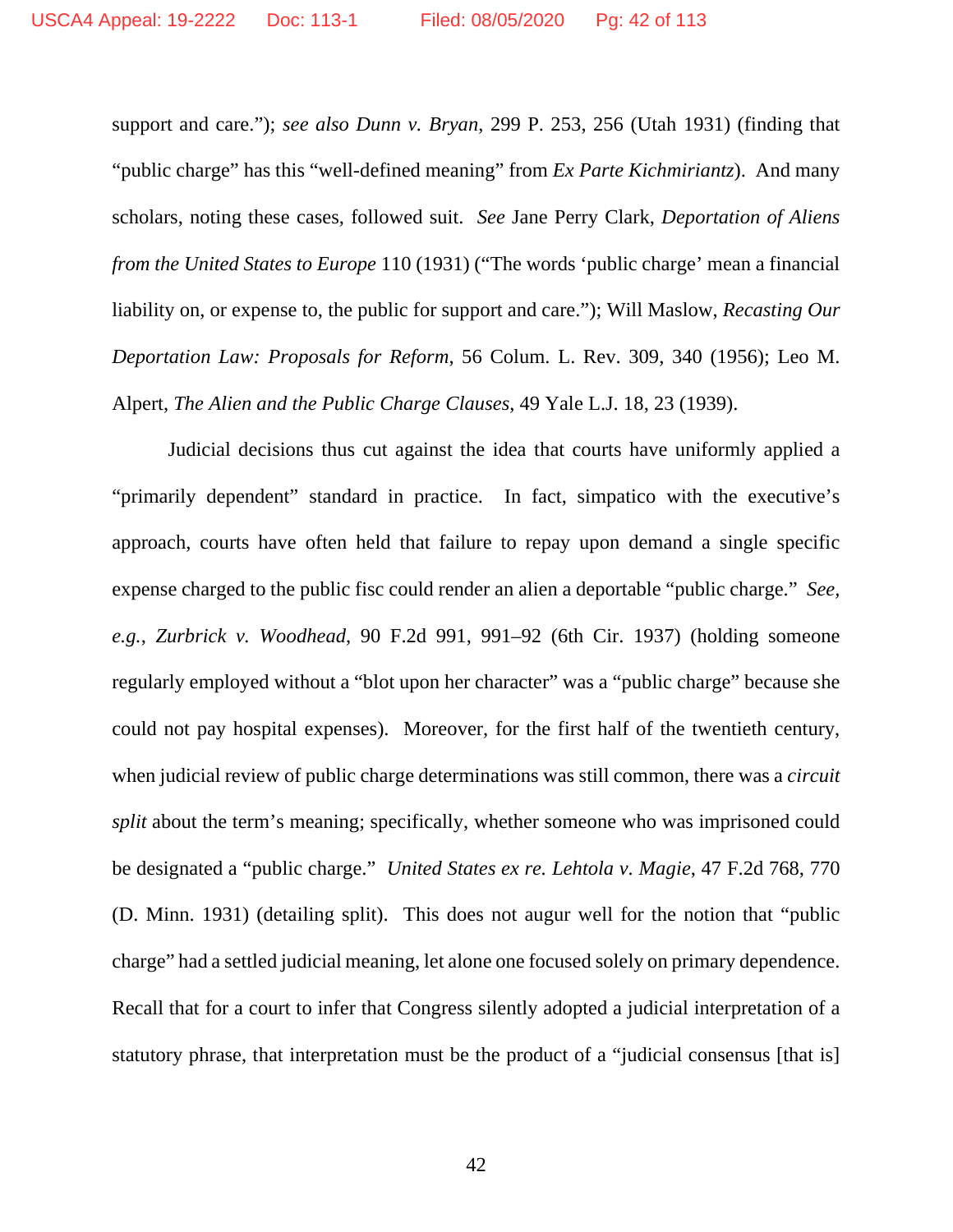support and care."); *see also Dunn v. Bryan*, 299 P. 253, 256 (Utah 1931) (finding that "public charge" has this "well-defined meaning" from *Ex Parte Kichmiriantz*). And many scholars, noting these cases, followed suit. *See* Jane Perry Clark, *Deportation of Aliens from the United States to Europe* 110 (1931) ("The words 'public charge' mean a financial liability on, or expense to, the public for support and care."); Will Maslow, *Recasting Our Deportation Law: Proposals for Reform*, 56 Colum. L. Rev. 309, 340 (1956); Leo M. Alpert, *The Alien and the Public Charge Clauses*, 49 Yale L.J. 18, 23 (1939).

Judicial decisions thus cut against the idea that courts have uniformly applied a "primarily dependent" standard in practice. In fact, simpatico with the executive's approach, courts have often held that failure to repay upon demand a single specific expense charged to the public fisc could render an alien a deportable "public charge." *See, e.g.*, *Zurbrick v. Woodhead*, 90 F.2d 991, 991–92 (6th Cir. 1937) (holding someone regularly employed without a "blot upon her character" was a "public charge" because she could not pay hospital expenses). Moreover, for the first half of the twentieth century, when judicial review of public charge determinations was still common, there was a *circuit split* about the term's meaning; specifically, whether someone who was imprisoned could be designated a "public charge." *United States ex re. Lehtola v. Magie*, 47 F.2d 768, 770 (D. Minn. 1931) (detailing split). This does not augur well for the notion that "public charge" had a settled judicial meaning, let alone one focused solely on primary dependence. Recall that for a court to infer that Congress silently adopted a judicial interpretation of a statutory phrase, that interpretation must be the product of a "judicial consensus [that is]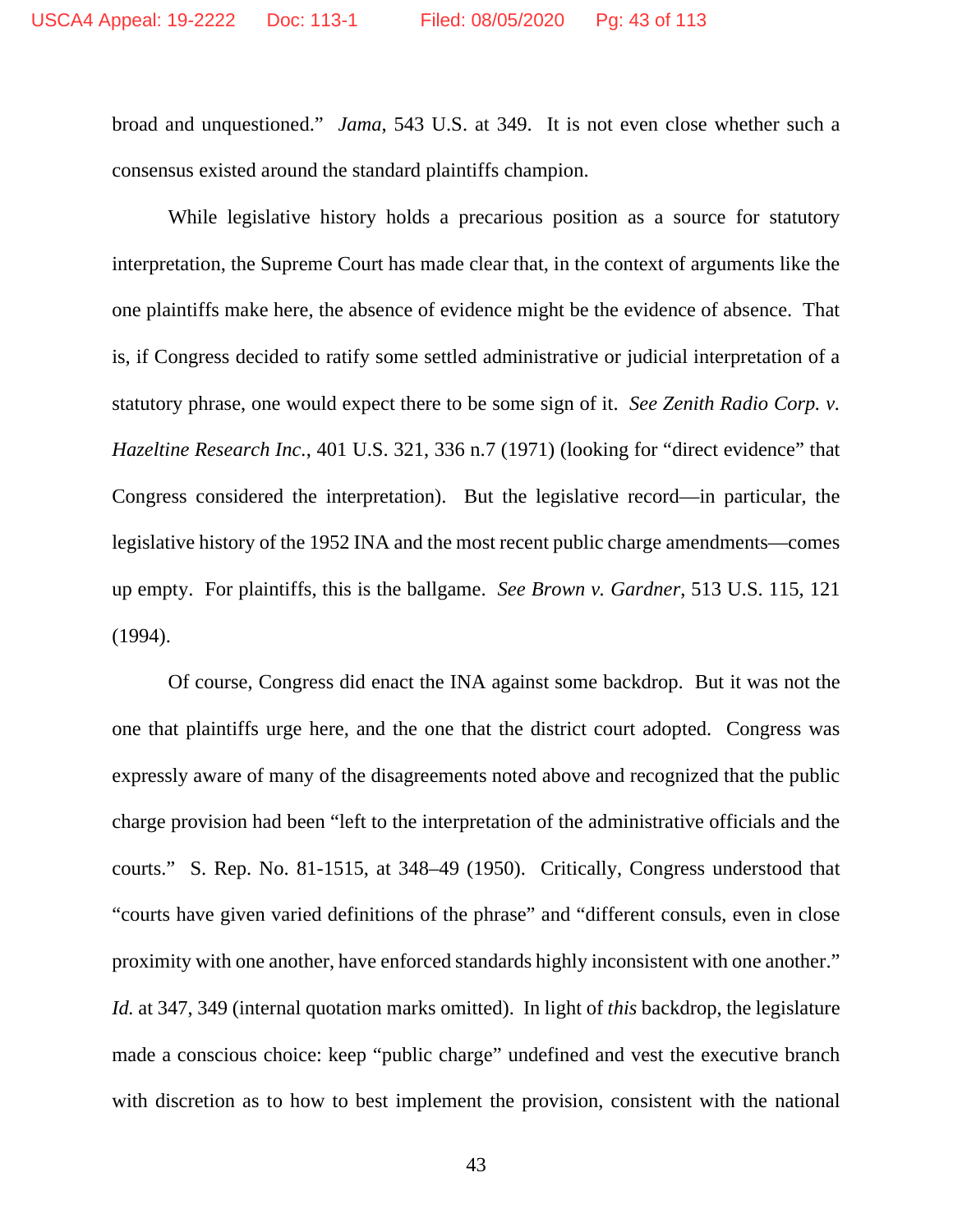broad and unquestioned." *Jama*, 543 U.S. at 349. It is not even close whether such a consensus existed around the standard plaintiffs champion.

While legislative history holds a precarious position as a source for statutory interpretation, the Supreme Court has made clear that, in the context of arguments like the one plaintiffs make here, the absence of evidence might be the evidence of absence. That is, if Congress decided to ratify some settled administrative or judicial interpretation of a statutory phrase, one would expect there to be some sign of it. *See Zenith Radio Corp. v. Hazeltine Research Inc.*, 401 U.S. 321, 336 n.7 (1971) (looking for "direct evidence" that Congress considered the interpretation). But the legislative record—in particular, the legislative history of the 1952 INA and the most recent public charge amendments—comes up empty. For plaintiffs, this is the ballgame. *See Brown v. Gardner*, 513 U.S. 115, 121 (1994).

Of course, Congress did enact the INA against some backdrop. But it was not the one that plaintiffs urge here, and the one that the district court adopted. Congress was expressly aware of many of the disagreements noted above and recognized that the public charge provision had been "left to the interpretation of the administrative officials and the courts." S. Rep. No. 81-1515, at 348–49 (1950). Critically, Congress understood that "courts have given varied definitions of the phrase" and "different consuls, even in close proximity with one another, have enforced standards highly inconsistent with one another." *Id.* at 347, 349 (internal quotation marks omitted). In light of *this* backdrop, the legislature made a conscious choice: keep "public charge" undefined and vest the executive branch with discretion as to how to best implement the provision, consistent with the national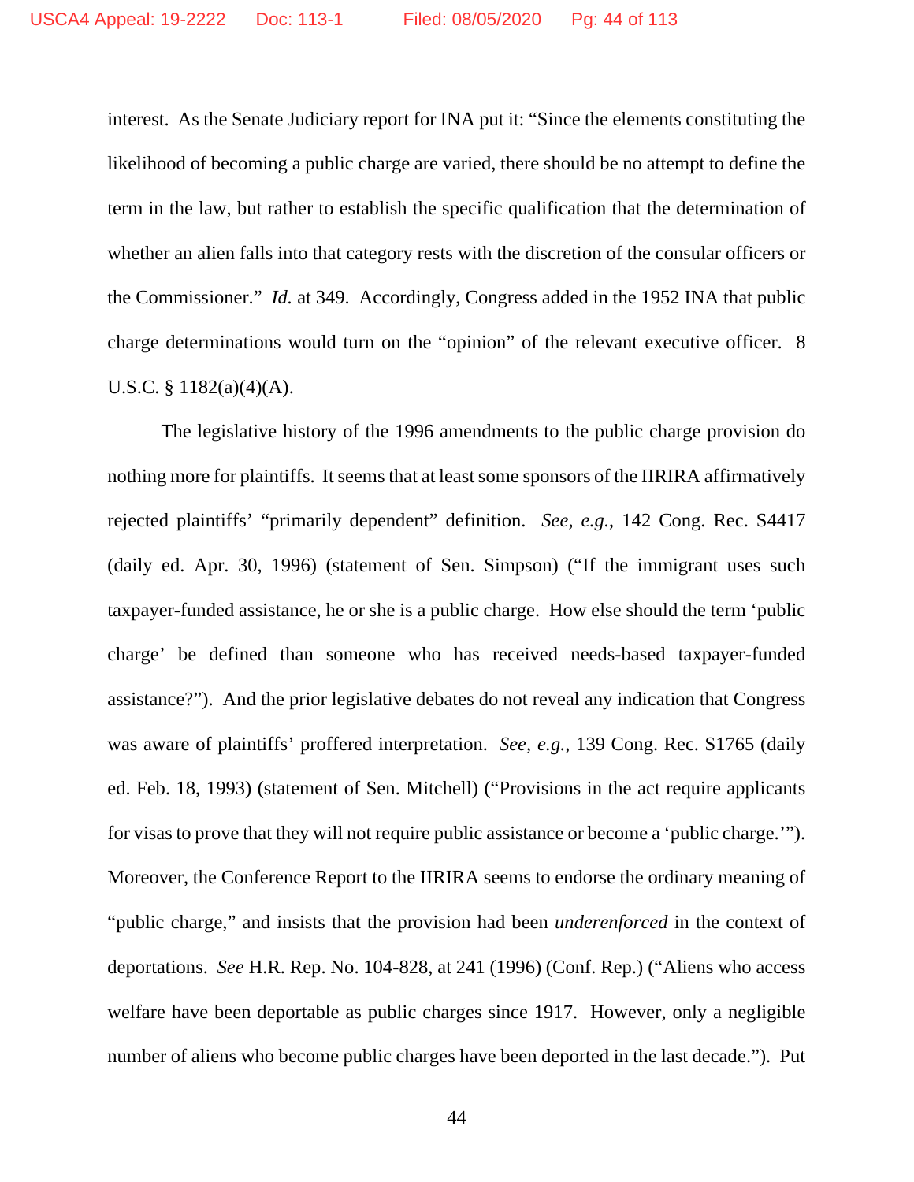interest. As the Senate Judiciary report for INA put it: "Since the elements constituting the likelihood of becoming a public charge are varied, there should be no attempt to define the term in the law, but rather to establish the specific qualification that the determination of whether an alien falls into that category rests with the discretion of the consular officers or the Commissioner." *Id.* at 349. Accordingly, Congress added in the 1952 INA that public charge determinations would turn on the "opinion" of the relevant executive officer. 8 U.S.C. § 1182(a)(4)(A).

The legislative history of the 1996 amendments to the public charge provision do nothing more for plaintiffs. It seems that at least some sponsors of the IIRIRA affirmatively rejected plaintiffs' "primarily dependent" definition. *See, e.g.*, 142 Cong. Rec. S4417 (daily ed. Apr. 30, 1996) (statement of Sen. Simpson) ("If the immigrant uses such taxpayer-funded assistance, he or she is a public charge. How else should the term 'public charge' be defined than someone who has received needs-based taxpayer-funded assistance?"). And the prior legislative debates do not reveal any indication that Congress was aware of plaintiffs' proffered interpretation. *See, e.g.*, 139 Cong. Rec. S1765 (daily ed. Feb. 18, 1993) (statement of Sen. Mitchell) ("Provisions in the act require applicants for visas to prove that they will not require public assistance or become a 'public charge.'"). Moreover, the Conference Report to the IIRIRA seems to endorse the ordinary meaning of "public charge," and insists that the provision had been *underenforced* in the context of deportations. *See* H.R. Rep. No. 104-828, at 241 (1996) (Conf. Rep.) ("Aliens who access welfare have been deportable as public charges since 1917. However, only a negligible number of aliens who become public charges have been deported in the last decade."). Put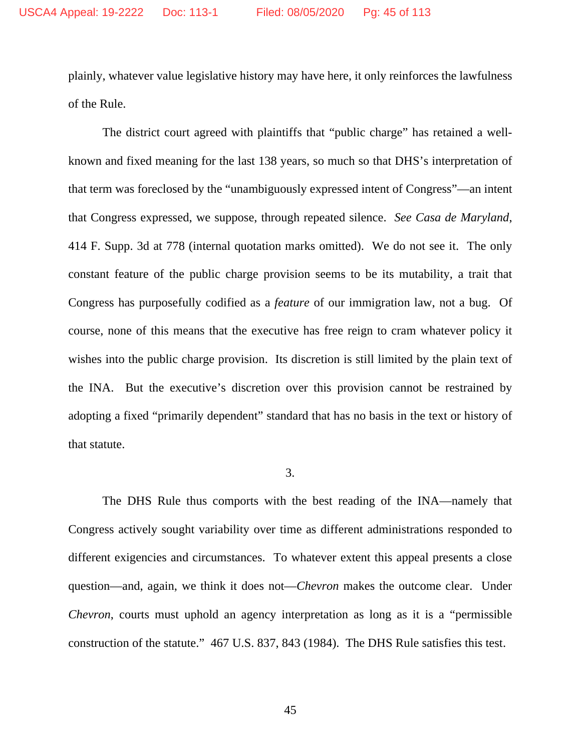plainly, whatever value legislative history may have here, it only reinforces the lawfulness of the Rule.

The district court agreed with plaintiffs that "public charge" has retained a well-known and fixed meaning for the last 138 years, so much so that DHS's interpretation of that term was foreclosed by the "unambiguously expressed intent of Congress"—an intent that Congress expressed, we suppose, through repeated silence. *See Casa de Maryland*, 414 F. Supp. 3d at 778 (internal quotation marks omitted). We do not see it. The only constant feature of the public charge provision seems to be its mutability, a trait that Congress has purposefully codified as a *feature* of our immigration law, not a bug. Of course, none of this means that the executive has free reign to cram whatever policy it wishes into the public charge provision. Its discretion is still limited by the plain text of the INA. But the executive's discretion over this provision cannot be restrained by adopting a fixed "primarily dependent" standard that has no basis in the text or history of that statute.

3.

The DHS Rule thus comports with the best reading of the INA—namely that Congress actively sought variability over time as different administrations responded to different exigencies and circumstances. To whatever extent this appeal presents a close question—and, again, we think it does not—*Chevron* makes the outcome clear. Under *Chevron*, courts must uphold an agency interpretation as long as it is a "permissible construction of the statute." 467 U.S. 837, 843 (1984). The DHS Rule satisfies this test.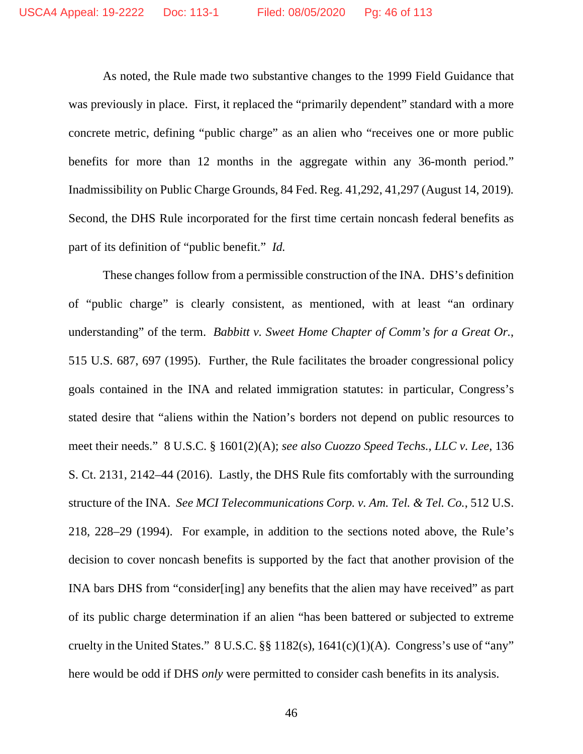As noted, the Rule made two substantive changes to the 1999 Field Guidance that was previously in place. First, it replaced the "primarily dependent" standard with a more concrete metric, defining "public charge" as an alien who "receives one or more public benefits for more than 12 months in the aggregate within any 36-month period." Inadmissibility on Public Charge Grounds, 84 Fed. Reg. 41,292, 41,297 (August 14, 2019). Second, the DHS Rule incorporated for the first time certain noncash federal benefits as part of its definition of "public benefit." *Id.*

These changes follow from a permissible construction of the INA. DHS's definition of "public charge" is clearly consistent, as mentioned, with at least "an ordinary understanding" of the term. *Babbitt v. Sweet Home Chapter of Comm's for a Great Or.*, 515 U.S. 687, 697 (1995). Further, the Rule facilitates the broader congressional policy goals contained in the INA and related immigration statutes: in particular, Congress's stated desire that "aliens within the Nation's borders not depend on public resources to meet their needs." 8 U.S.C. § 1601(2)(A); *see also Cuozzo Speed Techs., LLC v. Lee*, 136 S. Ct. 2131, 2142–44 (2016). Lastly, the DHS Rule fits comfortably with the surrounding structure of the INA. *See MCI Telecommunications Corp. v. Am. Tel. & Tel. Co.*, 512 U.S. 218, 228–29 (1994). For example, in addition to the sections noted above, the Rule's decision to cover noncash benefits is supported by the fact that another provision of the INA bars DHS from "consider[ing] any benefits that the alien may have received" as part of its public charge determination if an alien "has been battered or subjected to extreme cruelty in the United States." 8 U.S.C. §§ 1182(s), 1641(c)(1)(A). Congress's use of "any" here would be odd if DHS *only* were permitted to consider cash benefits in its analysis.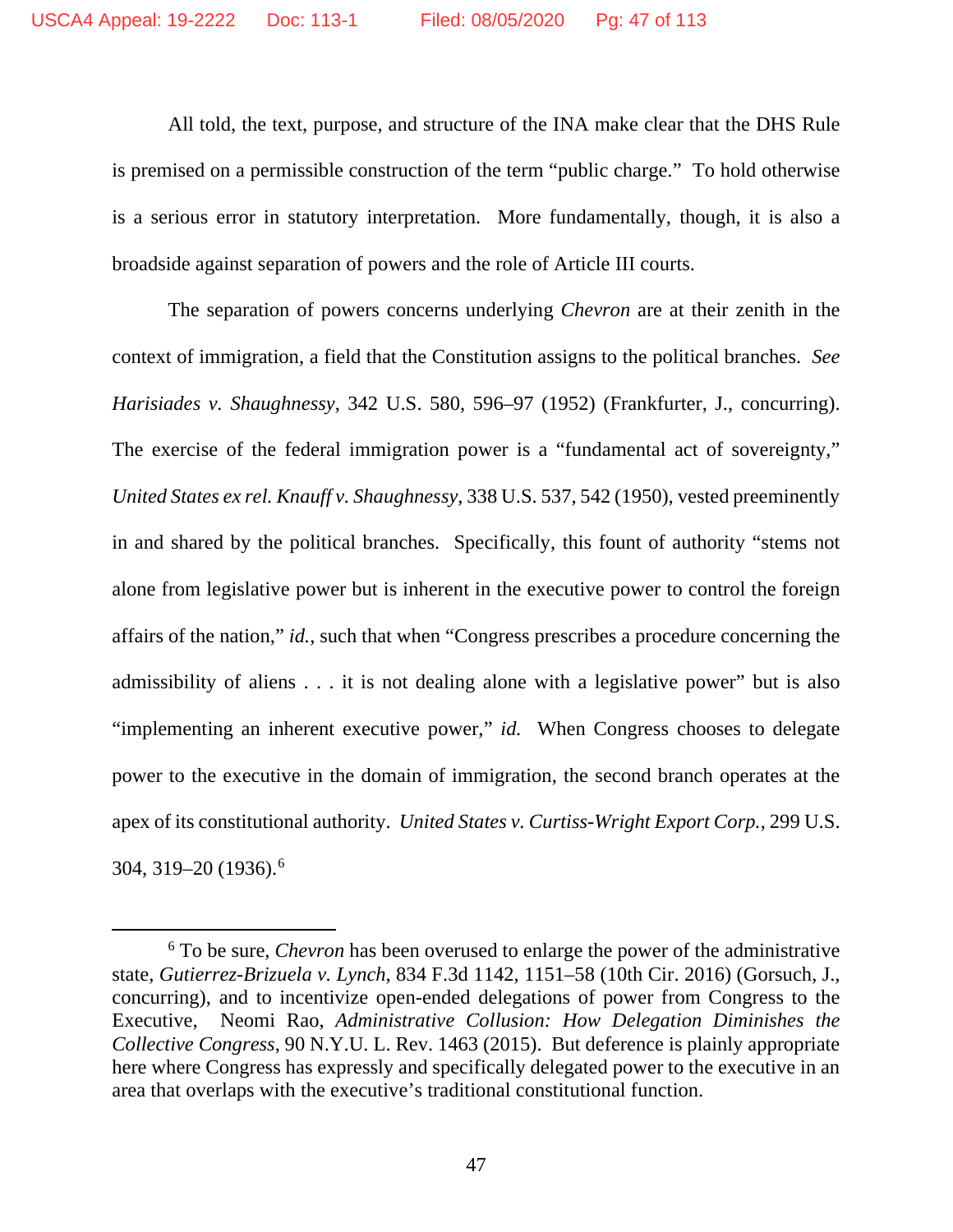All told, the text, purpose, and structure of the INA make clear that the DHS Rule is premised on a permissible construction of the term "public charge." To hold otherwise is a serious error in statutory interpretation. More fundamentally, though, it is also a broadside against separation of powers and the role of Article III courts.

The separation of powers concerns underlying *Chevron* are at their zenith in the context of immigration, a field that the Constitution assigns to the political branches. *See Harisiades v. Shaughnessy*, 342 U.S. 580, 596–97 (1952) (Frankfurter, J., concurring). The exercise of the federal immigration power is a "fundamental act of sovereignty," *United States ex rel. Knauff v. Shaughnessy*, 338 U.S. 537, 542 (1950), vested preeminently in and shared by the political branches. Specifically, this fount of authority "stems not alone from legislative power but is inherent in the executive power to control the foreign affairs of the nation," *id.*, such that when "Congress prescribes a procedure concerning the admissibility of aliens . . . it is not dealing alone with a legislative power" but is also "implementing an inherent executive power," *id.* When Congress chooses to delegate power to the executive in the domain of immigration, the second branch operates at the apex of its constitutional authority. *United States v. Curtiss-Wright Export Corp.*, 299 U.S. 304, 319–20 (1936).[6]

[6] To be sure, *Chevron* has been overused to enlarge the power of the administrative state, *Gutierrez-Brizuela v. Lynch*, 834 F.3d 1142, 1151–58 (10th Cir. 2016) (Gorsuch, J., concurring), and to incentivize open-ended delegations of power from Congress to the Executive, Neomi Rao, *Administrative Collusion: How Delegation Diminishes the Collective Congress*, 90 N.Y.U. L. Rev. 1463 (2015). But deference is plainly appropriate here where Congress has expressly and specifically delegated power to the executive in an area that overlaps with the executive's traditional constitutional function.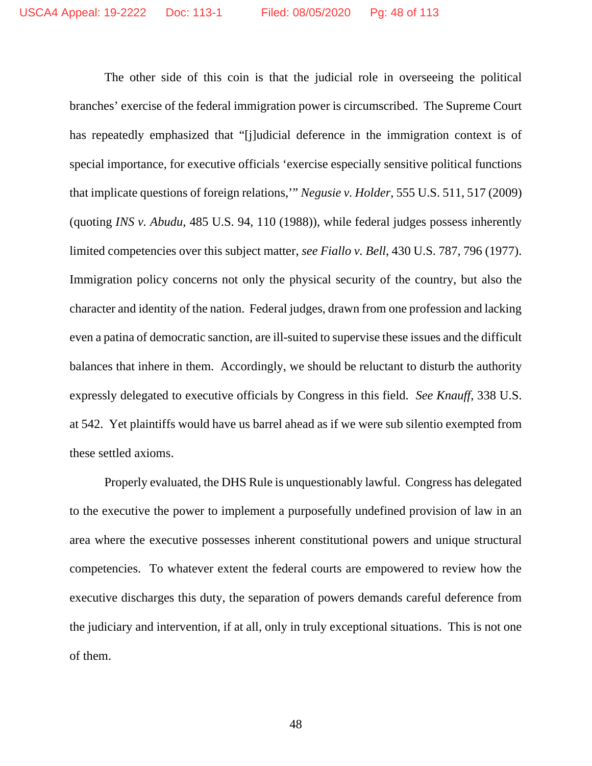The other side of this coin is that the judicial role in overseeing the political branches' exercise of the federal immigration power is circumscribed. The Supreme Court has repeatedly emphasized that "[j]udicial deference in the immigration context is of special importance, for executive officials 'exercise especially sensitive political functions that implicate questions of foreign relations,'" *Negusie v. Holder*, 555 U.S. 511, 517 (2009) (quoting *INS v. Abudu*, 485 U.S. 94, 110 (1988)), while federal judges possess inherently limited competencies over this subject matter, *see Fiallo v. Bell*, 430 U.S. 787, 796 (1977). Immigration policy concerns not only the physical security of the country, but also the character and identity of the nation. Federal judges, drawn from one profession and lacking even a patina of democratic sanction, are ill-suited to supervise these issues and the difficult balances that inhere in them. Accordingly, we should be reluctant to disturb the authority expressly delegated to executive officials by Congress in this field. *See Knauff*, 338 U.S. at 542. Yet plaintiffs would have us barrel ahead as if we were sub silentio exempted from these settled axioms.

Properly evaluated, the DHS Rule is unquestionably lawful. Congress has delegated to the executive the power to implement a purposefully undefined provision of law in an area where the executive possesses inherent constitutional powers and unique structural competencies. To whatever extent the federal courts are empowered to review how the executive discharges this duty, the separation of powers demands careful deference from the judiciary and intervention, if at all, only in truly exceptional situations. This is not one of them.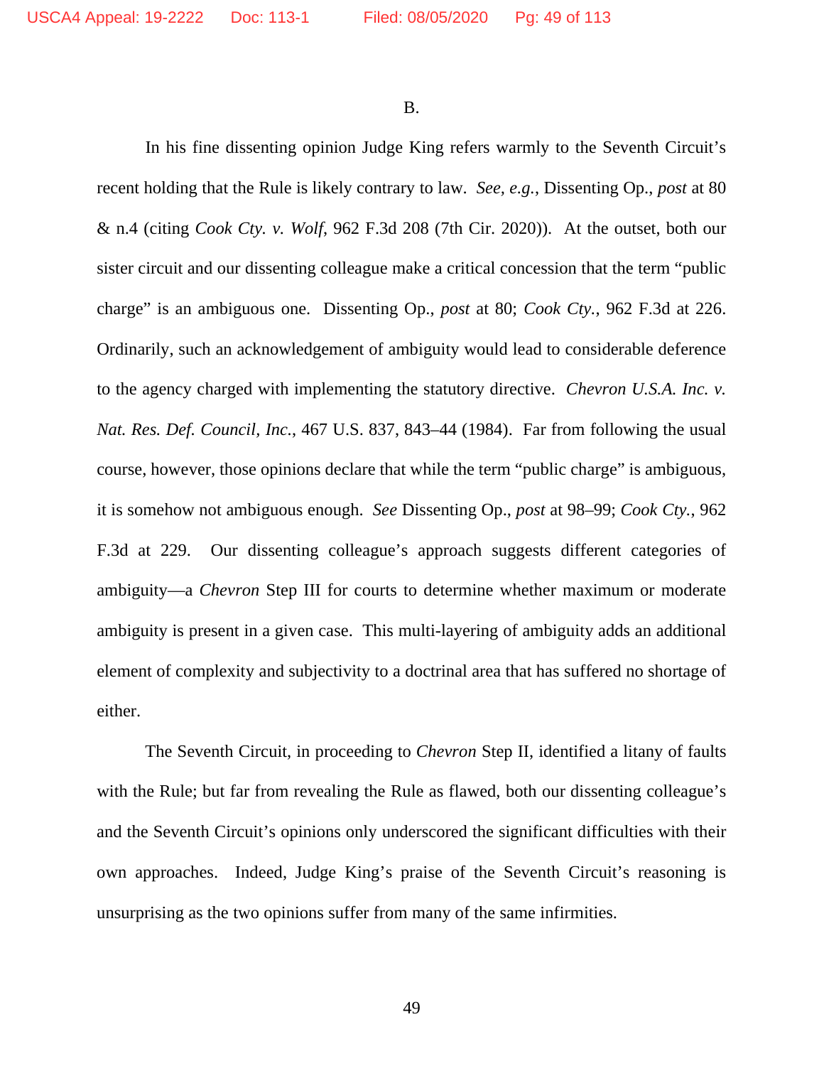B.

In his fine dissenting opinion Judge King refers warmly to the Seventh Circuit's recent holding that the Rule is likely contrary to law. *See, e.g.*, Dissenting Op., *post* at 80 & n.4 (citing *Cook Cty. v. Wolf*, 962 F.3d 208 (7th Cir. 2020)). At the outset, both our sister circuit and our dissenting colleague make a critical concession that the term "public charge" is an ambiguous one. Dissenting Op., *post* at 80; *Cook Cty.*, 962 F.3d at 226. Ordinarily, such an acknowledgement of ambiguity would lead to considerable deference to the agency charged with implementing the statutory directive. *Chevron U.S.A. Inc. v. Nat. Res. Def. Council, Inc.*, 467 U.S. 837, 843–44 (1984). Far from following the usual course, however, those opinions declare that while the term "public charge" is ambiguous, it is somehow not ambiguous enough. *See* Dissenting Op., *post* at 98–99; *Cook Cty.*, 962 F.3d at 229. Our dissenting colleague's approach suggests different categories of ambiguity—a *Chevron* Step III for courts to determine whether maximum or moderate ambiguity is present in a given case. This multi-layering of ambiguity adds an additional element of complexity and subjectivity to a doctrinal area that has suffered no shortage of either.

The Seventh Circuit, in proceeding to *Chevron* Step II, identified a litany of faults with the Rule; but far from revealing the Rule as flawed, both our dissenting colleague's and the Seventh Circuit's opinions only underscored the significant difficulties with their own approaches. Indeed, Judge King's praise of the Seventh Circuit's reasoning is unsurprising as the two opinions suffer from many of the same infirmities.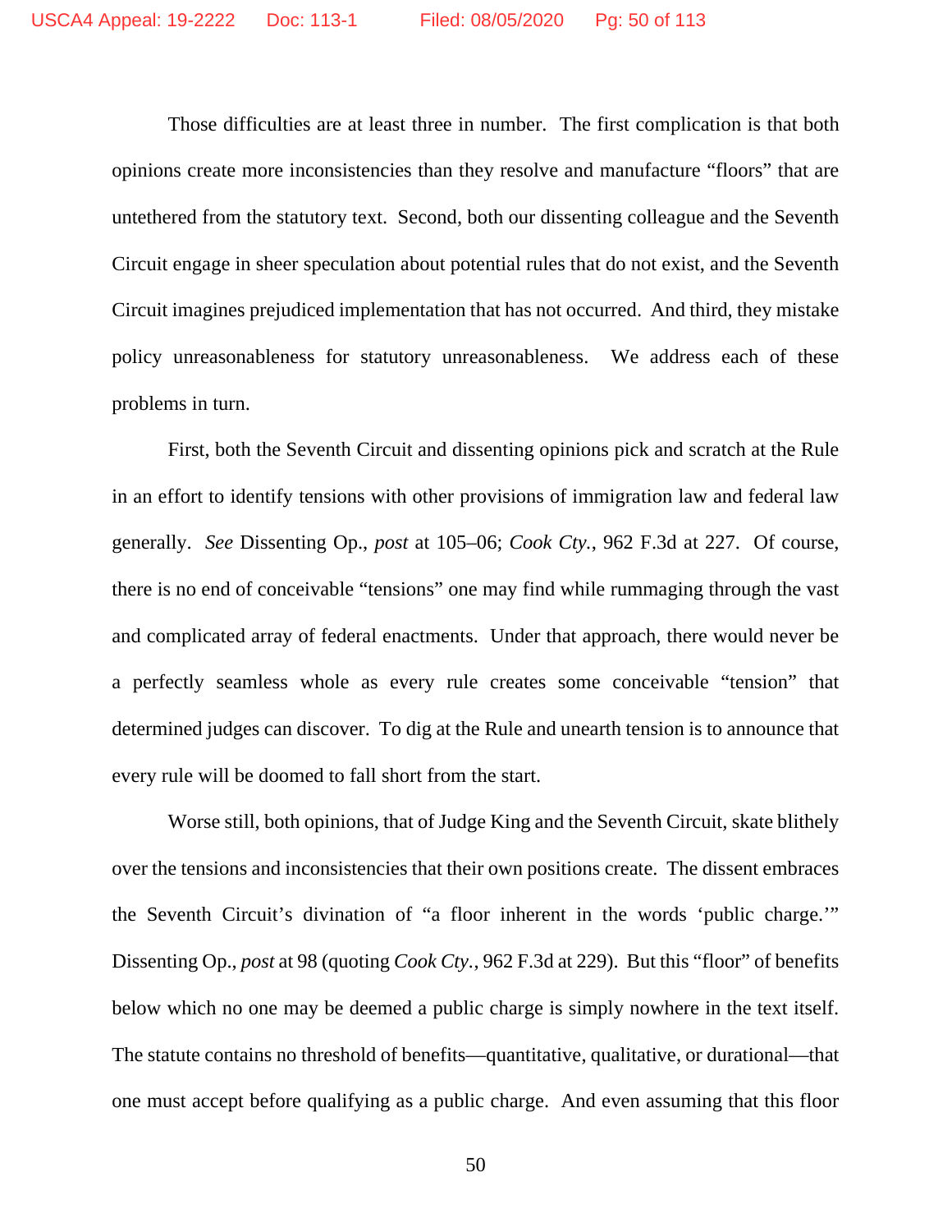Those difficulties are at least three in number. The first complication is that both opinions create more inconsistencies than they resolve and manufacture "floors" that are untethered from the statutory text. Second, both our dissenting colleague and the Seventh Circuit engage in sheer speculation about potential rules that do not exist, and the Seventh Circuit imagines prejudiced implementation that has not occurred. And third, they mistake policy unreasonableness for statutory unreasonableness. We address each of these problems in turn.

First, both the Seventh Circuit and dissenting opinions pick and scratch at the Rule in an effort to identify tensions with other provisions of immigration law and federal law generally. *See* Dissenting Op., *post* at 105–06; *Cook Cty.*, 962 F.3d at 227. Of course, there is no end of conceivable "tensions" one may find while rummaging through the vast and complicated array of federal enactments. Under that approach, there would never be a perfectly seamless whole as every rule creates some conceivable "tension" that determined judges can discover. To dig at the Rule and unearth tension is to announce that every rule will be doomed to fall short from the start.

Worse still, both opinions, that of Judge King and the Seventh Circuit, skate blithely over the tensions and inconsistencies that their own positions create. The dissent embraces the Seventh Circuit's divination of "a floor inherent in the words 'public charge.'" Dissenting Op., *post* at 98 (quoting *Cook Cty.*, 962 F.3d at 229). But this "floor" of benefits below which no one may be deemed a public charge is simply nowhere in the text itself. The statute contains no threshold of benefits—quantitative, qualitative, or durational—that one must accept before qualifying as a public charge. And even assuming that this floor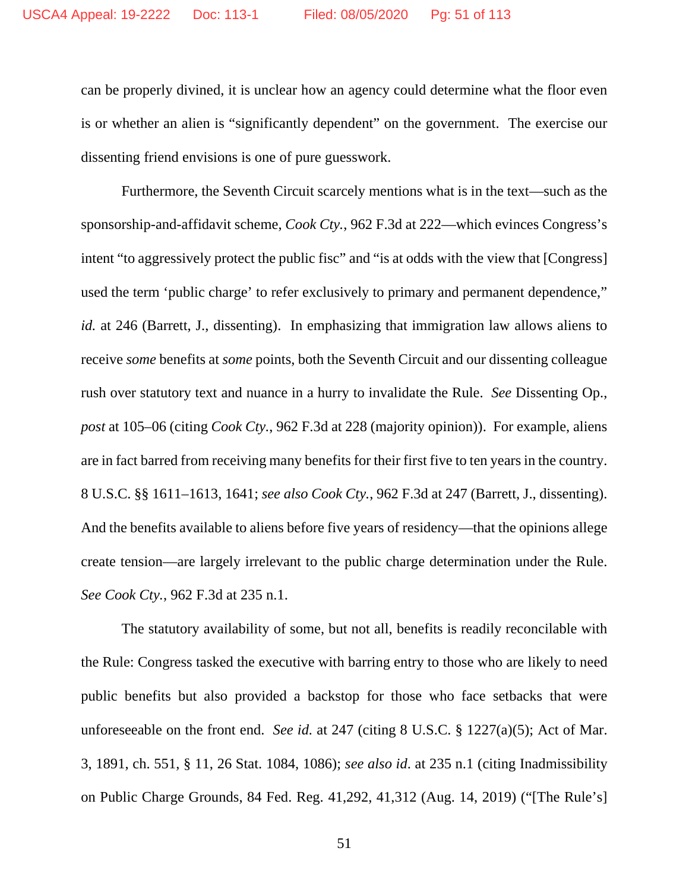can be properly divined, it is unclear how an agency could determine what the floor even is or whether an alien is "significantly dependent" on the government. The exercise our dissenting friend envisions is one of pure guesswork.

Furthermore, the Seventh Circuit scarcely mentions what is in the text—such as the sponsorship-and-affidavit scheme, *Cook Cty.*, 962 F.3d at 222—which evinces Congress's intent "to aggressively protect the public fisc" and "is at odds with the view that [Congress] used the term 'public charge' to refer exclusively to primary and permanent dependence," *id.* at 246 (Barrett, J., dissenting). In emphasizing that immigration law allows aliens to receive *some* benefits at *some* points, both the Seventh Circuit and our dissenting colleague rush over statutory text and nuance in a hurry to invalidate the Rule. *See* Dissenting Op., *post* at 105–06 (citing *Cook Cty*., 962 F.3d at 228 (majority opinion)). For example, aliens are in fact barred from receiving many benefits for their first five to ten years in the country. 8 U.S.C. §§ 1611–1613, 1641; *see also Cook Cty.*, 962 F.3d at 247 (Barrett, J., dissenting). And the benefits available to aliens before five years of residency—that the opinions allege create tension—are largely irrelevant to the public charge determination under the Rule. *See Cook Cty.*, 962 F.3d at 235 n.1.

The statutory availability of some, but not all, benefits is readily reconcilable with the Rule: Congress tasked the executive with barring entry to those who are likely to need public benefits but also provided a backstop for those who face setbacks that were unforeseeable on the front end. *See id.* at 247 (citing 8 U.S.C. § 1227(a)(5); Act of Mar. 3, 1891, ch. 551, § 11, 26 Stat. 1084, 1086); *see also id*. at 235 n.1 (citing Inadmissibility on Public Charge Grounds, 84 Fed. Reg. 41,292, 41,312 (Aug. 14, 2019) ("[The Rule's]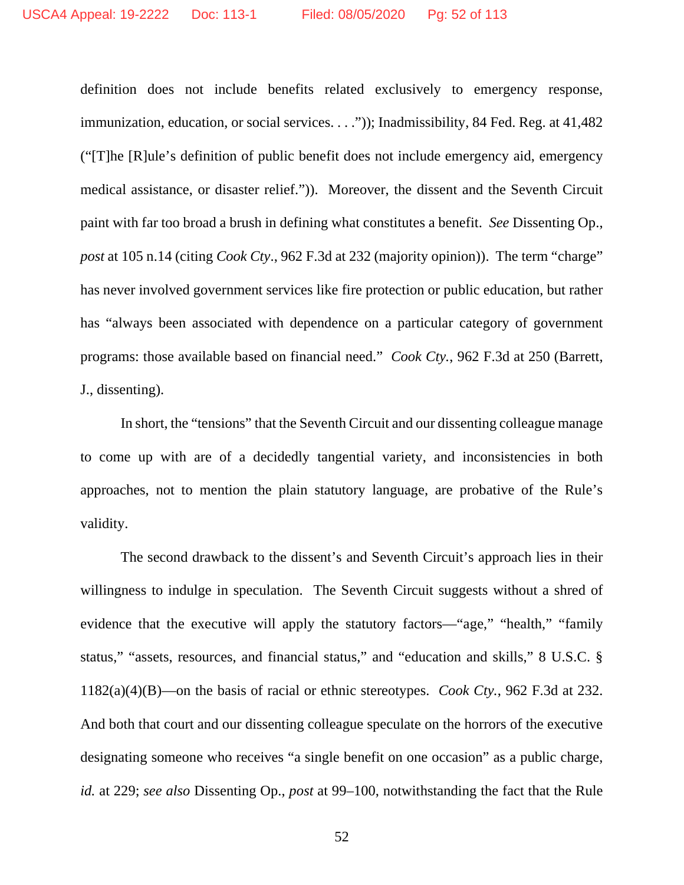definition does not include benefits related exclusively to emergency response, immunization, education, or social services. . . .")); Inadmissibility, 84 Fed. Reg. at 41,482 ("[T]he [R]ule's definition of public benefit does not include emergency aid, emergency medical assistance, or disaster relief.")). Moreover, the dissent and the Seventh Circuit paint with far too broad a brush in defining what constitutes a benefit. *See* Dissenting Op., *post* at 105 n.14 (citing *Cook Cty*., 962 F.3d at 232 (majority opinion)). The term "charge" has never involved government services like fire protection or public education, but rather has "always been associated with dependence on a particular category of government programs: those available based on financial need." *Cook Cty.*, 962 F.3d at 250 (Barrett, J., dissenting).

In short, the "tensions" that the Seventh Circuit and our dissenting colleague manage to come up with are of a decidedly tangential variety, and inconsistencies in both approaches, not to mention the plain statutory language, are probative of the Rule's validity.

The second drawback to the dissent's and Seventh Circuit's approach lies in their willingness to indulge in speculation. The Seventh Circuit suggests without a shred of evidence that the executive will apply the statutory factors—"age," "health," "family status," "assets, resources, and financial status," and "education and skills," 8 U.S.C. § 1182(a)(4)(B)—on the basis of racial or ethnic stereotypes. *Cook Cty.*, 962 F.3d at 232. And both that court and our dissenting colleague speculate on the horrors of the executive designating someone who receives "a single benefit on one occasion" as a public charge, *id.* at 229; *see also* Dissenting Op., *post* at 99–100, notwithstanding the fact that the Rule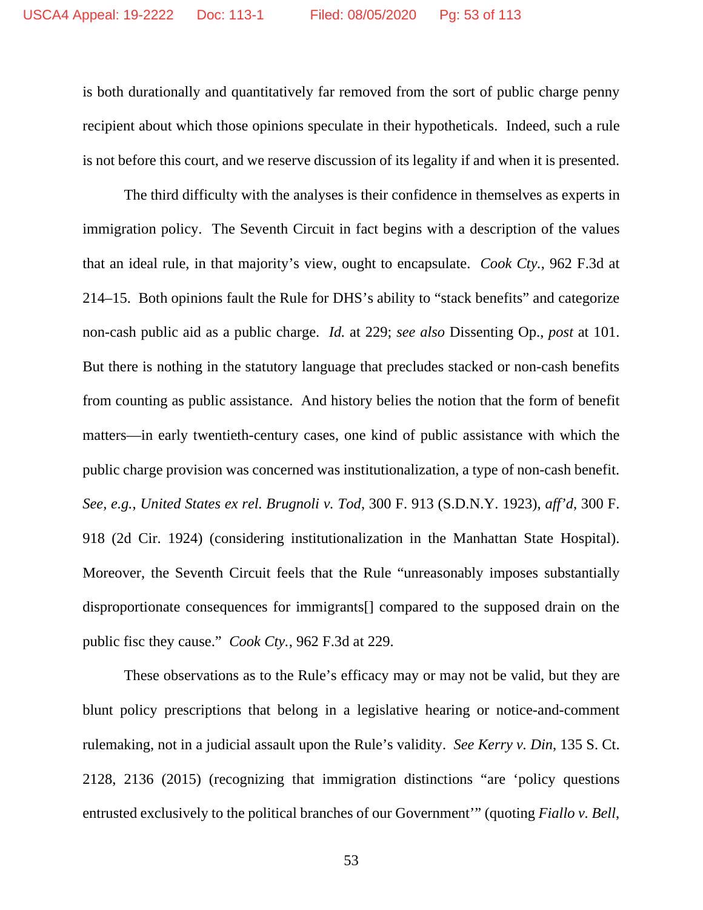is both durationally and quantitatively far removed from the sort of public charge penny recipient about which those opinions speculate in their hypotheticals. Indeed, such a rule is not before this court, and we reserve discussion of its legality if and when it is presented.

The third difficulty with the analyses is their confidence in themselves as experts in immigration policy. The Seventh Circuit in fact begins with a description of the values that an ideal rule, in that majority's view, ought to encapsulate. *Cook Cty.*, 962 F.3d at 214–15. Both opinions fault the Rule for DHS's ability to "stack benefits" and categorize non-cash public aid as a public charge. *Id.* at 229; *see also* Dissenting Op., *post* at 101. But there is nothing in the statutory language that precludes stacked or non-cash benefits from counting as public assistance. And history belies the notion that the form of benefit matters—in early twentieth-century cases, one kind of public assistance with which the public charge provision was concerned was institutionalization, a type of non-cash benefit. *See, e.g.*, *United States ex rel. Brugnoli v. Tod*, 300 F. 913 (S.D.N.Y. 1923), *aff'd*, 300 F. 918 (2d Cir. 1924) (considering institutionalization in the Manhattan State Hospital). Moreover, the Seventh Circuit feels that the Rule "unreasonably imposes substantially disproportionate consequences for immigrants[] compared to the supposed drain on the public fisc they cause." *Cook Cty.*, 962 F.3d at 229.

These observations as to the Rule's efficacy may or may not be valid, but they are blunt policy prescriptions that belong in a legislative hearing or notice-and-comment rulemaking, not in a judicial assault upon the Rule's validity. *See Kerry v. Din*, 135 S. Ct. 2128, 2136 (2015) (recognizing that immigration distinctions "are 'policy questions entrusted exclusively to the political branches of our Government'" (quoting *Fiallo v. Bell*,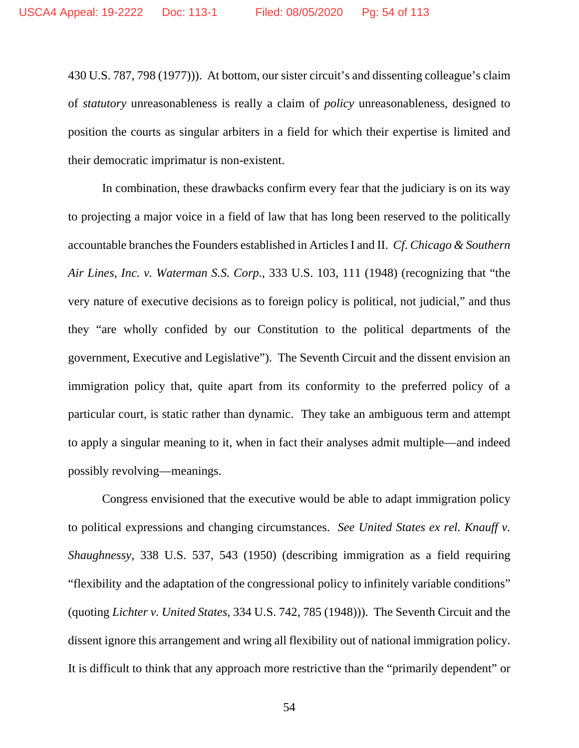430 U.S. 787, 798 (1977))). At bottom, our sister circuit's and dissenting colleague's claim of *statutory* unreasonableness is really a claim of *policy* unreasonableness, designed to position the courts as singular arbiters in a field for which their expertise is limited and their democratic imprimatur is non-existent.

In combination, these drawbacks confirm every fear that the judiciary is on its way to projecting a major voice in a field of law that has long been reserved to the politically accountable branches the Founders established in Articles I and II. *Cf. Chicago & Southern Air Lines, Inc. v. Waterman S.S. Corp.*, 333 U.S. 103, 111 (1948) (recognizing that "the very nature of executive decisions as to foreign policy is political, not judicial," and thus they "are wholly confided by our Constitution to the political departments of the government, Executive and Legislative"). The Seventh Circuit and the dissent envision an immigration policy that, quite apart from its conformity to the preferred policy of a particular court, is static rather than dynamic. They take an ambiguous term and attempt to apply a singular meaning to it, when in fact their analyses admit multiple—and indeed possibly revolving—meanings.

Congress envisioned that the executive would be able to adapt immigration policy to political expressions and changing circumstances. *See United States ex rel. Knauff v. Shaughnessy*, 338 U.S. 537, 543 (1950) (describing immigration as a field requiring "flexibility and the adaptation of the congressional policy to infinitely variable conditions" (quoting *Lichter v. United States*, 334 U.S. 742, 785 (1948))). The Seventh Circuit and the dissent ignore this arrangement and wring all flexibility out of national immigration policy. It is difficult to think that any approach more restrictive than the "primarily dependent" or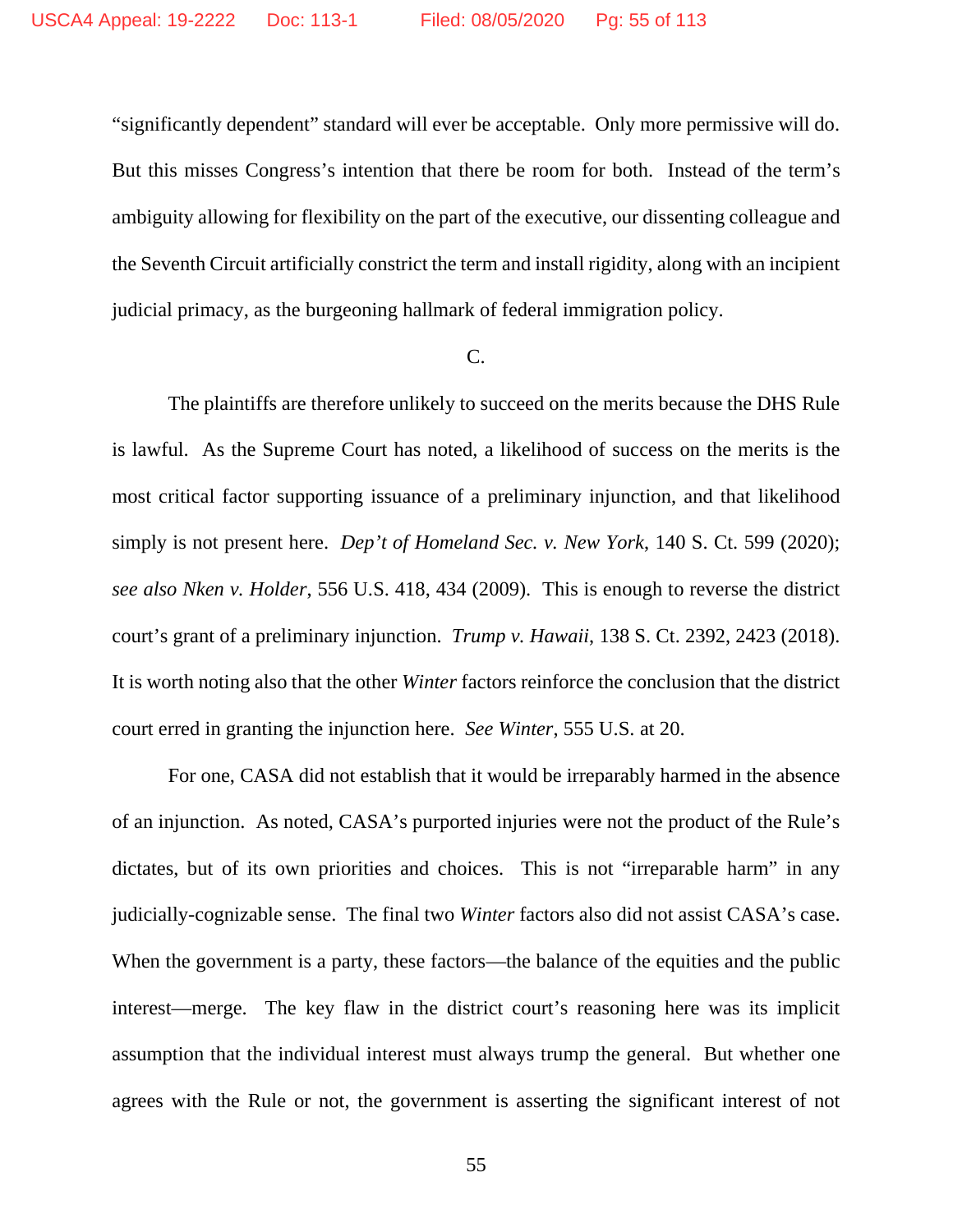"significantly dependent" standard will ever be acceptable. Only more permissive will do. But this misses Congress's intention that there be room for both. Instead of the term's ambiguity allowing for flexibility on the part of the executive, our dissenting colleague and the Seventh Circuit artificially constrict the term and install rigidity, along with an incipient judicial primacy, as the burgeoning hallmark of federal immigration policy.

C.

The plaintiffs are therefore unlikely to succeed on the merits because the DHS Rule is lawful. As the Supreme Court has noted, a likelihood of success on the merits is the most critical factor supporting issuance of a preliminary injunction, and that likelihood simply is not present here. *Dep't of Homeland Sec. v. New York*, 140 S. Ct. 599 (2020); *see also Nken v. Holder*, 556 U.S. 418, 434 (2009). This is enough to reverse the district court's grant of a preliminary injunction. *Trump v. Hawaii*, 138 S. Ct. 2392, 2423 (2018). It is worth noting also that the other *Winter* factors reinforce the conclusion that the district court erred in granting the injunction here. *See Winter*, 555 U.S. at 20.

For one, CASA did not establish that it would be irreparably harmed in the absence of an injunction. As noted, CASA's purported injuries were not the product of the Rule's dictates, but of its own priorities and choices. This is not "irreparable harm" in any judicially-cognizable sense. The final two *Winter* factors also did not assist CASA's case. When the government is a party, these factors—the balance of the equities and the public interest—merge. The key flaw in the district court's reasoning here was its implicit assumption that the individual interest must always trump the general. But whether one agrees with the Rule or not, the government is asserting the significant interest of not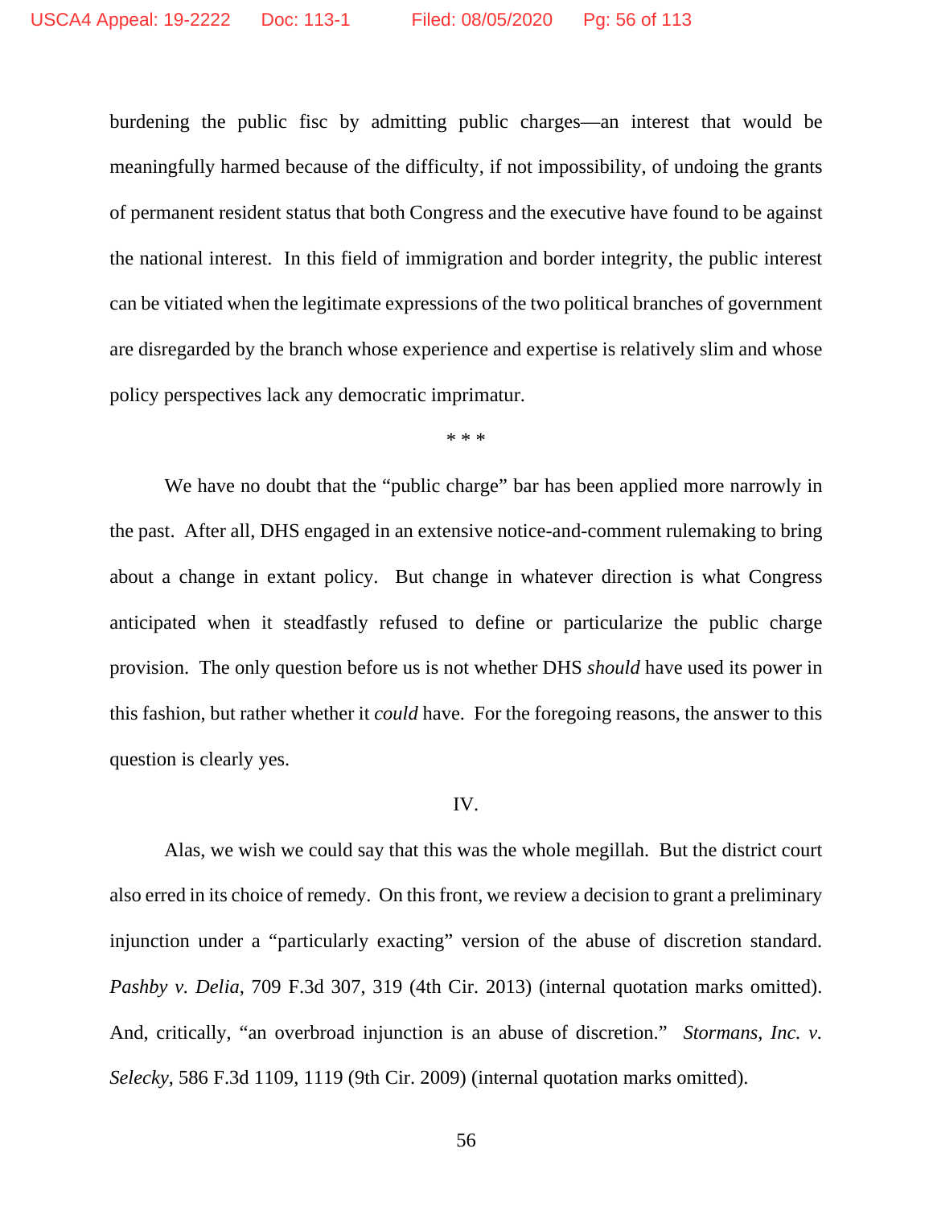burdening the public fisc by admitting public charges—an interest that would be meaningfully harmed because of the difficulty, if not impossibility, of undoing the grants of permanent resident status that both Congress and the executive have found to be against the national interest. In this field of immigration and border integrity, the public interest can be vitiated when the legitimate expressions of the two political branches of government are disregarded by the branch whose experience and expertise is relatively slim and whose policy perspectives lack any democratic imprimatur.

\* \* \*

We have no doubt that the "public charge" bar has been applied more narrowly in the past. After all, DHS engaged in an extensive notice-and-comment rulemaking to bring about a change in extant policy. But change in whatever direction is what Congress anticipated when it steadfastly refused to define or particularize the public charge provision. The only question before us is not whether DHS *should* have used its power in this fashion, but rather whether it *could* have. For the foregoing reasons, the answer to this question is clearly yes.

IV.

Alas, we wish we could say that this was the whole megillah. But the district court also erred in its choice of remedy. On this front, we review a decision to grant a preliminary injunction under a "particularly exacting" version of the abuse of discretion standard. *Pashby v. Delia*, 709 F.3d 307, 319 (4th Cir. 2013) (internal quotation marks omitted). And, critically, "an overbroad injunction is an abuse of discretion." *Stormans, Inc. v. Selecky*, 586 F.3d 1109, 1119 (9th Cir. 2009) (internal quotation marks omitted).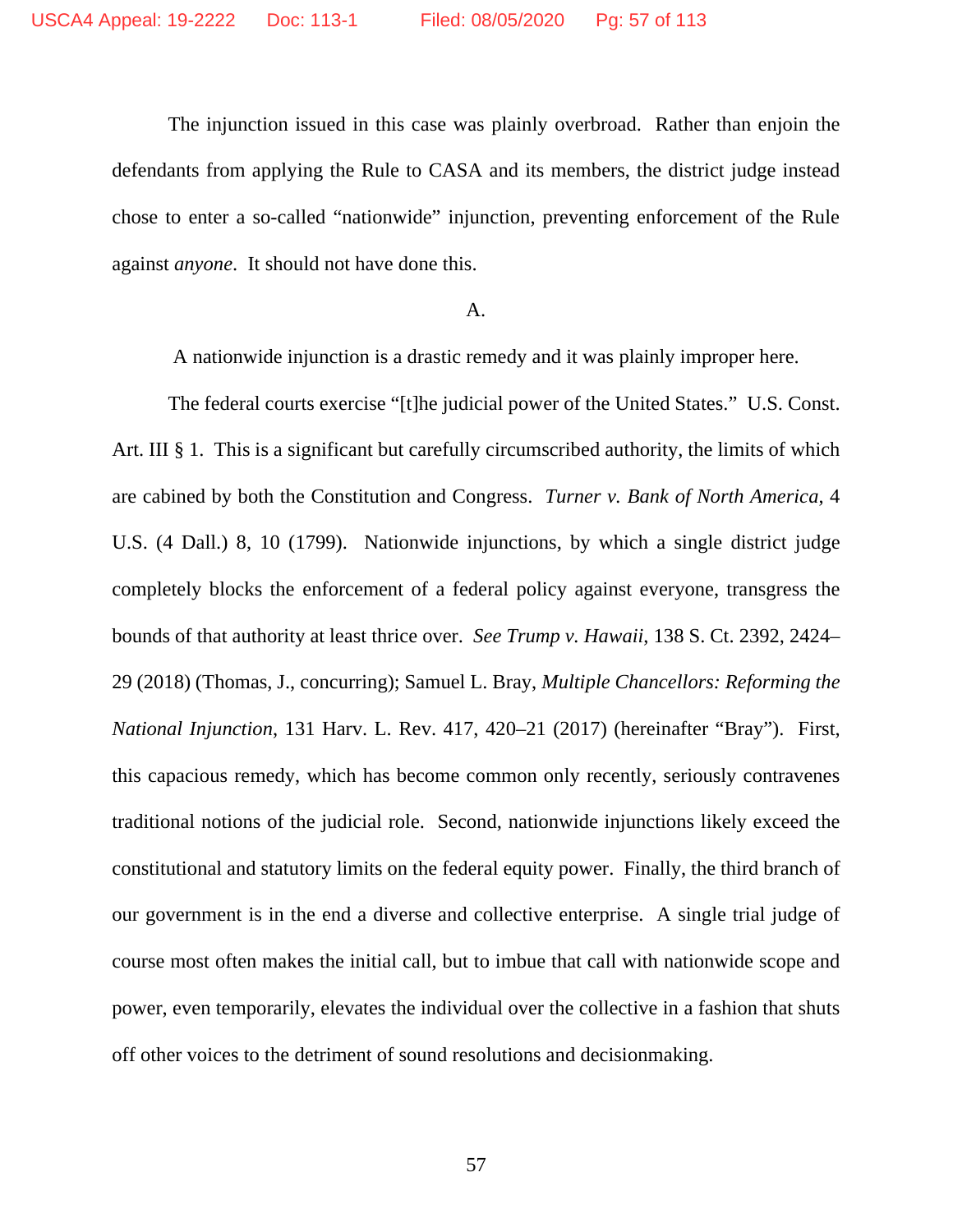The injunction issued in this case was plainly overbroad. Rather than enjoin the defendants from applying the Rule to CASA and its members, the district judge instead chose to enter a so-called "nationwide" injunction, preventing enforcement of the Rule against *anyone*. It should not have done this.

A.

A nationwide injunction is a drastic remedy and it was plainly improper here.

The federal courts exercise "[t]he judicial power of the United States." U.S. Const. Art. III § 1. This is a significant but carefully circumscribed authority, the limits of which are cabined by both the Constitution and Congress. *Turner v. Bank of North America*, 4 U.S. (4 Dall.) 8, 10 (1799). Nationwide injunctions, by which a single district judge completely blocks the enforcement of a federal policy against everyone, transgress the bounds of that authority at least thrice over. *See Trump v. Hawaii*, 138 S. Ct. 2392, 2424–29 (2018) (Thomas, J., concurring); Samuel L. Bray, *Multiple Chancellors: Reforming the National Injunction*, 131 Harv. L. Rev. 417, 420–21 (2017) (hereinafter "Bray"). First, this capacious remedy, which has become common only recently, seriously contravenes traditional notions of the judicial role. Second, nationwide injunctions likely exceed the constitutional and statutory limits on the federal equity power. Finally, the third branch of our government is in the end a diverse and collective enterprise. A single trial judge of course most often makes the initial call, but to imbue that call with nationwide scope and power, even temporarily, elevates the individual over the collective in a fashion that shuts off other voices to the detriment of sound resolutions and decisionmaking.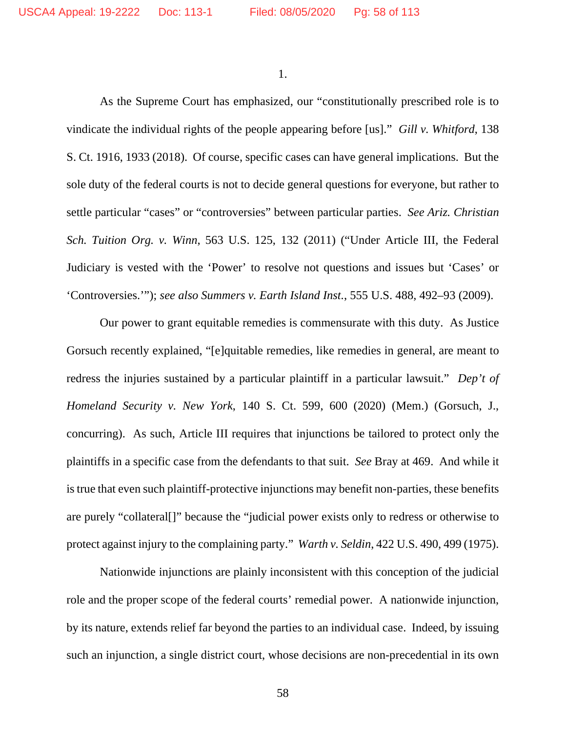1.

As the Supreme Court has emphasized, our "constitutionally prescribed role is to vindicate the individual rights of the people appearing before [us]." *Gill v. Whitford*, 138 S. Ct. 1916, 1933 (2018). Of course, specific cases can have general implications. But the sole duty of the federal courts is not to decide general questions for everyone, but rather to settle particular "cases" or "controversies" between particular parties. *See Ariz. Christian Sch. Tuition Org. v. Winn*, 563 U.S. 125, 132 (2011) ("Under Article III, the Federal Judiciary is vested with the 'Power' to resolve not questions and issues but 'Cases' or 'Controversies.'"); *see also Summers v. Earth Island Inst.*, 555 U.S. 488, 492–93 (2009).

Our power to grant equitable remedies is commensurate with this duty. As Justice Gorsuch recently explained, "[e]quitable remedies, like remedies in general, are meant to redress the injuries sustained by a particular plaintiff in a particular lawsuit." *Dep't of Homeland Security v. New York*, 140 S. Ct. 599, 600 (2020) (Mem.) (Gorsuch, J., concurring). As such, Article III requires that injunctions be tailored to protect only the plaintiffs in a specific case from the defendants to that suit. *See* Bray at 469. And while it is true that even such plaintiff-protective injunctions may benefit non-parties, these benefits are purely "collateral[]" because the "judicial power exists only to redress or otherwise to protect against injury to the complaining party." *Warth v. Seldin*, 422 U.S. 490, 499 (1975).

Nationwide injunctions are plainly inconsistent with this conception of the judicial role and the proper scope of the federal courts' remedial power. A nationwide injunction, by its nature, extends relief far beyond the parties to an individual case. Indeed, by issuing such an injunction, a single district court, whose decisions are non-precedential in its own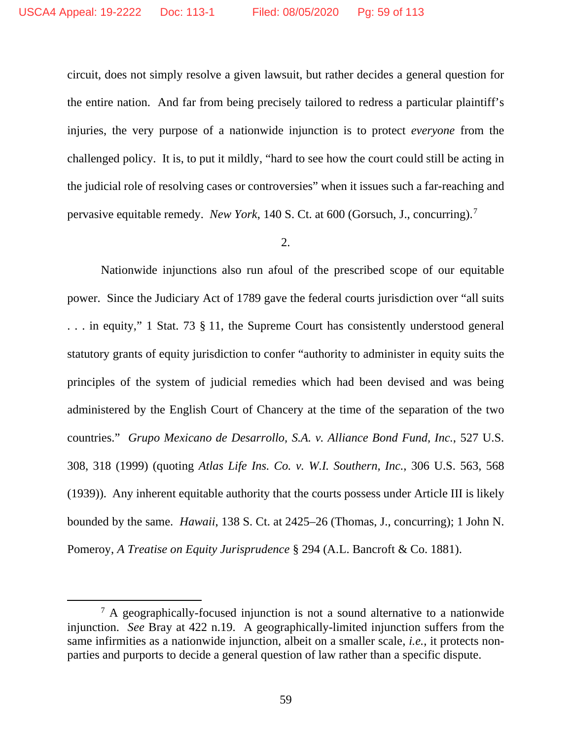circuit, does not simply resolve a given lawsuit, but rather decides a general question for the entire nation. And far from being precisely tailored to redress a particular plaintiff's injuries, the very purpose of a nationwide injunction is to protect *everyone* from the challenged policy. It is, to put it mildly, "hard to see how the court could still be acting in the judicial role of resolving cases or controversies" when it issues such a far-reaching and pervasive equitable remedy. *New York*, 140 S. Ct. at 600 (Gorsuch, J., concurring).[7]

2.

Nationwide injunctions also run afoul of the prescribed scope of our equitable power. Since the Judiciary Act of 1789 gave the federal courts jurisdiction over "all suits . . . in equity," 1 Stat. 73 § 11, the Supreme Court has consistently understood general statutory grants of equity jurisdiction to confer "authority to administer in equity suits the principles of the system of judicial remedies which had been devised and was being administered by the English Court of Chancery at the time of the separation of the two countries." *Grupo Mexicano de Desarrollo, S.A. v. Alliance Bond Fund, Inc.*, 527 U.S. 308, 318 (1999) (quoting *Atlas Life Ins. Co. v. W.I. Southern, Inc.*, 306 U.S. 563, 568 (1939)). Any inherent equitable authority that the courts possess under Article III is likely bounded by the same. *Hawaii*, 138 S. Ct. at 2425–26 (Thomas, J., concurring); 1 John N. Pomeroy, *A Treatise on Equity Jurisprudence* § 294 (A.L. Bancroft & Co. 1881).

---

[7] A geographically-focused injunction is not a sound alternative to a nationwide injunction. *See* Bray at 422 n.19. A geographically-limited injunction suffers from the same infirmities as a nationwide injunction, albeit on a smaller scale, *i.e.*, it protects non-parties and purports to decide a general question of law rather than a specific dispute.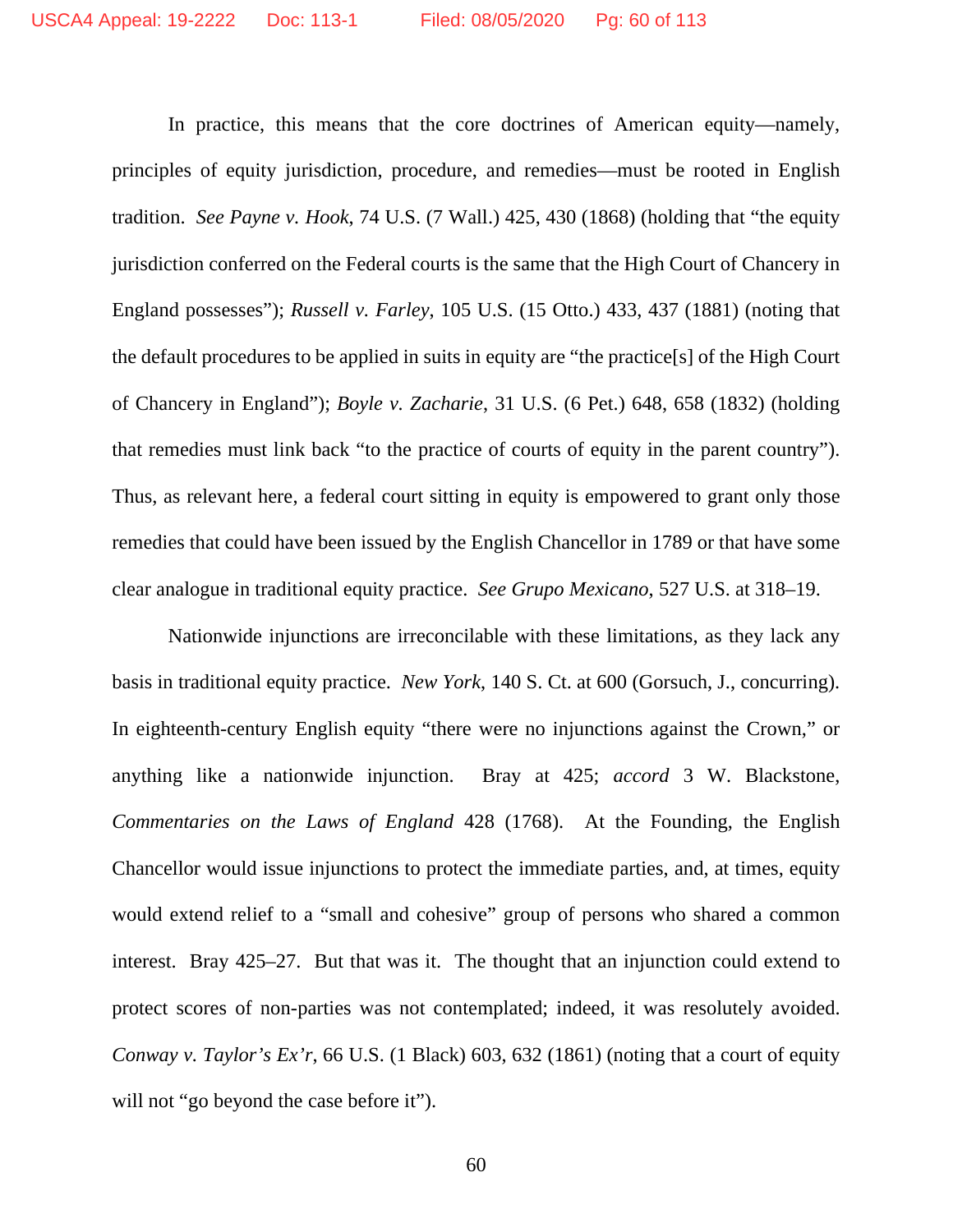In practice, this means that the core doctrines of American equity—namely, principles of equity jurisdiction, procedure, and remedies—must be rooted in English tradition. *See Payne v. Hook*, 74 U.S. (7 Wall.) 425, 430 (1868) (holding that "the equity jurisdiction conferred on the Federal courts is the same that the High Court of Chancery in England possesses"); *Russell v. Farley*, 105 U.S. (15 Otto.) 433, 437 (1881) (noting that the default procedures to be applied in suits in equity are "the practice[s] of the High Court of Chancery in England"); *Boyle v. Zacharie*, 31 U.S. (6 Pet.) 648, 658 (1832) (holding that remedies must link back "to the practice of courts of equity in the parent country"). Thus, as relevant here, a federal court sitting in equity is empowered to grant only those remedies that could have been issued by the English Chancellor in 1789 or that have some clear analogue in traditional equity practice. *See Grupo Mexicano*, 527 U.S. at 318–19.

Nationwide injunctions are irreconcilable with these limitations, as they lack any basis in traditional equity practice. *New York*, 140 S. Ct. at 600 (Gorsuch, J., concurring). In eighteenth-century English equity "there were no injunctions against the Crown," or anything like a nationwide injunction. Bray at 425; *accord* 3 W. Blackstone, *Commentaries on the Laws of England* 428 (1768). At the Founding, the English Chancellor would issue injunctions to protect the immediate parties, and, at times, equity would extend relief to a "small and cohesive" group of persons who shared a common interest. Bray 425–27. But that was it. The thought that an injunction could extend to protect scores of non-parties was not contemplated; indeed, it was resolutely avoided. *Conway v. Taylor's Ex'r*, 66 U.S. (1 Black) 603, 632 (1861) (noting that a court of equity will not "go beyond the case before it").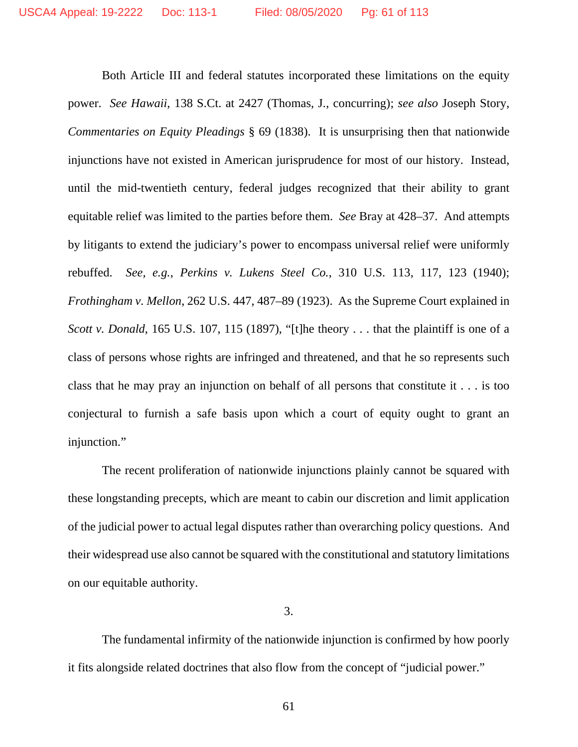Both Article III and federal statutes incorporated these limitations on the equity power. *See Hawaii*, 138 S.Ct. at 2427 (Thomas, J., concurring); *see also* Joseph Story, *Commentaries on Equity Pleadings* § 69 (1838). It is unsurprising then that nationwide injunctions have not existed in American jurisprudence for most of our history. Instead, until the mid-twentieth century, federal judges recognized that their ability to grant equitable relief was limited to the parties before them. *See* Bray at 428–37. And attempts by litigants to extend the judiciary's power to encompass universal relief were uniformly rebuffed. *See, e.g.*, *Perkins v. Lukens Steel Co.*, 310 U.S. 113, 117, 123 (1940); *Frothingham v. Mellon*, 262 U.S. 447, 487–89 (1923). As the Supreme Court explained in *Scott v. Donald*, 165 U.S. 107, 115 (1897), "[t]he theory . . . that the plaintiff is one of a class of persons whose rights are infringed and threatened, and that he so represents such class that he may pray an injunction on behalf of all persons that constitute it . . . is too conjectural to furnish a safe basis upon which a court of equity ought to grant an injunction."

The recent proliferation of nationwide injunctions plainly cannot be squared with these longstanding precepts, which are meant to cabin our discretion and limit application of the judicial power to actual legal disputes rather than overarching policy questions. And their widespread use also cannot be squared with the constitutional and statutory limitations on our equitable authority.

3.

The fundamental infirmity of the nationwide injunction is confirmed by how poorly it fits alongside related doctrines that also flow from the concept of "judicial power."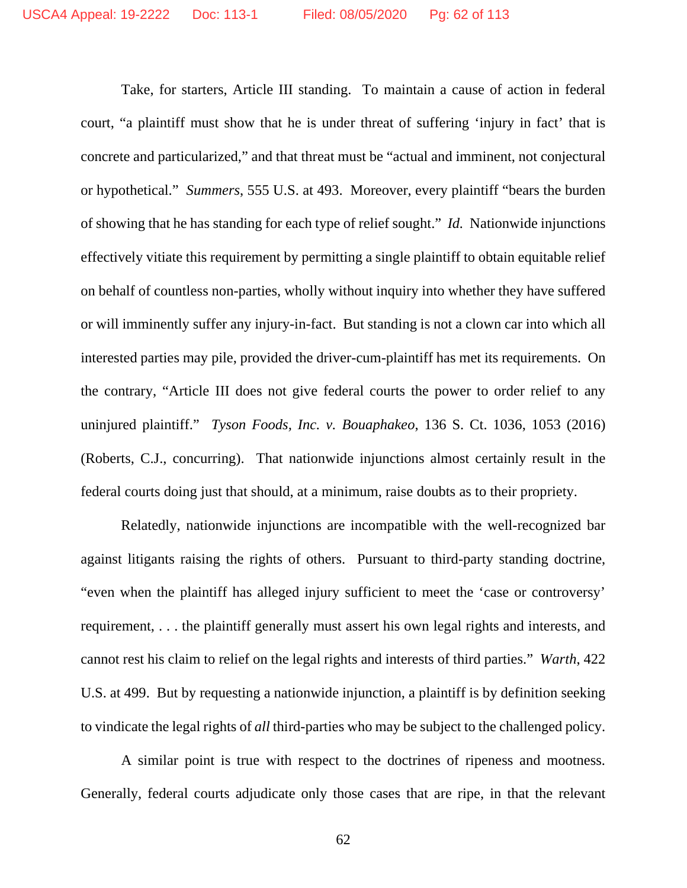Take, for starters, Article III standing. To maintain a cause of action in federal court, "a plaintiff must show that he is under threat of suffering 'injury in fact' that is concrete and particularized," and that threat must be "actual and imminent, not conjectural or hypothetical." *Summers*, 555 U.S. at 493. Moreover, every plaintiff "bears the burden of showing that he has standing for each type of relief sought." *Id.* Nationwide injunctions effectively vitiate this requirement by permitting a single plaintiff to obtain equitable relief on behalf of countless non-parties, wholly without inquiry into whether they have suffered or will imminently suffer any injury-in-fact. But standing is not a clown car into which all interested parties may pile, provided the driver-cum-plaintiff has met its requirements. On the contrary, "Article III does not give federal courts the power to order relief to any uninjured plaintiff." *Tyson Foods, Inc. v. Bouaphakeo*, 136 S. Ct. 1036, 1053 (2016) (Roberts, C.J., concurring). That nationwide injunctions almost certainly result in the federal courts doing just that should, at a minimum, raise doubts as to their propriety.

Relatedly, nationwide injunctions are incompatible with the well-recognized bar against litigants raising the rights of others. Pursuant to third-party standing doctrine, "even when the plaintiff has alleged injury sufficient to meet the 'case or controversy' requirement, . . . the plaintiff generally must assert his own legal rights and interests, and cannot rest his claim to relief on the legal rights and interests of third parties." *Warth*, 422 U.S. at 499. But by requesting a nationwide injunction, a plaintiff is by definition seeking to vindicate the legal rights of *all* third-parties who may be subject to the challenged policy.

A similar point is true with respect to the doctrines of ripeness and mootness. Generally, federal courts adjudicate only those cases that are ripe, in that the relevant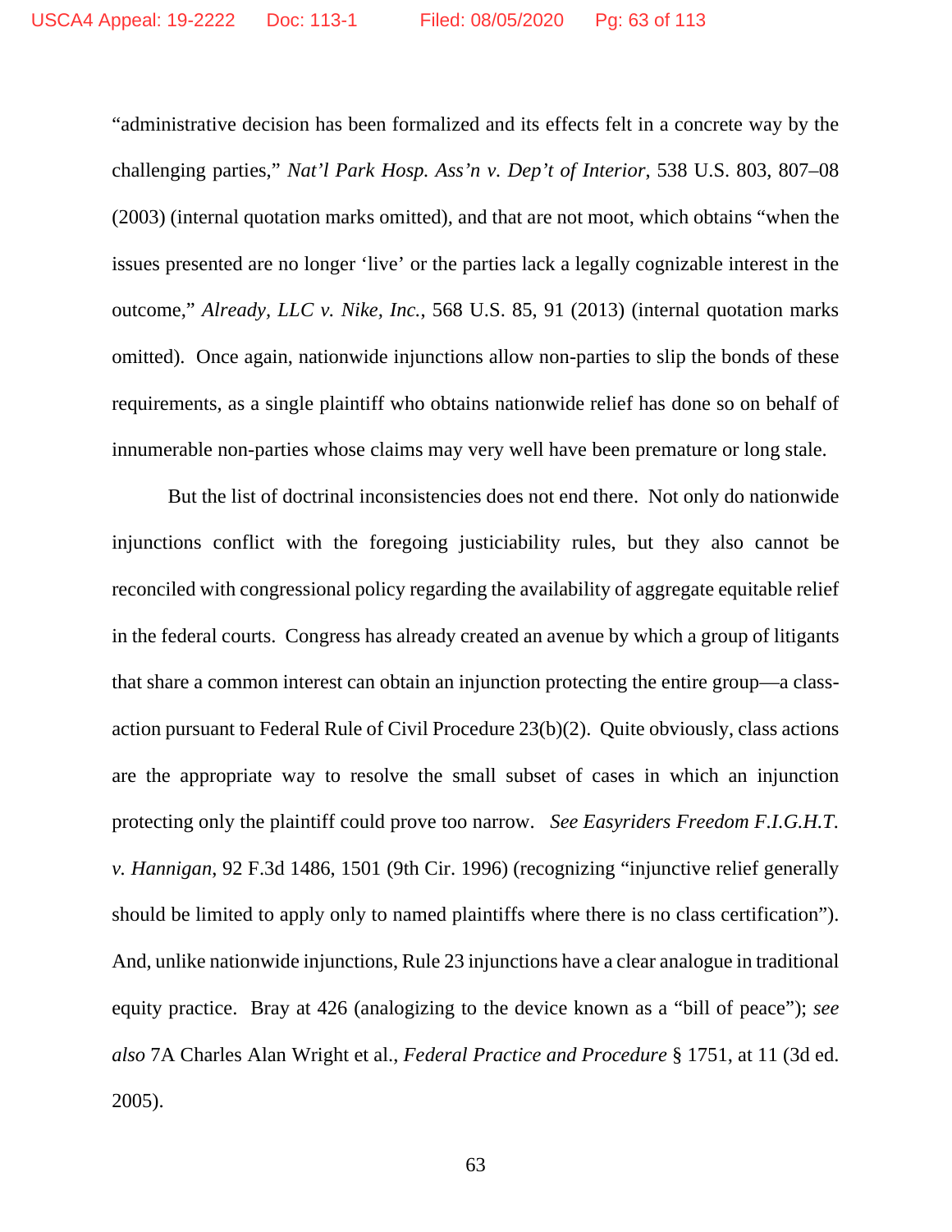"administrative decision has been formalized and its effects felt in a concrete way by the challenging parties," *Nat'l Park Hosp. Ass'n v. Dep't of Interior*, 538 U.S. 803, 807–08 (2003) (internal quotation marks omitted), and that are not moot, which obtains "when the issues presented are no longer 'live' or the parties lack a legally cognizable interest in the outcome," *Already, LLC v. Nike, Inc.*, 568 U.S. 85, 91 (2013) (internal quotation marks omitted). Once again, nationwide injunctions allow non-parties to slip the bonds of these requirements, as a single plaintiff who obtains nationwide relief has done so on behalf of innumerable non-parties whose claims may very well have been premature or long stale.

But the list of doctrinal inconsistencies does not end there. Not only do nationwide injunctions conflict with the foregoing justiciability rules, but they also cannot be reconciled with congressional policy regarding the availability of aggregate equitable relief in the federal courts. Congress has already created an avenue by which a group of litigants that share a common interest can obtain an injunction protecting the entire group—a class-action pursuant to Federal Rule of Civil Procedure 23(b)(2). Quite obviously, class actions are the appropriate way to resolve the small subset of cases in which an injunction protecting only the plaintiff could prove too narrow. *See Easyriders Freedom F.I.G.H.T. v. Hannigan*, 92 F.3d 1486, 1501 (9th Cir. 1996) (recognizing "injunctive relief generally should be limited to apply only to named plaintiffs where there is no class certification"). And, unlike nationwide injunctions, Rule 23 injunctions have a clear analogue in traditional equity practice. Bray at 426 (analogizing to the device known as a "bill of peace"); *see also* 7A Charles Alan Wright et al., *Federal Practice and Procedure* § 1751, at 11 (3d ed. 2005).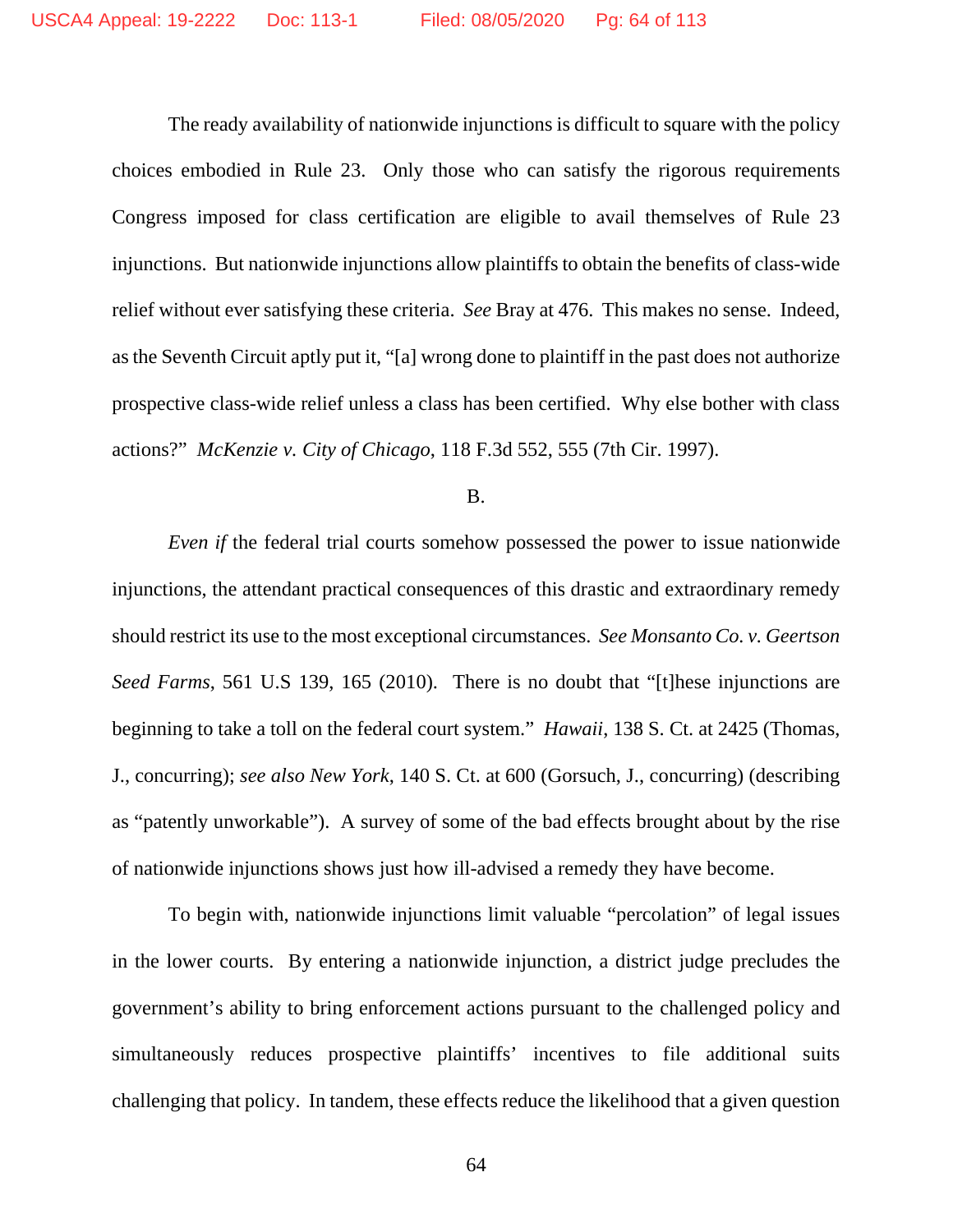The ready availability of nationwide injunctions is difficult to square with the policy choices embodied in Rule 23. Only those who can satisfy the rigorous requirements Congress imposed for class certification are eligible to avail themselves of Rule 23 injunctions. But nationwide injunctions allow plaintiffs to obtain the benefits of class-wide relief without ever satisfying these criteria. *See* Bray at 476. This makes no sense. Indeed, as the Seventh Circuit aptly put it, "[a] wrong done to plaintiff in the past does not authorize prospective class-wide relief unless a class has been certified. Why else bother with class actions?" *McKenzie v. City of Chicago*, 118 F.3d 552, 555 (7th Cir. 1997).

B.

*Even if* the federal trial courts somehow possessed the power to issue nationwide injunctions, the attendant practical consequences of this drastic and extraordinary remedy should restrict its use to the most exceptional circumstances. *See Monsanto Co. v. Geertson Seed Farms*, 561 U.S 139, 165 (2010). There is no doubt that "[t]hese injunctions are beginning to take a toll on the federal court system." *Hawaii*, 138 S. Ct. at 2425 (Thomas, J., concurring); *see also New York*, 140 S. Ct. at 600 (Gorsuch, J., concurring) (describing as "patently unworkable"). A survey of some of the bad effects brought about by the rise of nationwide injunctions shows just how ill-advised a remedy they have become.

To begin with, nationwide injunctions limit valuable "percolation" of legal issues in the lower courts. By entering a nationwide injunction, a district judge precludes the government's ability to bring enforcement actions pursuant to the challenged policy and simultaneously reduces prospective plaintiffs' incentives to file additional suits challenging that policy. In tandem, these effects reduce the likelihood that a given question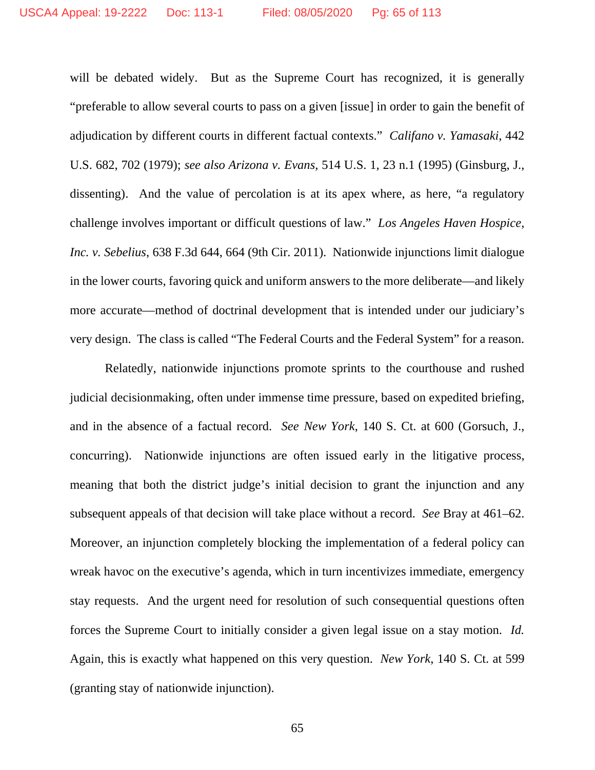will be debated widely. But as the Supreme Court has recognized, it is generally "preferable to allow several courts to pass on a given [issue] in order to gain the benefit of adjudication by different courts in different factual contexts." *Califano v. Yamasaki*, 442 U.S. 682, 702 (1979); *see also Arizona v. Evans*, 514 U.S. 1, 23 n.1 (1995) (Ginsburg, J., dissenting). And the value of percolation is at its apex where, as here, "a regulatory challenge involves important or difficult questions of law." *Los Angeles Haven Hospice, Inc. v. Sebelius*, 638 F.3d 644, 664 (9th Cir. 2011). Nationwide injunctions limit dialogue in the lower courts, favoring quick and uniform answers to the more deliberate—and likely more accurate—method of doctrinal development that is intended under our judiciary's very design. The class is called "The Federal Courts and the Federal System" for a reason.

Relatedly, nationwide injunctions promote sprints to the courthouse and rushed judicial decisionmaking, often under immense time pressure, based on expedited briefing, and in the absence of a factual record. *See New York*, 140 S. Ct. at 600 (Gorsuch, J., concurring). Nationwide injunctions are often issued early in the litigative process, meaning that both the district judge's initial decision to grant the injunction and any subsequent appeals of that decision will take place without a record. *See* Bray at 461–62. Moreover, an injunction completely blocking the implementation of a federal policy can wreak havoc on the executive's agenda, which in turn incentivizes immediate, emergency stay requests. And the urgent need for resolution of such consequential questions often forces the Supreme Court to initially consider a given legal issue on a stay motion. *Id.* Again, this is exactly what happened on this very question. *New York*, 140 S. Ct. at 599 (granting stay of nationwide injunction).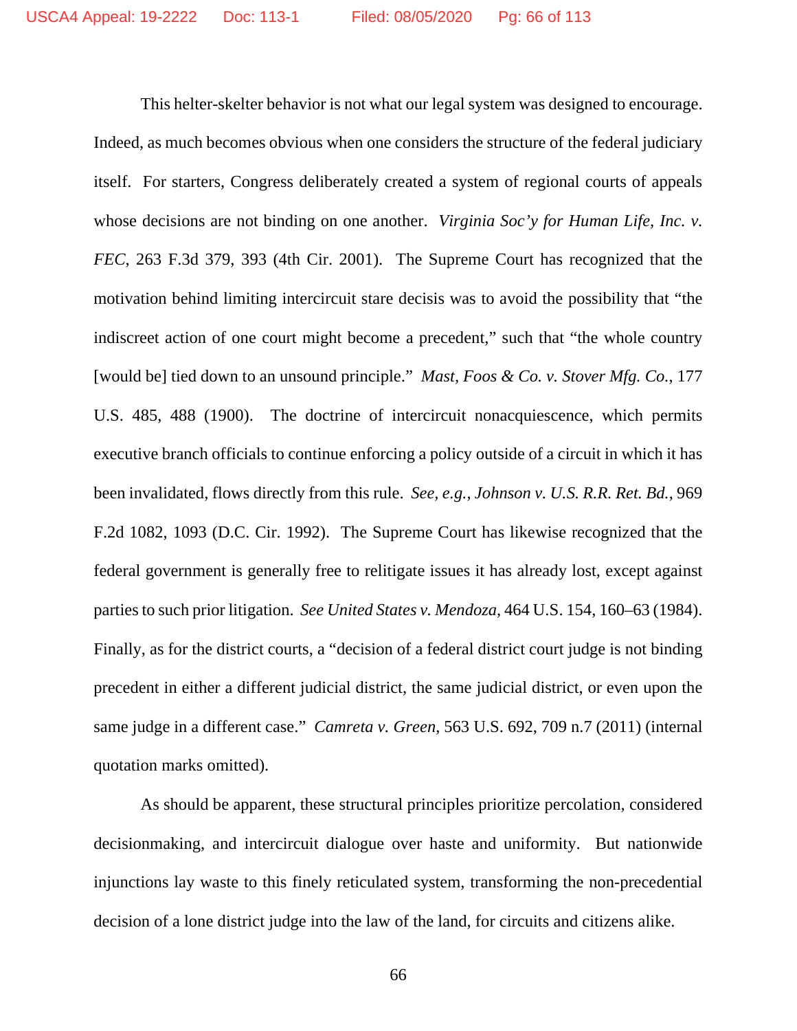This helter-skelter behavior is not what our legal system was designed to encourage. Indeed, as much becomes obvious when one considers the structure of the federal judiciary itself. For starters, Congress deliberately created a system of regional courts of appeals whose decisions are not binding on one another. *Virginia Soc'y for Human Life, Inc. v. FEC*, 263 F.3d 379, 393 (4th Cir. 2001). The Supreme Court has recognized that the motivation behind limiting intercircuit stare decisis was to avoid the possibility that "the indiscreet action of one court might become a precedent," such that "the whole country [would be] tied down to an unsound principle." *Mast, Foos & Co. v. Stover Mfg. Co.*, 177 U.S. 485, 488 (1900). The doctrine of intercircuit nonacquiescence, which permits executive branch officials to continue enforcing a policy outside of a circuit in which it has been invalidated, flows directly from this rule. *See, e.g.*, *Johnson v. U.S. R.R. Ret. Bd.*, 969 F.2d 1082, 1093 (D.C. Cir. 1992). The Supreme Court has likewise recognized that the federal government is generally free to relitigate issues it has already lost, except against parties to such prior litigation. *See United States v. Mendoza*, 464 U.S. 154, 160–63 (1984). Finally, as for the district courts, a "decision of a federal district court judge is not binding precedent in either a different judicial district, the same judicial district, or even upon the same judge in a different case." *Camreta v. Green*, 563 U.S. 692, 709 n.7 (2011) (internal quotation marks omitted).

As should be apparent, these structural principles prioritize percolation, considered decisionmaking, and intercircuit dialogue over haste and uniformity. But nationwide injunctions lay waste to this finely reticulated system, transforming the non-precedential decision of a lone district judge into the law of the land, for circuits and citizens alike.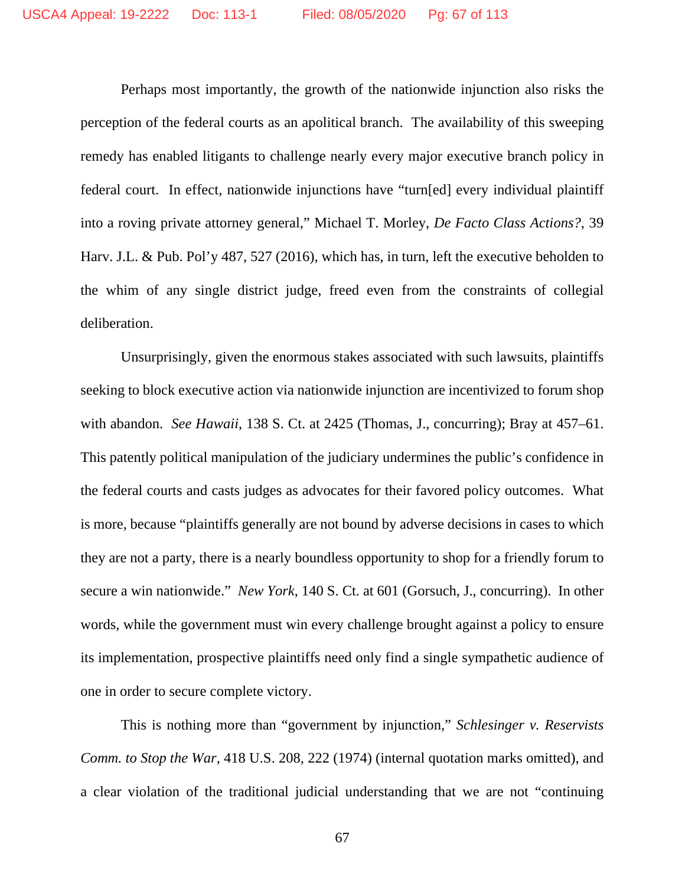Perhaps most importantly, the growth of the nationwide injunction also risks the perception of the federal courts as an apolitical branch. The availability of this sweeping remedy has enabled litigants to challenge nearly every major executive branch policy in federal court. In effect, nationwide injunctions have "turn[ed] every individual plaintiff into a roving private attorney general," Michael T. Morley, *De Facto Class Actions?*, 39 Harv. J.L. & Pub. Pol'y 487, 527 (2016), which has, in turn, left the executive beholden to the whim of any single district judge, freed even from the constraints of collegial deliberation.

Unsurprisingly, given the enormous stakes associated with such lawsuits, plaintiffs seeking to block executive action via nationwide injunction are incentivized to forum shop with abandon. *See Hawaii*, 138 S. Ct. at 2425 (Thomas, J., concurring); Bray at 457–61. This patently political manipulation of the judiciary undermines the public's confidence in the federal courts and casts judges as advocates for their favored policy outcomes. What is more, because "plaintiffs generally are not bound by adverse decisions in cases to which they are not a party, there is a nearly boundless opportunity to shop for a friendly forum to secure a win nationwide." *New York*, 140 S. Ct. at 601 (Gorsuch, J., concurring). In other words, while the government must win every challenge brought against a policy to ensure its implementation, prospective plaintiffs need only find a single sympathetic audience of one in order to secure complete victory.

This is nothing more than "government by injunction," *Schlesinger v. Reservists Comm. to Stop the War*, 418 U.S. 208, 222 (1974) (internal quotation marks omitted), and a clear violation of the traditional judicial understanding that we are not "continuing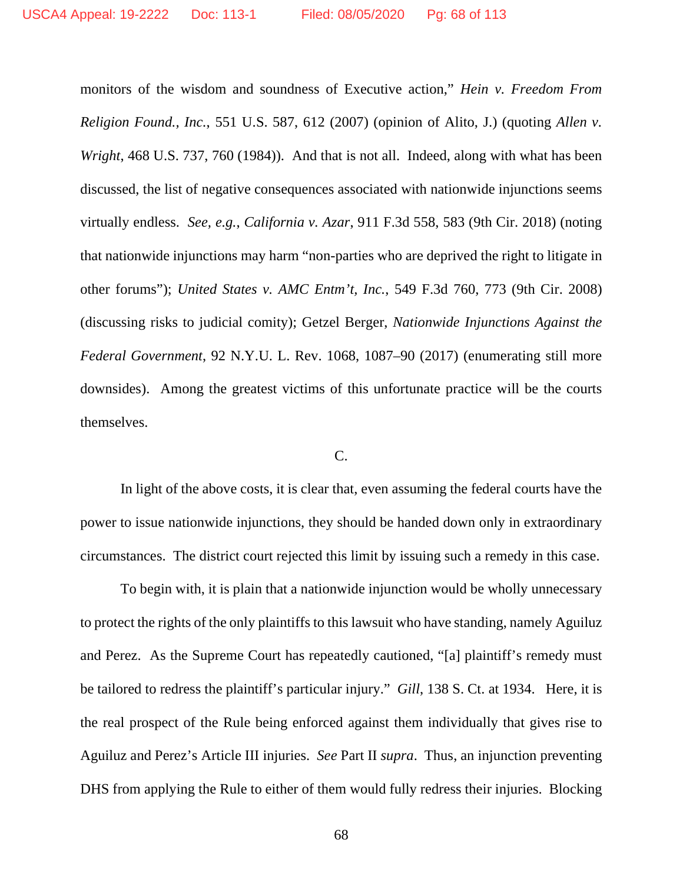monitors of the wisdom and soundness of Executive action," *Hein v. Freedom From Religion Found., Inc.*, 551 U.S. 587, 612 (2007) (opinion of Alito, J.) (quoting *Allen v. Wright*, 468 U.S. 737, 760 (1984)). And that is not all. Indeed, along with what has been discussed, the list of negative consequences associated with nationwide injunctions seems virtually endless. *See, e.g.*, *California v. Azar*, 911 F.3d 558, 583 (9th Cir. 2018) (noting that nationwide injunctions may harm "non-parties who are deprived the right to litigate in other forums"); *United States v. AMC Entm't, Inc.*, 549 F.3d 760, 773 (9th Cir. 2008) (discussing risks to judicial comity); Getzel Berger, *Nationwide Injunctions Against the Federal Government*, 92 N.Y.U. L. Rev. 1068, 1087–90 (2017) (enumerating still more downsides). Among the greatest victims of this unfortunate practice will be the courts themselves.

C.

In light of the above costs, it is clear that, even assuming the federal courts have the power to issue nationwide injunctions, they should be handed down only in extraordinary circumstances. The district court rejected this limit by issuing such a remedy in this case.

To begin with, it is plain that a nationwide injunction would be wholly unnecessary to protect the rights of the only plaintiffs to this lawsuit who have standing, namely Aguiluz and Perez. As the Supreme Court has repeatedly cautioned, "[a] plaintiff's remedy must be tailored to redress the plaintiff's particular injury." *Gill*, 138 S. Ct. at 1934. Here, it is the real prospect of the Rule being enforced against them individually that gives rise to Aguiluz and Perez's Article III injuries. *See* Part II *supra*. Thus, an injunction preventing DHS from applying the Rule to either of them would fully redress their injuries. Blocking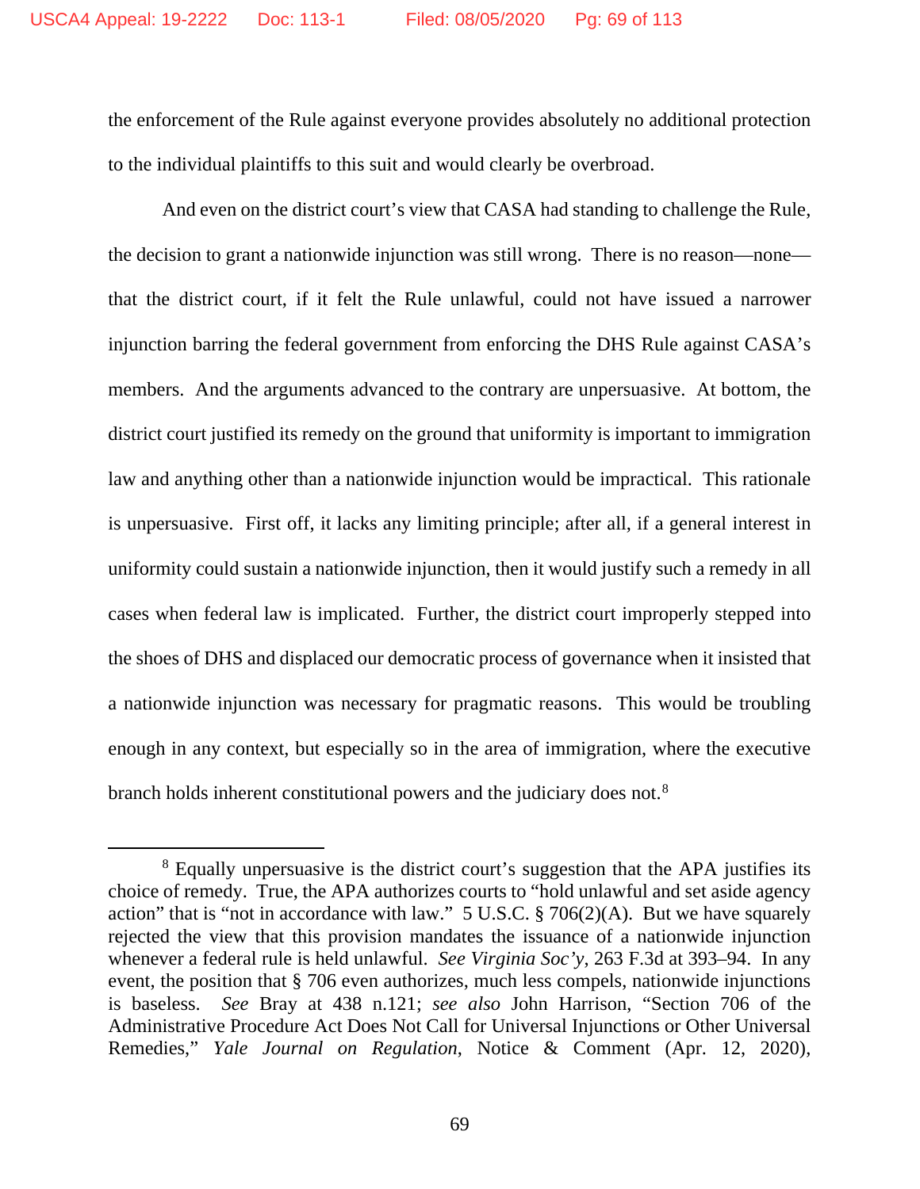the enforcement of the Rule against everyone provides absolutely no additional protection to the individual plaintiffs to this suit and would clearly be overbroad.

And even on the district court's view that CASA had standing to challenge the Rule, the decision to grant a nationwide injunction was still wrong. There is no reason—none—that the district court, if it felt the Rule unlawful, could not have issued a narrower injunction barring the federal government from enforcing the DHS Rule against CASA's members. And the arguments advanced to the contrary are unpersuasive. At bottom, the district court justified its remedy on the ground that uniformity is important to immigration law and anything other than a nationwide injunction would be impractical. This rationale is unpersuasive. First off, it lacks any limiting principle; after all, if a general interest in uniformity could sustain a nationwide injunction, then it would justify such a remedy in all cases when federal law is implicated. Further, the district court improperly stepped into the shoes of DHS and displaced our democratic process of governance when it insisted that a nationwide injunction was necessary for pragmatic reasons. This would be troubling enough in any context, but especially so in the area of immigration, where the executive branch holds inherent constitutional powers and the judiciary does not.[8]

[8] Equally unpersuasive is the district court's suggestion that the APA justifies its choice of remedy. True, the APA authorizes courts to "hold unlawful and set aside agency action" that is "not in accordance with law." 5 U.S.C. § 706(2)(A). But we have squarely rejected the view that this provision mandates the issuance of a nationwide injunction whenever a federal rule is held unlawful. *See Virginia Soc'y*, 263 F.3d at 393–94. In any event, the position that § 706 even authorizes, much less compels, nationwide injunctions is baseless. *See* Bray at 438 n.121; *see also* John Harrison, "Section 706 of the Administrative Procedure Act Does Not Call for Universal Injunctions or Other Universal Remedies," *Yale Journal on Regulation*, Notice & Comment (Apr. 12, 2020),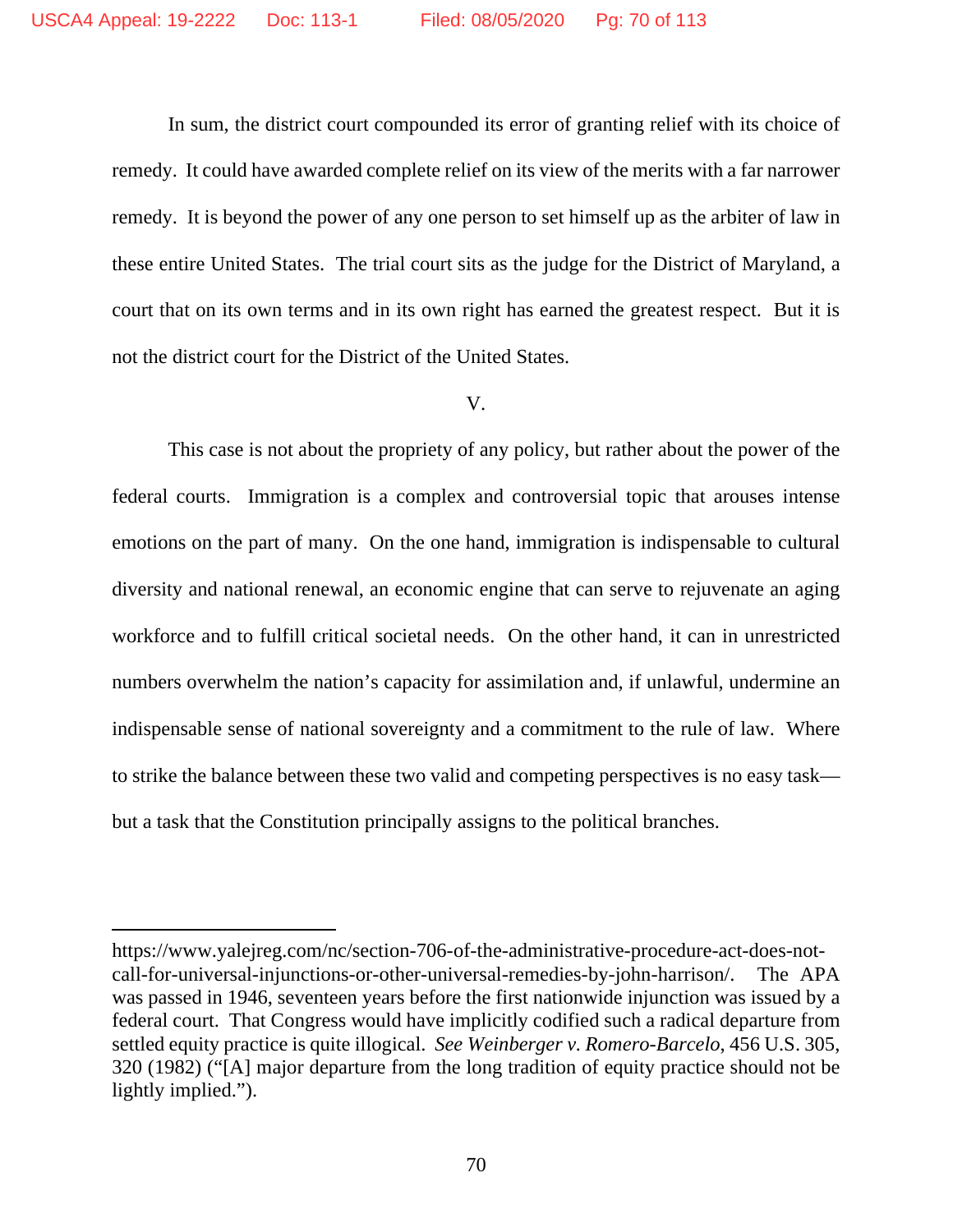In sum, the district court compounded its error of granting relief with its choice of remedy. It could have awarded complete relief on its view of the merits with a far narrower remedy. It is beyond the power of any one person to set himself up as the arbiter of law in these entire United States. The trial court sits as the judge for the District of Maryland, a court that on its own terms and in its own right has earned the greatest respect. But it is not the district court for the District of the United States.

## V.

This case is not about the propriety of any policy, but rather about the power of the federal courts. Immigration is a complex and controversial topic that arouses intense emotions on the part of many. On the one hand, immigration is indispensable to cultural diversity and national renewal, an economic engine that can serve to rejuvenate an aging workforce and to fulfill critical societal needs. On the other hand, it can in unrestricted numbers overwhelm the nation's capacity for assimilation and, if unlawful, undermine an indispensable sense of national sovereignty and a commitment to the rule of law. Where to strike the balance between these two valid and competing perspectives is no easy task—but a task that the Constitution principally assigns to the political branches.

---

https://www.yalejreg.com/nc/section-706-of-the-administrative-procedure-act-does-not-call-for-universal-injunctions-or-other-universal-remedies-by-john-harrison/. The APA was passed in 1946, seventeen years before the first nationwide injunction was issued by a federal court. That Congress would have implicitly codified such a radical departure from settled equity practice is quite illogical. *See Weinberger v. Romero-Barcelo*, 456 U.S. 305, 320 (1982) ("[A] major departure from the long tradition of equity practice should not be lightly implied.").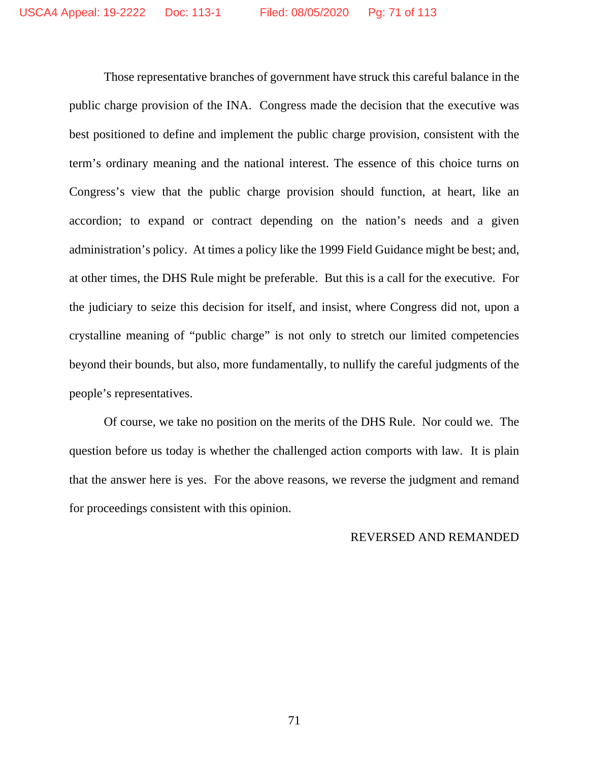Those representative branches of government have struck this careful balance in the public charge provision of the INA. Congress made the decision that the executive was best positioned to define and implement the public charge provision, consistent with the term's ordinary meaning and the national interest. The essence of this choice turns on Congress's view that the public charge provision should function, at heart, like an accordion; to expand or contract depending on the nation's needs and a given administration's policy. At times a policy like the 1999 Field Guidance might be best; and, at other times, the DHS Rule might be preferable. But this is a call for the executive. For the judiciary to seize this decision for itself, and insist, where Congress did not, upon a crystalline meaning of "public charge" is not only to stretch our limited competencies beyond their bounds, but also, more fundamentally, to nullify the careful judgments of the people's representatives.

Of course, we take no position on the merits of the DHS Rule. Nor could we. The question before us today is whether the challenged action comports with law. It is plain that the answer here is yes. For the above reasons, we reverse the judgment and remand for proceedings consistent with this opinion.

REVERSED AND REMANDED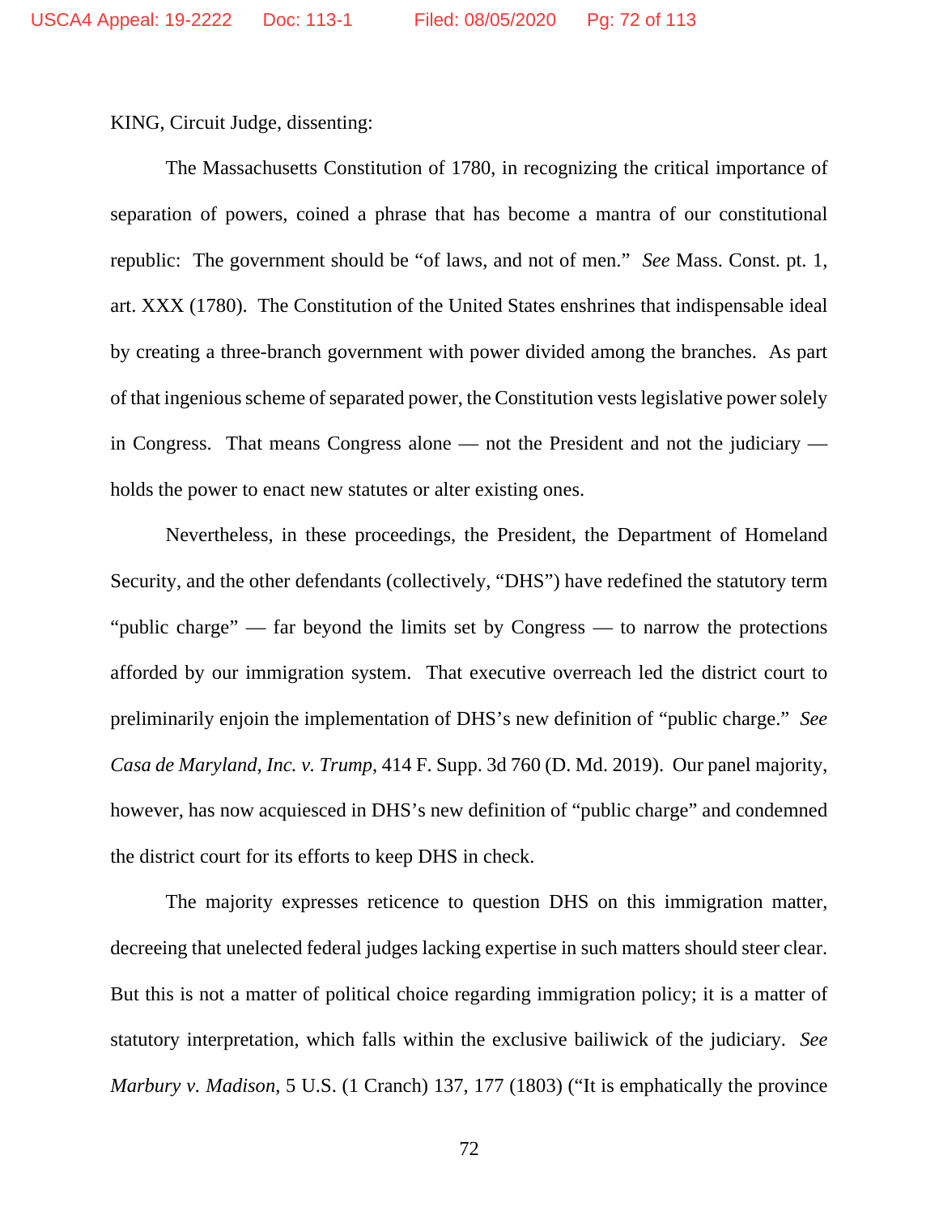KING, Circuit Judge, dissenting:

The Massachusetts Constitution of 1780, in recognizing the critical importance of separation of powers, coined a phrase that has become a mantra of our constitutional republic: The government should be "of laws, and not of men." *See* Mass. Const. pt. 1, art. XXX (1780). The Constitution of the United States enshrines that indispensable ideal by creating a three-branch government with power divided among the branches. As part of that ingenious scheme of separated power, the Constitution vests legislative power solely in Congress. That means Congress alone — not the President and not the judiciary — holds the power to enact new statutes or alter existing ones.

Nevertheless, in these proceedings, the President, the Department of Homeland Security, and the other defendants (collectively, "DHS") have redefined the statutory term "public charge" — far beyond the limits set by Congress — to narrow the protections afforded by our immigration system. That executive overreach led the district court to preliminarily enjoin the implementation of DHS's new definition of "public charge." *See Casa de Maryland, Inc. v. Trump*, 414 F. Supp. 3d 760 (D. Md. 2019). Our panel majority, however, has now acquiesced in DHS's new definition of "public charge" and condemned the district court for its efforts to keep DHS in check.

The majority expresses reticence to question DHS on this immigration matter, decreeing that unelected federal judges lacking expertise in such matters should steer clear. But this is not a matter of political choice regarding immigration policy; it is a matter of statutory interpretation, which falls within the exclusive bailiwick of the judiciary. *See Marbury v. Madison*, 5 U.S. (1 Cranch) 137, 177 (1803) ("It is emphatically the province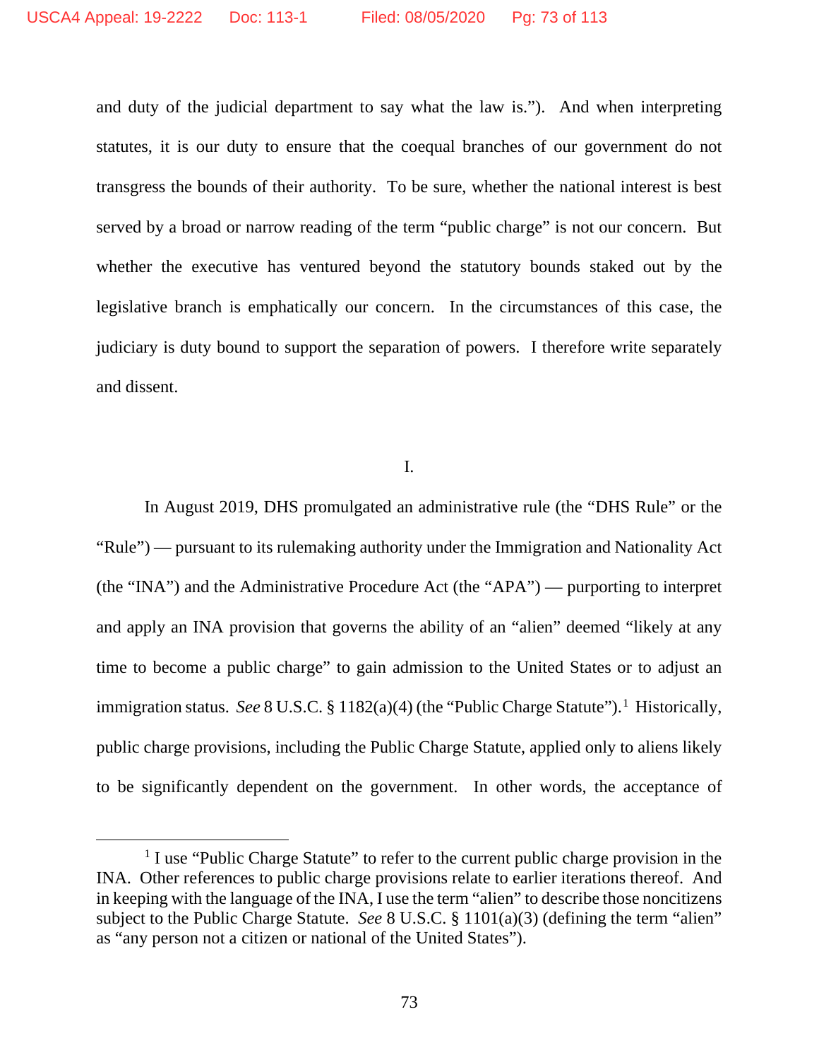and duty of the judicial department to say what the law is."). And when interpreting statutes, it is our duty to ensure that the coequal branches of our government do not transgress the bounds of their authority. To be sure, whether the national interest is best served by a broad or narrow reading of the term "public charge" is not our concern. But whether the executive has ventured beyond the statutory bounds staked out by the legislative branch is emphatically our concern. In the circumstances of this case, the judiciary is duty bound to support the separation of powers. I therefore write separately and dissent.

I.

In August 2019, DHS promulgated an administrative rule (the "DHS Rule" or the "Rule") — pursuant to its rulemaking authority under the Immigration and Nationality Act (the "INA") and the Administrative Procedure Act (the "APA") — purporting to interpret and apply an INA provision that governs the ability of an "alien" deemed "likely at any time to become a public charge" to gain admission to the United States or to adjust an immigration status. *See* 8 U.S.C. § 1182(a)(4) (the "Public Charge Statute").[1] Historically, public charge provisions, including the Public Charge Statute, applied only to aliens likely to be significantly dependent on the government. In other words, the acceptance of

[1] I use "Public Charge Statute" to refer to the current public charge provision in the INA. Other references to public charge provisions relate to earlier iterations thereof. And in keeping with the language of the INA, I use the term "alien" to describe those noncitizens subject to the Public Charge Statute. *See* 8 U.S.C. § 1101(a)(3) (defining the term "alien" as "any person not a citizen or national of the United States").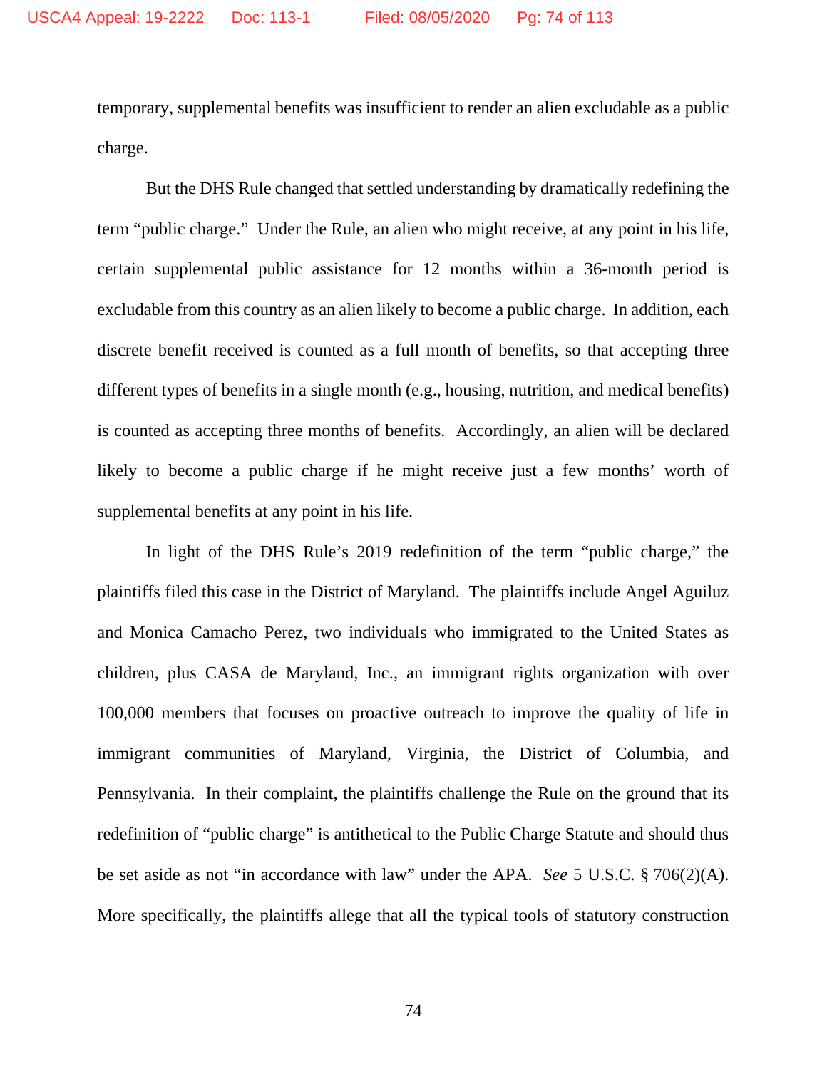temporary, supplemental benefits was insufficient to render an alien excludable as a public charge.

But the DHS Rule changed that settled understanding by dramatically redefining the term "public charge." Under the Rule, an alien who might receive, at any point in his life, certain supplemental public assistance for 12 months within a 36-month period is excludable from this country as an alien likely to become a public charge. In addition, each discrete benefit received is counted as a full month of benefits, so that accepting three different types of benefits in a single month (e.g., housing, nutrition, and medical benefits) is counted as accepting three months of benefits. Accordingly, an alien will be declared likely to become a public charge if he might receive just a few months' worth of supplemental benefits at any point in his life.

In light of the DHS Rule's 2019 redefinition of the term "public charge," the plaintiffs filed this case in the District of Maryland. The plaintiffs include Angel Aguiluz and Monica Camacho Perez, two individuals who immigrated to the United States as children, plus CASA de Maryland, Inc., an immigrant rights organization with over 100,000 members that focuses on proactive outreach to improve the quality of life in immigrant communities of Maryland, Virginia, the District of Columbia, and Pennsylvania. In their complaint, the plaintiffs challenge the Rule on the ground that its redefinition of "public charge" is antithetical to the Public Charge Statute and should thus be set aside as not "in accordance with law" under the APA. *See* 5 U.S.C. § 706(2)(A). More specifically, the plaintiffs allege that all the typical tools of statutory construction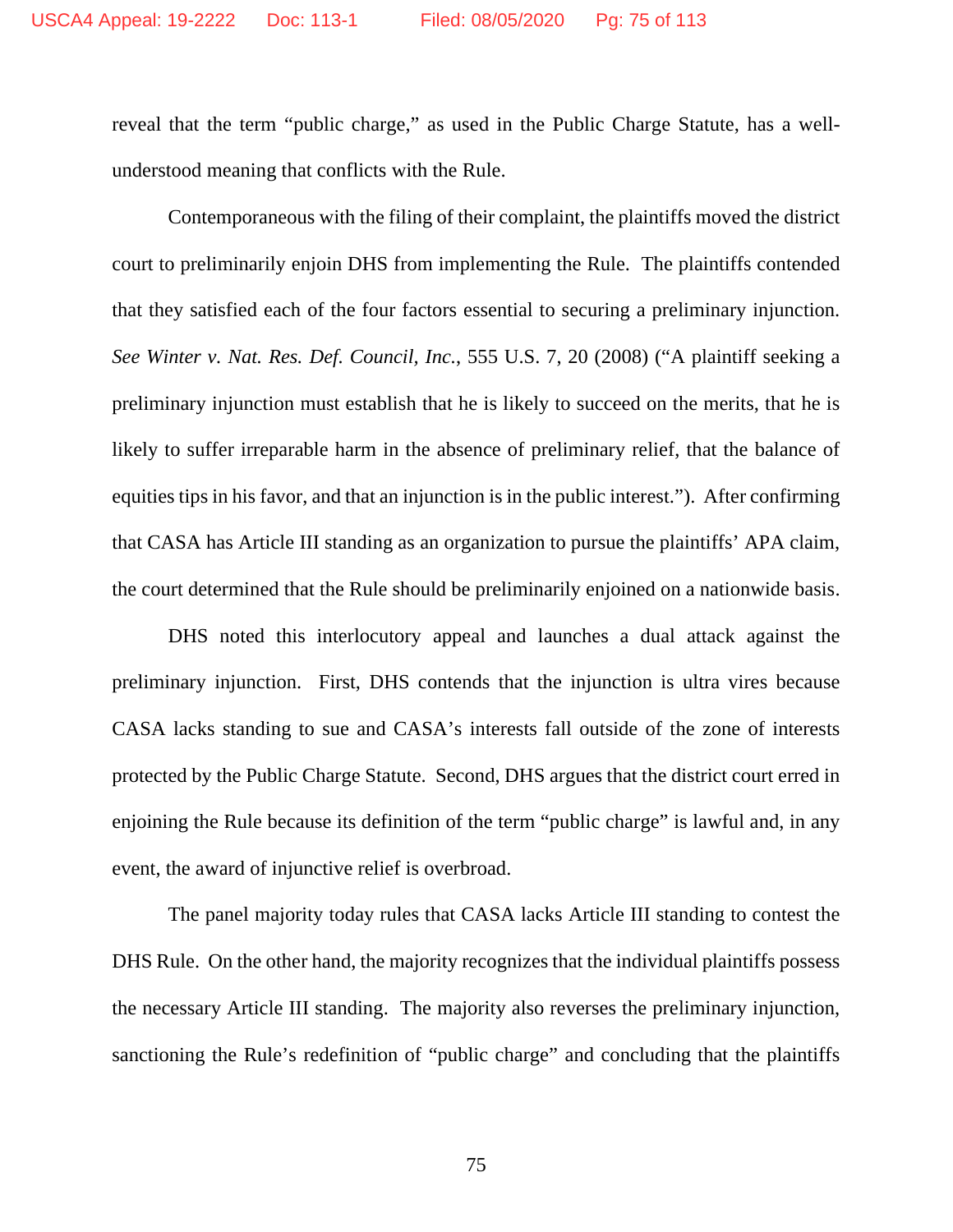reveal that the term "public charge," as used in the Public Charge Statute, has a well-understood meaning that conflicts with the Rule.

Contemporaneous with the filing of their complaint, the plaintiffs moved the district court to preliminarily enjoin DHS from implementing the Rule. The plaintiffs contended that they satisfied each of the four factors essential to securing a preliminary injunction. *See Winter v. Nat. Res. Def. Council, Inc.*, 555 U.S. 7, 20 (2008) ("A plaintiff seeking a preliminary injunction must establish that he is likely to succeed on the merits, that he is likely to suffer irreparable harm in the absence of preliminary relief, that the balance of equities tips in his favor, and that an injunction is in the public interest."). After confirming that CASA has Article III standing as an organization to pursue the plaintiffs' APA claim, the court determined that the Rule should be preliminarily enjoined on a nationwide basis.

DHS noted this interlocutory appeal and launches a dual attack against the preliminary injunction. First, DHS contends that the injunction is ultra vires because CASA lacks standing to sue and CASA's interests fall outside of the zone of interests protected by the Public Charge Statute. Second, DHS argues that the district court erred in enjoining the Rule because its definition of the term "public charge" is lawful and, in any event, the award of injunctive relief is overbroad.

The panel majority today rules that CASA lacks Article III standing to contest the DHS Rule. On the other hand, the majority recognizes that the individual plaintiffs possess the necessary Article III standing. The majority also reverses the preliminary injunction, sanctioning the Rule's redefinition of "public charge" and concluding that the plaintiffs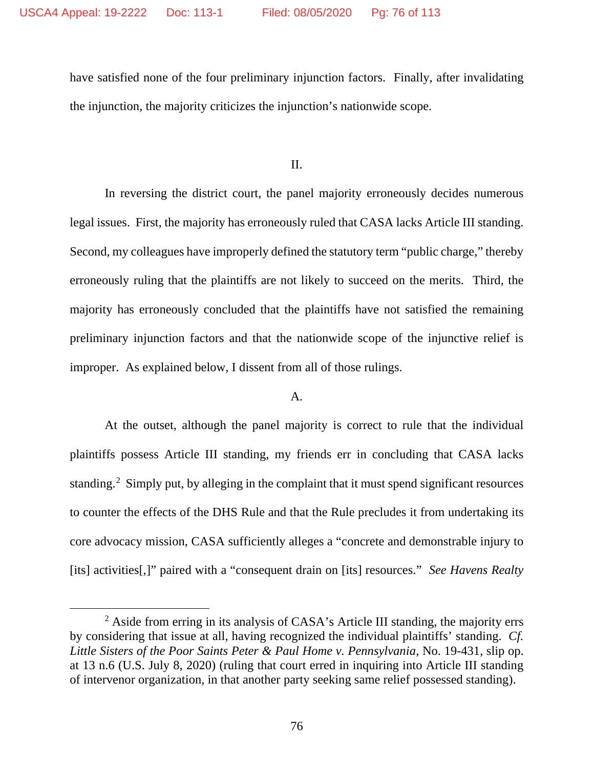have satisfied none of the four preliminary injunction factors. Finally, after invalidating the injunction, the majority criticizes the injunction's nationwide scope.

II.

In reversing the district court, the panel majority erroneously decides numerous legal issues. First, the majority has erroneously ruled that CASA lacks Article III standing. Second, my colleagues have improperly defined the statutory term "public charge," thereby erroneously ruling that the plaintiffs are not likely to succeed on the merits. Third, the majority has erroneously concluded that the plaintiffs have not satisfied the remaining preliminary injunction factors and that the nationwide scope of the injunctive relief is improper. As explained below, I dissent from all of those rulings.

A.

At the outset, although the panel majority is correct to rule that the individual plaintiffs possess Article III standing, my friends err in concluding that CASA lacks standing.[2] Simply put, by alleging in the complaint that it must spend significant resources to counter the effects of the DHS Rule and that the Rule precludes it from undertaking its core advocacy mission, CASA sufficiently alleges a "concrete and demonstrable injury to [its] activities[,]" paired with a "consequent drain on [its] resources." *See Havens Realty*

[2] Aside from erring in its analysis of CASA's Article III standing, the majority errs by considering that issue at all, having recognized the individual plaintiffs' standing. *Cf. Little Sisters of the Poor Saints Peter & Paul Home v. Pennsylvania*, No. 19-431, slip op. at 13 n.6 (U.S. July 8, 2020) (ruling that court erred in inquiring into Article III standing of intervenor organization, in that another party seeking same relief possessed standing).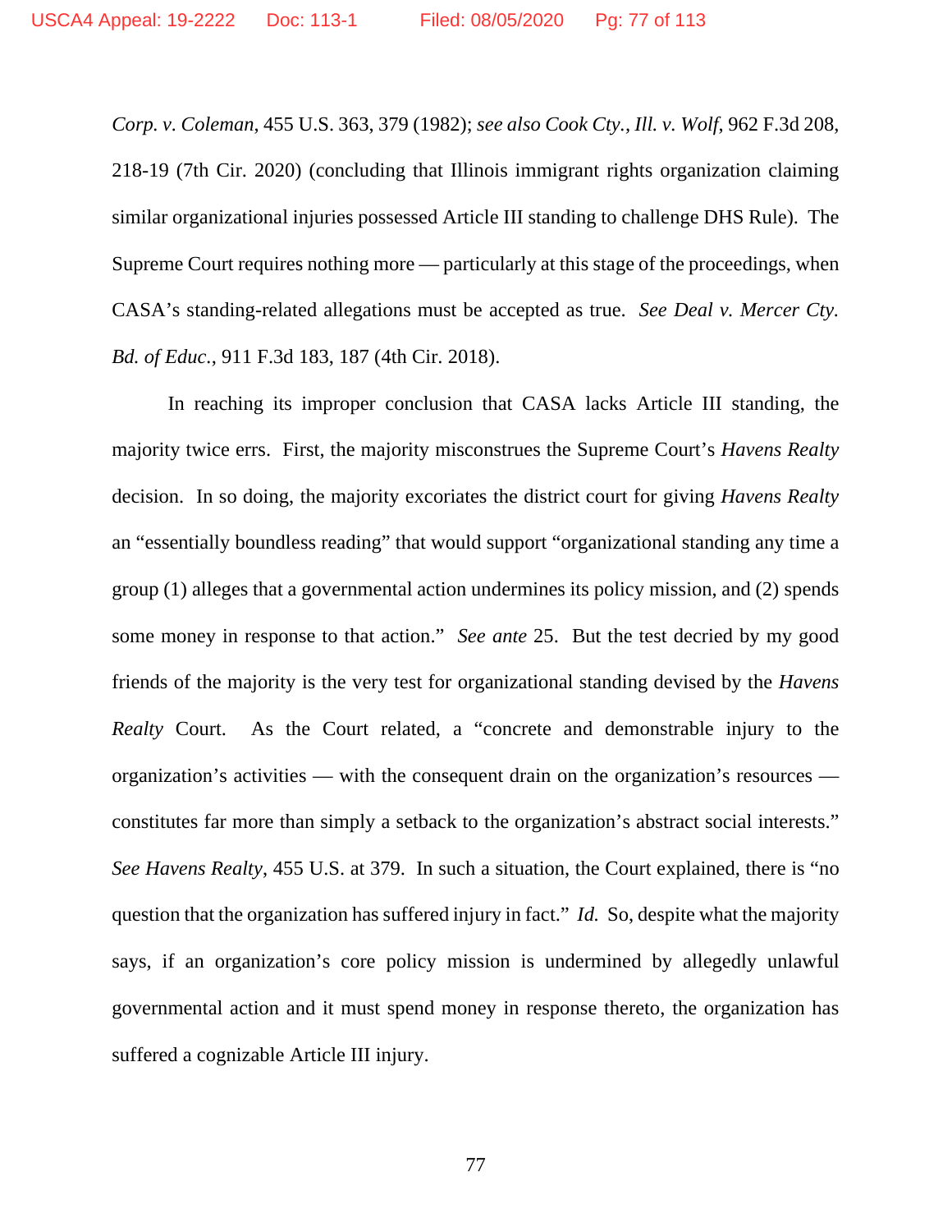*Corp. v. Coleman*, 455 U.S. 363, 379 (1982); *see also Cook Cty., Ill. v. Wolf*, 962 F.3d 208, 218-19 (7th Cir. 2020) (concluding that Illinois immigrant rights organization claiming similar organizational injuries possessed Article III standing to challenge DHS Rule). The Supreme Court requires nothing more — particularly at this stage of the proceedings, when CASA's standing-related allegations must be accepted as true. *See Deal v. Mercer Cty. Bd. of Educ.*, 911 F.3d 183, 187 (4th Cir. 2018).

In reaching its improper conclusion that CASA lacks Article III standing, the majority twice errs. First, the majority misconstrues the Supreme Court's *Havens Realty* decision. In so doing, the majority excoriates the district court for giving *Havens Realty* an "essentially boundless reading" that would support "organizational standing any time a group (1) alleges that a governmental action undermines its policy mission, and (2) spends some money in response to that action." *See ante* 25. But the test decried by my good friends of the majority is the very test for organizational standing devised by the *Havens Realty* Court. As the Court related, a "concrete and demonstrable injury to the organization's activities — with the consequent drain on the organization's resources — constitutes far more than simply a setback to the organization's abstract social interests." *See Havens Realty*, 455 U.S. at 379. In such a situation, the Court explained, there is "no question that the organization has suffered injury in fact." *Id.* So, despite what the majority says, if an organization's core policy mission is undermined by allegedly unlawful governmental action and it must spend money in response thereto, the organization has suffered a cognizable Article III injury.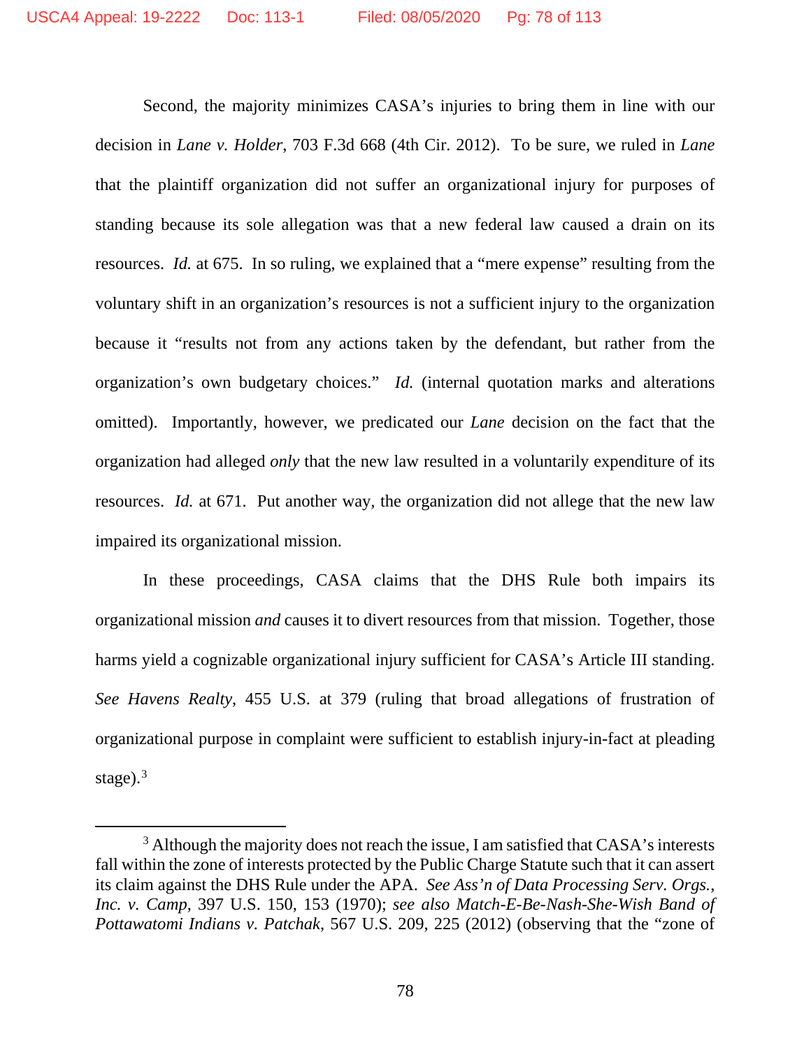Second, the majority minimizes CASA's injuries to bring them in line with our decision in *Lane v. Holder*, 703 F.3d 668 (4th Cir. 2012). To be sure, we ruled in *Lane* that the plaintiff organization did not suffer an organizational injury for purposes of standing because its sole allegation was that a new federal law caused a drain on its resources. *Id.* at 675. In so ruling, we explained that a "mere expense" resulting from the voluntary shift in an organization's resources is not a sufficient injury to the organization because it "results not from any actions taken by the defendant, but rather from the organization's own budgetary choices." *Id.* (internal quotation marks and alterations omitted). Importantly, however, we predicated our *Lane* decision on the fact that the organization had alleged *only* that the new law resulted in a voluntarily expenditure of its resources. *Id.* at 671. Put another way, the organization did not allege that the new law impaired its organizational mission.

In these proceedings, CASA claims that the DHS Rule both impairs its organizational mission *and* causes it to divert resources from that mission. Together, those harms yield a cognizable organizational injury sufficient for CASA's Article III standing. *See Havens Realty*, 455 U.S. at 379 (ruling that broad allegations of frustration of organizational purpose in complaint were sufficient to establish injury-in-fact at pleading stage).[3]

[3] Although the majority does not reach the issue, I am satisfied that CASA's interests fall within the zone of interests protected by the Public Charge Statute such that it can assert its claim against the DHS Rule under the APA. *See Ass'n of Data Processing Serv. Orgs., Inc. v. Camp*, 397 U.S. 150, 153 (1970); *see also Match-E-Be-Nash-She-Wish Band of Pottawatomi Indians v. Patchak*, 567 U.S. 209, 225 (2012) (observing that the "zone of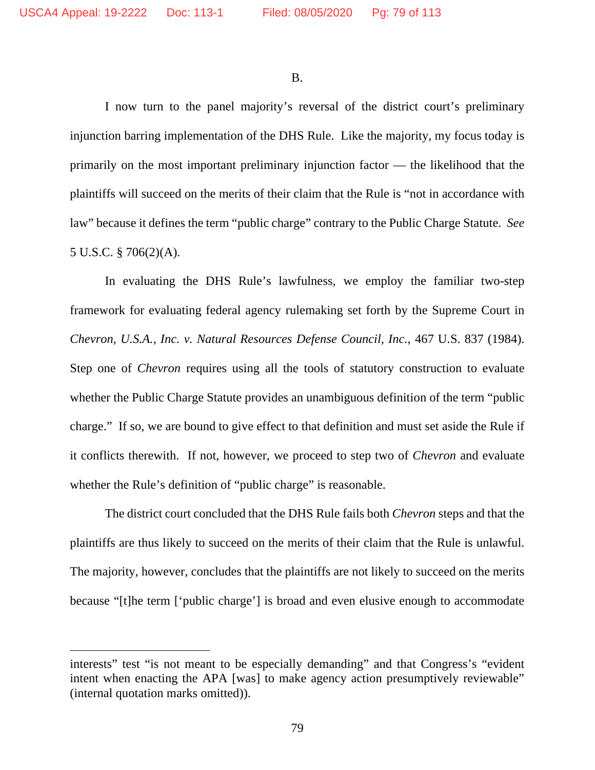B.

I now turn to the panel majority's reversal of the district court's preliminary injunction barring implementation of the DHS Rule. Like the majority, my focus today is primarily on the most important preliminary injunction factor — the likelihood that the plaintiffs will succeed on the merits of their claim that the Rule is "not in accordance with law" because it defines the term "public charge" contrary to the Public Charge Statute. *See* 5 U.S.C. § 706(2)(A).

In evaluating the DHS Rule's lawfulness, we employ the familiar two-step framework for evaluating federal agency rulemaking set forth by the Supreme Court in *Chevron, U.S.A., Inc. v. Natural Resources Defense Council, Inc.*, 467 U.S. 837 (1984). Step one of *Chevron* requires using all the tools of statutory construction to evaluate whether the Public Charge Statute provides an unambiguous definition of the term "public charge." If so, we are bound to give effect to that definition and must set aside the Rule if it conflicts therewith. If not, however, we proceed to step two of *Chevron* and evaluate whether the Rule's definition of "public charge" is reasonable.

The district court concluded that the DHS Rule fails both *Chevron* steps and that the plaintiffs are thus likely to succeed on the merits of their claim that the Rule is unlawful. The majority, however, concludes that the plaintiffs are not likely to succeed on the merits because "[t]he term ['public charge'] is broad and even elusive enough to accommodate

---

interests" test "is not meant to be especially demanding" and that Congress's "evident intent when enacting the APA [was] to make agency action presumptively reviewable" (internal quotation marks omitted)).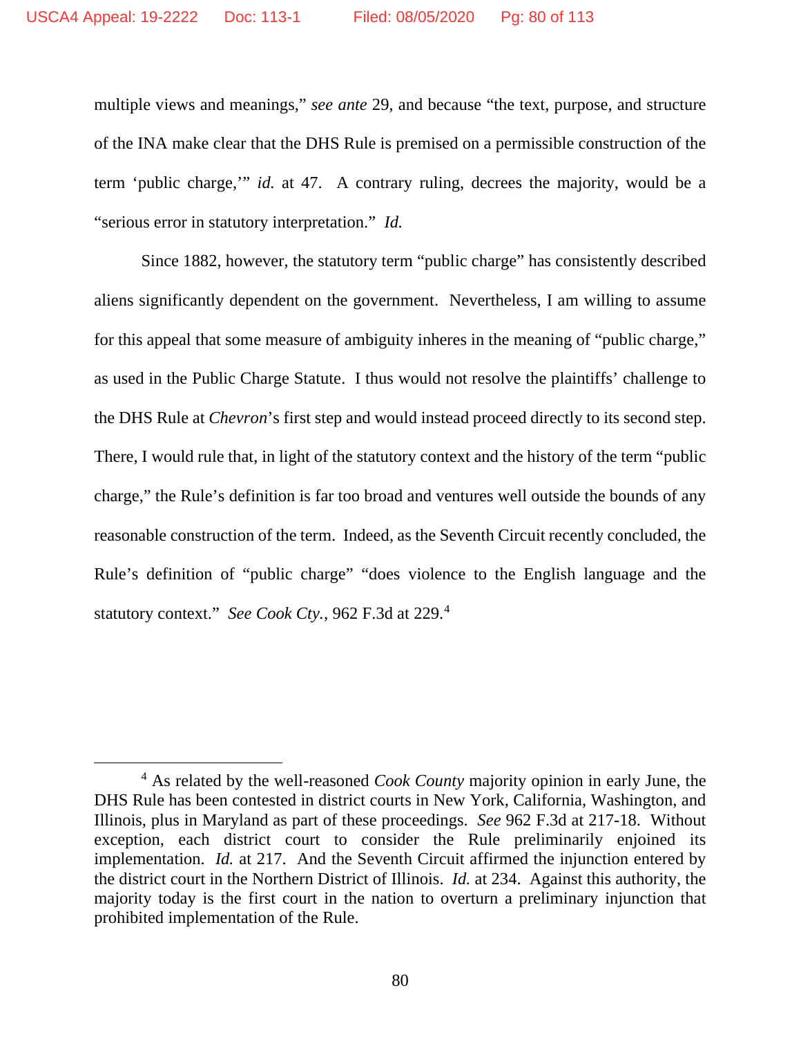multiple views and meanings," *see ante* 29, and because "the text, purpose, and structure of the INA make clear that the DHS Rule is premised on a permissible construction of the term 'public charge,'" *id.* at 47. A contrary ruling, decrees the majority, would be a "serious error in statutory interpretation." *Id.*

Since 1882, however, the statutory term "public charge" has consistently described aliens significantly dependent on the government. Nevertheless, I am willing to assume for this appeal that some measure of ambiguity inheres in the meaning of "public charge," as used in the Public Charge Statute. I thus would not resolve the plaintiffs' challenge to the DHS Rule at *Chevron*'s first step and would instead proceed directly to its second step. There, I would rule that, in light of the statutory context and the history of the term "public charge," the Rule's definition is far too broad and ventures well outside the bounds of any reasonable construction of the term. Indeed, as the Seventh Circuit recently concluded, the Rule's definition of "public charge" "does violence to the English language and the statutory context." *See Cook Cty.*, 962 F.3d at 229.[4]

[4] As related by the well-reasoned *Cook County* majority opinion in early June, the DHS Rule has been contested in district courts in New York, California, Washington, and Illinois, plus in Maryland as part of these proceedings. *See* 962 F.3d at 217-18. Without exception, each district court to consider the Rule preliminarily enjoined its implementation. *Id.* at 217. And the Seventh Circuit affirmed the injunction entered by the district court in the Northern District of Illinois. *Id.* at 234. Against this authority, the majority today is the first court in the nation to overturn a preliminary injunction that prohibited implementation of the Rule.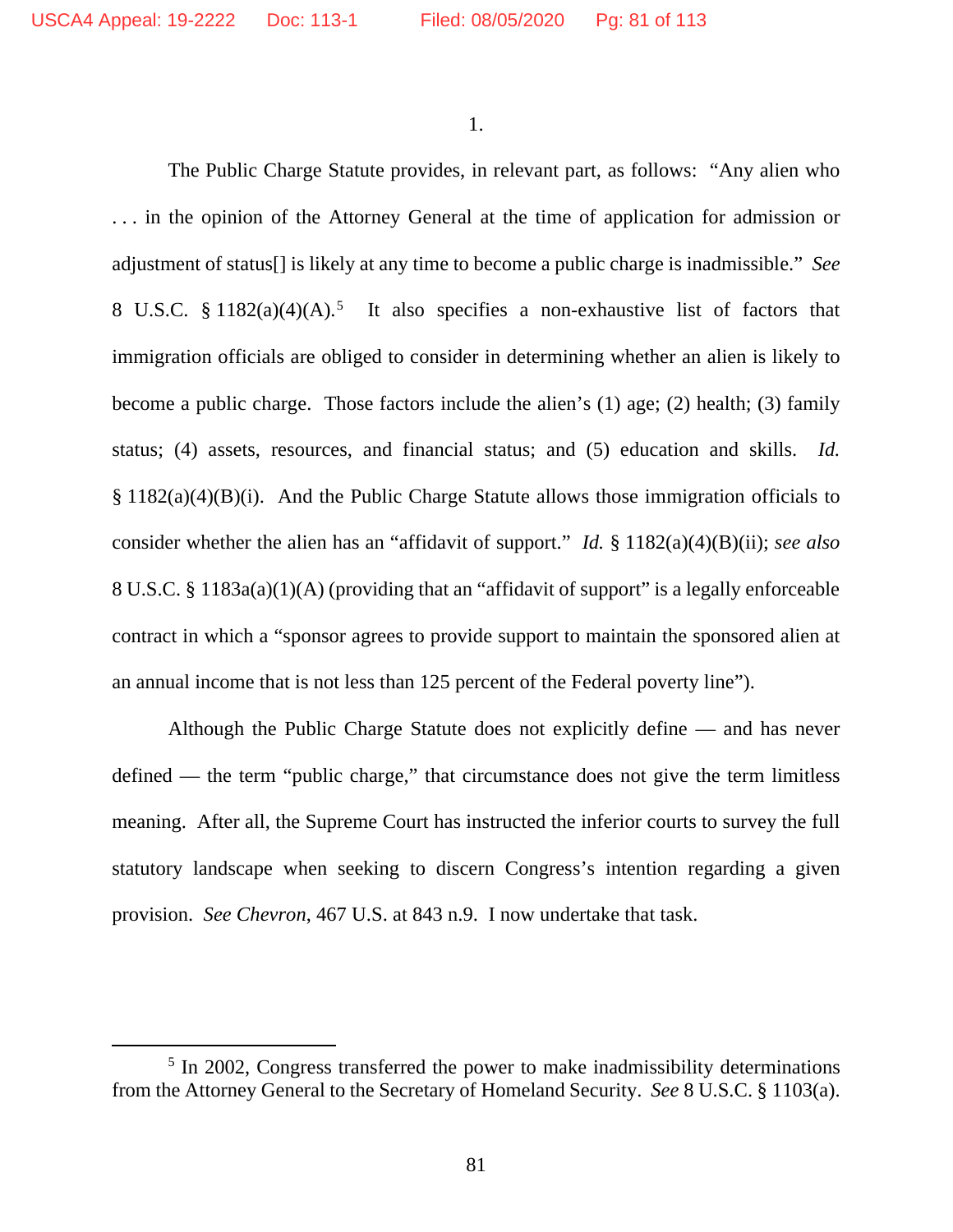1.

The Public Charge Statute provides, in relevant part, as follows: "Any alien who . . . in the opinion of the Attorney General at the time of application for admission or adjustment of status[] is likely at any time to become a public charge is inadmissible." *See* 8 U.S.C. § 1182(a)(4)(A).[5] It also specifies a non-exhaustive list of factors that immigration officials are obliged to consider in determining whether an alien is likely to become a public charge. Those factors include the alien's (1) age; (2) health; (3) family status; (4) assets, resources, and financial status; and (5) education and skills. *Id.* § 1182(a)(4)(B)(i). And the Public Charge Statute allows those immigration officials to consider whether the alien has an "affidavit of support." *Id.* § 1182(a)(4)(B)(ii); *see also* 8 U.S.C. § 1183a(a)(1)(A) (providing that an "affidavit of support" is a legally enforceable contract in which a "sponsor agrees to provide support to maintain the sponsored alien at an annual income that is not less than 125 percent of the Federal poverty line").

Although the Public Charge Statute does not explicitly define — and has never defined — the term "public charge," that circumstance does not give the term limitless meaning. After all, the Supreme Court has instructed the inferior courts to survey the full statutory landscape when seeking to discern Congress's intention regarding a given provision. *See Chevron*, 467 U.S. at 843 n.9. I now undertake that task.

---

[5] In 2002, Congress transferred the power to make inadmissibility determinations from the Attorney General to the Secretary of Homeland Security. *See* 8 U.S.C. § 1103(a).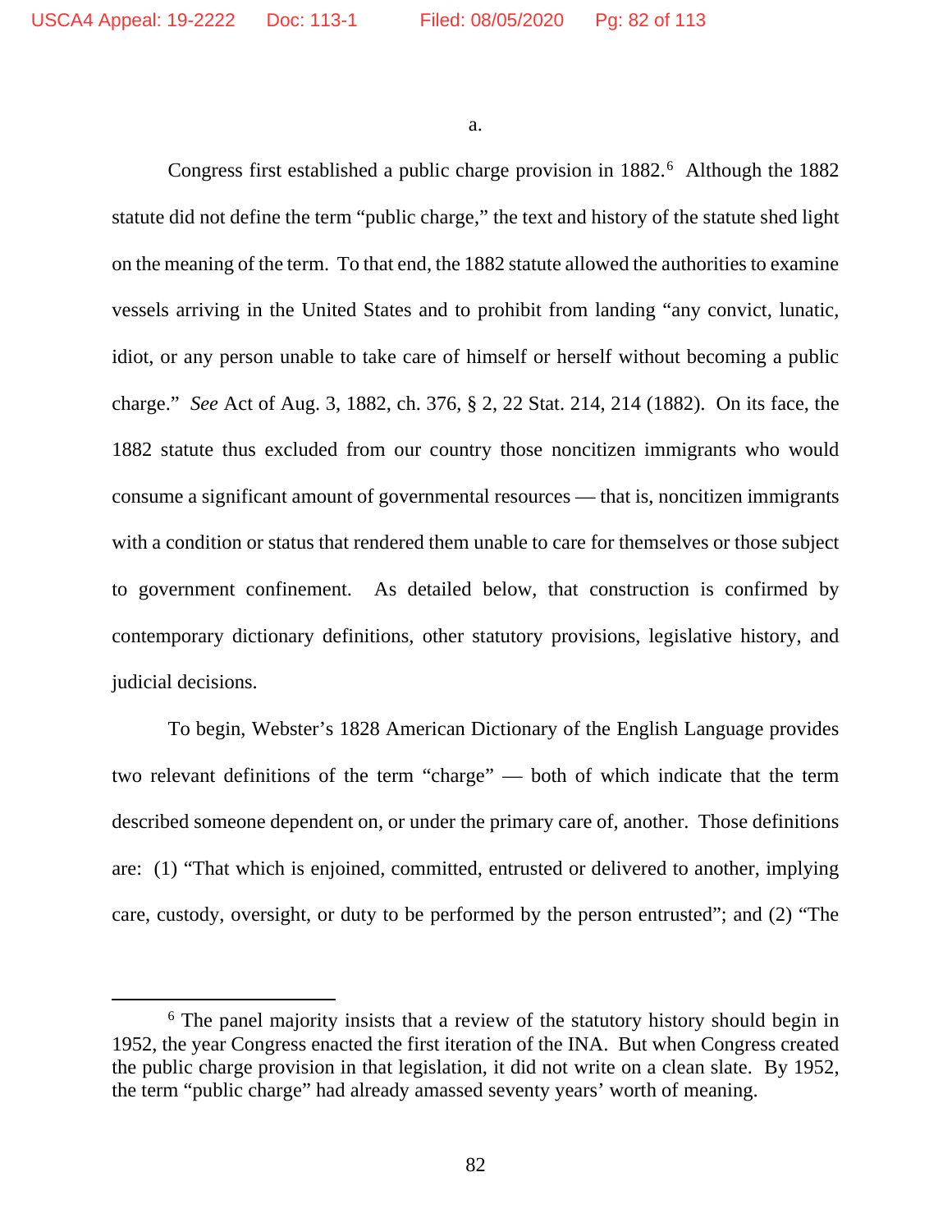a.

Congress first established a public charge provision in 1882.[6] Although the 1882 statute did not define the term "public charge," the text and history of the statute shed light on the meaning of the term. To that end, the 1882 statute allowed the authorities to examine vessels arriving in the United States and to prohibit from landing "any convict, lunatic, idiot, or any person unable to take care of himself or herself without becoming a public charge." *See* Act of Aug. 3, 1882, ch. 376, § 2, 22 Stat. 214, 214 (1882). On its face, the 1882 statute thus excluded from our country those noncitizen immigrants who would consume a significant amount of governmental resources — that is, noncitizen immigrants with a condition or status that rendered them unable to care for themselves or those subject to government confinement. As detailed below, that construction is confirmed by contemporary dictionary definitions, other statutory provisions, legislative history, and judicial decisions.

To begin, Webster's 1828 American Dictionary of the English Language provides two relevant definitions of the term "charge" — both of which indicate that the term described someone dependent on, or under the primary care of, another. Those definitions are: (1) "That which is enjoined, committed, entrusted or delivered to another, implying care, custody, oversight, or duty to be performed by the person entrusted"; and (2) "The

[6] The panel majority insists that a review of the statutory history should begin in 1952, the year Congress enacted the first iteration of the INA. But when Congress created the public charge provision in that legislation, it did not write on a clean slate. By 1952, the term "public charge" had already amassed seventy years' worth of meaning.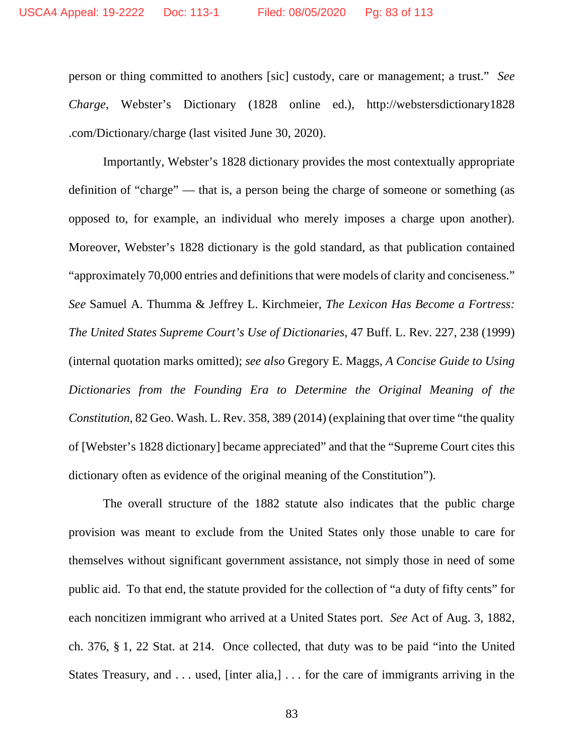person or thing committed to anothers [sic] custody, care or management; a trust." *See Charge*, Webster's Dictionary (1828 online ed.), http://webstersdictionary1828.com/Dictionary/charge (last visited June 30, 2020).

Importantly, Webster's 1828 dictionary provides the most contextually appropriate definition of "charge" — that is, a person being the charge of someone or something (as opposed to, for example, an individual who merely imposes a charge upon another). Moreover, Webster's 1828 dictionary is the gold standard, as that publication contained "approximately 70,000 entries and definitions that were models of clarity and conciseness." *See* Samuel A. Thumma & Jeffrey L. Kirchmeier, *The Lexicon Has Become a Fortress: The United States Supreme Court's Use of Dictionaries*, 47 Buff. L. Rev. 227, 238 (1999) (internal quotation marks omitted); *see also* Gregory E. Maggs, *A Concise Guide to Using Dictionaries from the Founding Era to Determine the Original Meaning of the Constitution*, 82 Geo. Wash. L. Rev. 358, 389 (2014) (explaining that over time "the quality of [Webster's 1828 dictionary] became appreciated" and that the "Supreme Court cites this dictionary often as evidence of the original meaning of the Constitution").

The overall structure of the 1882 statute also indicates that the public charge provision was meant to exclude from the United States only those unable to care for themselves without significant government assistance, not simply those in need of some public aid. To that end, the statute provided for the collection of "a duty of fifty cents" for each noncitizen immigrant who arrived at a United States port. *See* Act of Aug. 3, 1882, ch. 376, § 1, 22 Stat. at 214. Once collected, that duty was to be paid "into the United States Treasury, and . . . used, [inter alia,] . . . for the care of immigrants arriving in the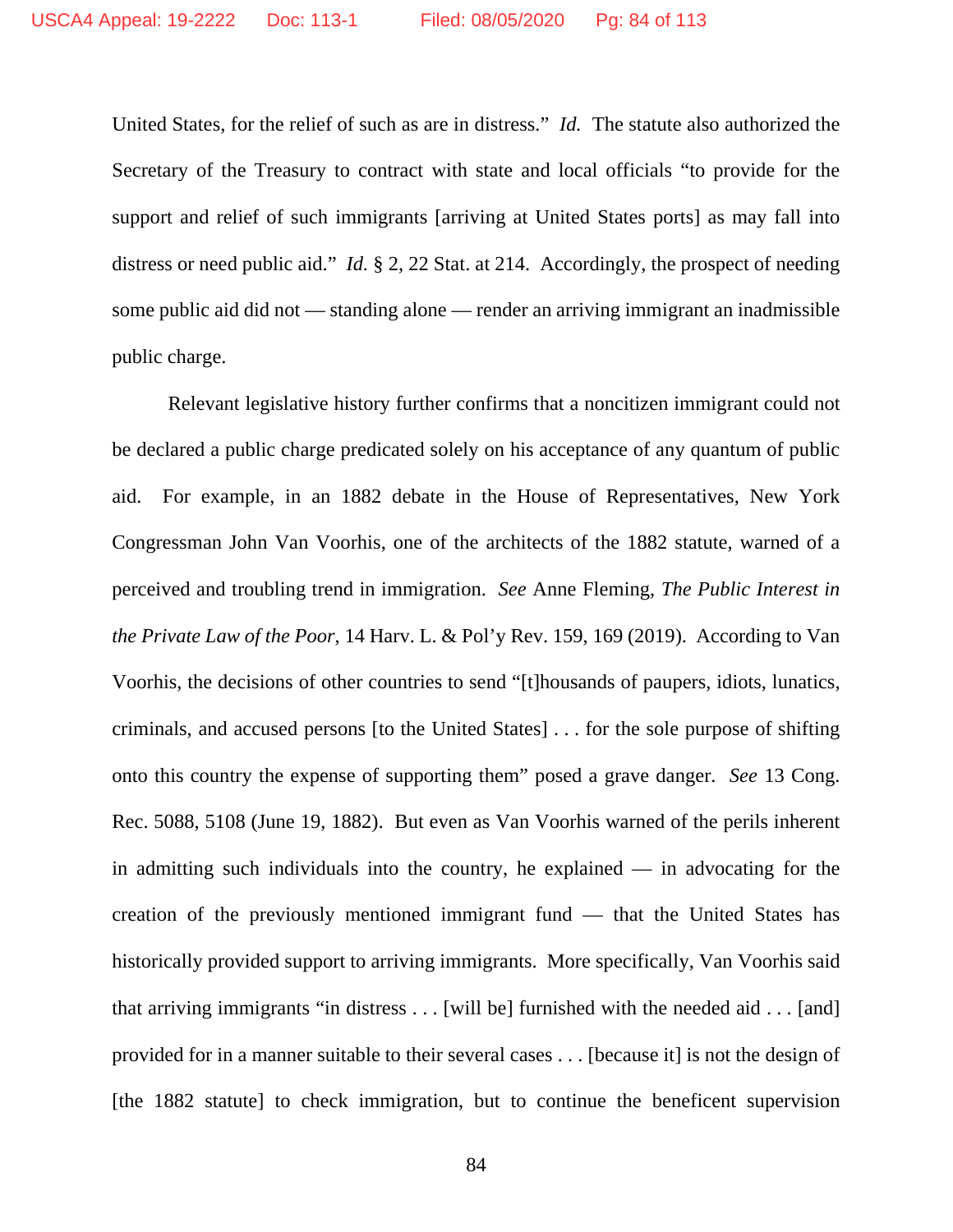United States, for the relief of such as are in distress." *Id.* The statute also authorized the Secretary of the Treasury to contract with state and local officials "to provide for the support and relief of such immigrants [arriving at United States ports] as may fall into distress or need public aid." *Id.* § 2, 22 Stat. at 214. Accordingly, the prospect of needing some public aid did not — standing alone — render an arriving immigrant an inadmissible public charge.

Relevant legislative history further confirms that a noncitizen immigrant could not be declared a public charge predicated solely on his acceptance of any quantum of public aid. For example, in an 1882 debate in the House of Representatives, New York Congressman John Van Voorhis, one of the architects of the 1882 statute, warned of a perceived and troubling trend in immigration. *See* Anne Fleming, *The Public Interest in the Private Law of the Poor*, 14 Harv. L. & Pol'y Rev. 159, 169 (2019). According to Van Voorhis, the decisions of other countries to send "[t]housands of paupers, idiots, lunatics, criminals, and accused persons [to the United States] . . . for the sole purpose of shifting onto this country the expense of supporting them" posed a grave danger. *See* 13 Cong. Rec. 5088, 5108 (June 19, 1882). But even as Van Voorhis warned of the perils inherent in admitting such individuals into the country, he explained — in advocating for the creation of the previously mentioned immigrant fund — that the United States has historically provided support to arriving immigrants. More specifically, Van Voorhis said that arriving immigrants "in distress . . . [will be] furnished with the needed aid . . . [and] provided for in a manner suitable to their several cases . . . [because it] is not the design of [the 1882 statute] to check immigration, but to continue the beneficent supervision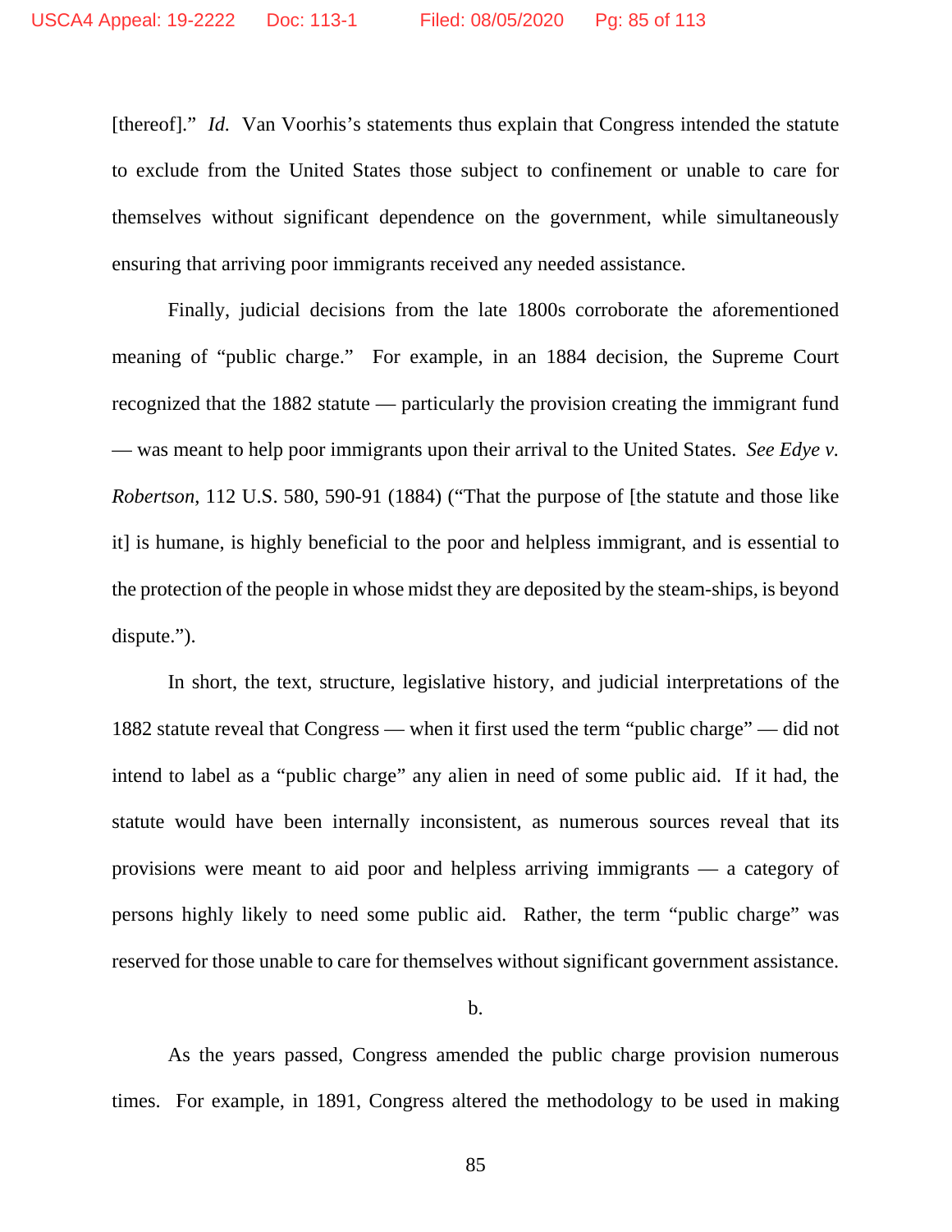[thereof]." *Id.* Van Voorhis's statements thus explain that Congress intended the statute to exclude from the United States those subject to confinement or unable to care for themselves without significant dependence on the government, while simultaneously ensuring that arriving poor immigrants received any needed assistance.

Finally, judicial decisions from the late 1800s corroborate the aforementioned meaning of "public charge." For example, in an 1884 decision, the Supreme Court recognized that the 1882 statute — particularly the provision creating the immigrant fund — was meant to help poor immigrants upon their arrival to the United States. *See Edye v. Robertson*, 112 U.S. 580, 590-91 (1884) ("That the purpose of [the statute and those like it] is humane, is highly beneficial to the poor and helpless immigrant, and is essential to the protection of the people in whose midst they are deposited by the steam-ships, is beyond dispute.").

In short, the text, structure, legislative history, and judicial interpretations of the 1882 statute reveal that Congress — when it first used the term "public charge" — did not intend to label as a "public charge" any alien in need of some public aid. If it had, the statute would have been internally inconsistent, as numerous sources reveal that its provisions were meant to aid poor and helpless arriving immigrants — a category of persons highly likely to need some public aid. Rather, the term "public charge" was reserved for those unable to care for themselves without significant government assistance.

b.

As the years passed, Congress amended the public charge provision numerous times. For example, in 1891, Congress altered the methodology to be used in making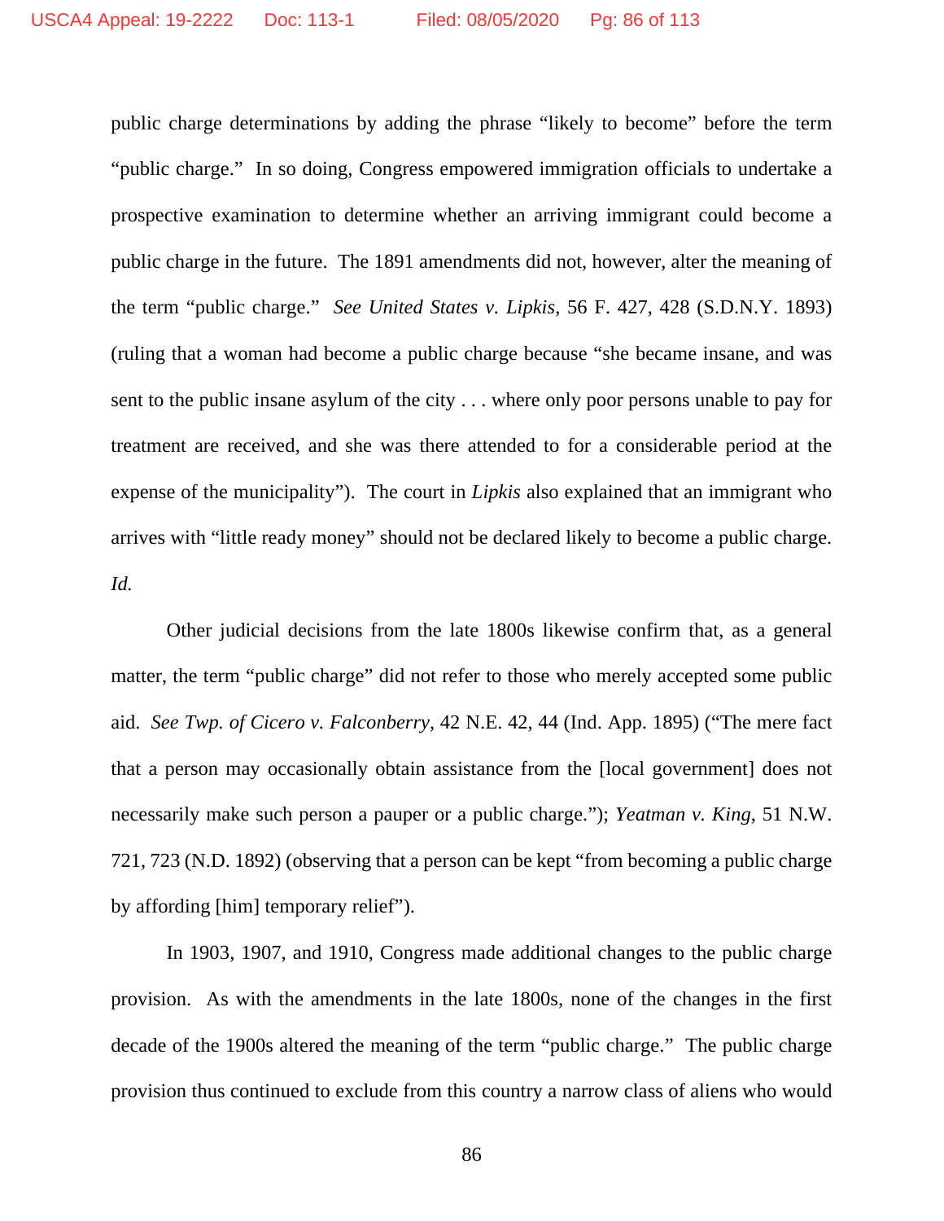public charge determinations by adding the phrase "likely to become" before the term "public charge." In so doing, Congress empowered immigration officials to undertake a prospective examination to determine whether an arriving immigrant could become a public charge in the future. The 1891 amendments did not, however, alter the meaning of the term "public charge." *See United States v. Lipkis*, 56 F. 427, 428 (S.D.N.Y. 1893) (ruling that a woman had become a public charge because "she became insane, and was sent to the public insane asylum of the city . . . where only poor persons unable to pay for treatment are received, and she was there attended to for a considerable period at the expense of the municipality"). The court in *Lipkis* also explained that an immigrant who arrives with "little ready money" should not be declared likely to become a public charge. *Id.*

Other judicial decisions from the late 1800s likewise confirm that, as a general matter, the term "public charge" did not refer to those who merely accepted some public aid. *See Twp. of Cicero v. Falconberry*, 42 N.E. 42, 44 (Ind. App. 1895) ("The mere fact that a person may occasionally obtain assistance from the [local government] does not necessarily make such person a pauper or a public charge."); *Yeatman v. King*, 51 N.W. 721, 723 (N.D. 1892) (observing that a person can be kept "from becoming a public charge by affording [him] temporary relief").

In 1903, 1907, and 1910, Congress made additional changes to the public charge provision. As with the amendments in the late 1800s, none of the changes in the first decade of the 1900s altered the meaning of the term "public charge." The public charge provision thus continued to exclude from this country a narrow class of aliens who would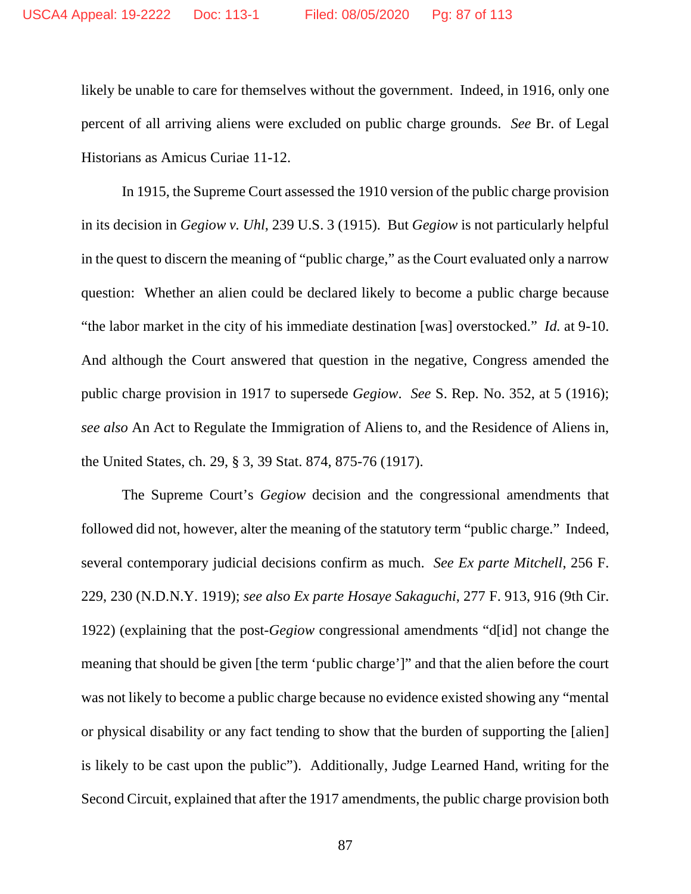likely be unable to care for themselves without the government. Indeed, in 1916, only one percent of all arriving aliens were excluded on public charge grounds. *See* Br. of Legal Historians as Amicus Curiae 11-12.

In 1915, the Supreme Court assessed the 1910 version of the public charge provision in its decision in *Gegiow v. Uhl*, 239 U.S. 3 (1915). But *Gegiow* is not particularly helpful in the quest to discern the meaning of "public charge," as the Court evaluated only a narrow question: Whether an alien could be declared likely to become a public charge because "the labor market in the city of his immediate destination [was] overstocked." *Id.* at 9-10. And although the Court answered that question in the negative, Congress amended the public charge provision in 1917 to supersede *Gegiow*. *See* S. Rep. No. 352, at 5 (1916); *see also* An Act to Regulate the Immigration of Aliens to, and the Residence of Aliens in, the United States, ch. 29, § 3, 39 Stat. 874, 875-76 (1917).

The Supreme Court's *Gegiow* decision and the congressional amendments that followed did not, however, alter the meaning of the statutory term "public charge." Indeed, several contemporary judicial decisions confirm as much. *See Ex parte Mitchell*, 256 F. 229, 230 (N.D.N.Y. 1919); *see also Ex parte Hosaye Sakaguchi*, 277 F. 913, 916 (9th Cir. 1922) (explaining that the post-*Gegiow* congressional amendments "d[id] not change the meaning that should be given [the term 'public charge']" and that the alien before the court was not likely to become a public charge because no evidence existed showing any "mental or physical disability or any fact tending to show that the burden of supporting the [alien] is likely to be cast upon the public"). Additionally, Judge Learned Hand, writing for the Second Circuit, explained that after the 1917 amendments, the public charge provision both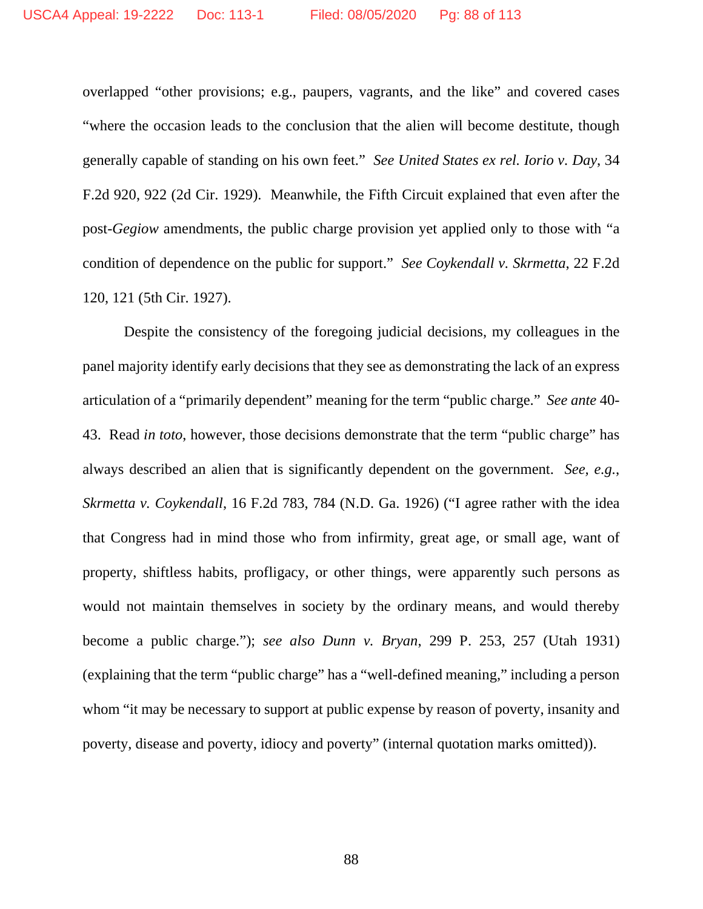overlapped "other provisions; e.g., paupers, vagrants, and the like" and covered cases "where the occasion leads to the conclusion that the alien will become destitute, though generally capable of standing on his own feet." *See United States ex rel. Iorio v. Day*, 34 F.2d 920, 922 (2d Cir. 1929). Meanwhile, the Fifth Circuit explained that even after the post-*Gegiow* amendments, the public charge provision yet applied only to those with "a condition of dependence on the public for support." *See Coykendall v. Skrmetta*, 22 F.2d 120, 121 (5th Cir. 1927).

Despite the consistency of the foregoing judicial decisions, my colleagues in the panel majority identify early decisions that they see as demonstrating the lack of an express articulation of a "primarily dependent" meaning for the term "public charge." *See ante* 40-43. Read *in toto*, however, those decisions demonstrate that the term "public charge" has always described an alien that is significantly dependent on the government. *See, e.g.*, *Skrmetta v. Coykendall*, 16 F.2d 783, 784 (N.D. Ga. 1926) ("I agree rather with the idea that Congress had in mind those who from infirmity, great age, or small age, want of property, shiftless habits, profligacy, or other things, were apparently such persons as would not maintain themselves in society by the ordinary means, and would thereby become a public charge."); *see also Dunn v. Bryan*, 299 P. 253, 257 (Utah 1931) (explaining that the term "public charge" has a "well-defined meaning," including a person whom "it may be necessary to support at public expense by reason of poverty, insanity and poverty, disease and poverty, idiocy and poverty" (internal quotation marks omitted)).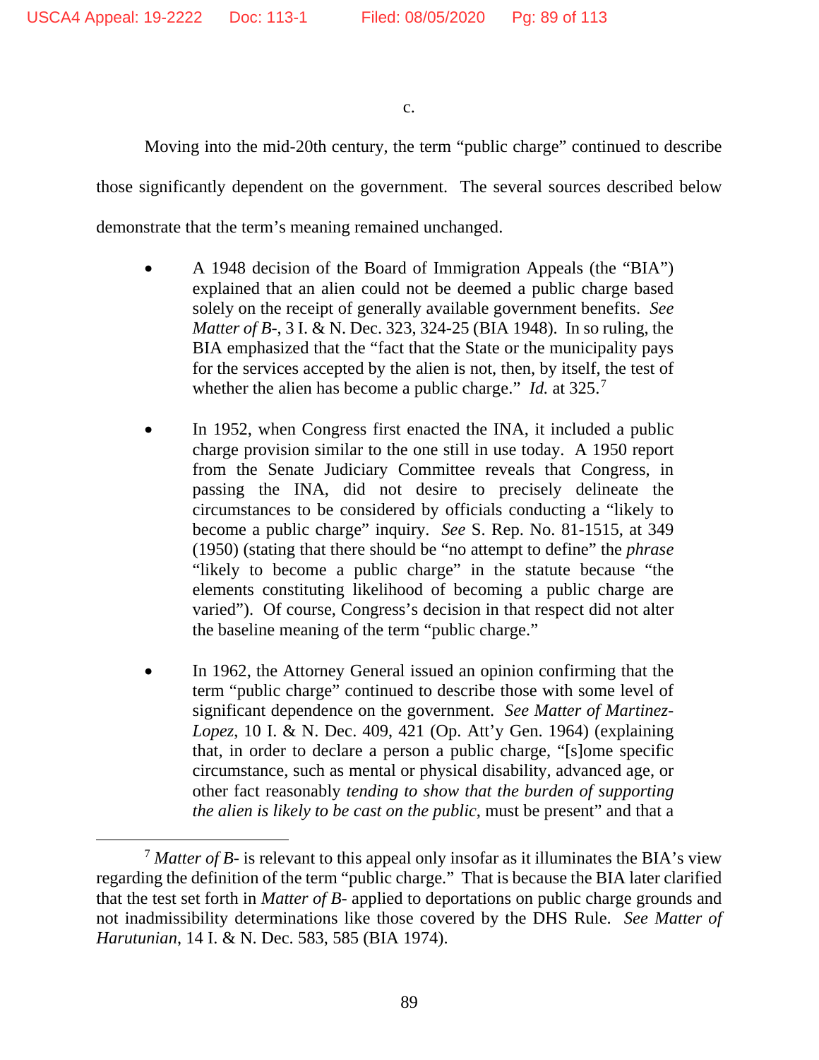c.

Moving into the mid-20th century, the term "public charge" continued to describe those significantly dependent on the government. The several sources described below demonstrate that the term's meaning remained unchanged.

- A 1948 decision of the Board of Immigration Appeals (the "BIA") explained that an alien could not be deemed a public charge based solely on the receipt of generally available government benefits. *See Matter of B-*, 3 I. & N. Dec. 323, 324-25 (BIA 1948). In so ruling, the BIA emphasized that the "fact that the State or the municipality pays for the services accepted by the alien is not, then, by itself, the test of whether the alien has become a public charge." *Id.* at 325.[7]

- In 1952, when Congress first enacted the INA, it included a public charge provision similar to the one still in use today. A 1950 report from the Senate Judiciary Committee reveals that Congress, in passing the INA, did not desire to precisely delineate the circumstances to be considered by officials conducting a "likely to become a public charge" inquiry. *See* S. Rep. No. 81-1515, at 349 (1950) (stating that there should be "no attempt to define" the *phrase* "likely to become a public charge" in the statute because "the elements constituting likelihood of becoming a public charge are varied"). Of course, Congress's decision in that respect did not alter the baseline meaning of the term "public charge."

- In 1962, the Attorney General issued an opinion confirming that the term "public charge" continued to describe those with some level of significant dependence on the government. *See Matter of Martinez-Lopez*, 10 I. & N. Dec. 409, 421 (Op. Att'y Gen. 1964) (explaining that, in order to declare a person a public charge, "[s]ome specific circumstance, such as mental or physical disability, advanced age, or other fact reasonably *tending to show that the burden of supporting the alien is likely to be cast on the public*, must be present" and that a

---

[7] *Matter of B-* is relevant to this appeal only insofar as it illuminates the BIA's view regarding the definition of the term "public charge." That is because the BIA later clarified that the test set forth in *Matter of B-* applied to deportations on public charge grounds and not inadmissibility determinations like those covered by the DHS Rule. *See Matter of Harutunian*, 14 I. & N. Dec. 583, 585 (BIA 1974).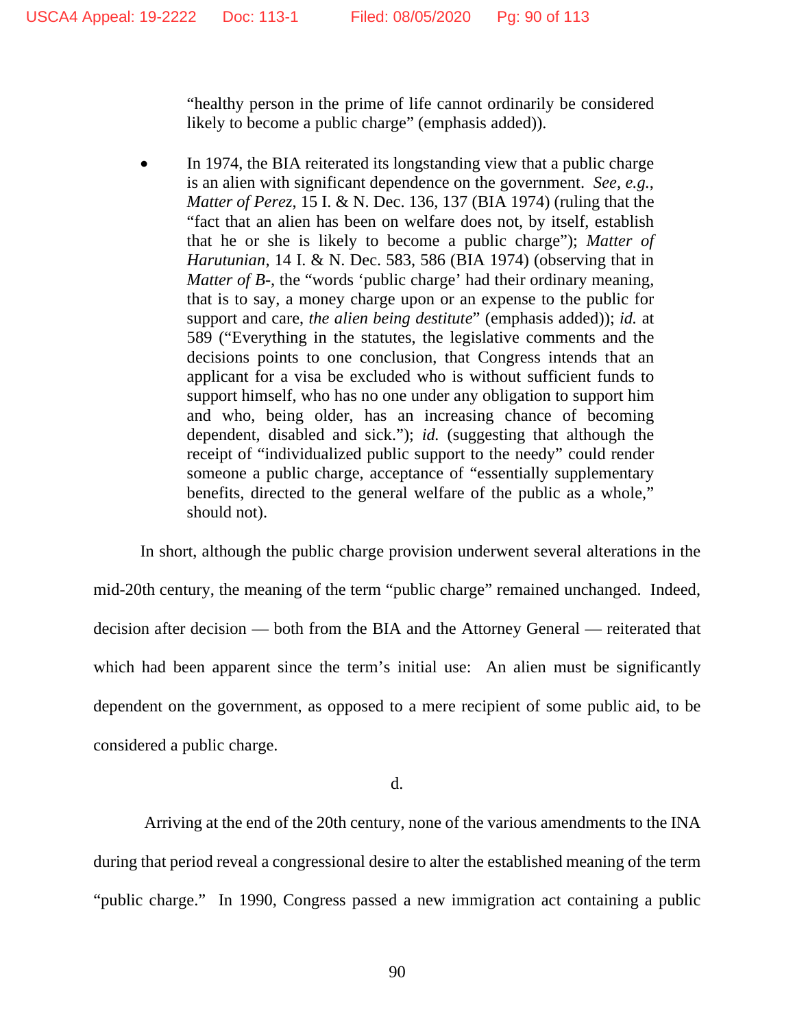"healthy person in the prime of life cannot ordinarily be considered likely to become a public charge" (emphasis added)).

- In 1974, the BIA reiterated its longstanding view that a public charge is an alien with significant dependence on the government. *See, e.g.*, *Matter of Perez*, 15 I. & N. Dec. 136, 137 (BIA 1974) (ruling that the "fact that an alien has been on welfare does not, by itself, establish that he or she is likely to become a public charge"); *Matter of Harutunian*, 14 I. & N. Dec. 583, 586 (BIA 1974) (observing that in *Matter of B-*, the "words 'public charge' had their ordinary meaning, that is to say, a money charge upon or an expense to the public for support and care, *the alien being destitute*" (emphasis added)); *id.* at 589 ("Everything in the statutes, the legislative comments and the decisions points to one conclusion, that Congress intends that an applicant for a visa be excluded who is without sufficient funds to support himself, who has no one under any obligation to support him and who, being older, has an increasing chance of becoming dependent, disabled and sick."); *id.* (suggesting that although the receipt of "individualized public support to the needy" could render someone a public charge, acceptance of "essentially supplementary benefits, directed to the general welfare of the public as a whole," should not).

In short, although the public charge provision underwent several alterations in the mid-20th century, the meaning of the term "public charge" remained unchanged. Indeed, decision after decision — both from the BIA and the Attorney General — reiterated that which had been apparent since the term's initial use: An alien must be significantly dependent on the government, as opposed to a mere recipient of some public aid, to be considered a public charge.

d.

Arriving at the end of the 20th century, none of the various amendments to the INA during that period reveal a congressional desire to alter the established meaning of the term "public charge." In 1990, Congress passed a new immigration act containing a public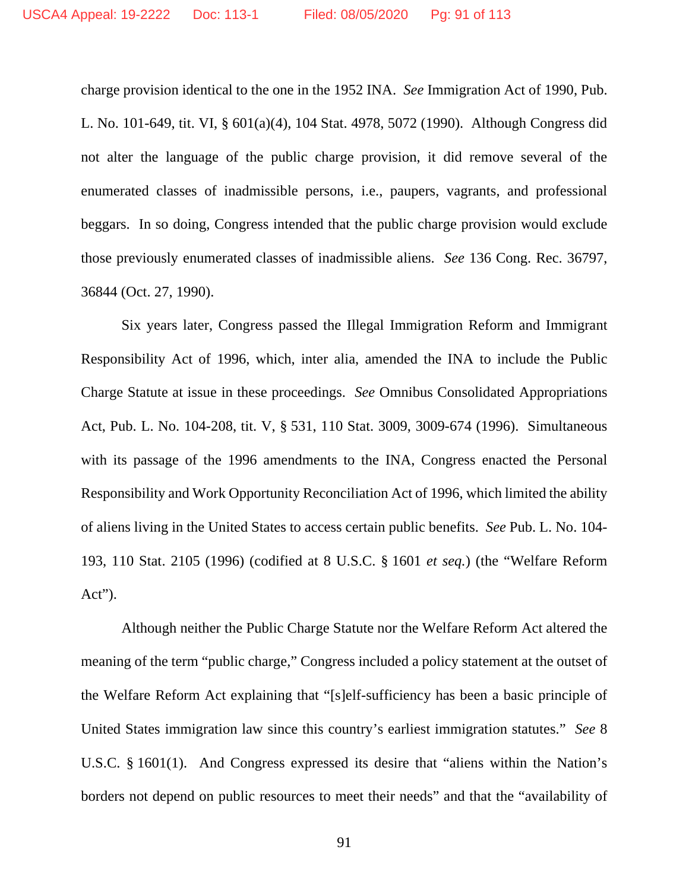charge provision identical to the one in the 1952 INA. *See* Immigration Act of 1990, Pub. L. No. 101-649, tit. VI, § 601(a)(4), 104 Stat. 4978, 5072 (1990). Although Congress did not alter the language of the public charge provision, it did remove several of the enumerated classes of inadmissible persons, i.e., paupers, vagrants, and professional beggars. In so doing, Congress intended that the public charge provision would exclude those previously enumerated classes of inadmissible aliens. *See* 136 Cong. Rec. 36797, 36844 (Oct. 27, 1990).

Six years later, Congress passed the Illegal Immigration Reform and Immigrant Responsibility Act of 1996, which, inter alia, amended the INA to include the Public Charge Statute at issue in these proceedings. *See* Omnibus Consolidated Appropriations Act, Pub. L. No. 104-208, tit. V, § 531, 110 Stat. 3009, 3009-674 (1996). Simultaneous with its passage of the 1996 amendments to the INA, Congress enacted the Personal Responsibility and Work Opportunity Reconciliation Act of 1996, which limited the ability of aliens living in the United States to access certain public benefits. *See* Pub. L. No. 104-193, 110 Stat. 2105 (1996) (codified at 8 U.S.C. § 1601 *et seq.*) (the "Welfare Reform Act").

Although neither the Public Charge Statute nor the Welfare Reform Act altered the meaning of the term "public charge," Congress included a policy statement at the outset of the Welfare Reform Act explaining that "[s]elf-sufficiency has been a basic principle of United States immigration law since this country's earliest immigration statutes." *See* 8 U.S.C. § 1601(1). And Congress expressed its desire that "aliens within the Nation's borders not depend on public resources to meet their needs" and that the "availability of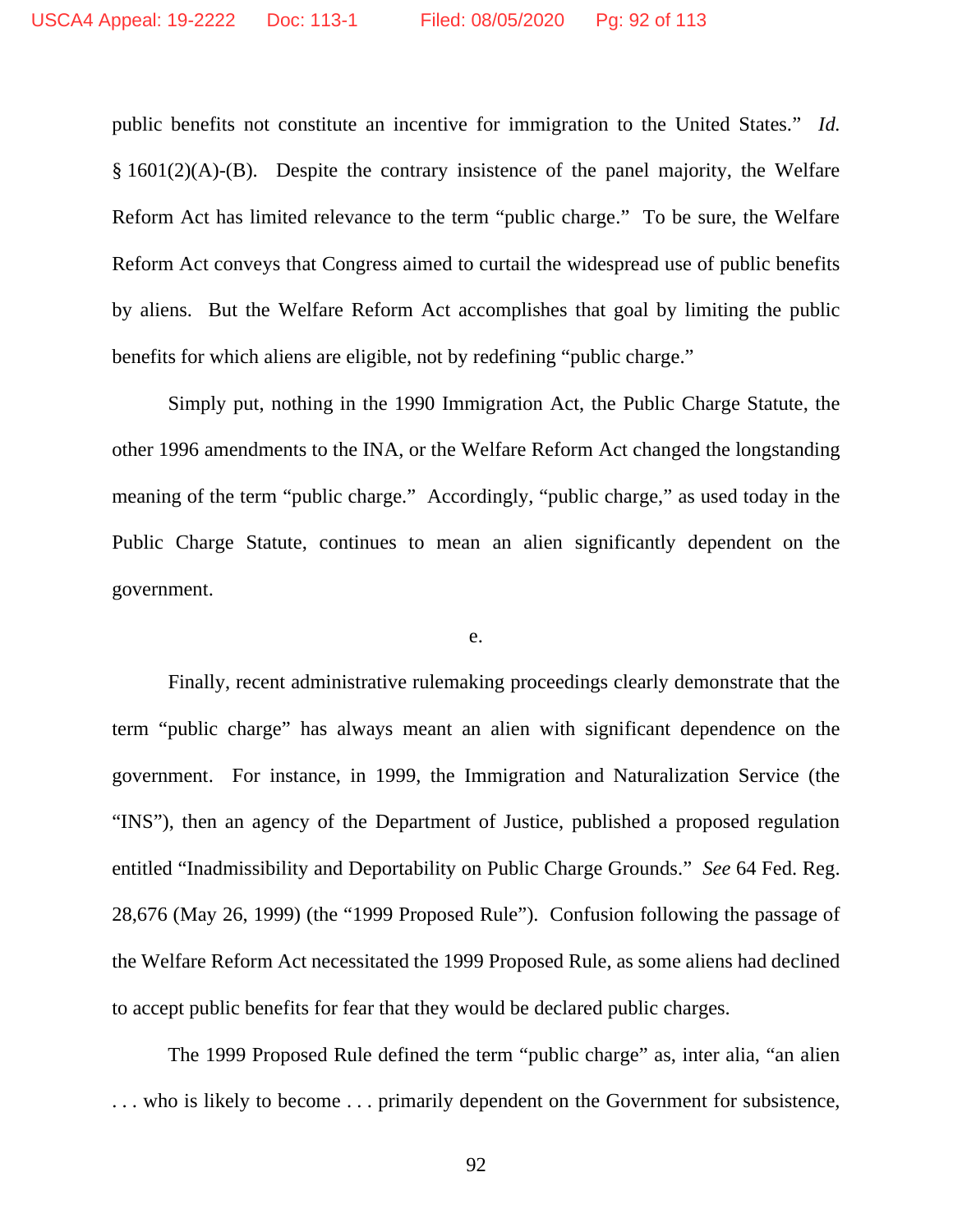public benefits not constitute an incentive for immigration to the United States." *Id.* § 1601(2)(A)-(B). Despite the contrary insistence of the panel majority, the Welfare Reform Act has limited relevance to the term "public charge." To be sure, the Welfare Reform Act conveys that Congress aimed to curtail the widespread use of public benefits by aliens. But the Welfare Reform Act accomplishes that goal by limiting the public benefits for which aliens are eligible, not by redefining "public charge."

Simply put, nothing in the 1990 Immigration Act, the Public Charge Statute, the other 1996 amendments to the INA, or the Welfare Reform Act changed the longstanding meaning of the term "public charge." Accordingly, "public charge," as used today in the Public Charge Statute, continues to mean an alien significantly dependent on the government.

e.

Finally, recent administrative rulemaking proceedings clearly demonstrate that the term "public charge" has always meant an alien with significant dependence on the government. For instance, in 1999, the Immigration and Naturalization Service (the "INS"), then an agency of the Department of Justice, published a proposed regulation entitled "Inadmissibility and Deportability on Public Charge Grounds." *See* 64 Fed. Reg. 28,676 (May 26, 1999) (the "1999 Proposed Rule"). Confusion following the passage of the Welfare Reform Act necessitated the 1999 Proposed Rule, as some aliens had declined to accept public benefits for fear that they would be declared public charges.

The 1999 Proposed Rule defined the term "public charge" as, inter alia, "an alien . . . who is likely to become . . . primarily dependent on the Government for subsistence,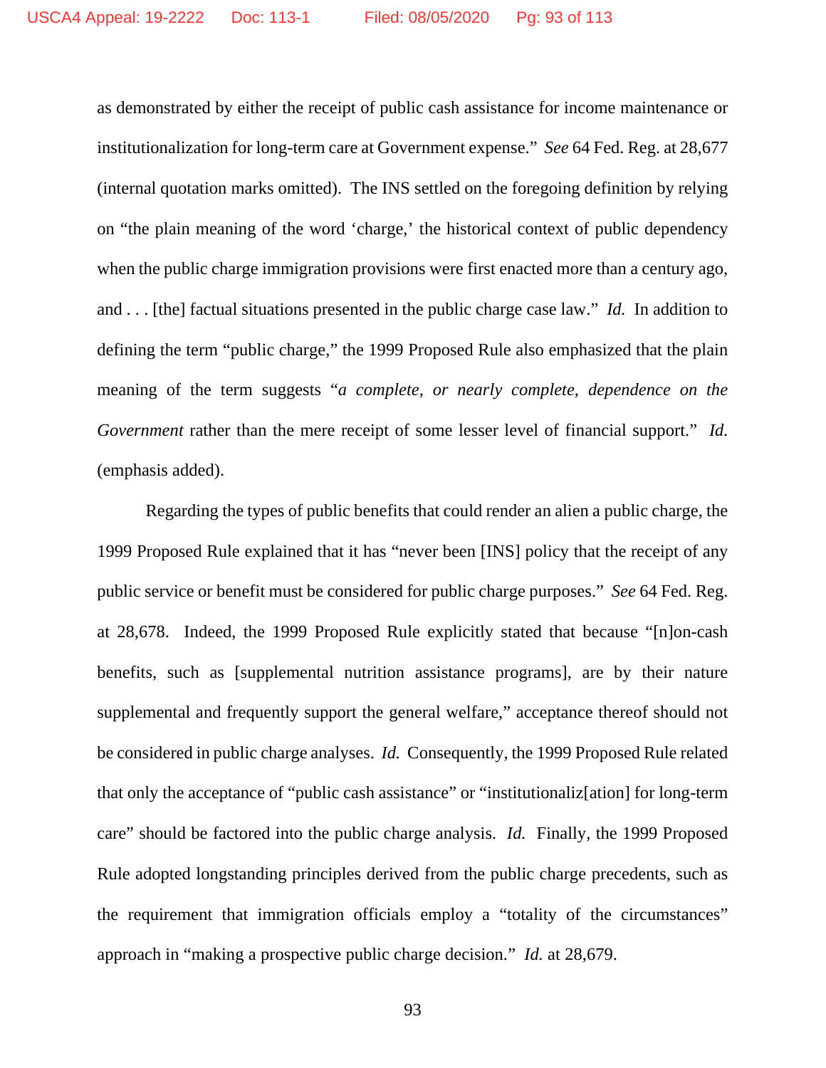as demonstrated by either the receipt of public cash assistance for income maintenance or institutionalization for long-term care at Government expense." *See* 64 Fed. Reg. at 28,677 (internal quotation marks omitted). The INS settled on the foregoing definition by relying on "the plain meaning of the word 'charge,' the historical context of public dependency when the public charge immigration provisions were first enacted more than a century ago, and . . . [the] factual situations presented in the public charge case law." *Id.* In addition to defining the term "public charge," the 1999 Proposed Rule also emphasized that the plain meaning of the term suggests "*a complete, or nearly complete, dependence on the Government* rather than the mere receipt of some lesser level of financial support." *Id.* (emphasis added).

Regarding the types of public benefits that could render an alien a public charge, the 1999 Proposed Rule explained that it has "never been [INS] policy that the receipt of any public service or benefit must be considered for public charge purposes." *See* 64 Fed. Reg. at 28,678. Indeed, the 1999 Proposed Rule explicitly stated that because "[n]on-cash benefits, such as [supplemental nutrition assistance programs], are by their nature supplemental and frequently support the general welfare," acceptance thereof should not be considered in public charge analyses. *Id.* Consequently, the 1999 Proposed Rule related that only the acceptance of "public cash assistance" or "institutionaliz[ation] for long-term care" should be factored into the public charge analysis. *Id.* Finally, the 1999 Proposed Rule adopted longstanding principles derived from the public charge precedents, such as the requirement that immigration officials employ a "totality of the circumstances" approach in "making a prospective public charge decision." *Id.* at 28,679.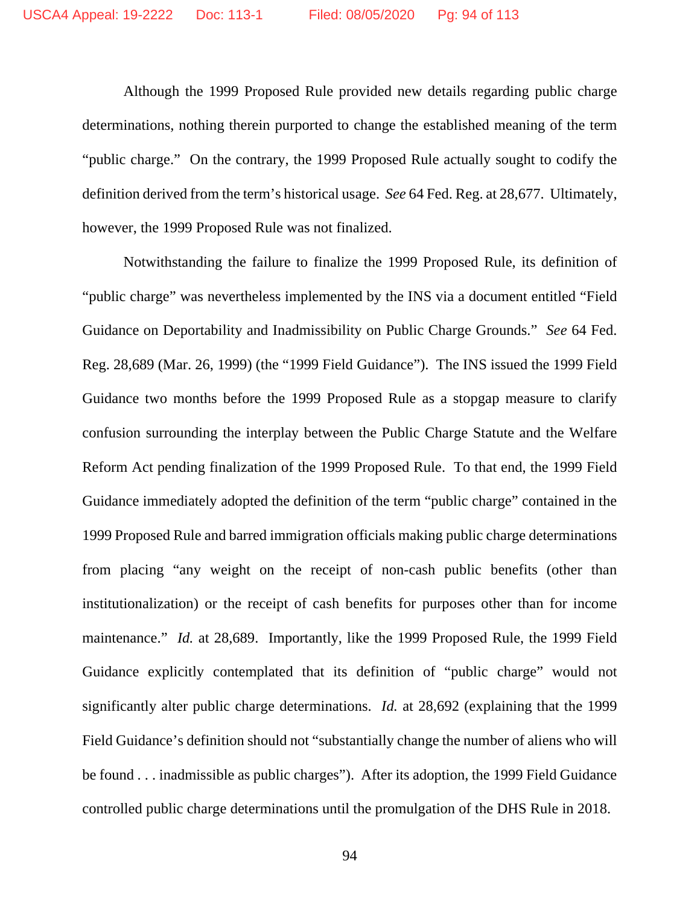Although the 1999 Proposed Rule provided new details regarding public charge determinations, nothing therein purported to change the established meaning of the term "public charge." On the contrary, the 1999 Proposed Rule actually sought to codify the definition derived from the term's historical usage. *See* 64 Fed. Reg. at 28,677. Ultimately, however, the 1999 Proposed Rule was not finalized.

Notwithstanding the failure to finalize the 1999 Proposed Rule, its definition of "public charge" was nevertheless implemented by the INS via a document entitled "Field Guidance on Deportability and Inadmissibility on Public Charge Grounds." *See* 64 Fed. Reg. 28,689 (Mar. 26, 1999) (the "1999 Field Guidance"). The INS issued the 1999 Field Guidance two months before the 1999 Proposed Rule as a stopgap measure to clarify confusion surrounding the interplay between the Public Charge Statute and the Welfare Reform Act pending finalization of the 1999 Proposed Rule. To that end, the 1999 Field Guidance immediately adopted the definition of the term "public charge" contained in the 1999 Proposed Rule and barred immigration officials making public charge determinations from placing "any weight on the receipt of non-cash public benefits (other than institutionalization) or the receipt of cash benefits for purposes other than for income maintenance." *Id.* at 28,689. Importantly, like the 1999 Proposed Rule, the 1999 Field Guidance explicitly contemplated that its definition of "public charge" would not significantly alter public charge determinations. *Id.* at 28,692 (explaining that the 1999 Field Guidance's definition should not "substantially change the number of aliens who will be found . . . inadmissible as public charges"). After its adoption, the 1999 Field Guidance controlled public charge determinations until the promulgation of the DHS Rule in 2018.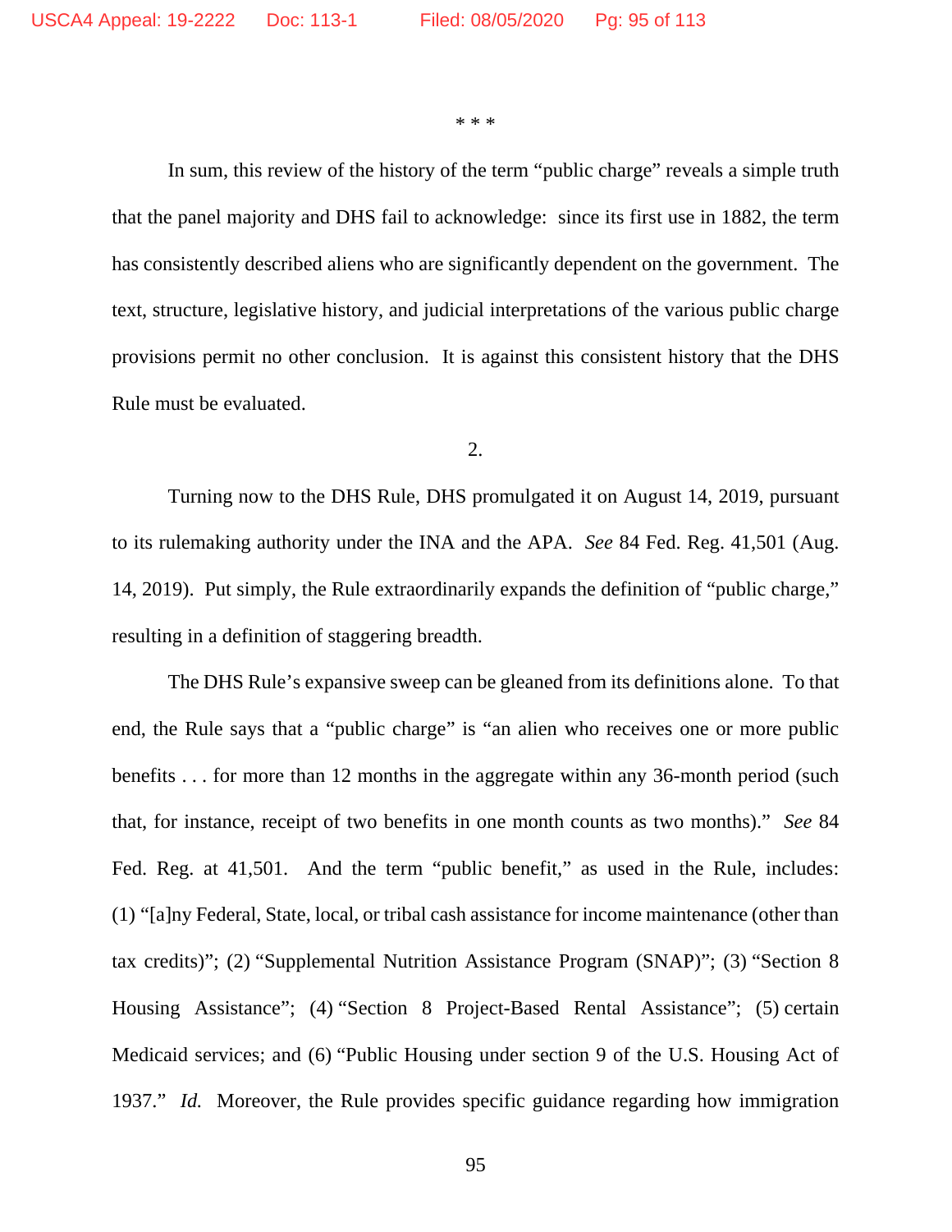\* \* \*

In sum, this review of the history of the term "public charge" reveals a simple truth that the panel majority and DHS fail to acknowledge: since its first use in 1882, the term has consistently described aliens who are significantly dependent on the government. The text, structure, legislative history, and judicial interpretations of the various public charge provisions permit no other conclusion. It is against this consistent history that the DHS Rule must be evaluated.

2.

Turning now to the DHS Rule, DHS promulgated it on August 14, 2019, pursuant to its rulemaking authority under the INA and the APA. *See* 84 Fed. Reg. 41,501 (Aug. 14, 2019). Put simply, the Rule extraordinarily expands the definition of "public charge," resulting in a definition of staggering breadth.

The DHS Rule's expansive sweep can be gleaned from its definitions alone. To that end, the Rule says that a "public charge" is "an alien who receives one or more public benefits . . . for more than 12 months in the aggregate within any 36-month period (such that, for instance, receipt of two benefits in one month counts as two months)." *See* 84 Fed. Reg. at 41,501. And the term "public benefit," as used in the Rule, includes: (1) "[a]ny Federal, State, local, or tribal cash assistance for income maintenance (other than tax credits)"; (2) "Supplemental Nutrition Assistance Program (SNAP)"; (3) "Section 8 Housing Assistance"; (4) "Section 8 Project-Based Rental Assistance"; (5) certain Medicaid services; and (6) "Public Housing under section 9 of the U.S. Housing Act of 1937." *Id.* Moreover, the Rule provides specific guidance regarding how immigration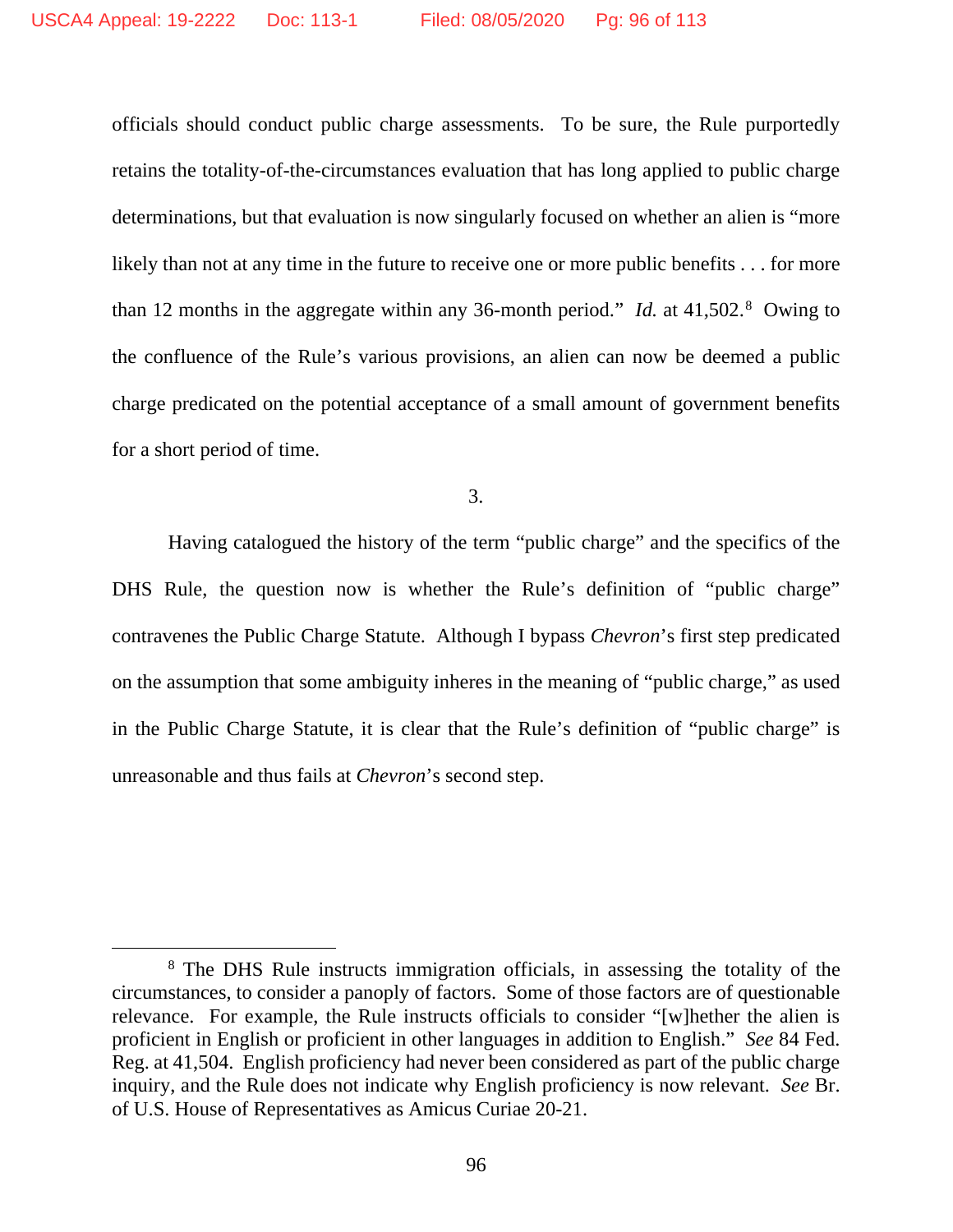officials should conduct public charge assessments. To be sure, the Rule purportedly retains the totality-of-the-circumstances evaluation that has long applied to public charge determinations, but that evaluation is now singularly focused on whether an alien is "more likely than not at any time in the future to receive one or more public benefits . . . for more than 12 months in the aggregate within any 36-month period." *Id.* at 41,502.[8] Owing to the confluence of the Rule's various provisions, an alien can now be deemed a public charge predicated on the potential acceptance of a small amount of government benefits for a short period of time.

3.

Having catalogued the history of the term "public charge" and the specifics of the DHS Rule, the question now is whether the Rule's definition of "public charge" contravenes the Public Charge Statute. Although I bypass *Chevron*'s first step predicated on the assumption that some ambiguity inheres in the meaning of "public charge," as used in the Public Charge Statute, it is clear that the Rule's definition of "public charge" is unreasonable and thus fails at *Chevron*'s second step.

---

[8] The DHS Rule instructs immigration officials, in assessing the totality of the circumstances, to consider a panoply of factors. Some of those factors are of questionable relevance. For example, the Rule instructs officials to consider "[w]hether the alien is proficient in English or proficient in other languages in addition to English." *See* 84 Fed. Reg. at 41,504. English proficiency had never been considered as part of the public charge inquiry, and the Rule does not indicate why English proficiency is now relevant. *See* Br. of U.S. House of Representatives as Amicus Curiae 20-21.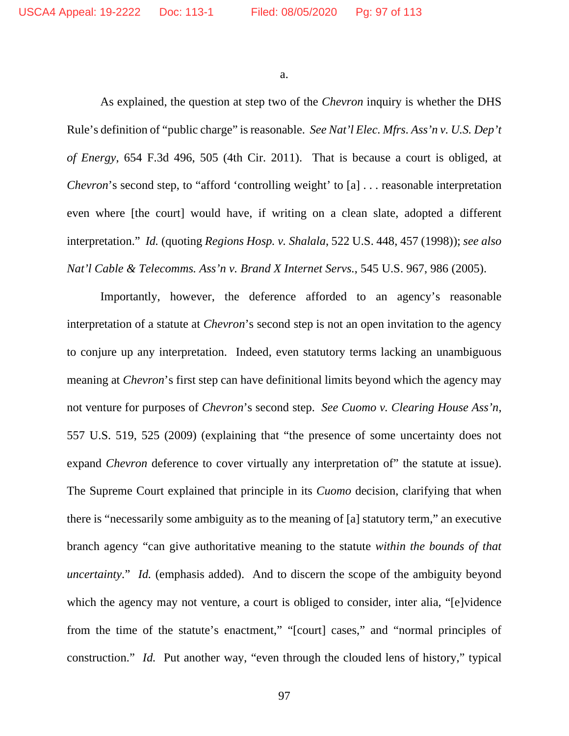a.

As explained, the question at step two of the *Chevron* inquiry is whether the DHS Rule's definition of "public charge" is reasonable. *See Nat'l Elec. Mfrs. Ass'n v. U.S. Dep't of Energy*, 654 F.3d 496, 505 (4th Cir. 2011). That is because a court is obliged, at *Chevron*'s second step, to "afford 'controlling weight' to [a] . . . reasonable interpretation even where [the court] would have, if writing on a clean slate, adopted a different interpretation." *Id.* (quoting *Regions Hosp. v. Shalala*, 522 U.S. 448, 457 (1998)); *see also Nat'l Cable & Telecomms. Ass'n v. Brand X Internet Servs.*, 545 U.S. 967, 986 (2005).

Importantly, however, the deference afforded to an agency's reasonable interpretation of a statute at *Chevron*'s second step is not an open invitation to the agency to conjure up any interpretation. Indeed, even statutory terms lacking an unambiguous meaning at *Chevron*'s first step can have definitional limits beyond which the agency may not venture for purposes of *Chevron*'s second step. *See Cuomo v. Clearing House Ass'n*, 557 U.S. 519, 525 (2009) (explaining that "the presence of some uncertainty does not expand *Chevron* deference to cover virtually any interpretation of" the statute at issue). The Supreme Court explained that principle in its *Cuomo* decision, clarifying that when there is "necessarily some ambiguity as to the meaning of [a] statutory term," an executive branch agency "can give authoritative meaning to the statute *within the bounds of that uncertainty*." *Id.* (emphasis added). And to discern the scope of the ambiguity beyond which the agency may not venture, a court is obliged to consider, inter alia, "[e]vidence from the time of the statute's enactment," "[court] cases," and "normal principles of construction." *Id.* Put another way, "even through the clouded lens of history," typical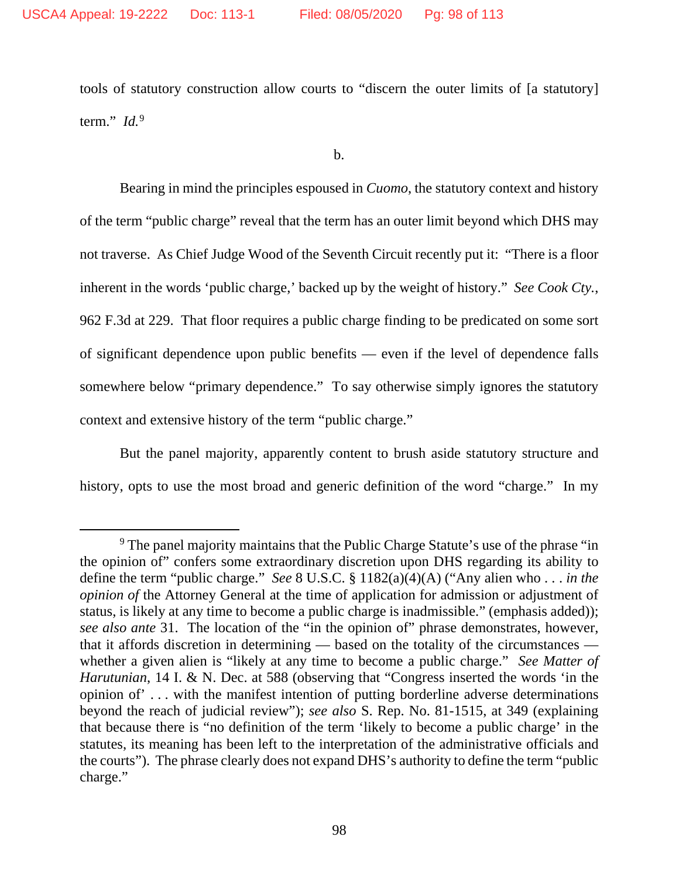tools of statutory construction allow courts to "discern the outer limits of [a statutory] term." *Id.*[9]

b.

Bearing in mind the principles espoused in *Cuomo*, the statutory context and history of the term "public charge" reveal that the term has an outer limit beyond which DHS may not traverse. As Chief Judge Wood of the Seventh Circuit recently put it: "There is a floor inherent in the words 'public charge,' backed up by the weight of history." *See Cook Cty.*, 962 F.3d at 229. That floor requires a public charge finding to be predicated on some sort of significant dependence upon public benefits — even if the level of dependence falls somewhere below "primary dependence." To say otherwise simply ignores the statutory context and extensive history of the term "public charge."

But the panel majority, apparently content to brush aside statutory structure and history, opts to use the most broad and generic definition of the word "charge." In my

[9] The panel majority maintains that the Public Charge Statute's use of the phrase "in the opinion of" confers some extraordinary discretion upon DHS regarding its ability to define the term "public charge." *See* 8 U.S.C. § 1182(a)(4)(A) ("Any alien who . . . *in the opinion of* the Attorney General at the time of application for admission or adjustment of status, is likely at any time to become a public charge is inadmissible." (emphasis added)); *see also ante* 31. The location of the "in the opinion of" phrase demonstrates, however, that it affords discretion in determining — based on the totality of the circumstances — whether a given alien is "likely at any time to become a public charge." *See Matter of Harutunian*, 14 I. & N. Dec. at 588 (observing that "Congress inserted the words 'in the opinion of' . . . with the manifest intention of putting borderline adverse determinations beyond the reach of judicial review"); *see also* S. Rep. No. 81-1515, at 349 (explaining that because there is "no definition of the term 'likely to become a public charge' in the statutes, its meaning has been left to the interpretation of the administrative officials and the courts"). The phrase clearly does not expand DHS's authority to define the term "public charge."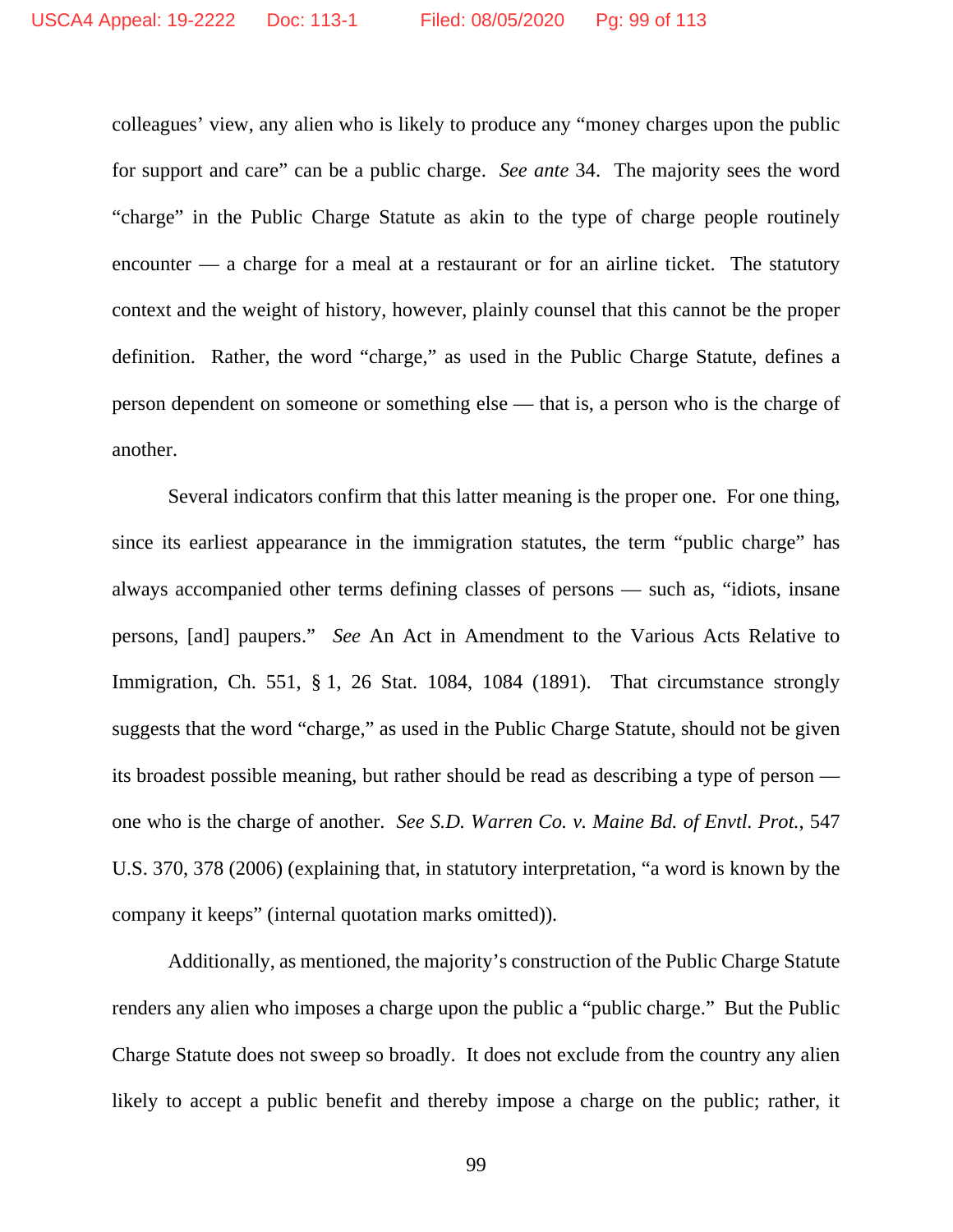colleagues' view, any alien who is likely to produce any "money charges upon the public for support and care" can be a public charge. *See ante* 34. The majority sees the word "charge" in the Public Charge Statute as akin to the type of charge people routinely encounter — a charge for a meal at a restaurant or for an airline ticket. The statutory context and the weight of history, however, plainly counsel that this cannot be the proper definition. Rather, the word "charge," as used in the Public Charge Statute, defines a person dependent on someone or something else — that is, a person who is the charge of another.

Several indicators confirm that this latter meaning is the proper one. For one thing, since its earliest appearance in the immigration statutes, the term "public charge" has always accompanied other terms defining classes of persons — such as, "idiots, insane persons, [and] paupers." *See* An Act in Amendment to the Various Acts Relative to Immigration, Ch. 551, § 1, 26 Stat. 1084, 1084 (1891). That circumstance strongly suggests that the word "charge," as used in the Public Charge Statute, should not be given its broadest possible meaning, but rather should be read as describing a type of person — one who is the charge of another. *See S.D. Warren Co. v. Maine Bd. of Envtl. Prot.*, 547 U.S. 370, 378 (2006) (explaining that, in statutory interpretation, "a word is known by the company it keeps" (internal quotation marks omitted)).

Additionally, as mentioned, the majority's construction of the Public Charge Statute renders any alien who imposes a charge upon the public a "public charge." But the Public Charge Statute does not sweep so broadly. It does not exclude from the country any alien likely to accept a public benefit and thereby impose a charge on the public; rather, it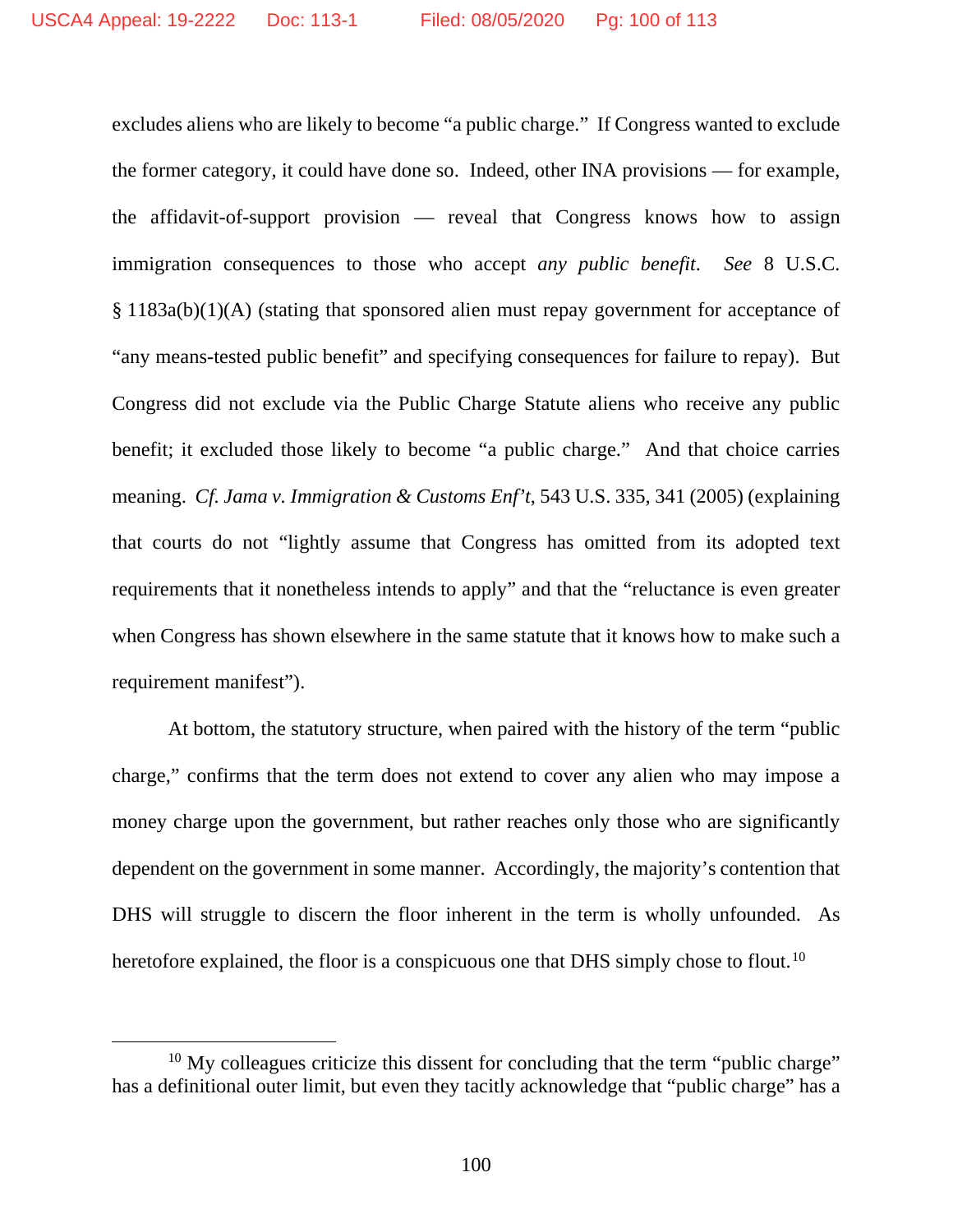excludes aliens who are likely to become "a public charge." If Congress wanted to exclude the former category, it could have done so. Indeed, other INA provisions — for example, the affidavit-of-support provision — reveal that Congress knows how to assign immigration consequences to those who accept *any public benefit*. *See* 8 U.S.C. § 1183a(b)(1)(A) (stating that sponsored alien must repay government for acceptance of "any means-tested public benefit" and specifying consequences for failure to repay). But Congress did not exclude via the Public Charge Statute aliens who receive any public benefit; it excluded those likely to become "a public charge." And that choice carries meaning. *Cf. Jama v. Immigration & Customs Enf't*, 543 U.S. 335, 341 (2005) (explaining that courts do not "lightly assume that Congress has omitted from its adopted text requirements that it nonetheless intends to apply" and that the "reluctance is even greater when Congress has shown elsewhere in the same statute that it knows how to make such a requirement manifest").

At bottom, the statutory structure, when paired with the history of the term "public charge," confirms that the term does not extend to cover any alien who may impose a money charge upon the government, but rather reaches only those who are significantly dependent on the government in some manner. Accordingly, the majority's contention that DHS will struggle to discern the floor inherent in the term is wholly unfounded. As heretofore explained, the floor is a conspicuous one that DHS simply chose to flout.[10]

[10] My colleagues criticize this dissent for concluding that the term "public charge" has a definitional outer limit, but even they tacitly acknowledge that "public charge" has a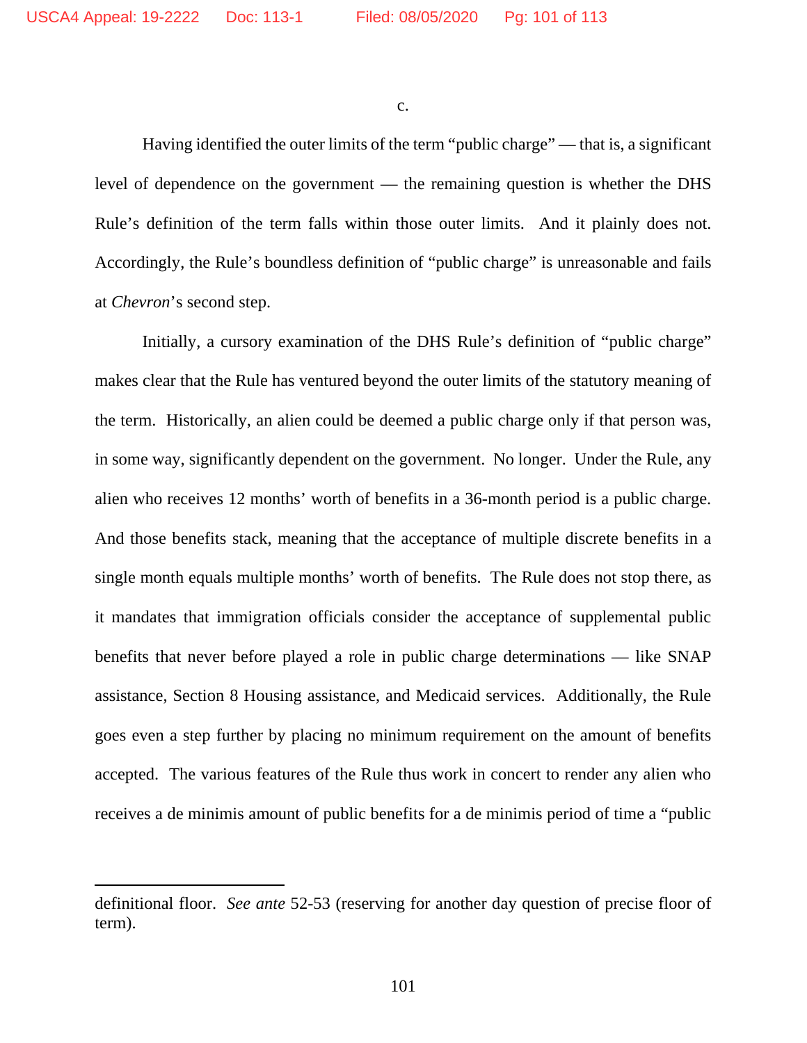c.

Having identified the outer limits of the term "public charge" — that is, a significant level of dependence on the government — the remaining question is whether the DHS Rule's definition of the term falls within those outer limits. And it plainly does not. Accordingly, the Rule's boundless definition of "public charge" is unreasonable and fails at *Chevron*'s second step.

Initially, a cursory examination of the DHS Rule's definition of "public charge" makes clear that the Rule has ventured beyond the outer limits of the statutory meaning of the term. Historically, an alien could be deemed a public charge only if that person was, in some way, significantly dependent on the government. No longer. Under the Rule, any alien who receives 12 months' worth of benefits in a 36-month period is a public charge. And those benefits stack, meaning that the acceptance of multiple discrete benefits in a single month equals multiple months' worth of benefits. The Rule does not stop there, as it mandates that immigration officials consider the acceptance of supplemental public benefits that never before played a role in public charge determinations — like SNAP assistance, Section 8 Housing assistance, and Medicaid services. Additionally, the Rule goes even a step further by placing no minimum requirement on the amount of benefits accepted. The various features of the Rule thus work in concert to render any alien who receives a de minimis amount of public benefits for a de minimis period of time a "public

---

definitional floor. *See ante* 52-53 (reserving for another day question of precise floor of term).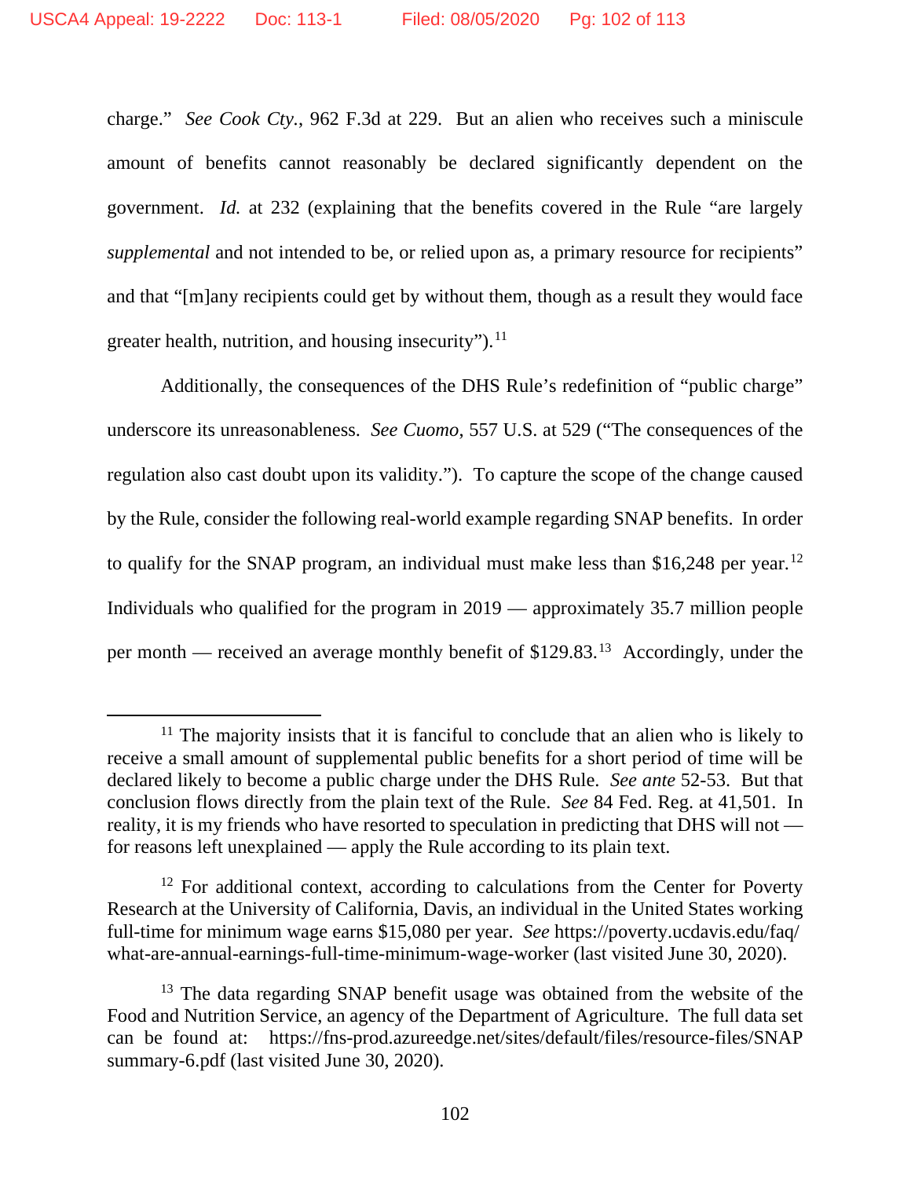charge." *See Cook Cty.*, 962 F.3d at 229. But an alien who receives such a miniscule amount of benefits cannot reasonably be declared significantly dependent on the government. *Id.* at 232 (explaining that the benefits covered in the Rule "are largely *supplemental* and not intended to be, or relied upon as, a primary resource for recipients" and that "[m]any recipients could get by without them, though as a result they would face greater health, nutrition, and housing insecurity").[11]

Additionally, the consequences of the DHS Rule's redefinition of "public charge" underscore its unreasonableness. *See Cuomo*, 557 U.S. at 529 ("The consequences of the regulation also cast doubt upon its validity."). To capture the scope of the change caused by the Rule, consider the following real-world example regarding SNAP benefits. In order to qualify for the SNAP program, an individual must make less than $16,248 per year.[12] Individuals who qualified for the program in 2019 — approximately 35.7 million people per month — received an average monthly benefit of $129.83.[13] Accordingly, under the

---

[11] The majority insists that it is fanciful to conclude that an alien who is likely to receive a small amount of supplemental public benefits for a short period of time will be declared likely to become a public charge under the DHS Rule. *See ante* 52-53. But that conclusion flows directly from the plain text of the Rule. *See* 84 Fed. Reg. at 41,501. In reality, it is my friends who have resorted to speculation in predicting that DHS will not — for reasons left unexplained — apply the Rule according to its plain text.

[12] For additional context, according to calculations from the Center for Poverty Research at the University of California, Davis, an individual in the United States working full-time for minimum wage earns $15,080 per year. *See* https://poverty.ucdavis.edu/faq/what-are-annual-earnings-full-time-minimum-wage-worker (last visited June 30, 2020).

[13] The data regarding SNAP benefit usage was obtained from the website of the Food and Nutrition Service, an agency of the Department of Agriculture. The full data set can be found at: https://fns-prod.azureedge.net/sites/default/files/resource-files/SNAPsummary-6.pdf (last visited June 30, 2020).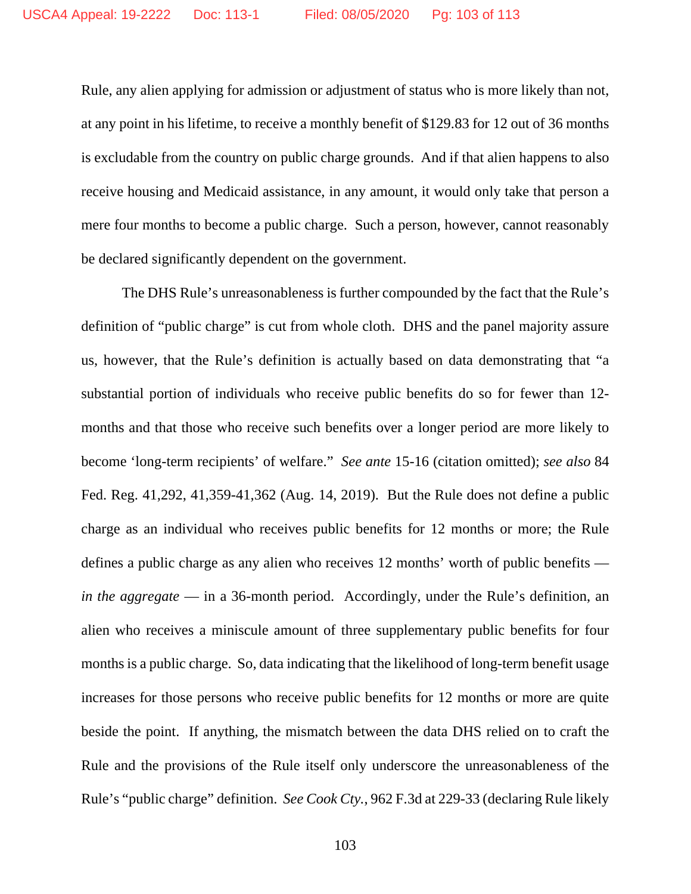Rule, any alien applying for admission or adjustment of status who is more likely than not, at any point in his lifetime, to receive a monthly benefit of $129.83 for 12 out of 36 months is excludable from the country on public charge grounds. And if that alien happens to also receive housing and Medicaid assistance, in any amount, it would only take that person a mere four months to become a public charge. Such a person, however, cannot reasonably be declared significantly dependent on the government.

The DHS Rule's unreasonableness is further compounded by the fact that the Rule's definition of "public charge" is cut from whole cloth. DHS and the panel majority assure us, however, that the Rule's definition is actually based on data demonstrating that "a substantial portion of individuals who receive public benefits do so for fewer than 12-months and that those who receive such benefits over a longer period are more likely to become 'long-term recipients' of welfare." *See ante* 15-16 (citation omitted); *see also* 84 Fed. Reg. 41,292, 41,359-41,362 (Aug. 14, 2019). But the Rule does not define a public charge as an individual who receives public benefits for 12 months or more; the Rule defines a public charge as any alien who receives 12 months' worth of public benefits — *in the aggregate* — in a 36-month period. Accordingly, under the Rule's definition, an alien who receives a miniscule amount of three supplementary public benefits for four months is a public charge. So, data indicating that the likelihood of long-term benefit usage increases for those persons who receive public benefits for 12 months or more are quite beside the point. If anything, the mismatch between the data DHS relied on to craft the Rule and the provisions of the Rule itself only underscore the unreasonableness of the Rule's "public charge" definition. *See Cook Cty.*, 962 F.3d at 229-33 (declaring Rule likely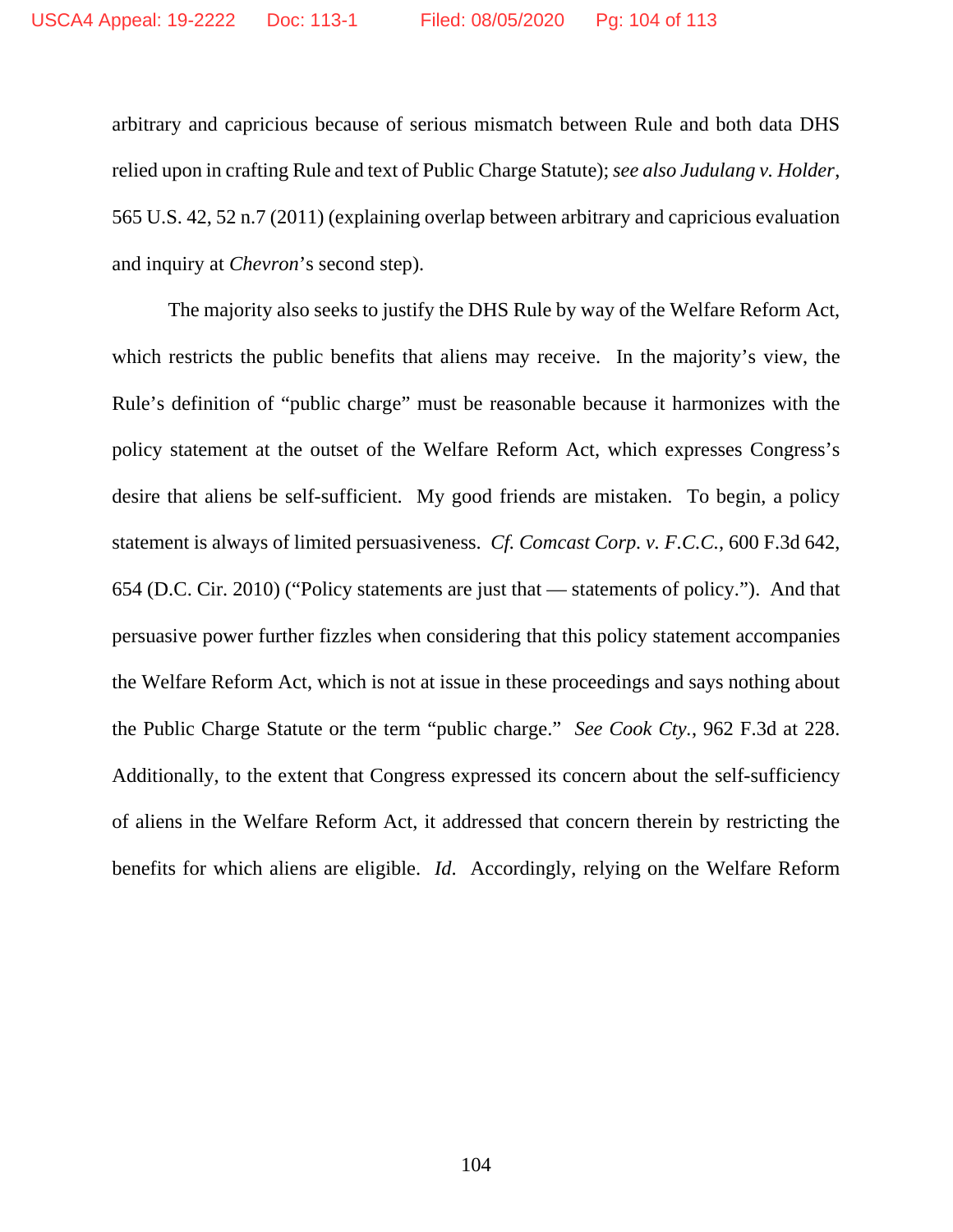arbitrary and capricious because of serious mismatch between Rule and both data DHS relied upon in crafting Rule and text of Public Charge Statute); *see also Judulang v. Holder*, 565 U.S. 42, 52 n.7 (2011) (explaining overlap between arbitrary and capricious evaluation and inquiry at *Chevron*'s second step).

The majority also seeks to justify the DHS Rule by way of the Welfare Reform Act, which restricts the public benefits that aliens may receive. In the majority's view, the Rule's definition of "public charge" must be reasonable because it harmonizes with the policy statement at the outset of the Welfare Reform Act, which expresses Congress's desire that aliens be self-sufficient. My good friends are mistaken. To begin, a policy statement is always of limited persuasiveness. *Cf. Comcast Corp. v. F.C.C.*, 600 F.3d 642, 654 (D.C. Cir. 2010) ("Policy statements are just that — statements of policy."). And that persuasive power further fizzles when considering that this policy statement accompanies the Welfare Reform Act, which is not at issue in these proceedings and says nothing about the Public Charge Statute or the term "public charge." *See Cook Cty.*, 962 F.3d at 228. Additionally, to the extent that Congress expressed its concern about the self-sufficiency of aliens in the Welfare Reform Act, it addressed that concern therein by restricting the benefits for which aliens are eligible. *Id.* Accordingly, relying on the Welfare Reform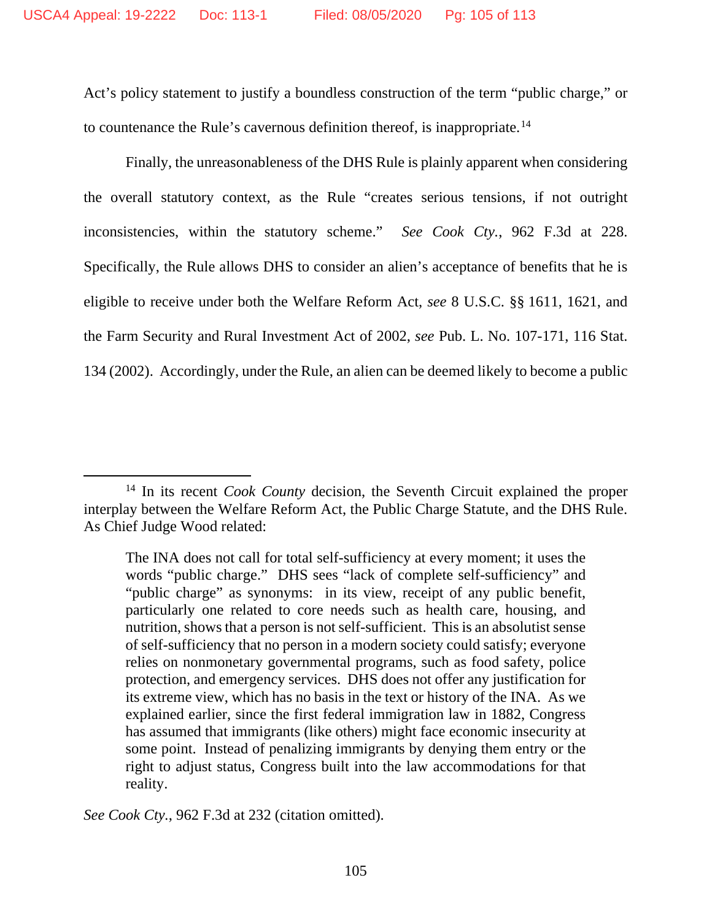Act's policy statement to justify a boundless construction of the term "public charge," or to countenance the Rule's cavernous definition thereof, is inappropriate.[14]

Finally, the unreasonableness of the DHS Rule is plainly apparent when considering the overall statutory context, as the Rule "creates serious tensions, if not outright inconsistencies, within the statutory scheme." *See Cook Cty.*, 962 F.3d at 228. Specifically, the Rule allows DHS to consider an alien's acceptance of benefits that he is eligible to receive under both the Welfare Reform Act, *see* 8 U.S.C. §§ 1611, 1621, and the Farm Security and Rural Investment Act of 2002, *see* Pub. L. No. 107-171, 116 Stat. 134 (2002). Accordingly, under the Rule, an alien can be deemed likely to become a public

---

[14] In its recent *Cook County* decision, the Seventh Circuit explained the proper interplay between the Welfare Reform Act, the Public Charge Statute, and the DHS Rule. As Chief Judge Wood related:

> The INA does not call for total self-sufficiency at every moment; it uses the words "public charge." DHS sees "lack of complete self-sufficiency" and "public charge" as synonyms: in its view, receipt of any public benefit, particularly one related to core needs such as health care, housing, and nutrition, shows that a person is not self-sufficient. This is an absolutist sense of self-sufficiency that no person in a modern society could satisfy; everyone relies on nonmonetary governmental programs, such as food safety, police protection, and emergency services. DHS does not offer any justification for its extreme view, which has no basis in the text or history of the INA. As we explained earlier, since the first federal immigration law in 1882, Congress has assumed that immigrants (like others) might face economic insecurity at some point. Instead of penalizing immigrants by denying them entry or the right to adjust status, Congress built into the law accommodations for that reality.

*See Cook Cty.*, 962 F.3d at 232 (citation omitted).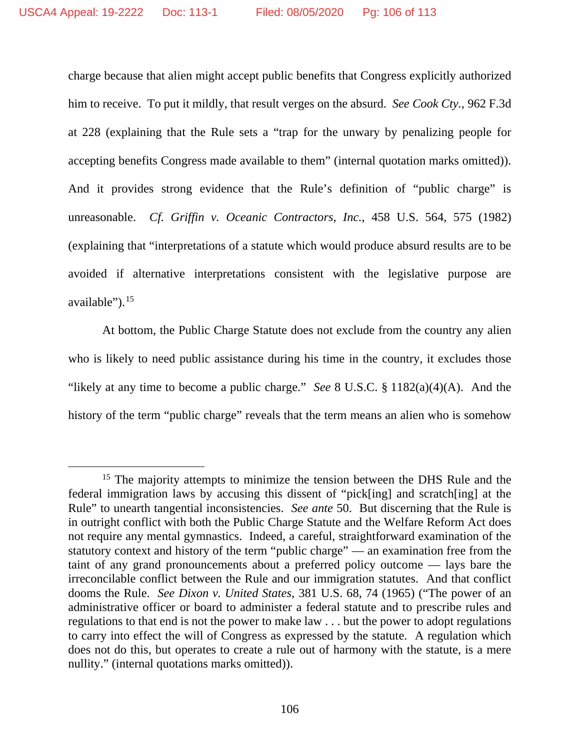charge because that alien might accept public benefits that Congress explicitly authorized him to receive. To put it mildly, that result verges on the absurd. *See Cook Cty.*, 962 F.3d at 228 (explaining that the Rule sets a "trap for the unwary by penalizing people for accepting benefits Congress made available to them" (internal quotation marks omitted)). And it provides strong evidence that the Rule's definition of "public charge" is unreasonable. *Cf. Griffin v. Oceanic Contractors, Inc.*, 458 U.S. 564, 575 (1982) (explaining that "interpretations of a statute which would produce absurd results are to be avoided if alternative interpretations consistent with the legislative purpose are available").[15]

At bottom, the Public Charge Statute does not exclude from the country any alien who is likely to need public assistance during his time in the country, it excludes those "likely at any time to become a public charge." *See* 8 U.S.C. § 1182(a)(4)(A). And the history of the term "public charge" reveals that the term means an alien who is somehow

---

[15] The majority attempts to minimize the tension between the DHS Rule and the federal immigration laws by accusing this dissent of "pick[ing] and scratch[ing] at the Rule" to unearth tangential inconsistencies. *See ante* 50. But discerning that the Rule is in outright conflict with both the Public Charge Statute and the Welfare Reform Act does not require any mental gymnastics. Indeed, a careful, straightforward examination of the statutory context and history of the term "public charge" — an examination free from the taint of any grand pronouncements about a preferred policy outcome — lays bare the irreconcilable conflict between the Rule and our immigration statutes. And that conflict dooms the Rule. *See Dixon v. United States*, 381 U.S. 68, 74 (1965) ("The power of an administrative officer or board to administer a federal statute and to prescribe rules and regulations to that end is not the power to make law . . . but the power to adopt regulations to carry into effect the will of Congress as expressed by the statute. A regulation which does not do this, but operates to create a rule out of harmony with the statute, is a mere nullity." (internal quotations marks omitted)).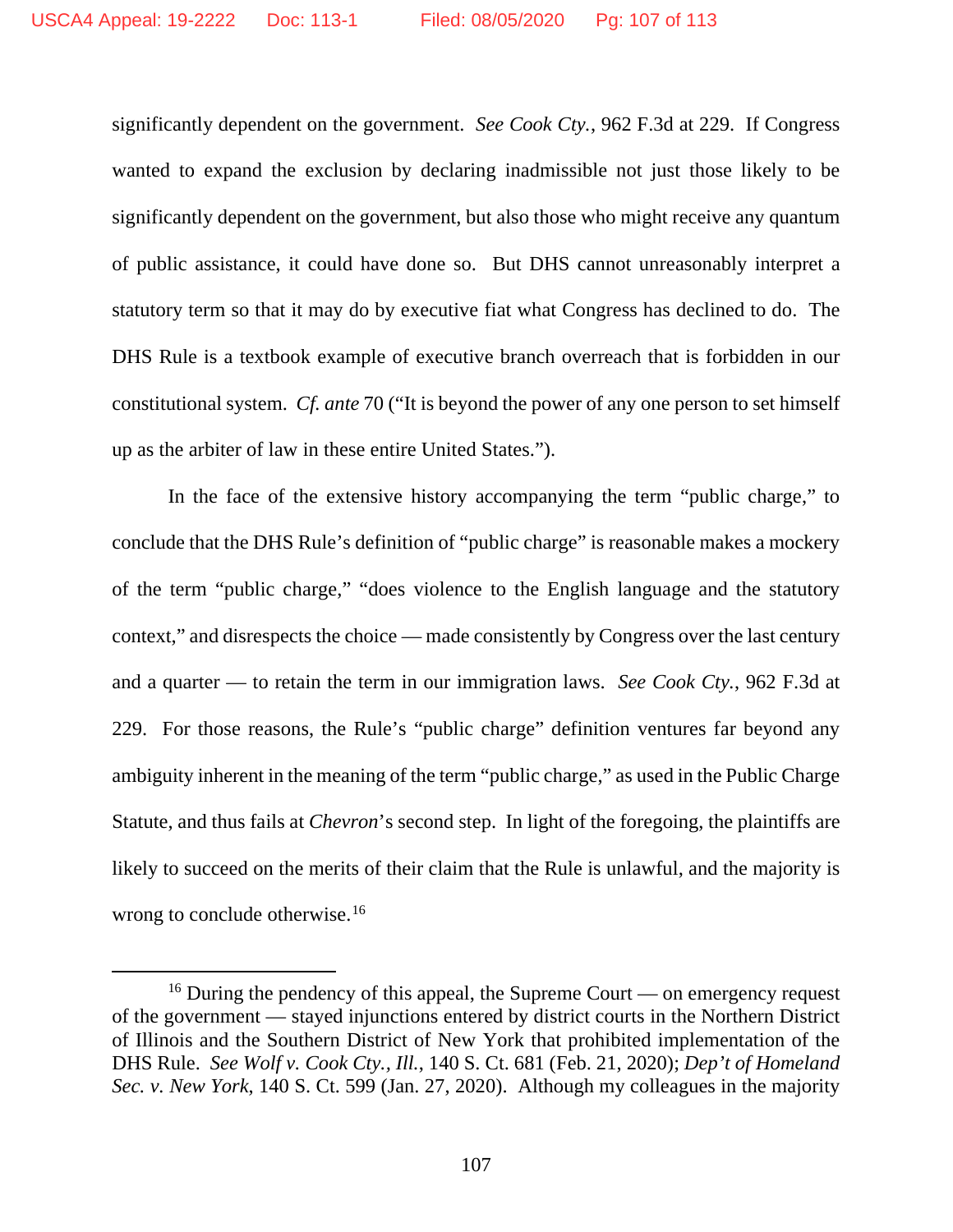significantly dependent on the government. *See Cook Cty.*, 962 F.3d at 229. If Congress wanted to expand the exclusion by declaring inadmissible not just those likely to be significantly dependent on the government, but also those who might receive any quantum of public assistance, it could have done so. But DHS cannot unreasonably interpret a statutory term so that it may do by executive fiat what Congress has declined to do. The DHS Rule is a textbook example of executive branch overreach that is forbidden in our constitutional system. *Cf. ante* 70 ("It is beyond the power of any one person to set himself up as the arbiter of law in these entire United States.").

In the face of the extensive history accompanying the term "public charge," to conclude that the DHS Rule's definition of "public charge" is reasonable makes a mockery of the term "public charge," "does violence to the English language and the statutory context," and disrespects the choice — made consistently by Congress over the last century and a quarter — to retain the term in our immigration laws. *See Cook Cty.*, 962 F.3d at 229. For those reasons, the Rule's "public charge" definition ventures far beyond any ambiguity inherent in the meaning of the term "public charge," as used in the Public Charge Statute, and thus fails at *Chevron*'s second step. In light of the foregoing, the plaintiffs are likely to succeed on the merits of their claim that the Rule is unlawful, and the majority is wrong to conclude otherwise.[16]

---

[16] During the pendency of this appeal, the Supreme Court — on emergency request of the government — stayed injunctions entered by district courts in the Northern District of Illinois and the Southern District of New York that prohibited implementation of the DHS Rule. *See Wolf v. Cook Cty., Ill.*, 140 S. Ct. 681 (Feb. 21, 2020); *Dep't of Homeland Sec. v. New York*, 140 S. Ct. 599 (Jan. 27, 2020). Although my colleagues in the majority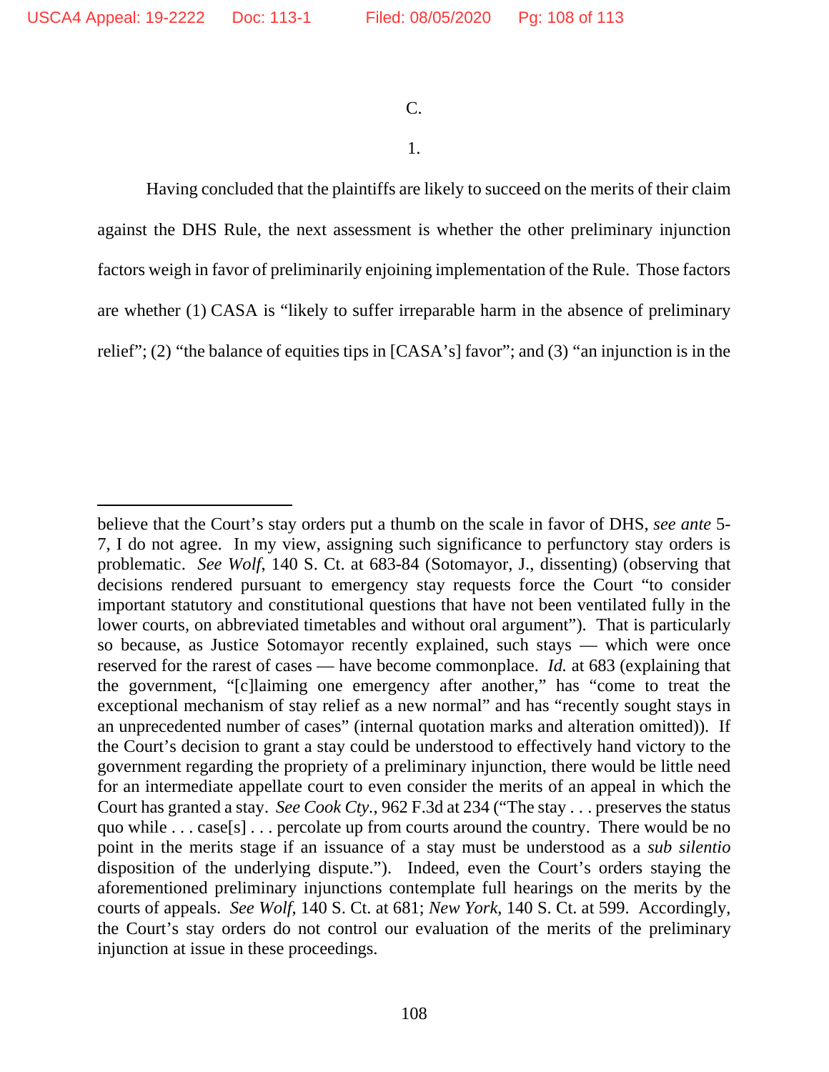C.

1.

Having concluded that the plaintiffs are likely to succeed on the merits of their claim against the DHS Rule, the next assessment is whether the other preliminary injunction factors weigh in favor of preliminarily enjoining implementation of the Rule. Those factors are whether (1) CASA is "likely to suffer irreparable harm in the absence of preliminary relief"; (2) "the balance of equities tips in [CASA's] favor"; and (3) "an injunction is in the

---

believe that the Court's stay orders put a thumb on the scale in favor of DHS, *see ante* 5-7, I do not agree. In my view, assigning such significance to perfunctory stay orders is problematic. *See Wolf*, 140 S. Ct. at 683-84 (Sotomayor, J., dissenting) (observing that decisions rendered pursuant to emergency stay requests force the Court "to consider important statutory and constitutional questions that have not been ventilated fully in the lower courts, on abbreviated timetables and without oral argument"). That is particularly so because, as Justice Sotomayor recently explained, such stays — which were once reserved for the rarest of cases — have become commonplace. *Id.* at 683 (explaining that the government, "[c]laiming one emergency after another," has "come to treat the exceptional mechanism of stay relief as a new normal" and has "recently sought stays in an unprecedented number of cases" (internal quotation marks and alteration omitted)). If the Court's decision to grant a stay could be understood to effectively hand victory to the government regarding the propriety of a preliminary injunction, there would be little need for an intermediate appellate court to even consider the merits of an appeal in which the Court has granted a stay. *See Cook Cty.*, 962 F.3d at 234 ("The stay . . . preserves the status quo while . . . case[s] . . . percolate up from courts around the country. There would be no point in the merits stage if an issuance of a stay must be understood as a *sub silentio* disposition of the underlying dispute."). Indeed, even the Court's orders staying the aforementioned preliminary injunctions contemplate full hearings on the merits by the courts of appeals. *See Wolf*, 140 S. Ct. at 681; *New York*, 140 S. Ct. at 599. Accordingly, the Court's stay orders do not control our evaluation of the merits of the preliminary injunction at issue in these proceedings.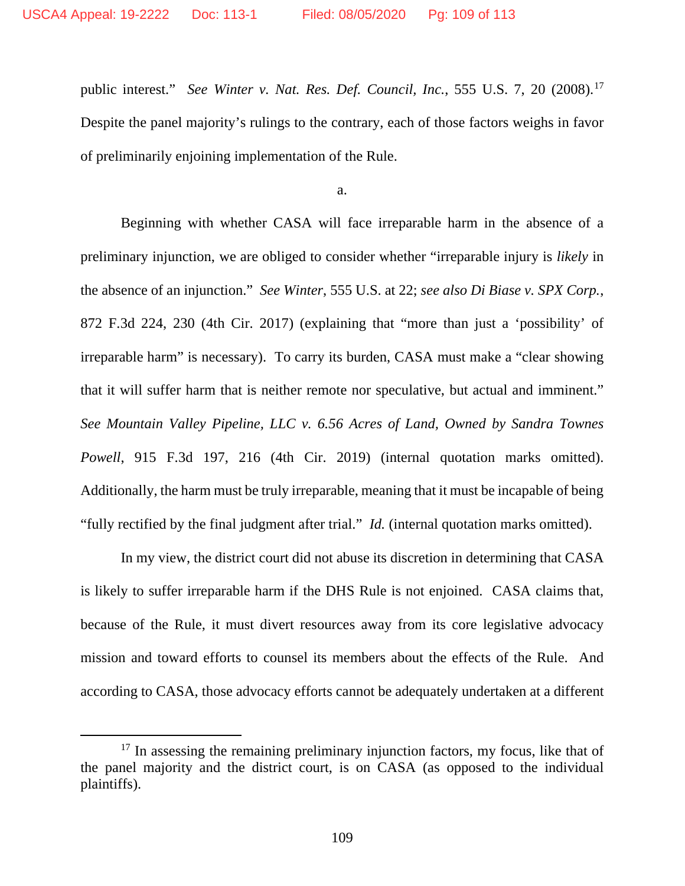public interest." *See Winter v. Nat. Res. Def. Council, Inc.*, 555 U.S. 7, 20 (2008).[17] Despite the panel majority's rulings to the contrary, each of those factors weighs in favor of preliminarily enjoining implementation of the Rule.

a.

Beginning with whether CASA will face irreparable harm in the absence of a preliminary injunction, we are obliged to consider whether "irreparable injury is *likely* in the absence of an injunction." *See Winter*, 555 U.S. at 22; *see also Di Biase v. SPX Corp.*, 872 F.3d 224, 230 (4th Cir. 2017) (explaining that "more than just a 'possibility' of irreparable harm" is necessary). To carry its burden, CASA must make a "clear showing that it will suffer harm that is neither remote nor speculative, but actual and imminent." *See Mountain Valley Pipeline, LLC v. 6.56 Acres of Land, Owned by Sandra Townes Powell*, 915 F.3d 197, 216 (4th Cir. 2019) (internal quotation marks omitted). Additionally, the harm must be truly irreparable, meaning that it must be incapable of being "fully rectified by the final judgment after trial." *Id.* (internal quotation marks omitted).

In my view, the district court did not abuse its discretion in determining that CASA is likely to suffer irreparable harm if the DHS Rule is not enjoined. CASA claims that, because of the Rule, it must divert resources away from its core legislative advocacy mission and toward efforts to counsel its members about the effects of the Rule. And according to CASA, those advocacy efforts cannot be adequately undertaken at a different

[17] In assessing the remaining preliminary injunction factors, my focus, like that of the panel majority and the district court, is on CASA (as opposed to the individual plaintiffs).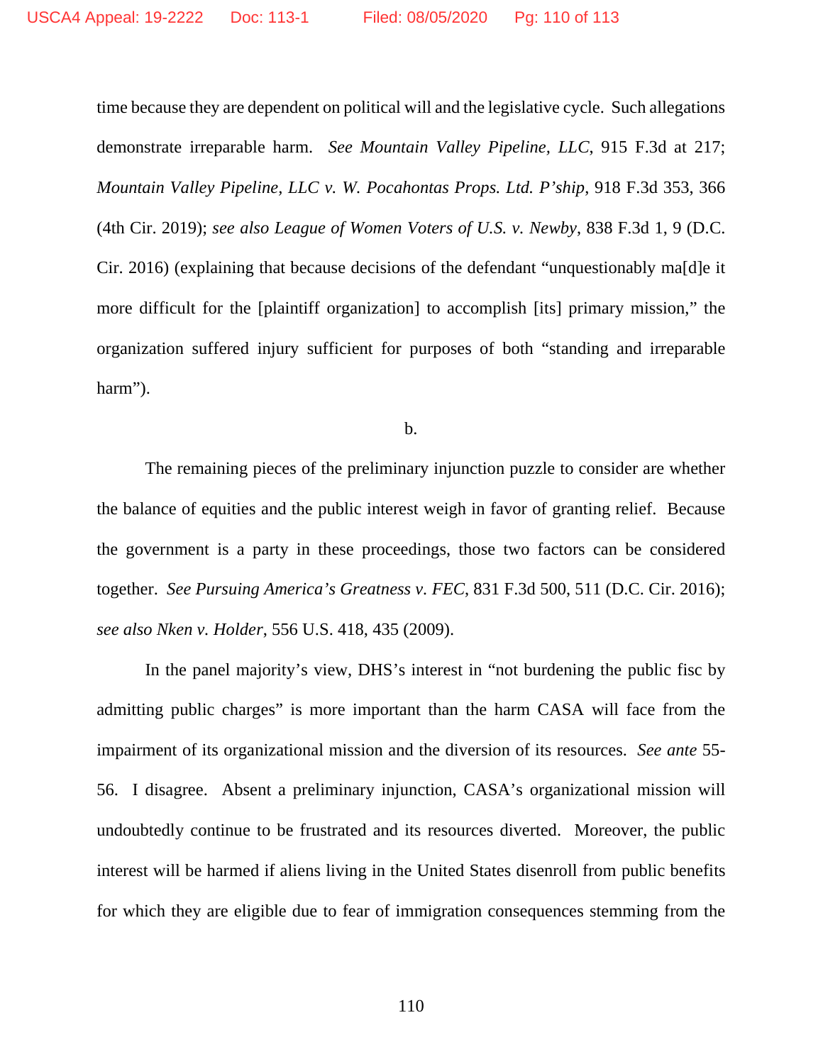time because they are dependent on political will and the legislative cycle. Such allegations demonstrate irreparable harm. *See Mountain Valley Pipeline, LLC*, 915 F.3d at 217; *Mountain Valley Pipeline, LLC v. W. Pocahontas Props. Ltd. P'ship*, 918 F.3d 353, 366 (4th Cir. 2019); *see also League of Women Voters of U.S. v. Newby*, 838 F.3d 1, 9 (D.C. Cir. 2016) (explaining that because decisions of the defendant "unquestionably ma[d]e it more difficult for the [plaintiff organization] to accomplish [its] primary mission," the organization suffered injury sufficient for purposes of both "standing and irreparable harm").

b.

The remaining pieces of the preliminary injunction puzzle to consider are whether the balance of equities and the public interest weigh in favor of granting relief. Because the government is a party in these proceedings, those two factors can be considered together. *See Pursuing America's Greatness v. FEC*, 831 F.3d 500, 511 (D.C. Cir. 2016); *see also Nken v. Holder*, 556 U.S. 418, 435 (2009).

In the panel majority's view, DHS's interest in "not burdening the public fisc by admitting public charges" is more important than the harm CASA will face from the impairment of its organizational mission and the diversion of its resources. *See ante* 55-56. I disagree. Absent a preliminary injunction, CASA's organizational mission will undoubtedly continue to be frustrated and its resources diverted. Moreover, the public interest will be harmed if aliens living in the United States disenroll from public benefits for which they are eligible due to fear of immigration consequences stemming from the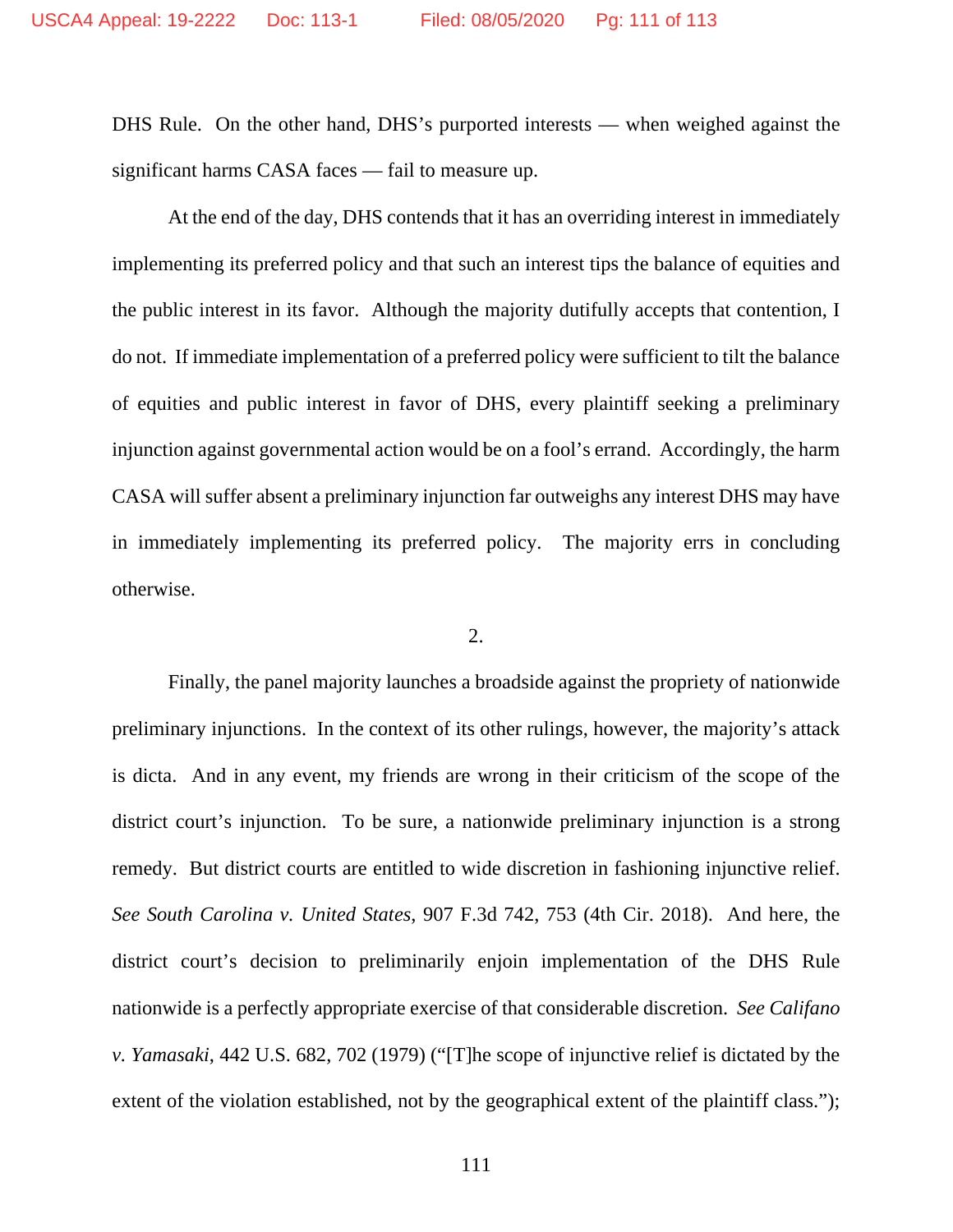DHS Rule. On the other hand, DHS's purported interests — when weighed against the significant harms CASA faces — fail to measure up.

At the end of the day, DHS contends that it has an overriding interest in immediately implementing its preferred policy and that such an interest tips the balance of equities and the public interest in its favor. Although the majority dutifully accepts that contention, I do not. If immediate implementation of a preferred policy were sufficient to tilt the balance of equities and public interest in favor of DHS, every plaintiff seeking a preliminary injunction against governmental action would be on a fool's errand. Accordingly, the harm CASA will suffer absent a preliminary injunction far outweighs any interest DHS may have in immediately implementing its preferred policy. The majority errs in concluding otherwise.

2.

Finally, the panel majority launches a broadside against the propriety of nationwide preliminary injunctions. In the context of its other rulings, however, the majority's attack is dicta. And in any event, my friends are wrong in their criticism of the scope of the district court's injunction. To be sure, a nationwide preliminary injunction is a strong remedy. But district courts are entitled to wide discretion in fashioning injunctive relief. *See South Carolina v. United States*, 907 F.3d 742, 753 (4th Cir. 2018). And here, the district court's decision to preliminarily enjoin implementation of the DHS Rule nationwide is a perfectly appropriate exercise of that considerable discretion. *See Califano v. Yamasaki*, 442 U.S. 682, 702 (1979) ("[T]he scope of injunctive relief is dictated by the extent of the violation established, not by the geographical extent of the plaintiff class.");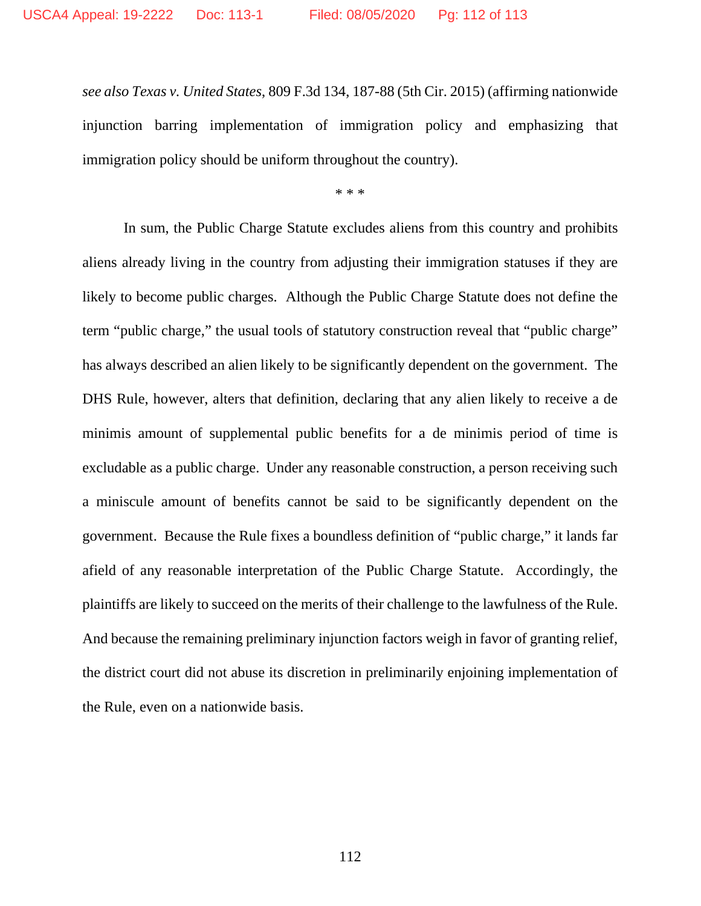*see also Texas v. United States*, 809 F.3d 134, 187-88 (5th Cir. 2015) (affirming nationwide injunction barring implementation of immigration policy and emphasizing that immigration policy should be uniform throughout the country).

\* \* \*

In sum, the Public Charge Statute excludes aliens from this country and prohibits aliens already living in the country from adjusting their immigration statuses if they are likely to become public charges. Although the Public Charge Statute does not define the term "public charge," the usual tools of statutory construction reveal that "public charge" has always described an alien likely to be significantly dependent on the government. The DHS Rule, however, alters that definition, declaring that any alien likely to receive a de minimis amount of supplemental public benefits for a de minimis period of time is excludable as a public charge. Under any reasonable construction, a person receiving such a miniscule amount of benefits cannot be said to be significantly dependent on the government. Because the Rule fixes a boundless definition of "public charge," it lands far afield of any reasonable interpretation of the Public Charge Statute. Accordingly, the plaintiffs are likely to succeed on the merits of their challenge to the lawfulness of the Rule. And because the remaining preliminary injunction factors weigh in favor of granting relief, the district court did not abuse its discretion in preliminarily enjoining implementation of the Rule, even on a nationwide basis.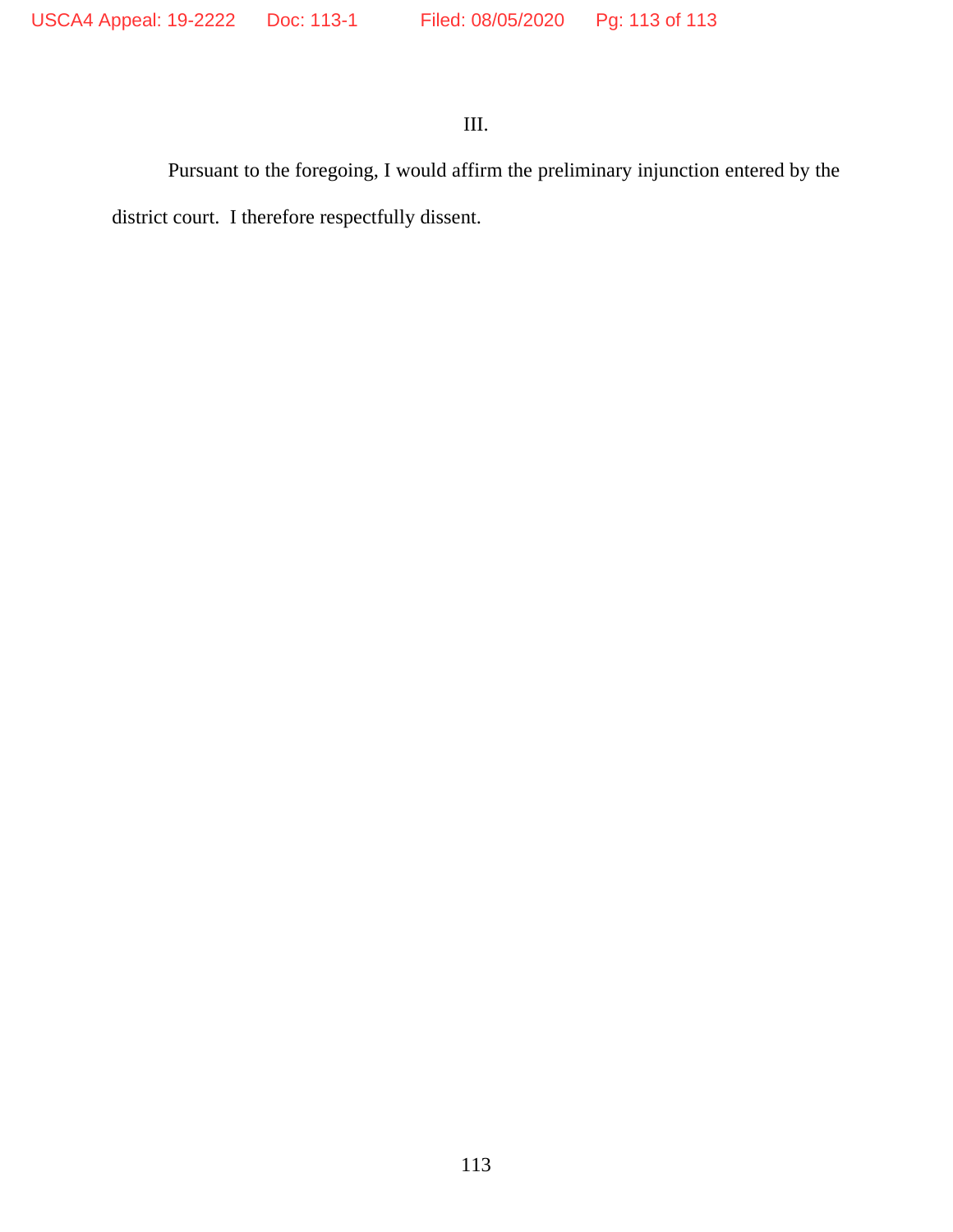III.

Pursuant to the foregoing, I would affirm the preliminary injunction entered by the district court. I therefore respectfully dissent.